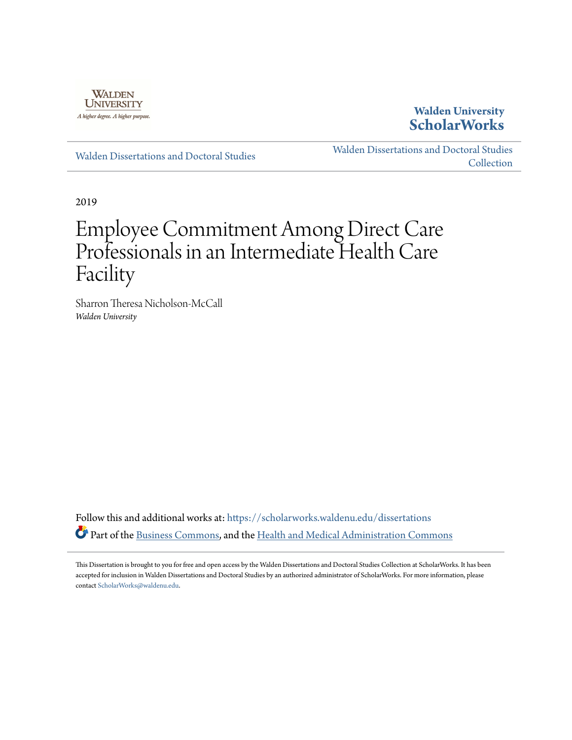Walden University

A higher degree. A higher purpose.

**Walden University ScholarWorks**

Walden Dissertations and Doctoral Studies

Walden Dissertations and Doctoral Studies Collection

2019

# Employee Commitment Among Direct Care Professionals in an Intermediate Health Care Facility

Sharron Theresa Nicholson-McCall
*Walden University*

Follow this and additional works at: https://scholarworks.waldenu.edu/dissertations

Part of the Business Commons, and the Health and Medical Administration Commons

This Dissertation is brought to you for free and open access by the Walden Dissertations and Doctoral Studies Collection at ScholarWorks. It has been accepted for inclusion in Walden Dissertations and Doctoral Studies by an authorized administrator of ScholarWorks. For more information, please contact ScholarWorks@waldenu.edu.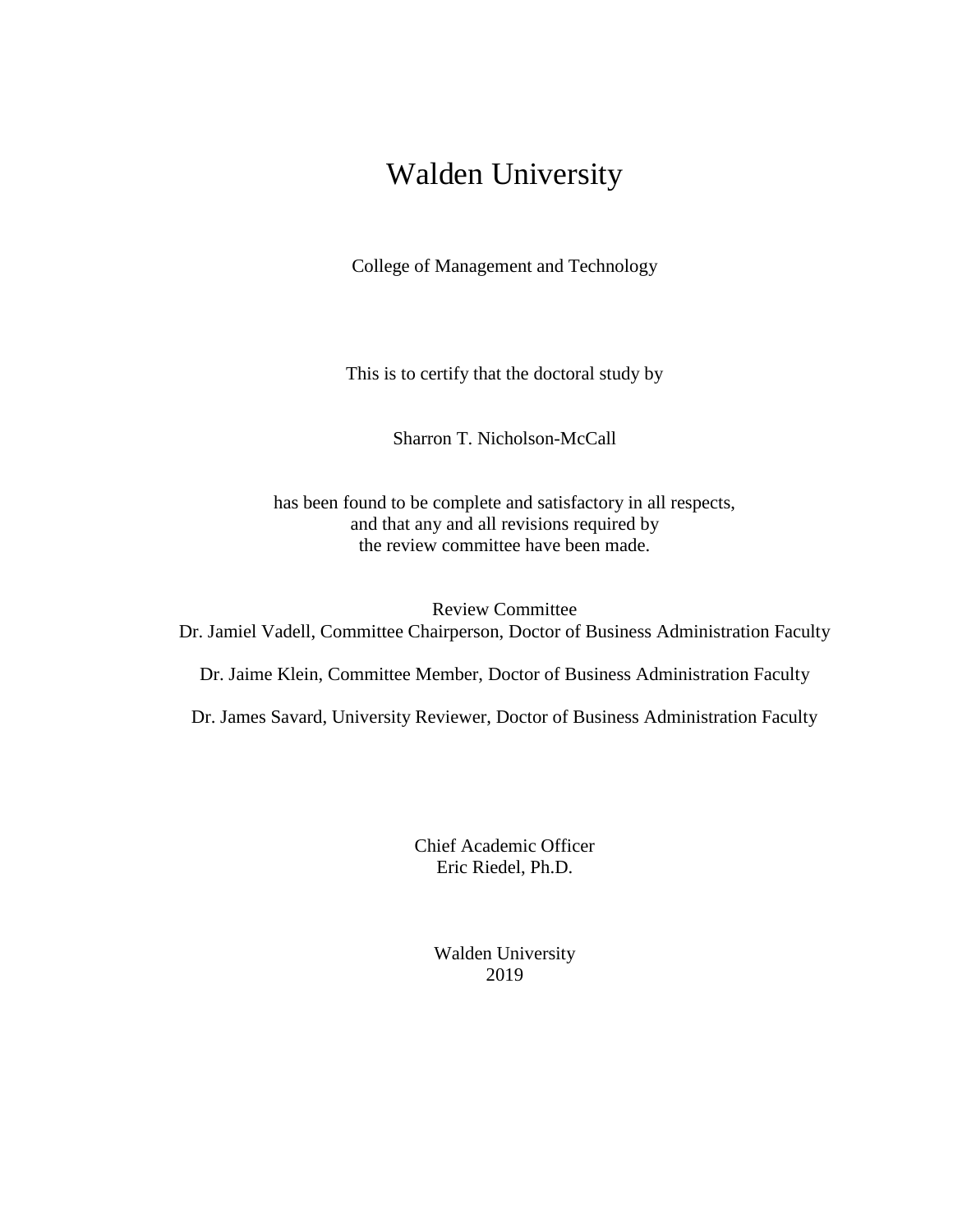# Walden University

College of Management and Technology

This is to certify that the doctoral study by

Sharron T. Nicholson-McCall

has been found to be complete and satisfactory in all respects,
and that any and all revisions required by
the review committee have been made.

Review Committee
Dr. Jamiel Vadell, Committee Chairperson, Doctor of Business Administration Faculty

Dr. Jaime Klein, Committee Member, Doctor of Business Administration Faculty

Dr. James Savard, University Reviewer, Doctor of Business Administration Faculty

Chief Academic Officer
Eric Riedel, Ph.D.

Walden University
2019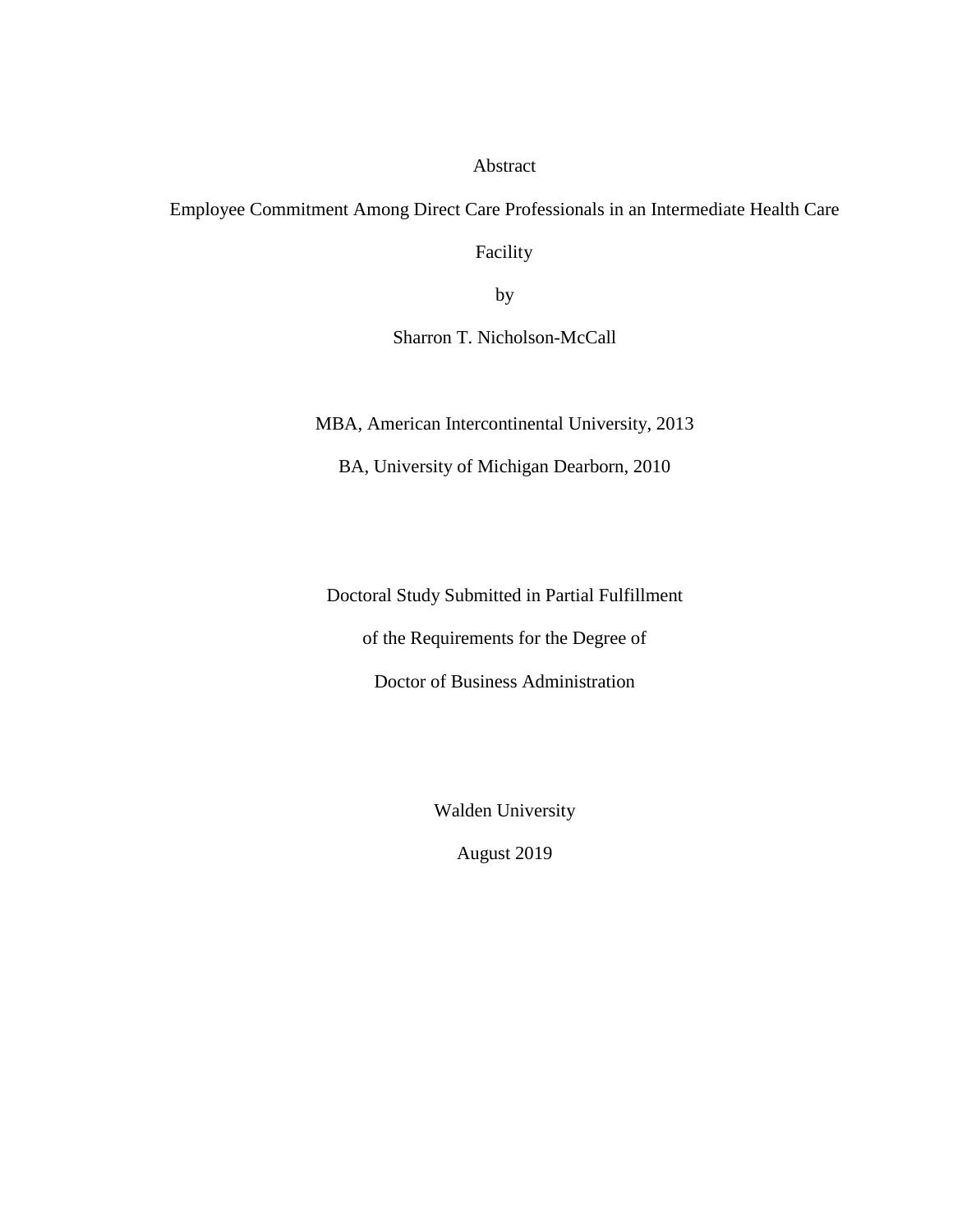Abstract

Employee Commitment Among Direct Care Professionals in an Intermediate Health Care Facility

by

Sharron T. Nicholson-McCall

MBA, American Intercontinental University, 2013

BA, University of Michigan Dearborn, 2010

Doctoral Study Submitted in Partial Fulfillment

of the Requirements for the Degree of

Doctor of Business Administration

Walden University

August 2019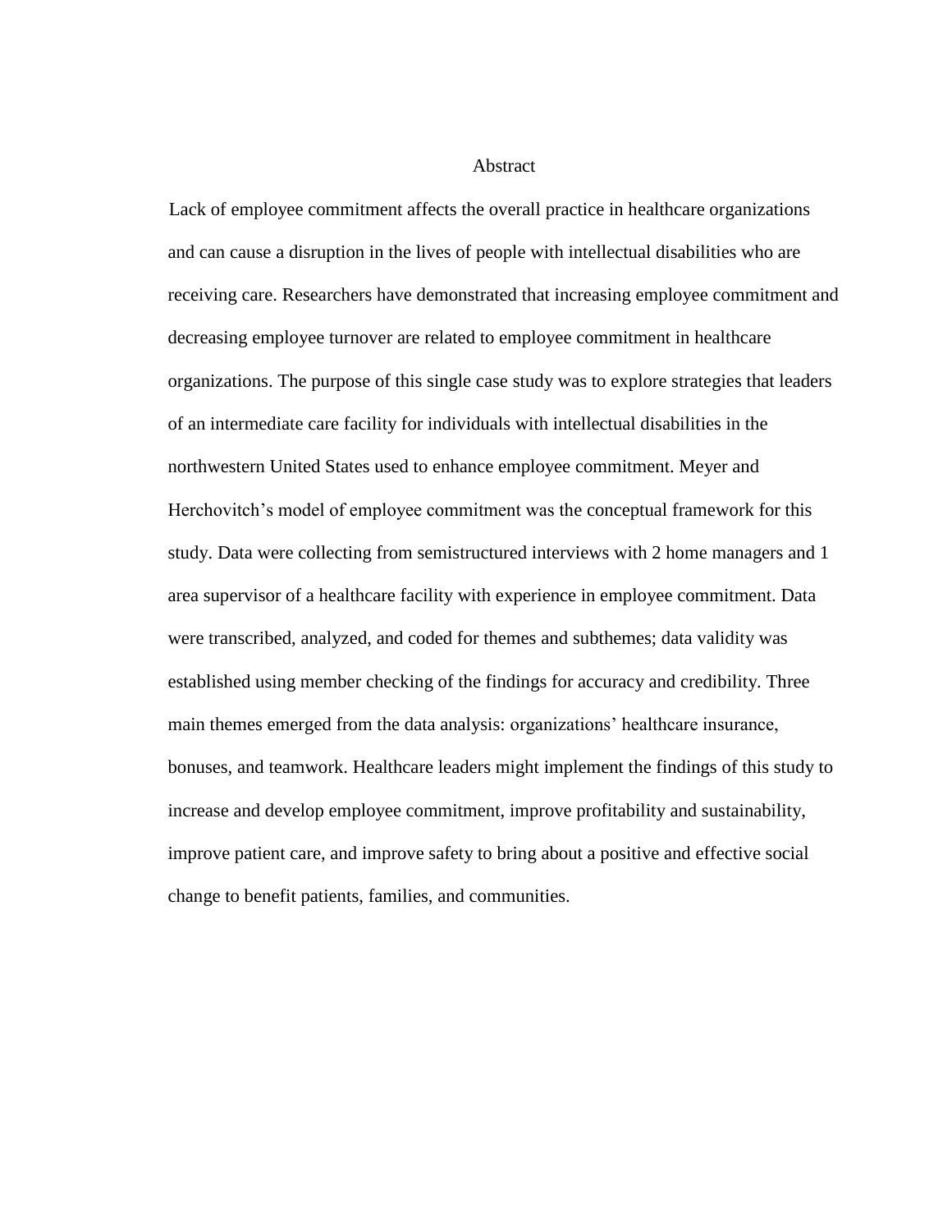# Abstract

Lack of employee commitment affects the overall practice in healthcare organizations and can cause a disruption in the lives of people with intellectual disabilities who are receiving care. Researchers have demonstrated that increasing employee commitment and decreasing employee turnover are related to employee commitment in healthcare organizations. The purpose of this single case study was to explore strategies that leaders of an intermediate care facility for individuals with intellectual disabilities in the northwestern United States used to enhance employee commitment. Meyer and Herchovitch's model of employee commitment was the conceptual framework for this study. Data were collecting from semistructured interviews with 2 home managers and 1 area supervisor of a healthcare facility with experience in employee commitment. Data were transcribed, analyzed, and coded for themes and subthemes; data validity was established using member checking of the findings for accuracy and credibility. Three main themes emerged from the data analysis: organizations' healthcare insurance, bonuses, and teamwork. Healthcare leaders might implement the findings of this study to increase and develop employee commitment, improve profitability and sustainability, improve patient care, and improve safety to bring about a positive and effective social change to benefit patients, families, and communities.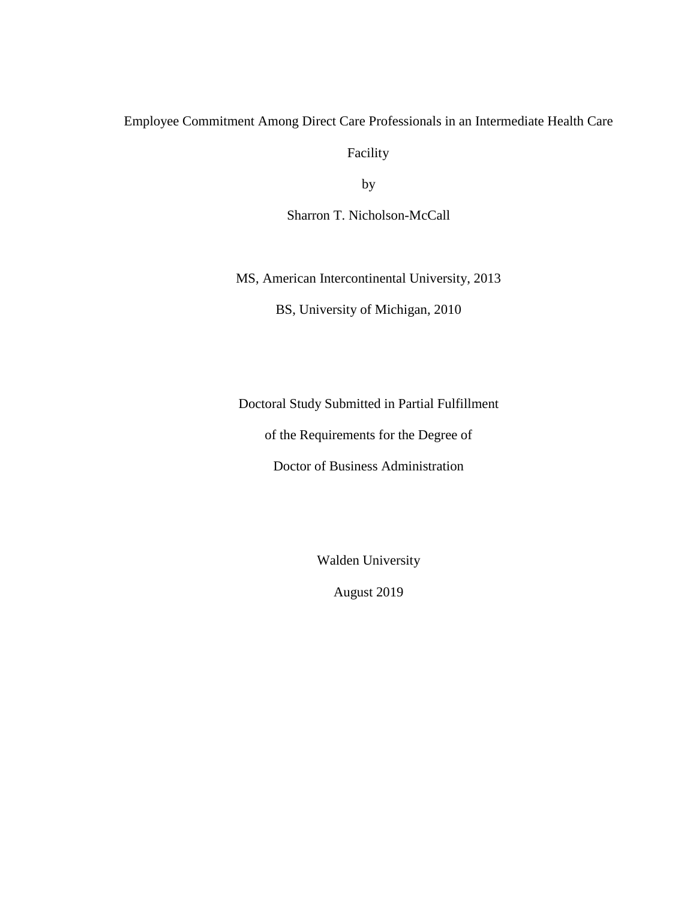Employee Commitment Among Direct Care Professionals in an Intermediate Health Care Facility

by

Sharron T. Nicholson-McCall

MS, American Intercontinental University, 2013

BS, University of Michigan, 2010

Doctoral Study Submitted in Partial Fulfillment

of the Requirements for the Degree of

Doctor of Business Administration

Walden University

August 2019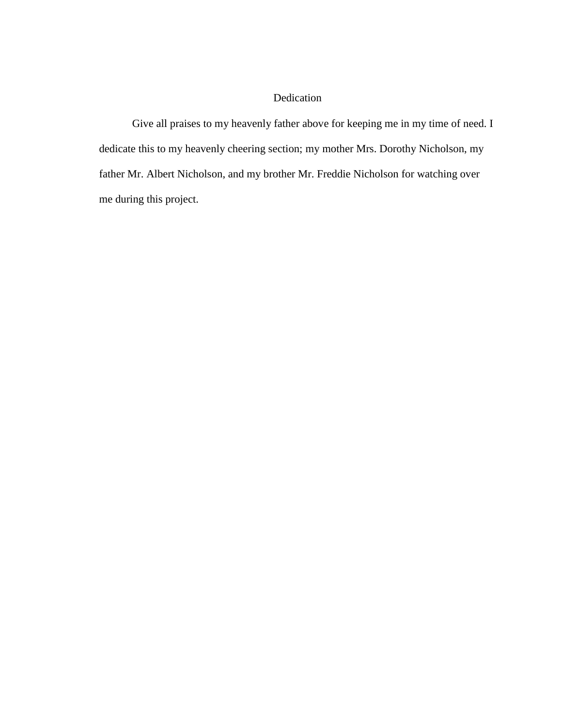# Dedication

Give all praises to my heavenly father above for keeping me in my time of need. I dedicate this to my heavenly cheering section; my mother Mrs. Dorothy Nicholson, my father Mr. Albert Nicholson, and my brother Mr. Freddie Nicholson for watching over me during this project.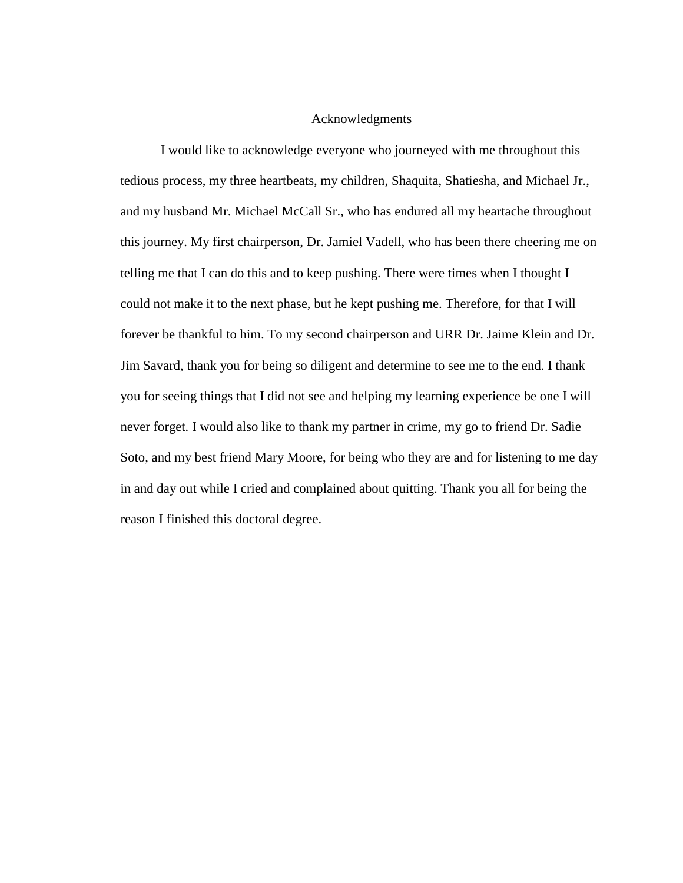# Acknowledgments

I would like to acknowledge everyone who journeyed with me throughout this tedious process, my three heartbeats, my children, Shaquita, Shatiesha, and Michael Jr., and my husband Mr. Michael McCall Sr., who has endured all my heartache throughout this journey. My first chairperson, Dr. Jamiel Vadell, who has been there cheering me on telling me that I can do this and to keep pushing. There were times when I thought I could not make it to the next phase, but he kept pushing me. Therefore, for that I will forever be thankful to him. To my second chairperson and URR Dr. Jaime Klein and Dr. Jim Savard, thank you for being so diligent and determine to see me to the end. I thank you for seeing things that I did not see and helping my learning experience be one I will never forget. I would also like to thank my partner in crime, my go to friend Dr. Sadie Soto, and my best friend Mary Moore, for being who they are and for listening to me day in and day out while I cried and complained about quitting. Thank you all for being the reason I finished this doctoral degree.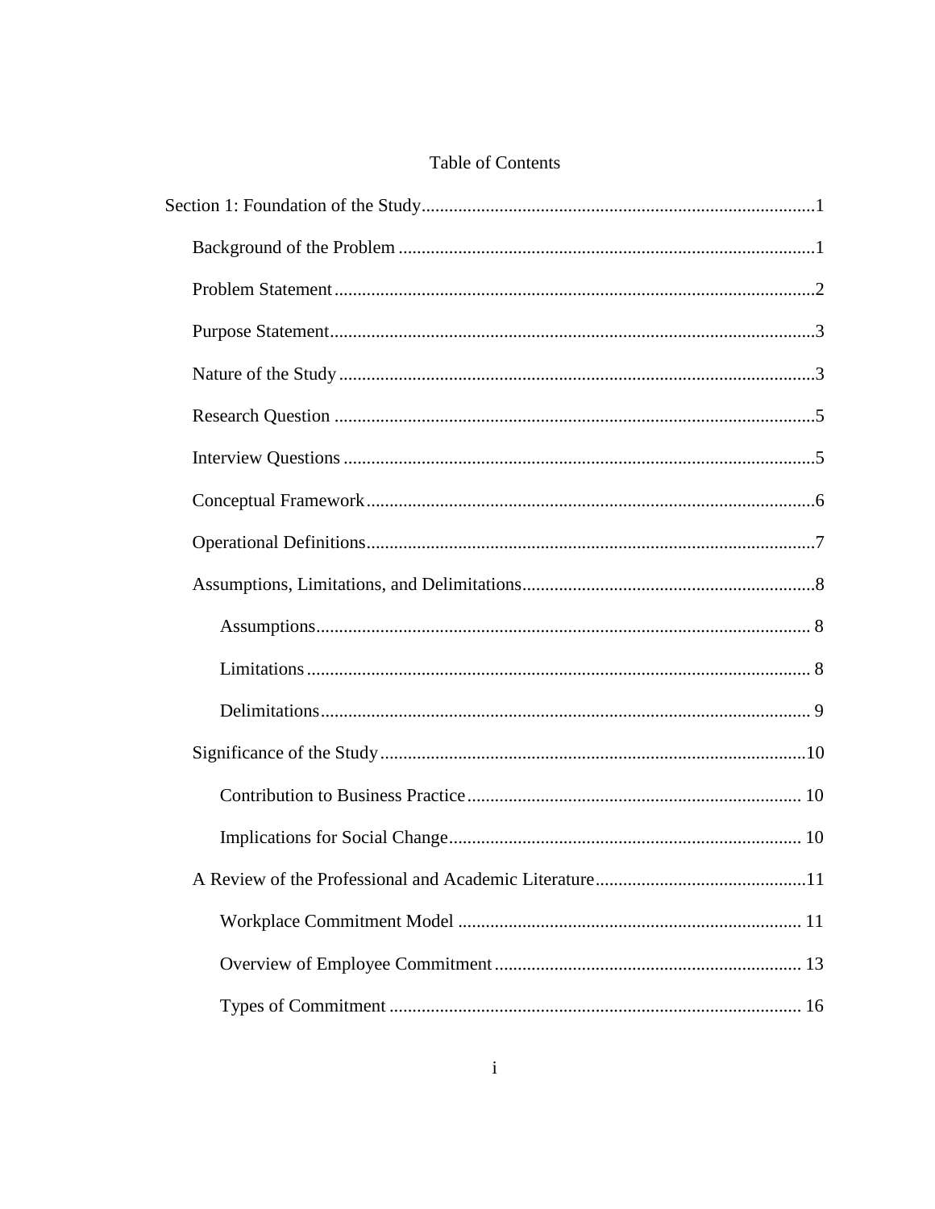# Table of Contents

Section 1: Foundation of the Study.....................................................................................1

Background of the Problem ..........................................................................................1

Problem Statement........................................................................................................2

Purpose Statement.........................................................................................................3

Nature of the Study .......................................................................................................3

Research Question ........................................................................................................5

Interview Questions ......................................................................................................5

Conceptual Framework.................................................................................................6

Operational Definitions.................................................................................................7

Assumptions, Limitations, and Delimitations...............................................................8

Assumptions........................................................................................................... 8

Limitations ............................................................................................................. 8

Delimitations.......................................................................................................... 9

Significance of the Study............................................................................................10

Contribution to Business Practice........................................................................ 10

Implications for Social Change............................................................................ 10

A Review of the Professional and Academic Literature..............................................11

Workplace Commitment Model .......................................................................... 11

Overview of Employee Commitment.................................................................. 13

Types of Commitment ......................................................................................... 16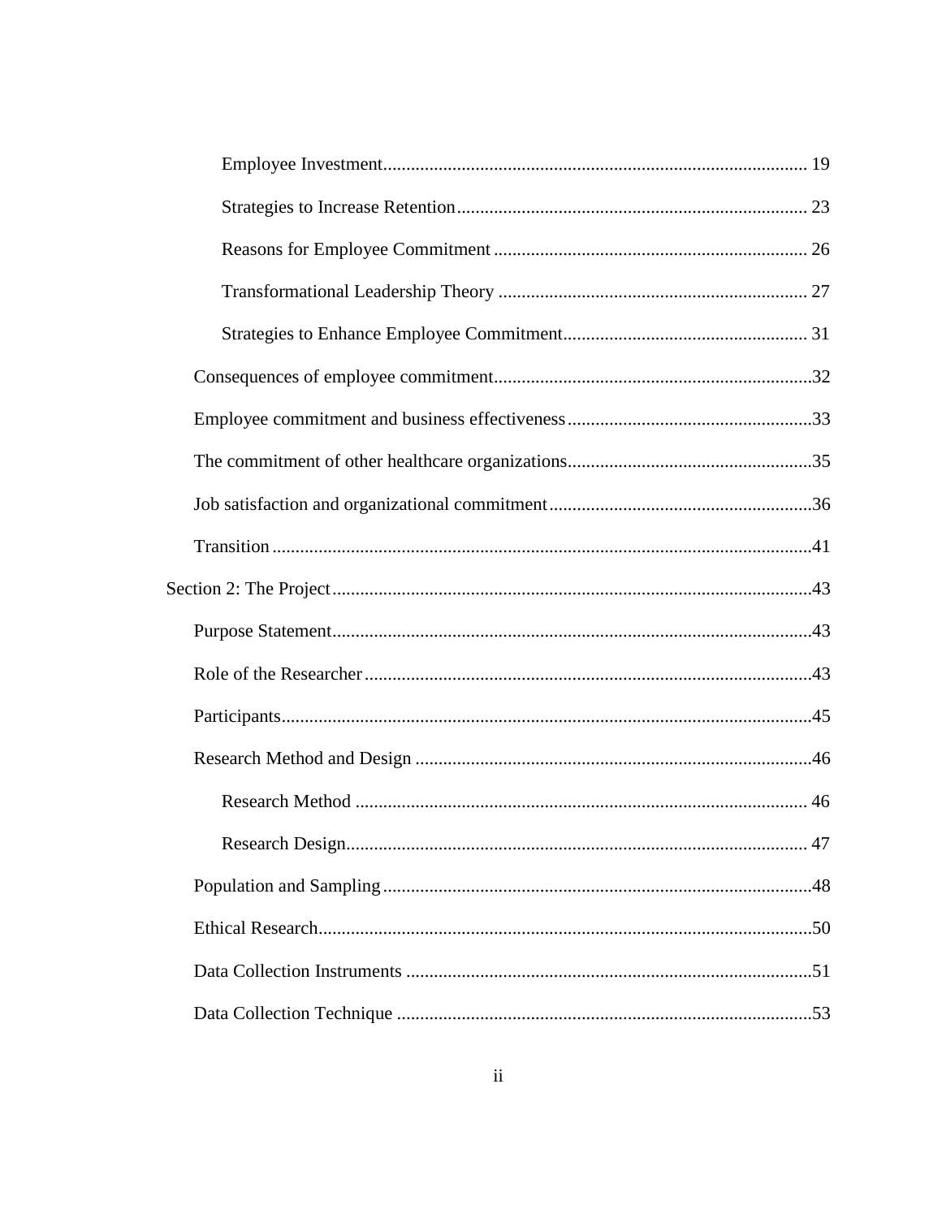Employee Investment ........................................................................................ 19

Strategies to Increase Retention ........................................................................ 23

Reasons for Employee Commitment ................................................................. 26

Transformational Leadership Theory ................................................................. 27

Strategies to Enhance Employee Commitment................................................... 31

Consequences of employee commitment..................................................................32

Employee commitment and business effectiveness...................................................33

The commitment of other healthcare organizations...................................................35

Job satisfaction and organizational commitment........................................................36

Transition ...................................................................................................................41

Section 2: The Project ......................................................................................................43

Purpose Statement......................................................................................................43

Role of the Researcher ...............................................................................................43

Participants.................................................................................................................45

Research Method and Design ....................................................................................46

Research Method ................................................................................................ 46

Research Design.................................................................................................. 47

Population and Sampling ...........................................................................................48

Ethical Research.........................................................................................................50

Data Collection Instruments .......................................................................................51

Data Collection Technique ........................................................................................53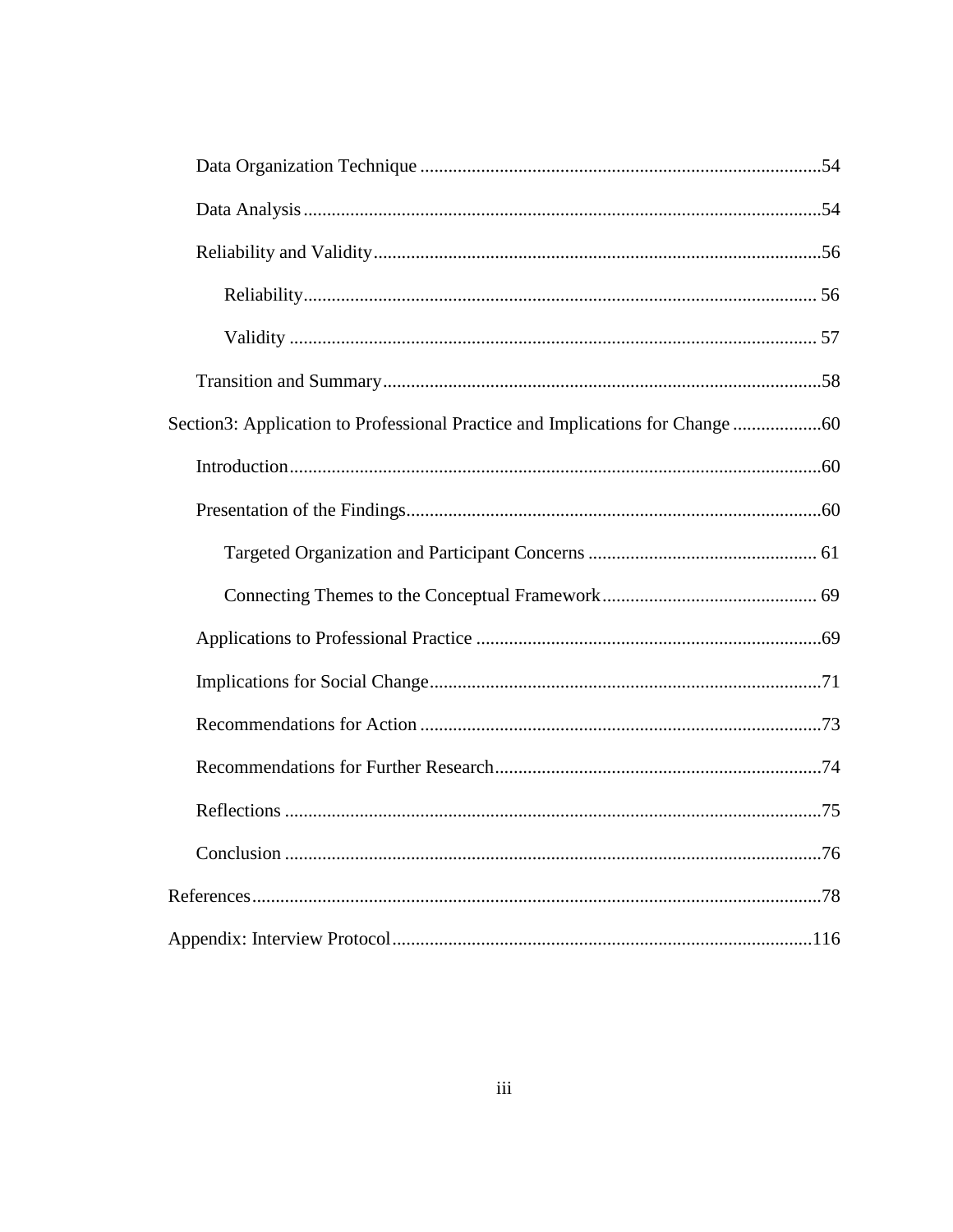Data Organization Technique .....................................................................................54

Data Analysis ..............................................................................................................54

Reliability and Validity ...............................................................................................56

Reliability ............................................................................................................. 56

Validity ................................................................................................................ 57

Transition and Summary .............................................................................................58

Section3: Application to Professional Practice and Implications for Change ...................60

Introduction .................................................................................................................60

Presentation of the Findings ........................................................................................60

Targeted Organization and Participant Concerns ................................................ 61

Connecting Themes to the Conceptual Framework ............................................. 69

Applications to Professional Practice .........................................................................69

Implications for Social Change ...................................................................................71

Recommendations for Action .....................................................................................73

Recommendations for Further Research .....................................................................74

Reflections ..................................................................................................................75

Conclusion ..................................................................................................................76

References .........................................................................................................................78

Appendix: Interview Protocol ..........................................................................................116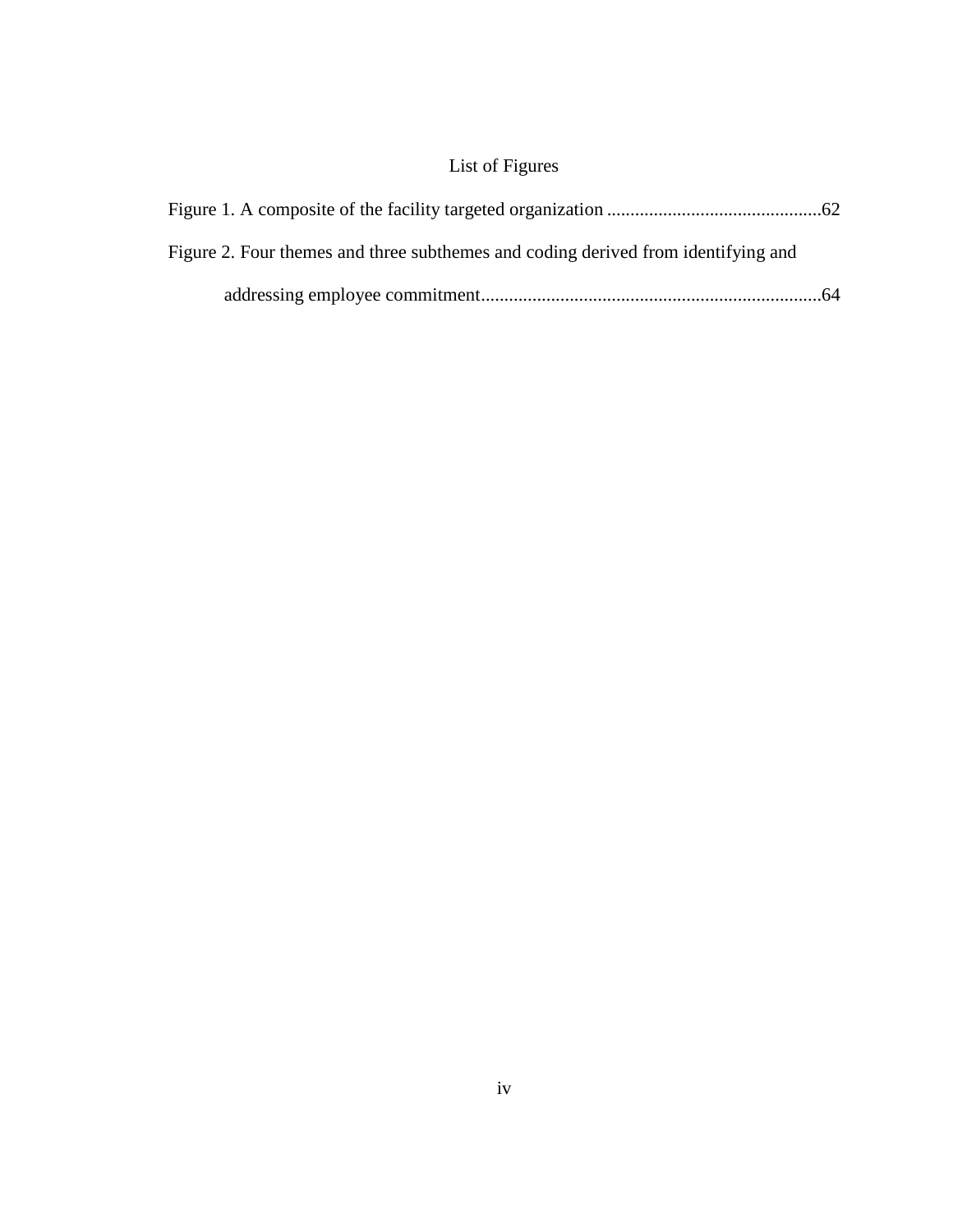# List of Figures

Figure 1. A composite of the facility targeted organization .............................................62

Figure 2. Four themes and three subthemes and coding derived from identifying and addressing employee commitment........................................................................64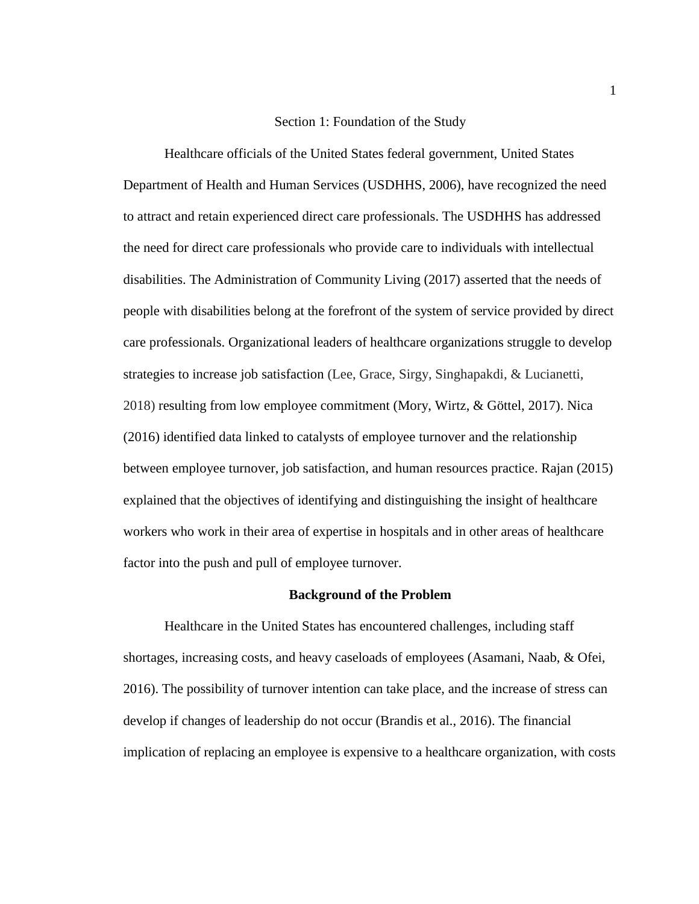# Section 1: Foundation of the Study

Healthcare officials of the United States federal government, United States Department of Health and Human Services (USDHHS, 2006), have recognized the need to attract and retain experienced direct care professionals. The USDHHS has addressed the need for direct care professionals who provide care to individuals with intellectual disabilities. The Administration of Community Living (2017) asserted that the needs of people with disabilities belong at the forefront of the system of service provided by direct care professionals. Organizational leaders of healthcare organizations struggle to develop strategies to increase job satisfaction (Lee, Grace, Sirgy, Singhapakdi, & Lucianetti, 2018) resulting from low employee commitment (Mory, Wirtz, & Göttel, 2017). Nica (2016) identified data linked to catalysts of employee turnover and the relationship between employee turnover, job satisfaction, and human resources practice. Rajan (2015) explained that the objectives of identifying and distinguishing the insight of healthcare workers who work in their area of expertise in hospitals and in other areas of healthcare factor into the push and pull of employee turnover.

## Background of the Problem

Healthcare in the United States has encountered challenges, including staff shortages, increasing costs, and heavy caseloads of employees (Asamani, Naab, & Ofei, 2016). The possibility of turnover intention can take place, and the increase of stress can develop if changes of leadership do not occur (Brandis et al., 2016). The financial implication of replacing an employee is expensive to a healthcare organization, with costs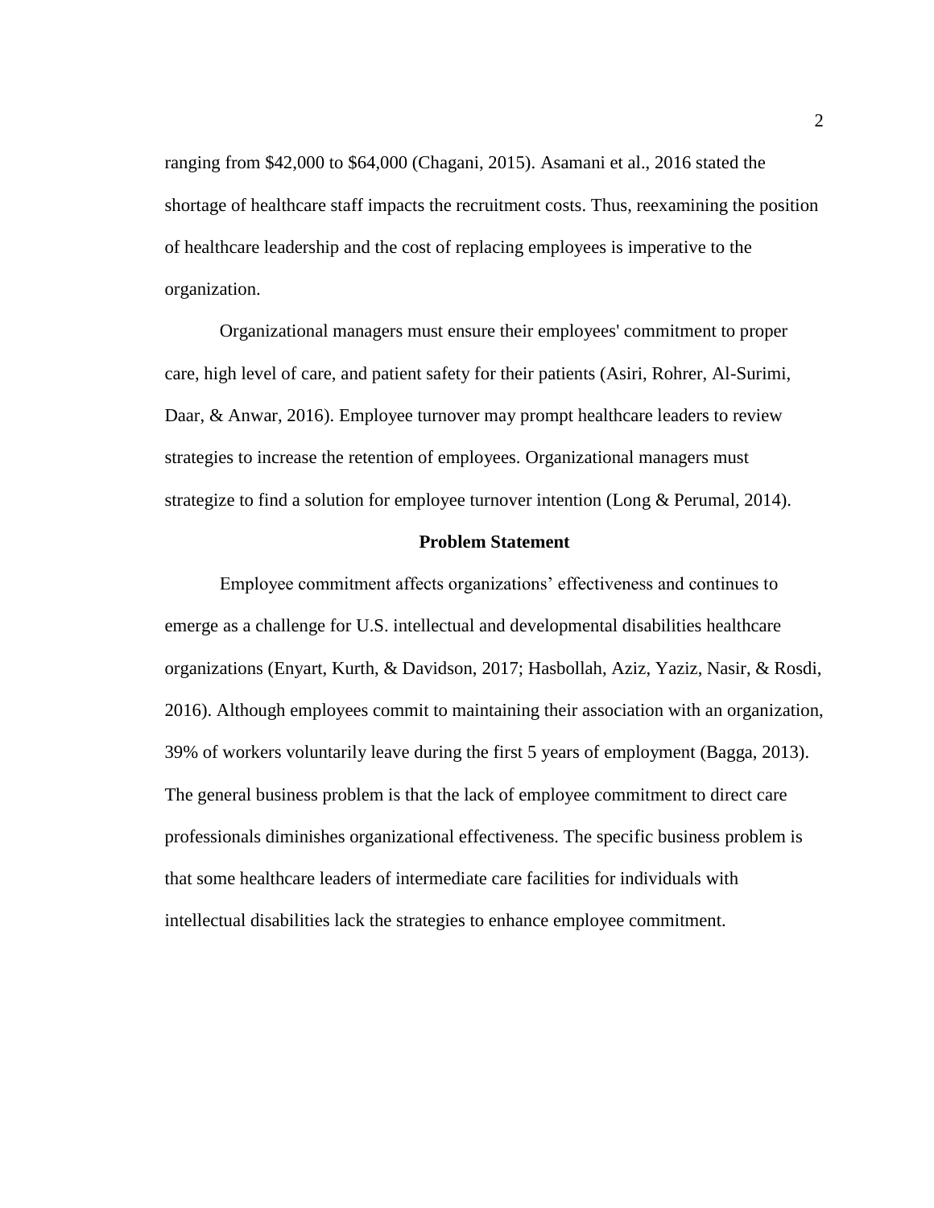ranging from $42,000 to $64,000 (Chagani, 2015). Asamani et al., 2016 stated the shortage of healthcare staff impacts the recruitment costs. Thus, reexamining the position of healthcare leadership and the cost of replacing employees is imperative to the organization.

Organizational managers must ensure their employees' commitment to proper care, high level of care, and patient safety for their patients (Asiri, Rohrer, Al-Surimi, Daar, & Anwar, 2016). Employee turnover may prompt healthcare leaders to review strategies to increase the retention of employees. Organizational managers must strategize to find a solution for employee turnover intention (Long & Perumal, 2014).

## Problem Statement

Employee commitment affects organizations' effectiveness and continues to emerge as a challenge for U.S. intellectual and developmental disabilities healthcare organizations (Enyart, Kurth, & Davidson, 2017; Hasbollah, Aziz, Yaziz, Nasir, & Rosdi, 2016). Although employees commit to maintaining their association with an organization, 39% of workers voluntarily leave during the first 5 years of employment (Bagga, 2013). The general business problem is that the lack of employee commitment to direct care professionals diminishes organizational effectiveness. The specific business problem is that some healthcare leaders of intermediate care facilities for individuals with intellectual disabilities lack the strategies to enhance employee commitment.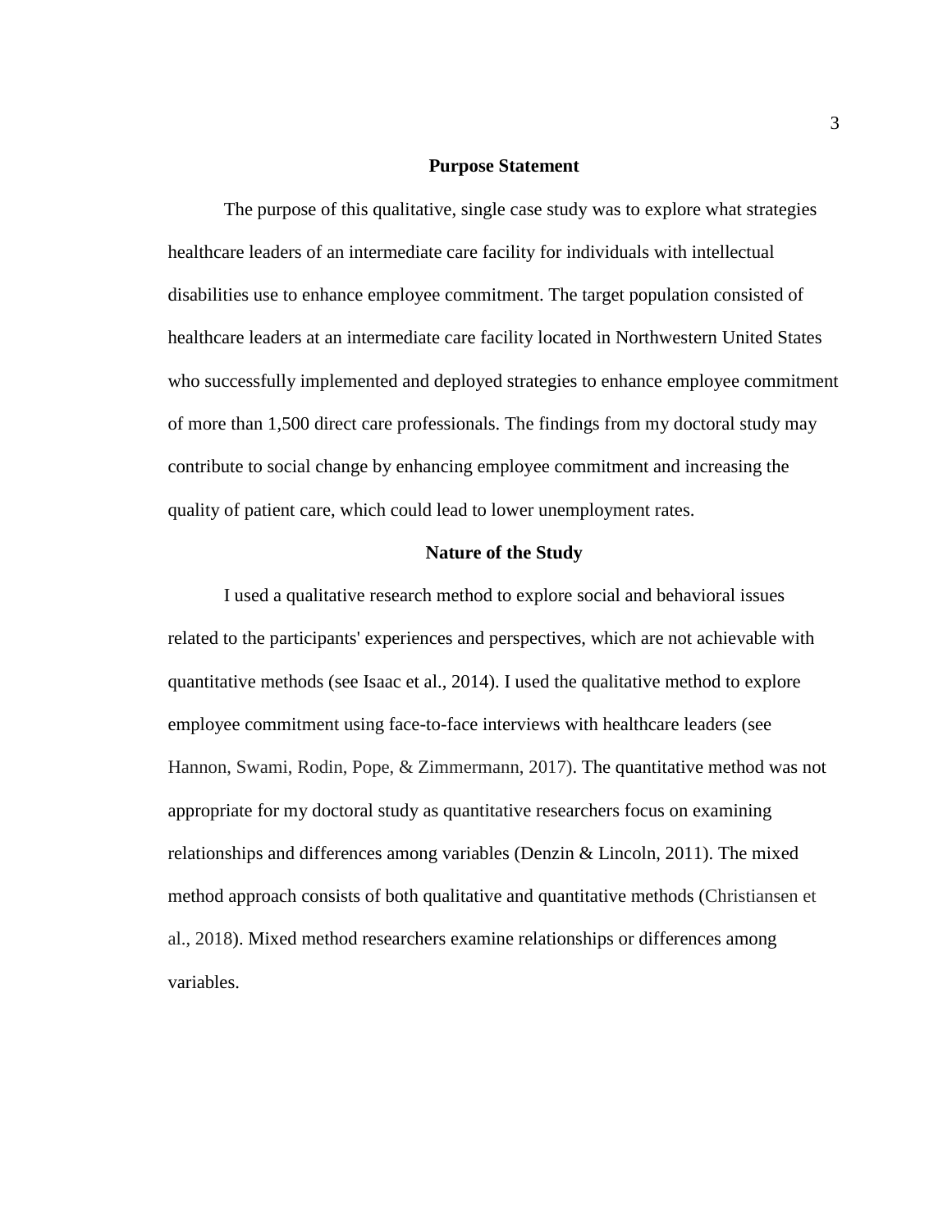## Purpose Statement

The purpose of this qualitative, single case study was to explore what strategies healthcare leaders of an intermediate care facility for individuals with intellectual disabilities use to enhance employee commitment. The target population consisted of healthcare leaders at an intermediate care facility located in Northwestern United States who successfully implemented and deployed strategies to enhance employee commitment of more than 1,500 direct care professionals. The findings from my doctoral study may contribute to social change by enhancing employee commitment and increasing the quality of patient care, which could lead to lower unemployment rates.

## Nature of the Study

I used a qualitative research method to explore social and behavioral issues related to the participants' experiences and perspectives, which are not achievable with quantitative methods (see Isaac et al., 2014). I used the qualitative method to explore employee commitment using face-to-face interviews with healthcare leaders (see Hannon, Swami, Rodin, Pope, & Zimmermann, 2017). The quantitative method was not appropriate for my doctoral study as quantitative researchers focus on examining relationships and differences among variables (Denzin & Lincoln, 2011). The mixed method approach consists of both qualitative and quantitative methods (Christiansen et al., 2018). Mixed method researchers examine relationships or differences among variables.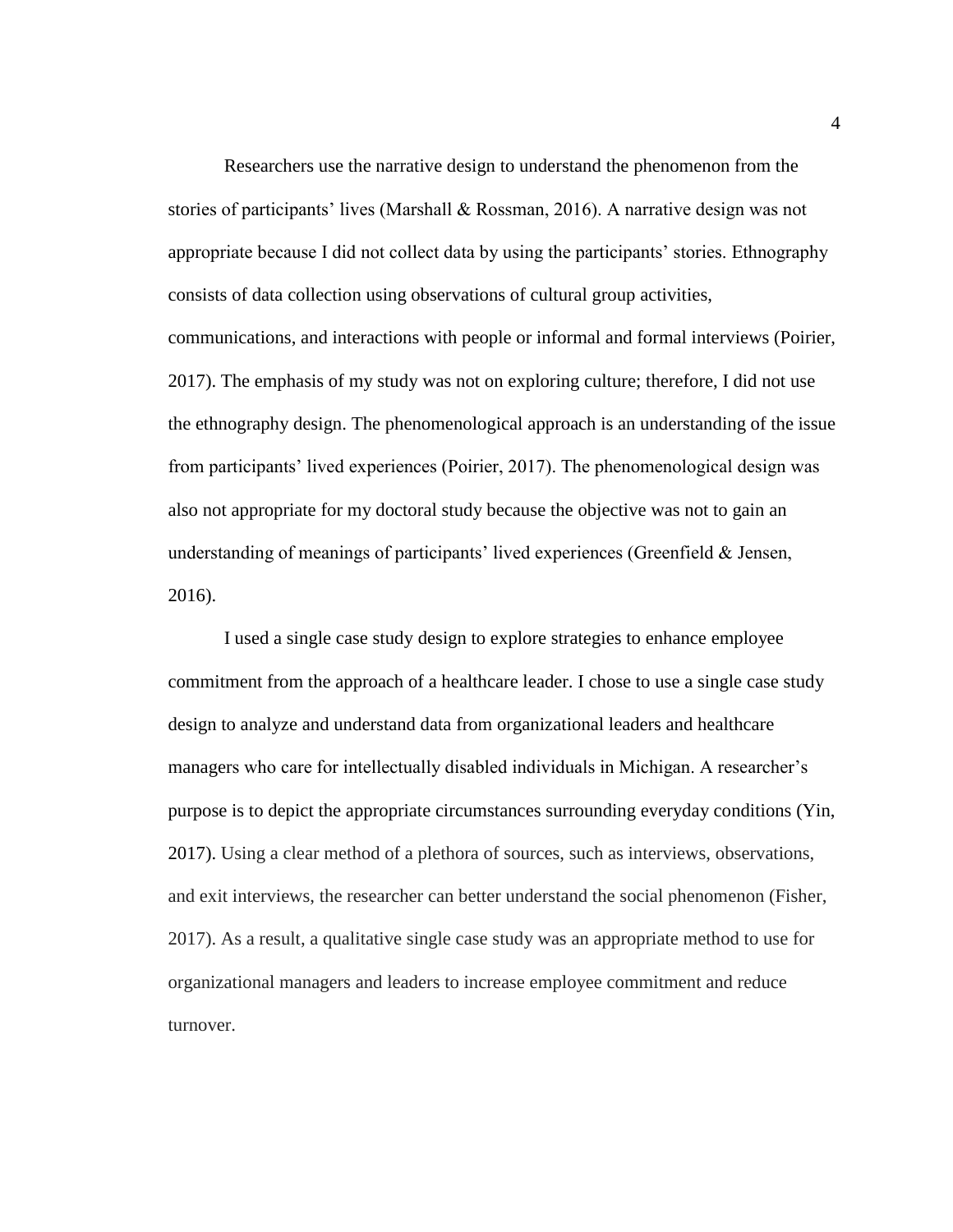Researchers use the narrative design to understand the phenomenon from the stories of participants' lives (Marshall & Rossman, 2016). A narrative design was not appropriate because I did not collect data by using the participants' stories. Ethnography consists of data collection using observations of cultural group activities, communications, and interactions with people or informal and formal interviews (Poirier, 2017). The emphasis of my study was not on exploring culture; therefore, I did not use the ethnography design. The phenomenological approach is an understanding of the issue from participants' lived experiences (Poirier, 2017). The phenomenological design was also not appropriate for my doctoral study because the objective was not to gain an understanding of meanings of participants' lived experiences (Greenfield & Jensen, 2016).

I used a single case study design to explore strategies to enhance employee commitment from the approach of a healthcare leader. I chose to use a single case study design to analyze and understand data from organizational leaders and healthcare managers who care for intellectually disabled individuals in Michigan. A researcher's purpose is to depict the appropriate circumstances surrounding everyday conditions (Yin, 2017). Using a clear method of a plethora of sources, such as interviews, observations, and exit interviews, the researcher can better understand the social phenomenon (Fisher, 2017). As a result, a qualitative single case study was an appropriate method to use for organizational managers and leaders to increase employee commitment and reduce turnover.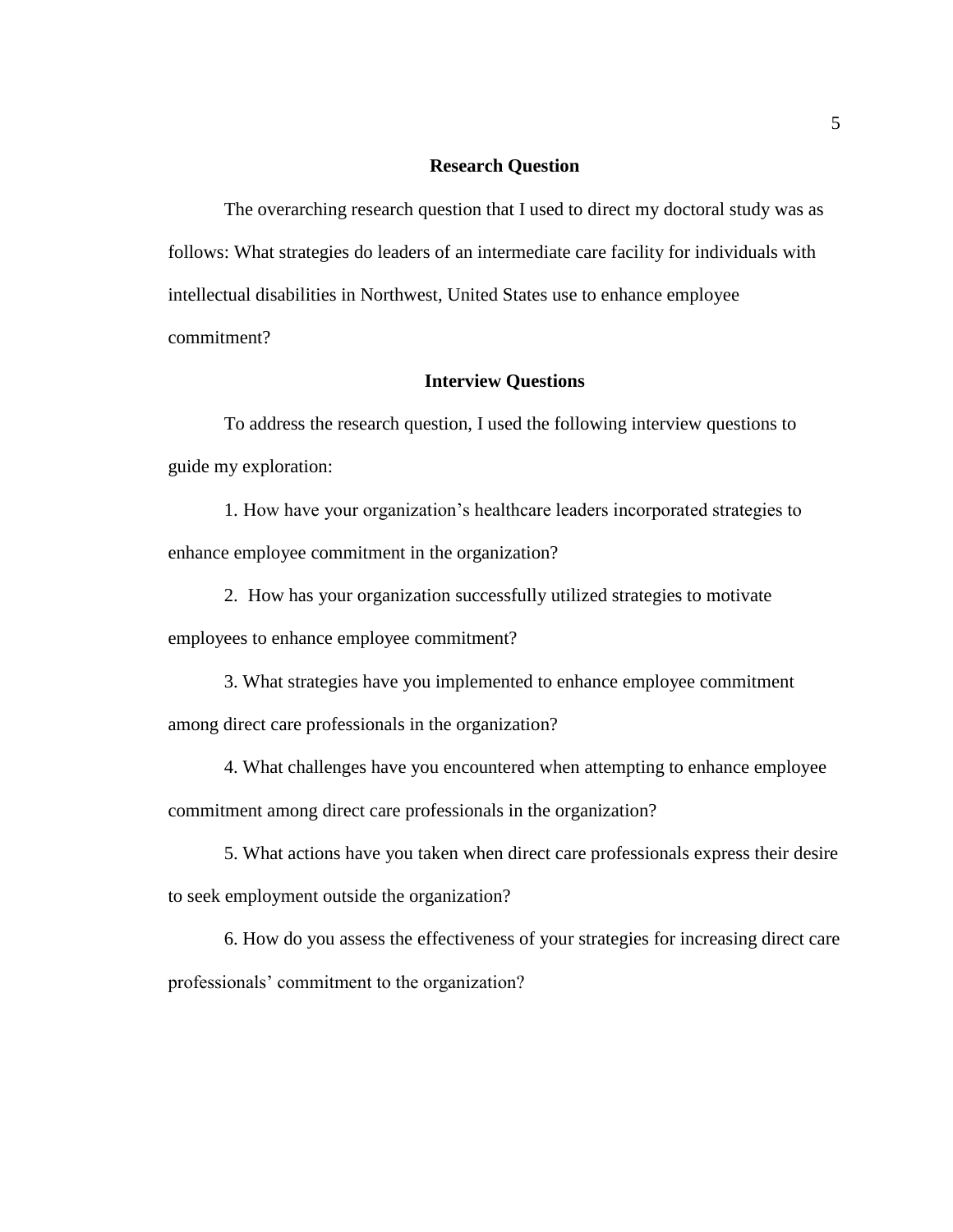## Research Question

The overarching research question that I used to direct my doctoral study was as follows: What strategies do leaders of an intermediate care facility for individuals with intellectual disabilities in Northwest, United States use to enhance employee commitment?

## Interview Questions

To address the research question, I used the following interview questions to guide my exploration:

1. How have your organization's healthcare leaders incorporated strategies to enhance employee commitment in the organization?

2. How has your organization successfully utilized strategies to motivate employees to enhance employee commitment?

3. What strategies have you implemented to enhance employee commitment among direct care professionals in the organization?

4. What challenges have you encountered when attempting to enhance employee commitment among direct care professionals in the organization?

5. What actions have you taken when direct care professionals express their desire to seek employment outside the organization?

6. How do you assess the effectiveness of your strategies for increasing direct care professionals' commitment to the organization?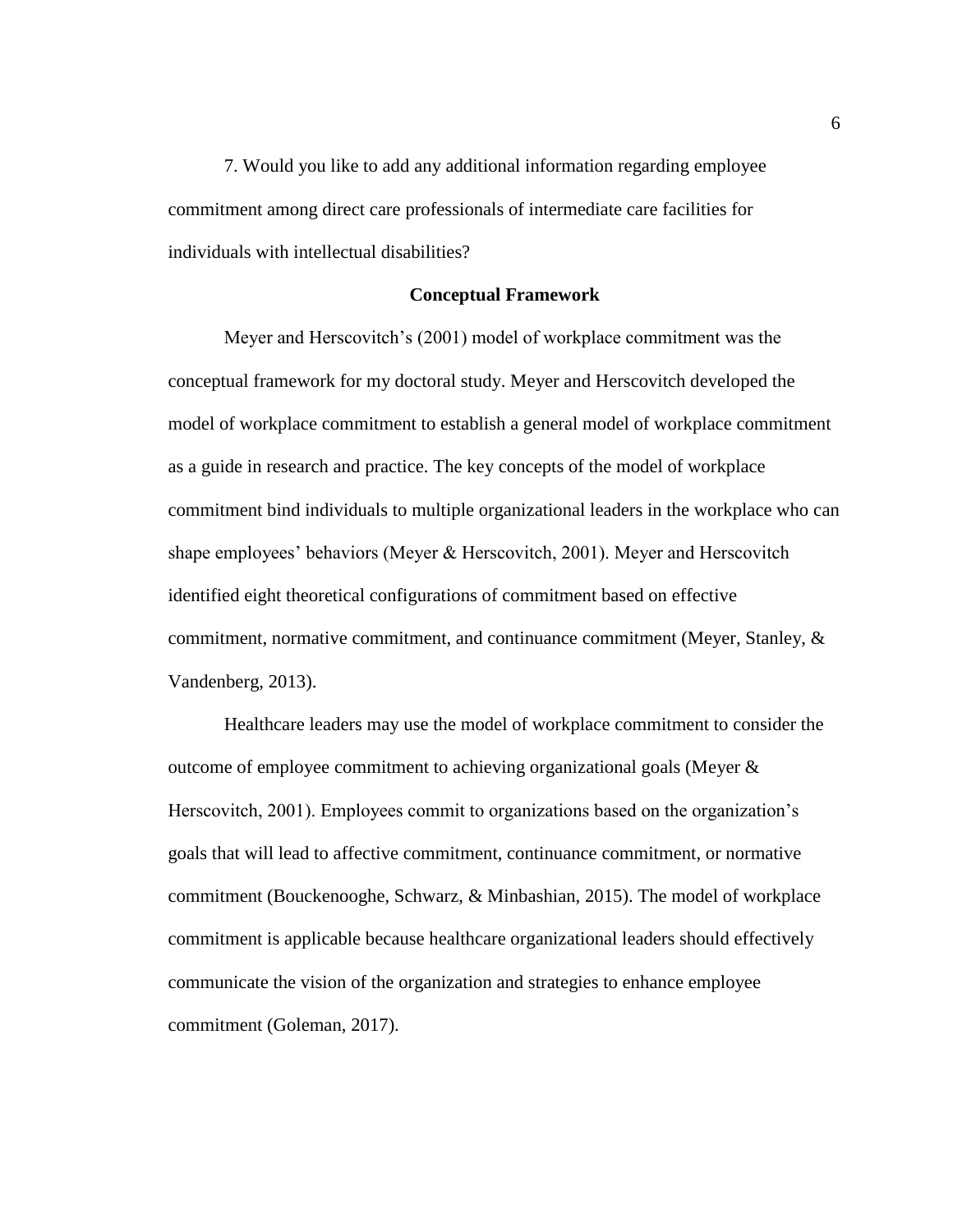7. Would you like to add any additional information regarding employee commitment among direct care professionals of intermediate care facilities for individuals with intellectual disabilities?

## Conceptual Framework

Meyer and Herscovitch's (2001) model of workplace commitment was the conceptual framework for my doctoral study. Meyer and Herscovitch developed the model of workplace commitment to establish a general model of workplace commitment as a guide in research and practice. The key concepts of the model of workplace commitment bind individuals to multiple organizational leaders in the workplace who can shape employees' behaviors (Meyer & Herscovitch, 2001). Meyer and Herscovitch identified eight theoretical configurations of commitment based on effective commitment, normative commitment, and continuance commitment (Meyer, Stanley, & Vandenberg, 2013).

Healthcare leaders may use the model of workplace commitment to consider the outcome of employee commitment to achieving organizational goals (Meyer & Herscovitch, 2001). Employees commit to organizations based on the organization's goals that will lead to affective commitment, continuance commitment, or normative commitment (Bouckenooghe, Schwarz, & Minbashian, 2015). The model of workplace commitment is applicable because healthcare organizational leaders should effectively communicate the vision of the organization and strategies to enhance employee commitment (Goleman, 2017).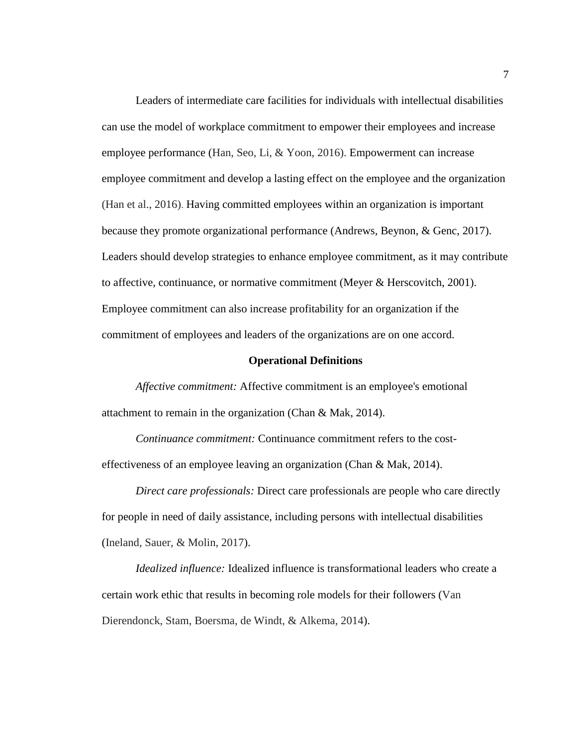Leaders of intermediate care facilities for individuals with intellectual disabilities can use the model of workplace commitment to empower their employees and increase employee performance (Han, Seo, Li, & Yoon, 2016). Empowerment can increase employee commitment and develop a lasting effect on the employee and the organization (Han et al., 2016). Having committed employees within an organization is important because they promote organizational performance (Andrews, Beynon, & Genc, 2017). Leaders should develop strategies to enhance employee commitment, as it may contribute to affective, continuance, or normative commitment (Meyer & Herscovitch, 2001). Employee commitment can also increase profitability for an organization if the commitment of employees and leaders of the organizations are on one accord.

## Operational Definitions

*Affective commitment:* Affective commitment is an employee's emotional attachment to remain in the organization (Chan & Mak, 2014).

*Continuance commitment:* Continuance commitment refers to the cost-effectiveness of an employee leaving an organization (Chan & Mak, 2014).

*Direct care professionals:* Direct care professionals are people who care directly for people in need of daily assistance, including persons with intellectual disabilities (Ineland, Sauer, & Molin, 2017).

*Idealized influence:* Idealized influence is transformational leaders who create a certain work ethic that results in becoming role models for their followers (Van Dierendonck, Stam, Boersma, de Windt, & Alkema, 2014).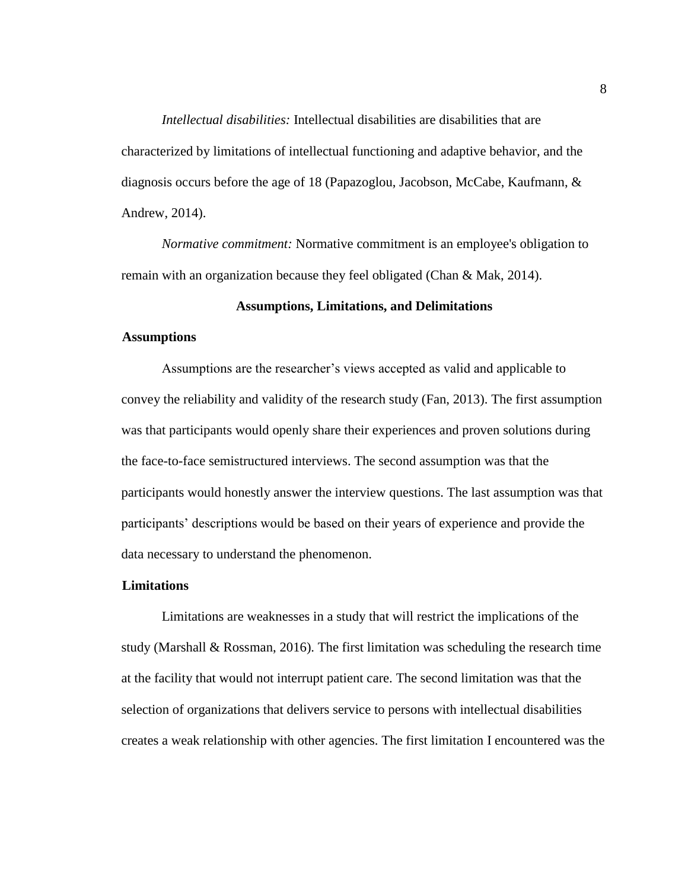*Intellectual disabilities:* Intellectual disabilities are disabilities that are characterized by limitations of intellectual functioning and adaptive behavior, and the diagnosis occurs before the age of 18 (Papazoglou, Jacobson, McCabe, Kaufmann, & Andrew, 2014).

*Normative commitment:* Normative commitment is an employee's obligation to remain with an organization because they feel obligated (Chan & Mak, 2014).

## Assumptions, Limitations, and Delimitations

### Assumptions

Assumptions are the researcher's views accepted as valid and applicable to convey the reliability and validity of the research study (Fan, 2013). The first assumption was that participants would openly share their experiences and proven solutions during the face-to-face semistructured interviews. The second assumption was that the participants would honestly answer the interview questions. The last assumption was that participants' descriptions would be based on their years of experience and provide the data necessary to understand the phenomenon.

### Limitations

Limitations are weaknesses in a study that will restrict the implications of the study (Marshall & Rossman, 2016). The first limitation was scheduling the research time at the facility that would not interrupt patient care. The second limitation was that the selection of organizations that delivers service to persons with intellectual disabilities creates a weak relationship with other agencies. The first limitation I encountered was the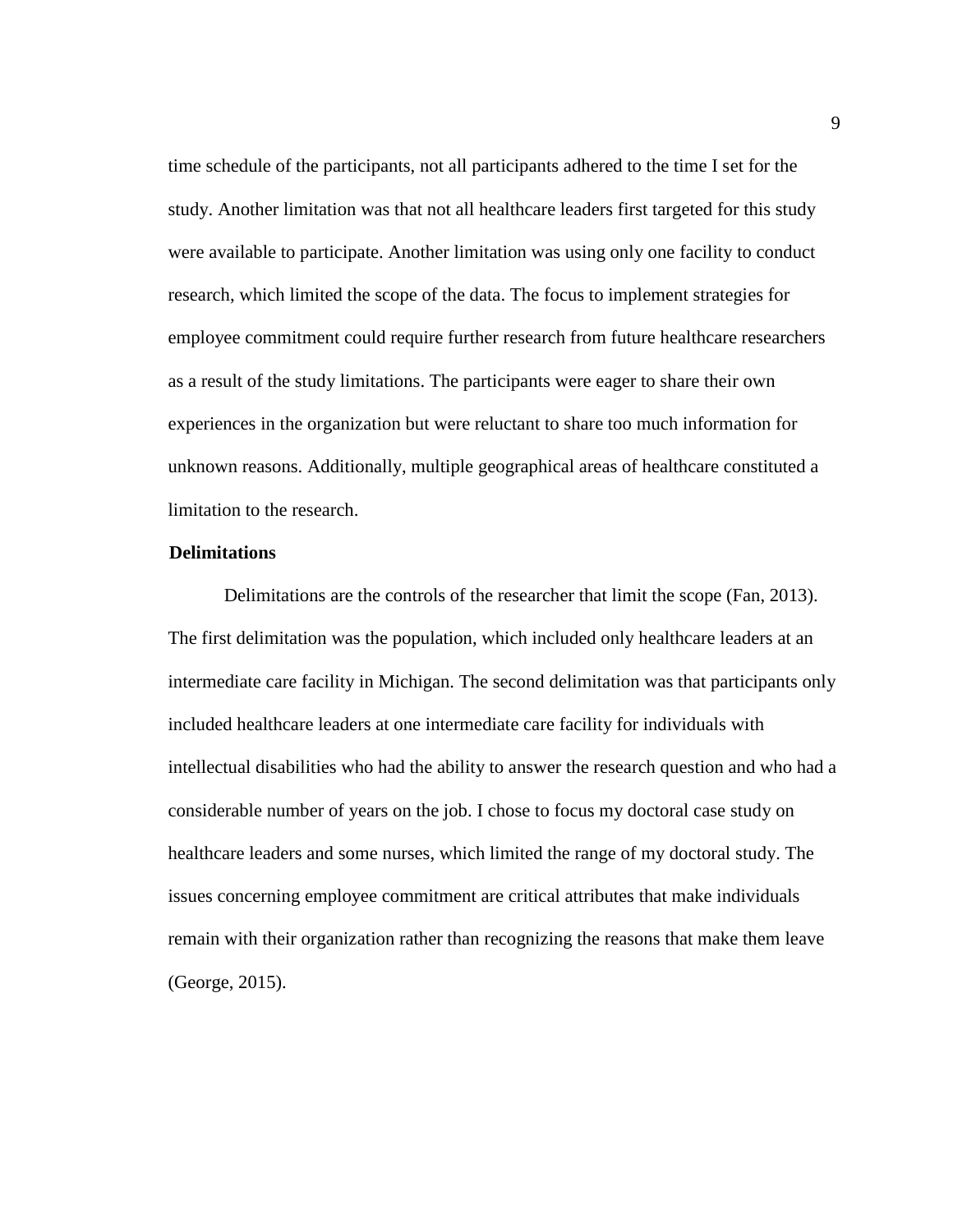time schedule of the participants, not all participants adhered to the time I set for the study. Another limitation was that not all healthcare leaders first targeted for this study were available to participate. Another limitation was using only one facility to conduct research, which limited the scope of the data. The focus to implement strategies for employee commitment could require further research from future healthcare researchers as a result of the study limitations. The participants were eager to share their own experiences in the organization but were reluctant to share too much information for unknown reasons. Additionally, multiple geographical areas of healthcare constituted a limitation to the research.

### Delimitations

Delimitations are the controls of the researcher that limit the scope (Fan, 2013). The first delimitation was the population, which included only healthcare leaders at an intermediate care facility in Michigan. The second delimitation was that participants only included healthcare leaders at one intermediate care facility for individuals with intellectual disabilities who had the ability to answer the research question and who had a considerable number of years on the job. I chose to focus my doctoral case study on healthcare leaders and some nurses, which limited the range of my doctoral study. The issues concerning employee commitment are critical attributes that make individuals remain with their organization rather than recognizing the reasons that make them leave (George, 2015).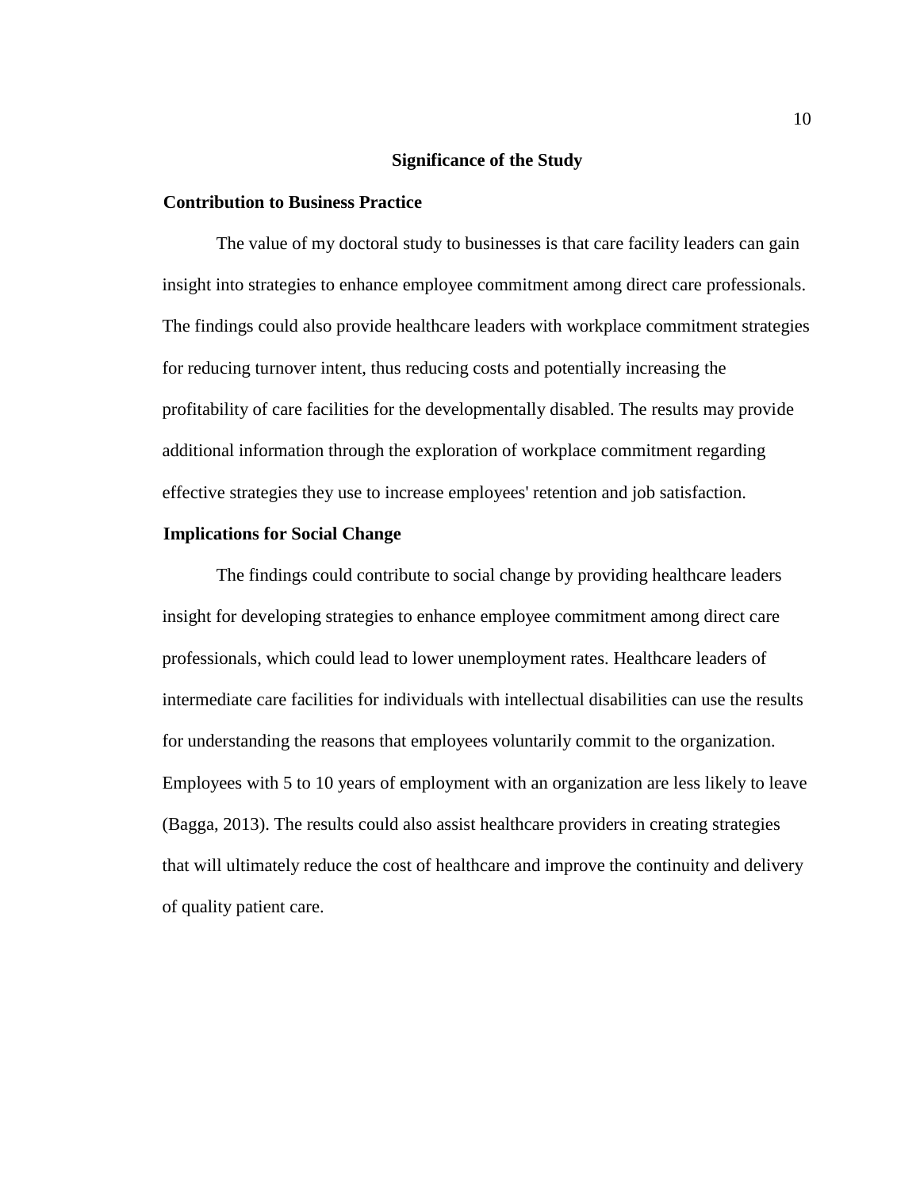## Significance of the Study

### Contribution to Business Practice

The value of my doctoral study to businesses is that care facility leaders can gain insight into strategies to enhance employee commitment among direct care professionals. The findings could also provide healthcare leaders with workplace commitment strategies for reducing turnover intent, thus reducing costs and potentially increasing the profitability of care facilities for the developmentally disabled. The results may provide additional information through the exploration of workplace commitment regarding effective strategies they use to increase employees' retention and job satisfaction.

### Implications for Social Change

The findings could contribute to social change by providing healthcare leaders insight for developing strategies to enhance employee commitment among direct care professionals, which could lead to lower unemployment rates. Healthcare leaders of intermediate care facilities for individuals with intellectual disabilities can use the results for understanding the reasons that employees voluntarily commit to the organization. Employees with 5 to 10 years of employment with an organization are less likely to leave (Bagga, 2013). The results could also assist healthcare providers in creating strategies that will ultimately reduce the cost of healthcare and improve the continuity and delivery of quality patient care.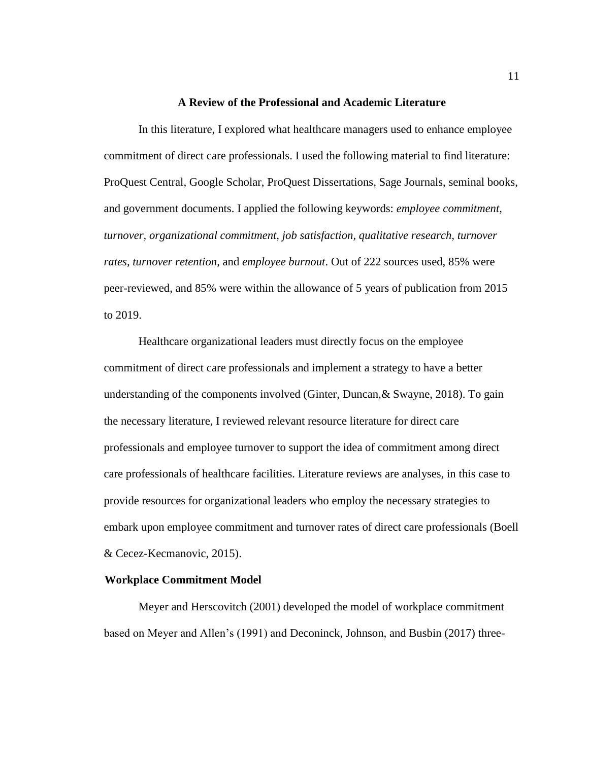## A Review of the Professional and Academic Literature

In this literature, I explored what healthcare managers used to enhance employee commitment of direct care professionals. I used the following material to find literature: ProQuest Central, Google Scholar, ProQuest Dissertations, Sage Journals, seminal books, and government documents. I applied the following keywords: *employee commitment*, *turnover, organizational commitment, job satisfaction, qualitative research, turnover rates, turnover retention*, and *employee burnout*. Out of 222 sources used, 85% were peer-reviewed, and 85% were within the allowance of 5 years of publication from 2015 to 2019.

Healthcare organizational leaders must directly focus on the employee commitment of direct care professionals and implement a strategy to have a better understanding of the components involved (Ginter, Duncan,& Swayne, 2018). To gain the necessary literature, I reviewed relevant resource literature for direct care professionals and employee turnover to support the idea of commitment among direct care professionals of healthcare facilities. Literature reviews are analyses, in this case to provide resources for organizational leaders who employ the necessary strategies to embark upon employee commitment and turnover rates of direct care professionals (Boell & Cecez-Kecmanovic, 2015).

### Workplace Commitment Model

Meyer and Herscovitch (2001) developed the model of workplace commitment based on Meyer and Allen's (1991) and Deconinck, Johnson, and Busbin (2017) three-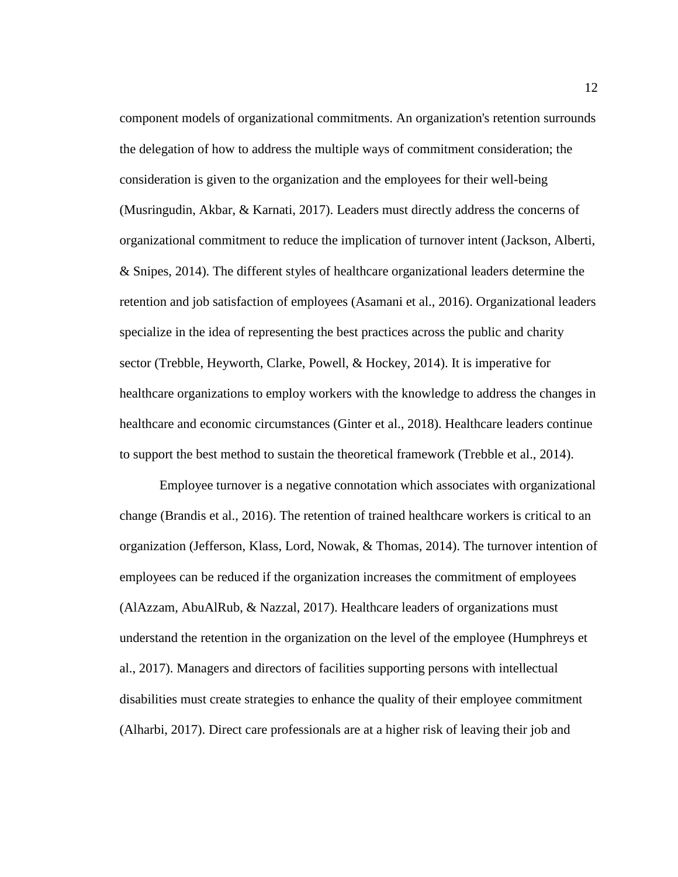component models of organizational commitments. An organization's retention surrounds the delegation of how to address the multiple ways of commitment consideration; the consideration is given to the organization and the employees for their well-being (Musringudin, Akbar, & Karnati, 2017). Leaders must directly address the concerns of organizational commitment to reduce the implication of turnover intent (Jackson, Alberti, & Snipes, 2014). The different styles of healthcare organizational leaders determine the retention and job satisfaction of employees (Asamani et al., 2016). Organizational leaders specialize in the idea of representing the best practices across the public and charity sector (Trebble, Heyworth, Clarke, Powell, & Hockey, 2014). It is imperative for healthcare organizations to employ workers with the knowledge to address the changes in healthcare and economic circumstances (Ginter et al., 2018). Healthcare leaders continue to support the best method to sustain the theoretical framework (Trebble et al., 2014).

Employee turnover is a negative connotation which associates with organizational change (Brandis et al., 2016). The retention of trained healthcare workers is critical to an organization (Jefferson, Klass, Lord, Nowak, & Thomas, 2014). The turnover intention of employees can be reduced if the organization increases the commitment of employees (AlAzzam, AbuAlRub, & Nazzal, 2017). Healthcare leaders of organizations must understand the retention in the organization on the level of the employee (Humphreys et al., 2017). Managers and directors of facilities supporting persons with intellectual disabilities must create strategies to enhance the quality of their employee commitment (Alharbi, 2017). Direct care professionals are at a higher risk of leaving their job and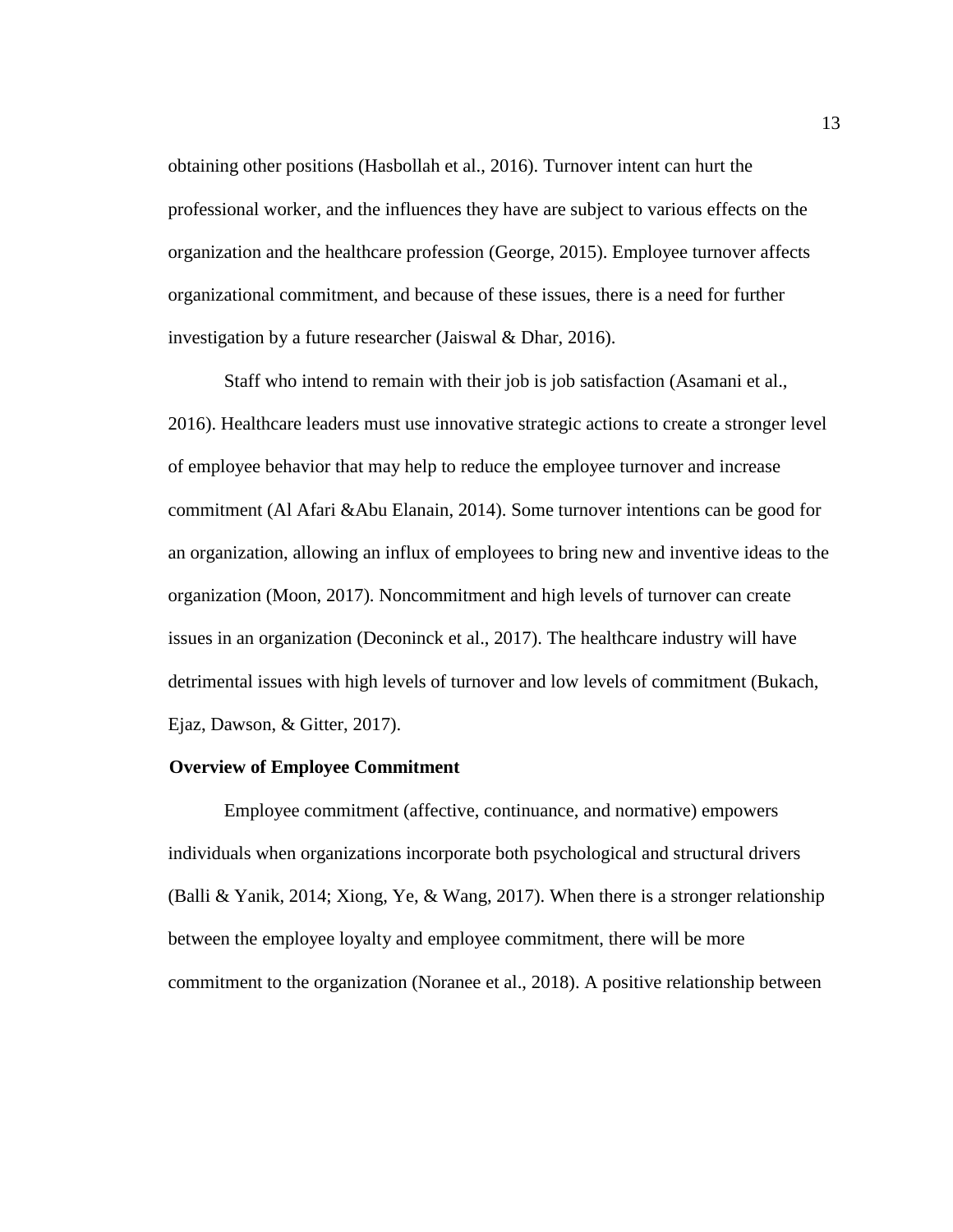obtaining other positions (Hasbollah et al., 2016). Turnover intent can hurt the professional worker, and the influences they have are subject to various effects on the organization and the healthcare profession (George, 2015). Employee turnover affects organizational commitment, and because of these issues, there is a need for further investigation by a future researcher (Jaiswal & Dhar, 2016).

Staff who intend to remain with their job is job satisfaction (Asamani et al., 2016). Healthcare leaders must use innovative strategic actions to create a stronger level of employee behavior that may help to reduce the employee turnover and increase commitment (Al Afari &Abu Elanain, 2014). Some turnover intentions can be good for an organization, allowing an influx of employees to bring new and inventive ideas to the organization (Moon, 2017). Noncommitment and high levels of turnover can create issues in an organization (Deconinck et al., 2017). The healthcare industry will have detrimental issues with high levels of turnover and low levels of commitment (Bukach, Ejaz, Dawson, & Gitter, 2017).

**Overview of Employee Commitment**

Employee commitment (affective, continuance, and normative) empowers individuals when organizations incorporate both psychological and structural drivers (Balli & Yanik, 2014; Xiong, Ye, & Wang, 2017). When there is a stronger relationship between the employee loyalty and employee commitment, there will be more commitment to the organization (Noranee et al., 2018). A positive relationship between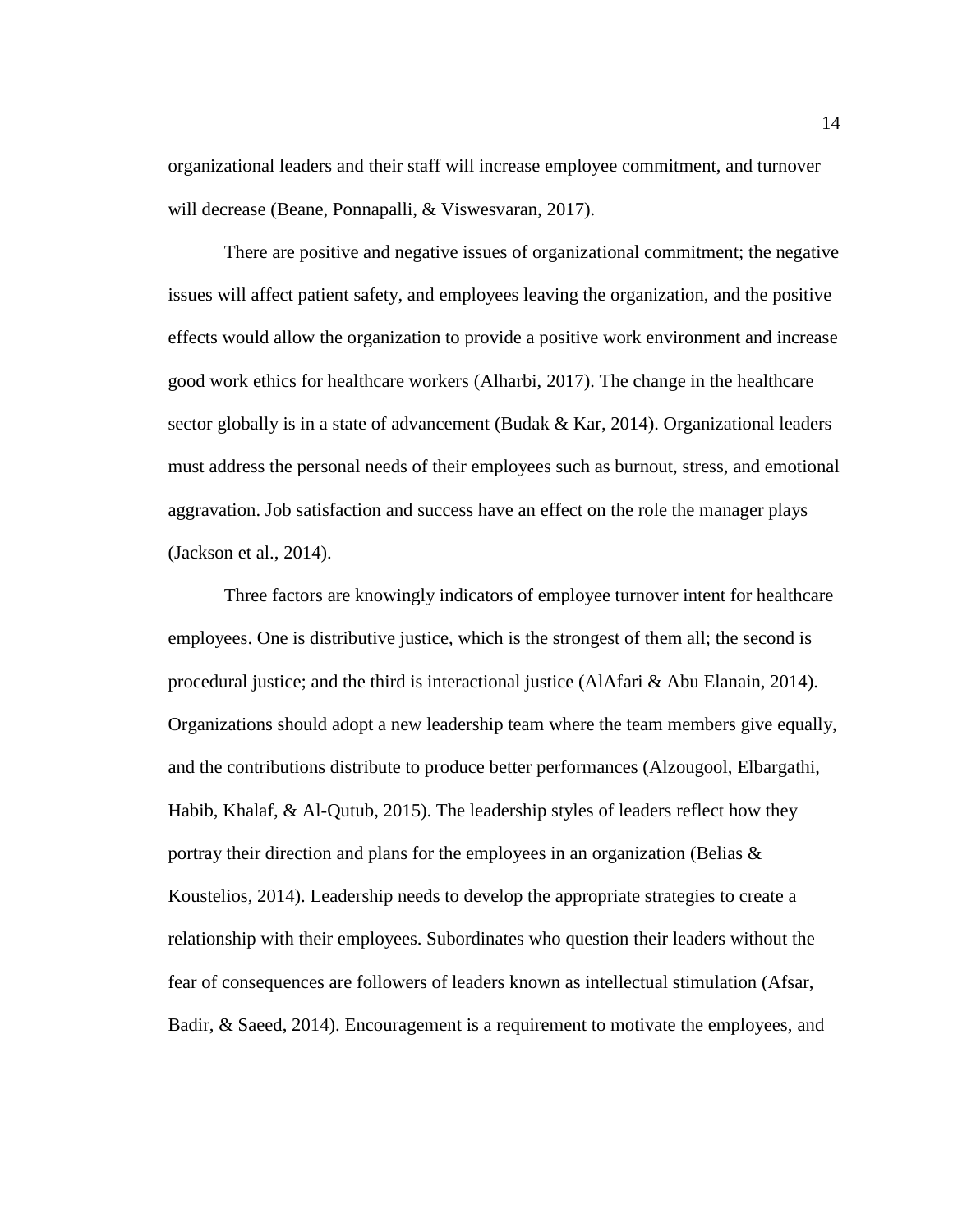organizational leaders and their staff will increase employee commitment, and turnover will decrease (Beane, Ponnapalli, & Viswesvaran, 2017).

There are positive and negative issues of organizational commitment; the negative issues will affect patient safety, and employees leaving the organization, and the positive effects would allow the organization to provide a positive work environment and increase good work ethics for healthcare workers (Alharbi, 2017). The change in the healthcare sector globally is in a state of advancement (Budak & Kar, 2014). Organizational leaders must address the personal needs of their employees such as burnout, stress, and emotional aggravation. Job satisfaction and success have an effect on the role the manager plays (Jackson et al., 2014).

Three factors are knowingly indicators of employee turnover intent for healthcare employees. One is distributive justice, which is the strongest of them all; the second is procedural justice; and the third is interactional justice (AlAfari & Abu Elanain, 2014). Organizations should adopt a new leadership team where the team members give equally, and the contributions distribute to produce better performances (Alzougool, Elbargathi, Habib, Khalaf, & Al-Qutub, 2015). The leadership styles of leaders reflect how they portray their direction and plans for the employees in an organization (Belias & Koustelios, 2014). Leadership needs to develop the appropriate strategies to create a relationship with their employees. Subordinates who question their leaders without the fear of consequences are followers of leaders known as intellectual stimulation (Afsar, Badir, & Saeed, 2014). Encouragement is a requirement to motivate the employees, and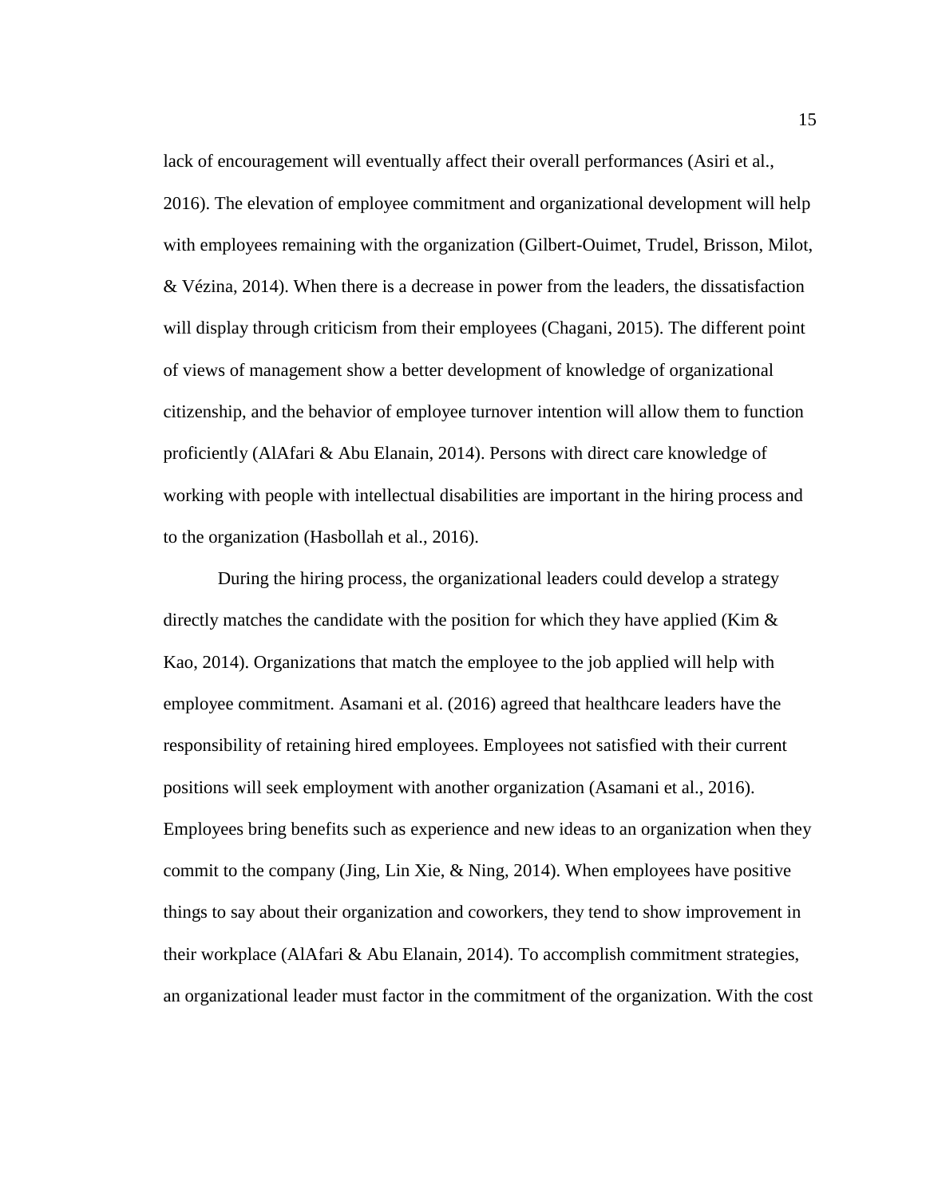lack of encouragement will eventually affect their overall performances (Asiri et al., 2016). The elevation of employee commitment and organizational development will help with employees remaining with the organization (Gilbert-Ouimet, Trudel, Brisson, Milot, & Vézina, 2014). When there is a decrease in power from the leaders, the dissatisfaction will display through criticism from their employees (Chagani, 2015). The different point of views of management show a better development of knowledge of organizational citizenship, and the behavior of employee turnover intention will allow them to function proficiently (AlAfari & Abu Elanain, 2014). Persons with direct care knowledge of working with people with intellectual disabilities are important in the hiring process and to the organization (Hasbollah et al., 2016).

During the hiring process, the organizational leaders could develop a strategy directly matches the candidate with the position for which they have applied (Kim & Kao, 2014). Organizations that match the employee to the job applied will help with employee commitment. Asamani et al. (2016) agreed that healthcare leaders have the responsibility of retaining hired employees. Employees not satisfied with their current positions will seek employment with another organization (Asamani et al., 2016). Employees bring benefits such as experience and new ideas to an organization when they commit to the company (Jing, Lin Xie, & Ning, 2014). When employees have positive things to say about their organization and coworkers, they tend to show improvement in their workplace (AlAfari & Abu Elanain, 2014). To accomplish commitment strategies, an organizational leader must factor in the commitment of the organization. With the cost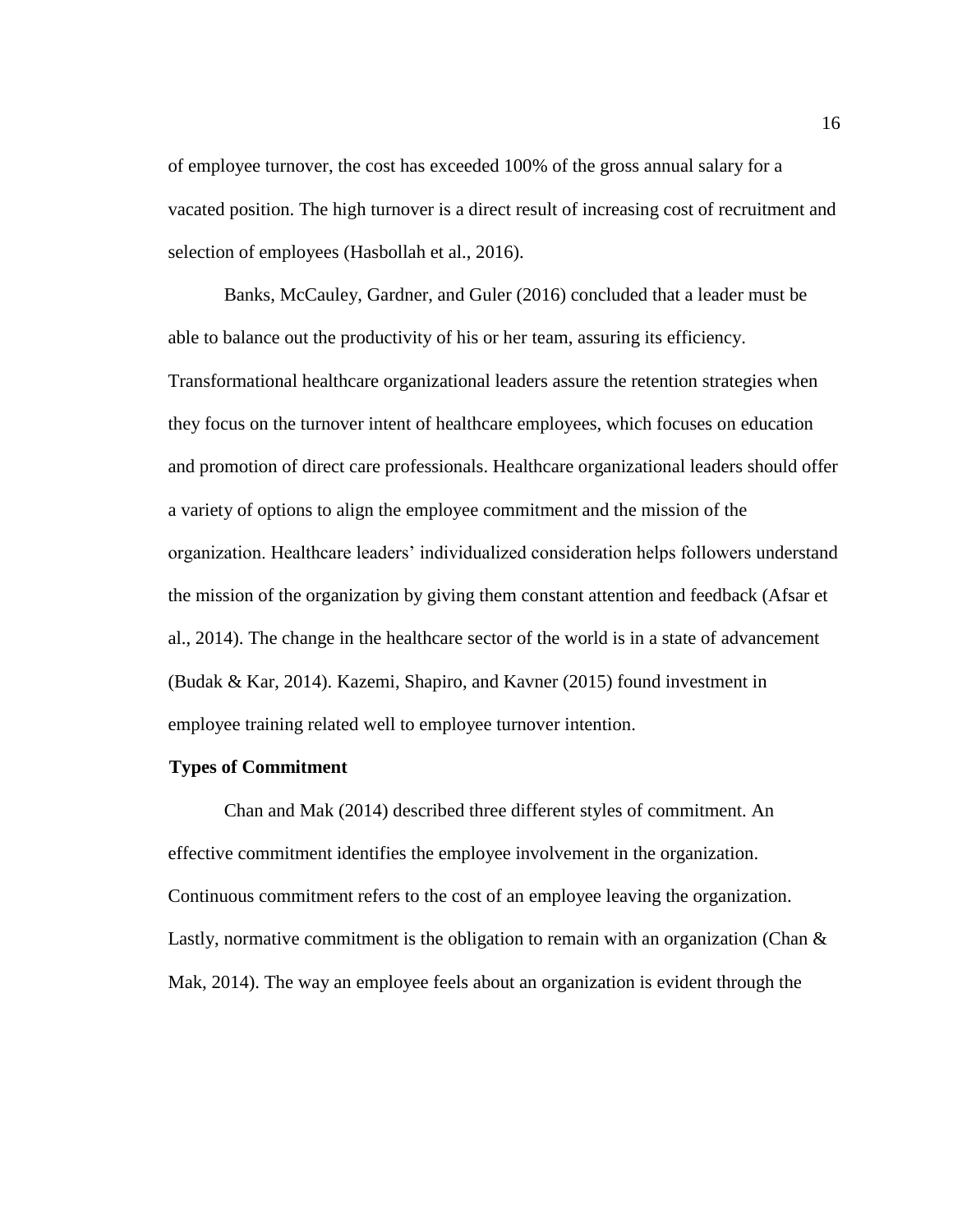of employee turnover, the cost has exceeded 100% of the gross annual salary for a vacated position. The high turnover is a direct result of increasing cost of recruitment and selection of employees (Hasbollah et al., 2016).

Banks, McCauley, Gardner, and Guler (2016) concluded that a leader must be able to balance out the productivity of his or her team, assuring its efficiency. Transformational healthcare organizational leaders assure the retention strategies when they focus on the turnover intent of healthcare employees, which focuses on education and promotion of direct care professionals. Healthcare organizational leaders should offer a variety of options to align the employee commitment and the mission of the organization. Healthcare leaders' individualized consideration helps followers understand the mission of the organization by giving them constant attention and feedback (Afsar et al., 2014). The change in the healthcare sector of the world is in a state of advancement (Budak & Kar, 2014). Kazemi, Shapiro, and Kavner (2015) found investment in employee training related well to employee turnover intention.

## Types of Commitment

Chan and Mak (2014) described three different styles of commitment. An effective commitment identifies the employee involvement in the organization. Continuous commitment refers to the cost of an employee leaving the organization. Lastly, normative commitment is the obligation to remain with an organization (Chan & Mak, 2014). The way an employee feels about an organization is evident through the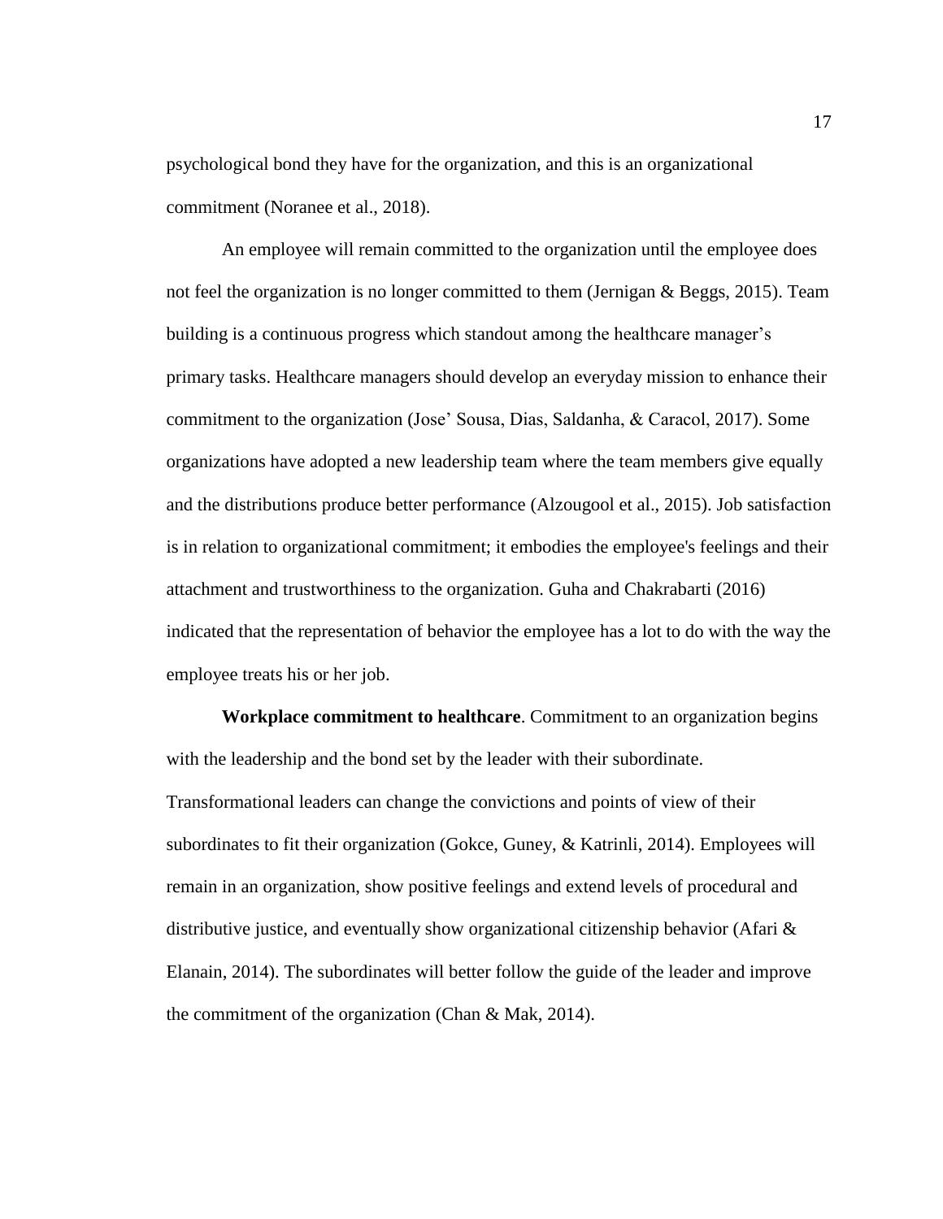psychological bond they have for the organization, and this is an organizational commitment (Noranee et al., 2018).

An employee will remain committed to the organization until the employee does not feel the organization is no longer committed to them (Jernigan & Beggs, 2015). Team building is a continuous progress which standout among the healthcare manager's primary tasks. Healthcare managers should develop an everyday mission to enhance their commitment to the organization (Jose' Sousa, Dias, Saldanha, & Caracol, 2017). Some organizations have adopted a new leadership team where the team members give equally and the distributions produce better performance (Alzougool et al., 2015). Job satisfaction is in relation to organizational commitment; it embodies the employee's feelings and their attachment and trustworthiness to the organization. Guha and Chakrabarti (2016) indicated that the representation of behavior the employee has a lot to do with the way the employee treats his or her job.

**Workplace commitment to healthcare**. Commitment to an organization begins with the leadership and the bond set by the leader with their subordinate. Transformational leaders can change the convictions and points of view of their subordinates to fit their organization (Gokce, Guney, & Katrinli, 2014). Employees will remain in an organization, show positive feelings and extend levels of procedural and distributive justice, and eventually show organizational citizenship behavior (Afari & Elanain, 2014). The subordinates will better follow the guide of the leader and improve the commitment of the organization (Chan & Mak, 2014).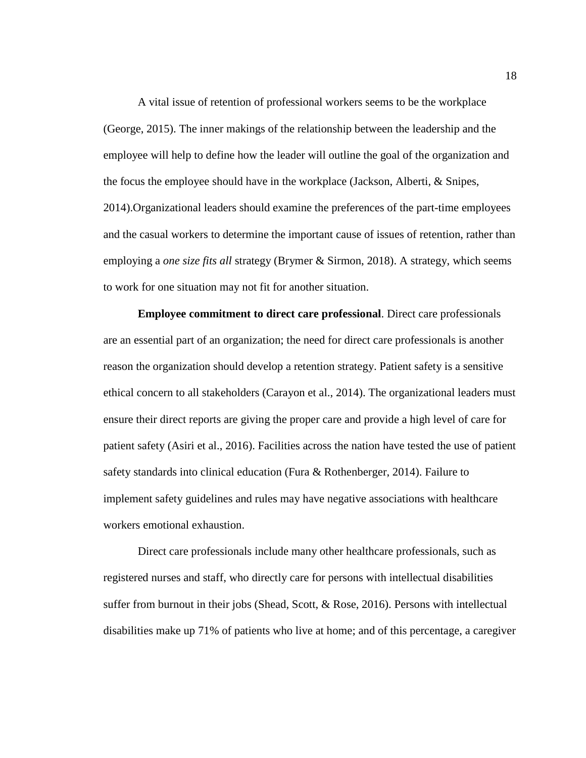A vital issue of retention of professional workers seems to be the workplace (George, 2015). The inner makings of the relationship between the leadership and the employee will help to define how the leader will outline the goal of the organization and the focus the employee should have in the workplace (Jackson, Alberti, & Snipes, 2014).Organizational leaders should examine the preferences of the part-time employees and the casual workers to determine the important cause of issues of retention, rather than employing a *one size fits all* strategy (Brymer & Sirmon, 2018). A strategy, which seems to work for one situation may not fit for another situation.

**Employee commitment to direct care professional**. Direct care professionals are an essential part of an organization; the need for direct care professionals is another reason the organization should develop a retention strategy. Patient safety is a sensitive ethical concern to all stakeholders (Carayon et al., 2014). The organizational leaders must ensure their direct reports are giving the proper care and provide a high level of care for patient safety (Asiri et al., 2016). Facilities across the nation have tested the use of patient safety standards into clinical education (Fura & Rothenberger, 2014). Failure to implement safety guidelines and rules may have negative associations with healthcare workers emotional exhaustion.

Direct care professionals include many other healthcare professionals, such as registered nurses and staff, who directly care for persons with intellectual disabilities suffer from burnout in their jobs (Shead, Scott, & Rose, 2016). Persons with intellectual disabilities make up 71% of patients who live at home; and of this percentage, a caregiver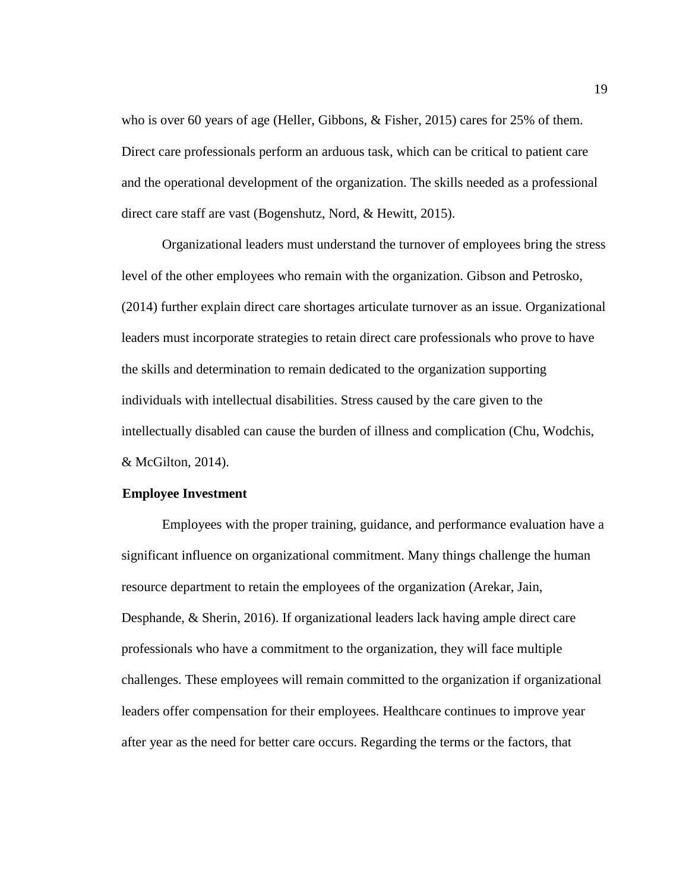who is over 60 years of age (Heller, Gibbons, & Fisher, 2015) cares for 25% of them. Direct care professionals perform an arduous task, which can be critical to patient care and the operational development of the organization. The skills needed as a professional direct care staff are vast (Bogenshutz, Nord, & Hewitt, 2015).

Organizational leaders must understand the turnover of employees bring the stress level of the other employees who remain with the organization. Gibson and Petrosko, (2014) further explain direct care shortages articulate turnover as an issue. Organizational leaders must incorporate strategies to retain direct care professionals who prove to have the skills and determination to remain dedicated to the organization supporting individuals with intellectual disabilities. Stress caused by the care given to the intellectually disabled can cause the burden of illness and complication (Chu, Wodchis, & McGilton, 2014).

**Employee Investment**

Employees with the proper training, guidance, and performance evaluation have a significant influence on organizational commitment. Many things challenge the human resource department to retain the employees of the organization (Arekar, Jain, Desphande, & Sherin, 2016). If organizational leaders lack having ample direct care professionals who have a commitment to the organization, they will face multiple challenges. These employees will remain committed to the organization if organizational leaders offer compensation for their employees. Healthcare continues to improve year after year as the need for better care occurs. Regarding the terms or the factors, that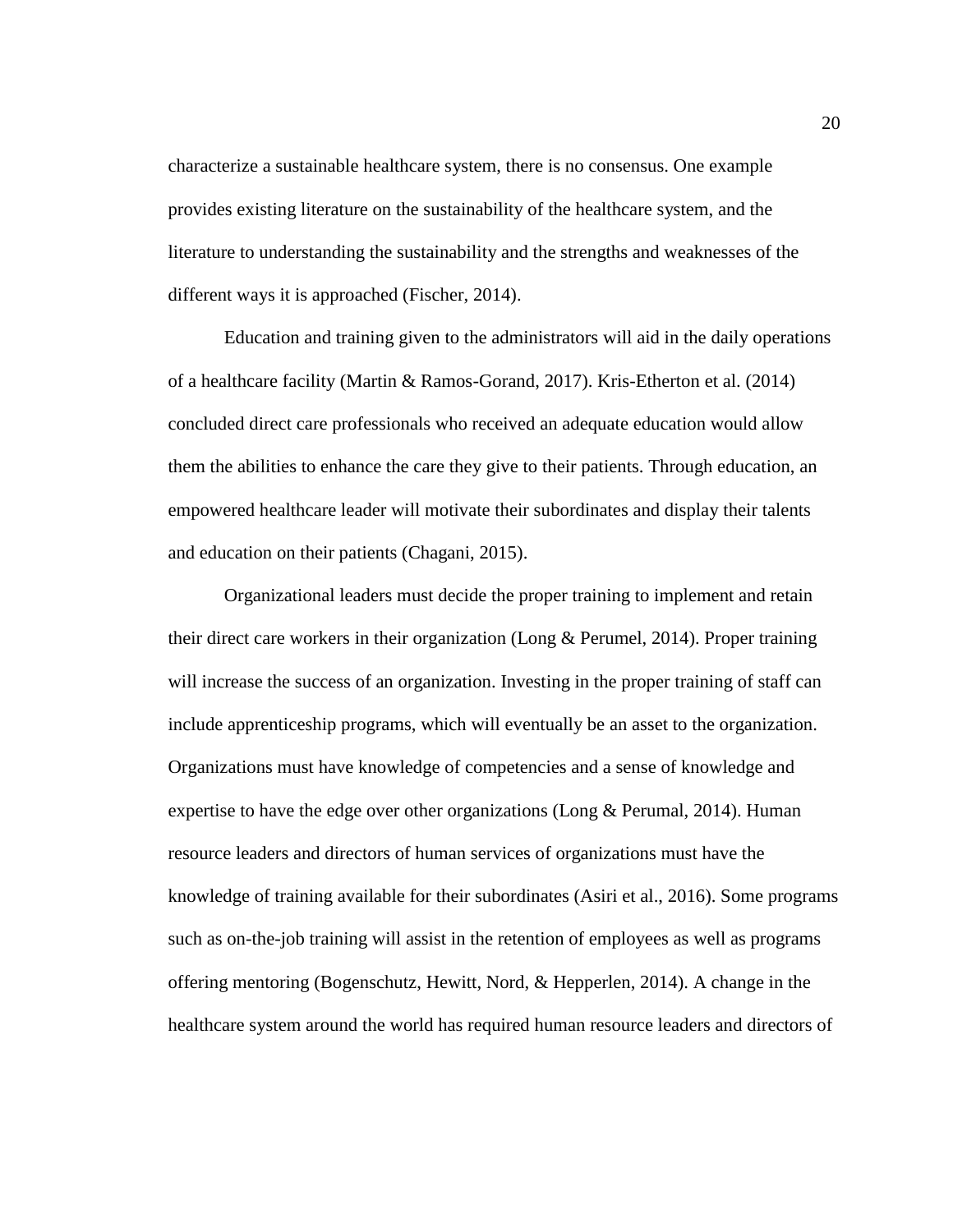characterize a sustainable healthcare system, there is no consensus. One example provides existing literature on the sustainability of the healthcare system, and the literature to understanding the sustainability and the strengths and weaknesses of the different ways it is approached (Fischer, 2014).

Education and training given to the administrators will aid in the daily operations of a healthcare facility (Martin & Ramos-Gorand, 2017). Kris-Etherton et al. (2014) concluded direct care professionals who received an adequate education would allow them the abilities to enhance the care they give to their patients. Through education, an empowered healthcare leader will motivate their subordinates and display their talents and education on their patients (Chagani, 2015).

Organizational leaders must decide the proper training to implement and retain their direct care workers in their organization (Long & Perumel, 2014). Proper training will increase the success of an organization. Investing in the proper training of staff can include apprenticeship programs, which will eventually be an asset to the organization. Organizations must have knowledge of competencies and a sense of knowledge and expertise to have the edge over other organizations (Long & Perumal, 2014). Human resource leaders and directors of human services of organizations must have the knowledge of training available for their subordinates (Asiri et al., 2016). Some programs such as on-the-job training will assist in the retention of employees as well as programs offering mentoring (Bogenschutz, Hewitt, Nord, & Hepperlen, 2014). A change in the healthcare system around the world has required human resource leaders and directors of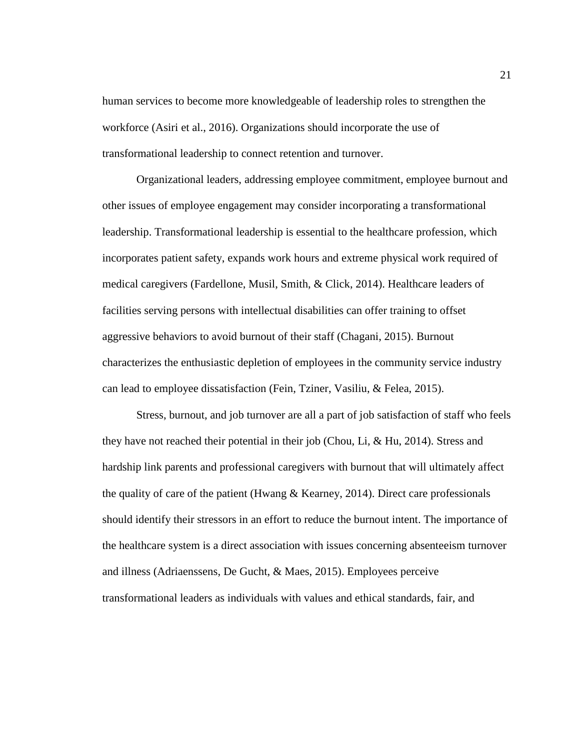human services to become more knowledgeable of leadership roles to strengthen the workforce (Asiri et al., 2016). Organizations should incorporate the use of transformational leadership to connect retention and turnover.

Organizational leaders, addressing employee commitment, employee burnout and other issues of employee engagement may consider incorporating a transformational leadership. Transformational leadership is essential to the healthcare profession, which incorporates patient safety, expands work hours and extreme physical work required of medical caregivers (Fardellone, Musil, Smith, & Click, 2014). Healthcare leaders of facilities serving persons with intellectual disabilities can offer training to offset aggressive behaviors to avoid burnout of their staff (Chagani, 2015). Burnout characterizes the enthusiastic depletion of employees in the community service industry can lead to employee dissatisfaction (Fein, Tziner, Vasiliu, & Felea, 2015).

Stress, burnout, and job turnover are all a part of job satisfaction of staff who feels they have not reached their potential in their job (Chou, Li, & Hu, 2014). Stress and hardship link parents and professional caregivers with burnout that will ultimately affect the quality of care of the patient (Hwang & Kearney, 2014). Direct care professionals should identify their stressors in an effort to reduce the burnout intent. The importance of the healthcare system is a direct association with issues concerning absenteeism turnover and illness (Adriaenssens, De Gucht, & Maes, 2015). Employees perceive transformational leaders as individuals with values and ethical standards, fair, and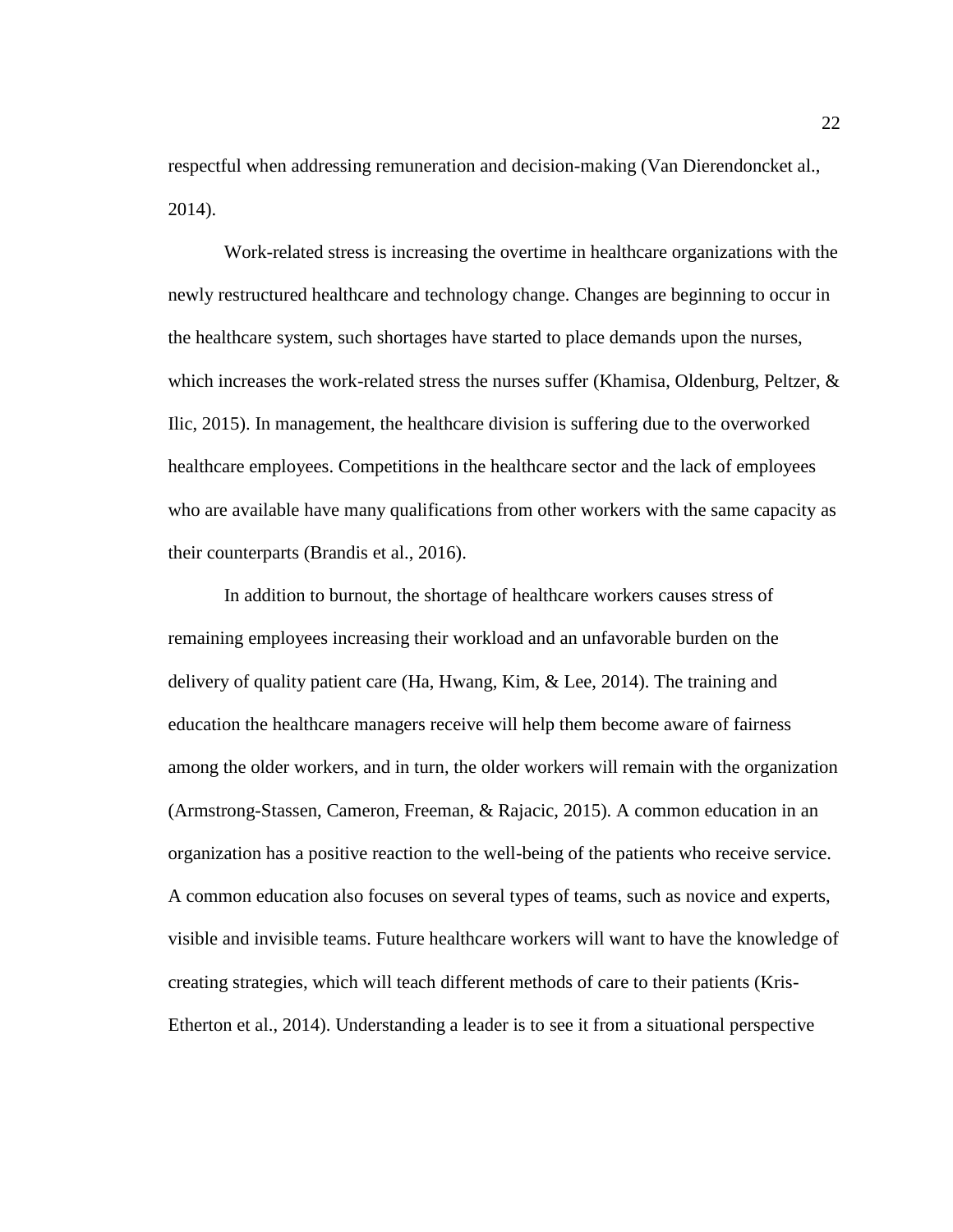respectful when addressing remuneration and decision-making (Van Dierendoncket al., 2014).

Work-related stress is increasing the overtime in healthcare organizations with the newly restructured healthcare and technology change. Changes are beginning to occur in the healthcare system, such shortages have started to place demands upon the nurses, which increases the work-related stress the nurses suffer (Khamisa, Oldenburg, Peltzer, & Ilic, 2015). In management, the healthcare division is suffering due to the overworked healthcare employees. Competitions in the healthcare sector and the lack of employees who are available have many qualifications from other workers with the same capacity as their counterparts (Brandis et al., 2016).

In addition to burnout, the shortage of healthcare workers causes stress of remaining employees increasing their workload and an unfavorable burden on the delivery of quality patient care (Ha, Hwang, Kim, & Lee, 2014). The training and education the healthcare managers receive will help them become aware of fairness among the older workers, and in turn, the older workers will remain with the organization (Armstrong-Stassen, Cameron, Freeman, & Rajacic, 2015). A common education in an organization has a positive reaction to the well-being of the patients who receive service. A common education also focuses on several types of teams, such as novice and experts, visible and invisible teams. Future healthcare workers will want to have the knowledge of creating strategies, which will teach different methods of care to their patients (Kris-Etherton et al., 2014). Understanding a leader is to see it from a situational perspective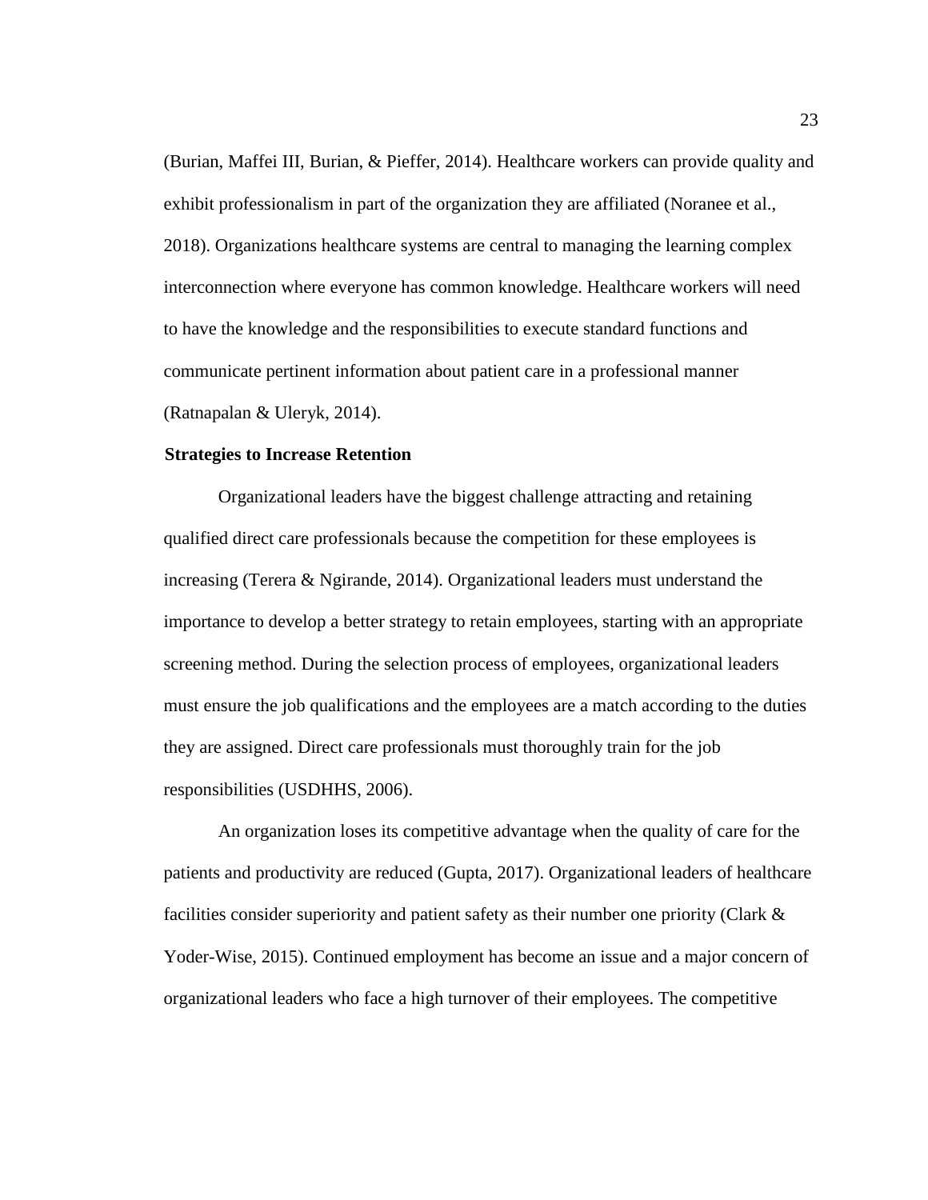(Burian, Maffei III, Burian, & Pieffer, 2014). Healthcare workers can provide quality and exhibit professionalism in part of the organization they are affiliated (Noranee et al., 2018). Organizations healthcare systems are central to managing the learning complex interconnection where everyone has common knowledge. Healthcare workers will need to have the knowledge and the responsibilities to execute standard functions and communicate pertinent information about patient care in a professional manner (Ratnapalan & Uleryk, 2014).

**Strategies to Increase Retention**

Organizational leaders have the biggest challenge attracting and retaining qualified direct care professionals because the competition for these employees is increasing (Terera & Ngirande, 2014). Organizational leaders must understand the importance to develop a better strategy to retain employees, starting with an appropriate screening method. During the selection process of employees, organizational leaders must ensure the job qualifications and the employees are a match according to the duties they are assigned. Direct care professionals must thoroughly train for the job responsibilities (USDHHS, 2006).

An organization loses its competitive advantage when the quality of care for the patients and productivity are reduced (Gupta, 2017). Organizational leaders of healthcare facilities consider superiority and patient safety as their number one priority (Clark & Yoder-Wise, 2015). Continued employment has become an issue and a major concern of organizational leaders who face a high turnover of their employees. The competitive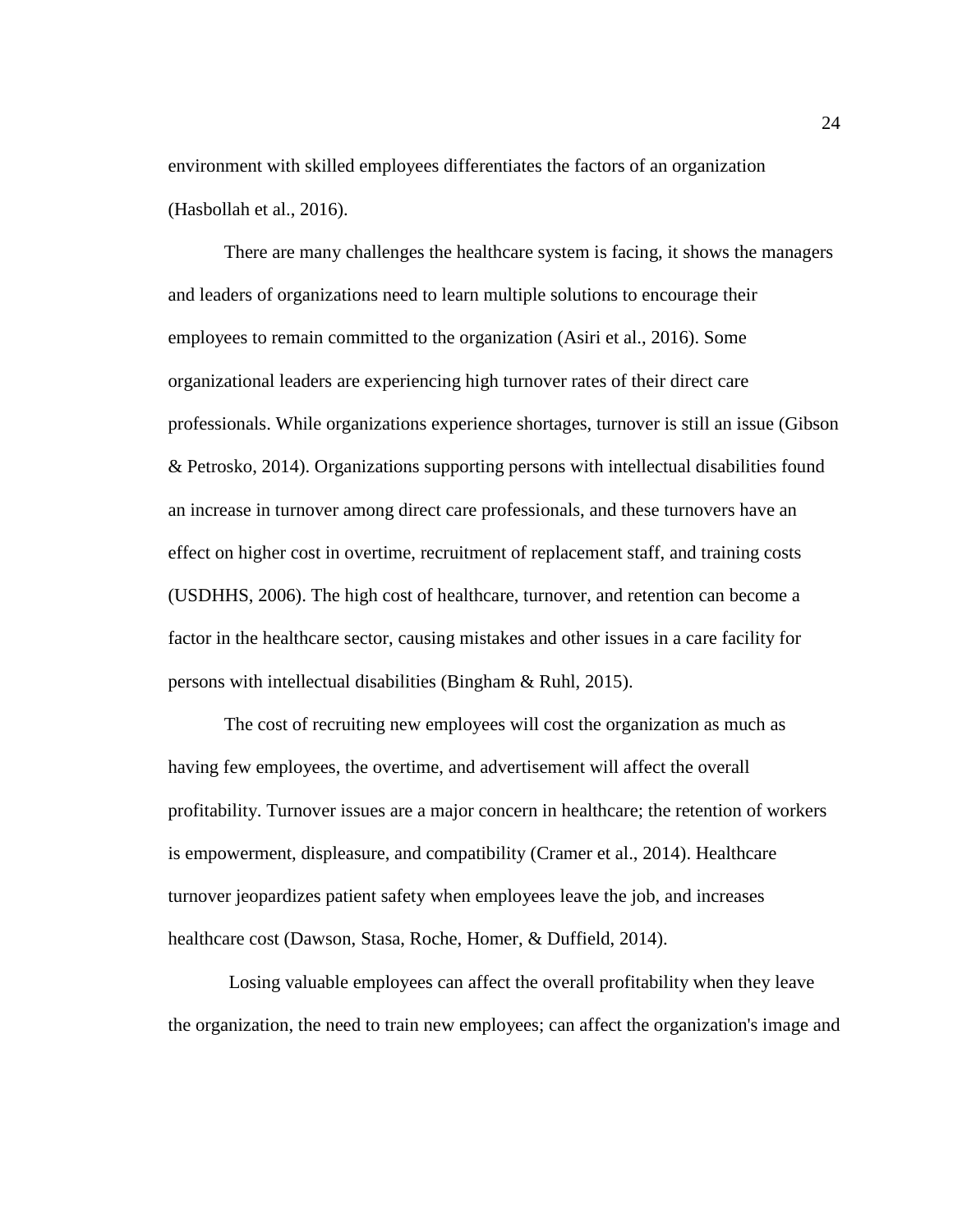environment with skilled employees differentiates the factors of an organization (Hasbollah et al., 2016).

There are many challenges the healthcare system is facing, it shows the managers and leaders of organizations need to learn multiple solutions to encourage their employees to remain committed to the organization (Asiri et al., 2016). Some organizational leaders are experiencing high turnover rates of their direct care professionals. While organizations experience shortages, turnover is still an issue (Gibson & Petrosko, 2014). Organizations supporting persons with intellectual disabilities found an increase in turnover among direct care professionals, and these turnovers have an effect on higher cost in overtime, recruitment of replacement staff, and training costs (USDHHS, 2006). The high cost of healthcare, turnover, and retention can become a factor in the healthcare sector, causing mistakes and other issues in a care facility for persons with intellectual disabilities (Bingham & Ruhl, 2015).

The cost of recruiting new employees will cost the organization as much as having few employees, the overtime, and advertisement will affect the overall profitability. Turnover issues are a major concern in healthcare; the retention of workers is empowerment, displeasure, and compatibility (Cramer et al., 2014). Healthcare turnover jeopardizes patient safety when employees leave the job, and increases healthcare cost (Dawson, Stasa, Roche, Homer, & Duffield, 2014).

Losing valuable employees can affect the overall profitability when they leave the organization, the need to train new employees; can affect the organization's image and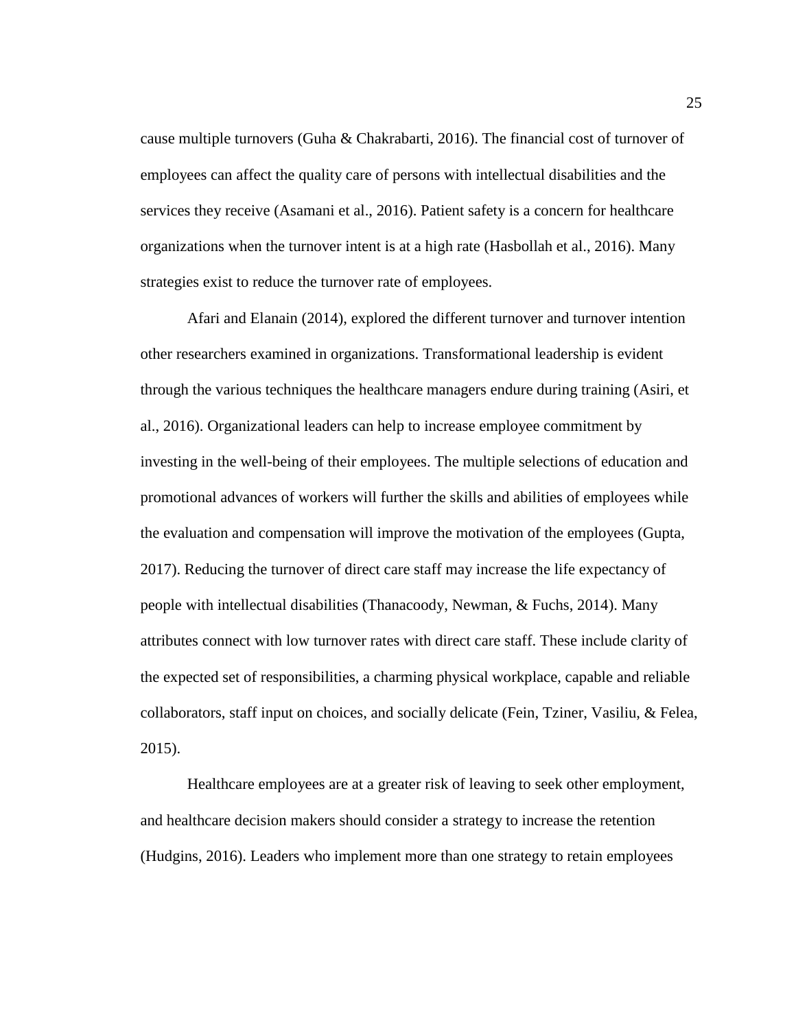cause multiple turnovers (Guha & Chakrabarti, 2016). The financial cost of turnover of employees can affect the quality care of persons with intellectual disabilities and the services they receive (Asamani et al., 2016). Patient safety is a concern for healthcare organizations when the turnover intent is at a high rate (Hasbollah et al., 2016). Many strategies exist to reduce the turnover rate of employees.

Afari and Elanain (2014), explored the different turnover and turnover intention other researchers examined in organizations. Transformational leadership is evident through the various techniques the healthcare managers endure during training (Asiri, et al., 2016). Organizational leaders can help to increase employee commitment by investing in the well-being of their employees. The multiple selections of education and promotional advances of workers will further the skills and abilities of employees while the evaluation and compensation will improve the motivation of the employees (Gupta, 2017). Reducing the turnover of direct care staff may increase the life expectancy of people with intellectual disabilities (Thanacoody, Newman, & Fuchs, 2014). Many attributes connect with low turnover rates with direct care staff. These include clarity of the expected set of responsibilities, a charming physical workplace, capable and reliable collaborators, staff input on choices, and socially delicate (Fein, Tziner, Vasiliu, & Felea, 2015).

Healthcare employees are at a greater risk of leaving to seek other employment, and healthcare decision makers should consider a strategy to increase the retention (Hudgins, 2016). Leaders who implement more than one strategy to retain employees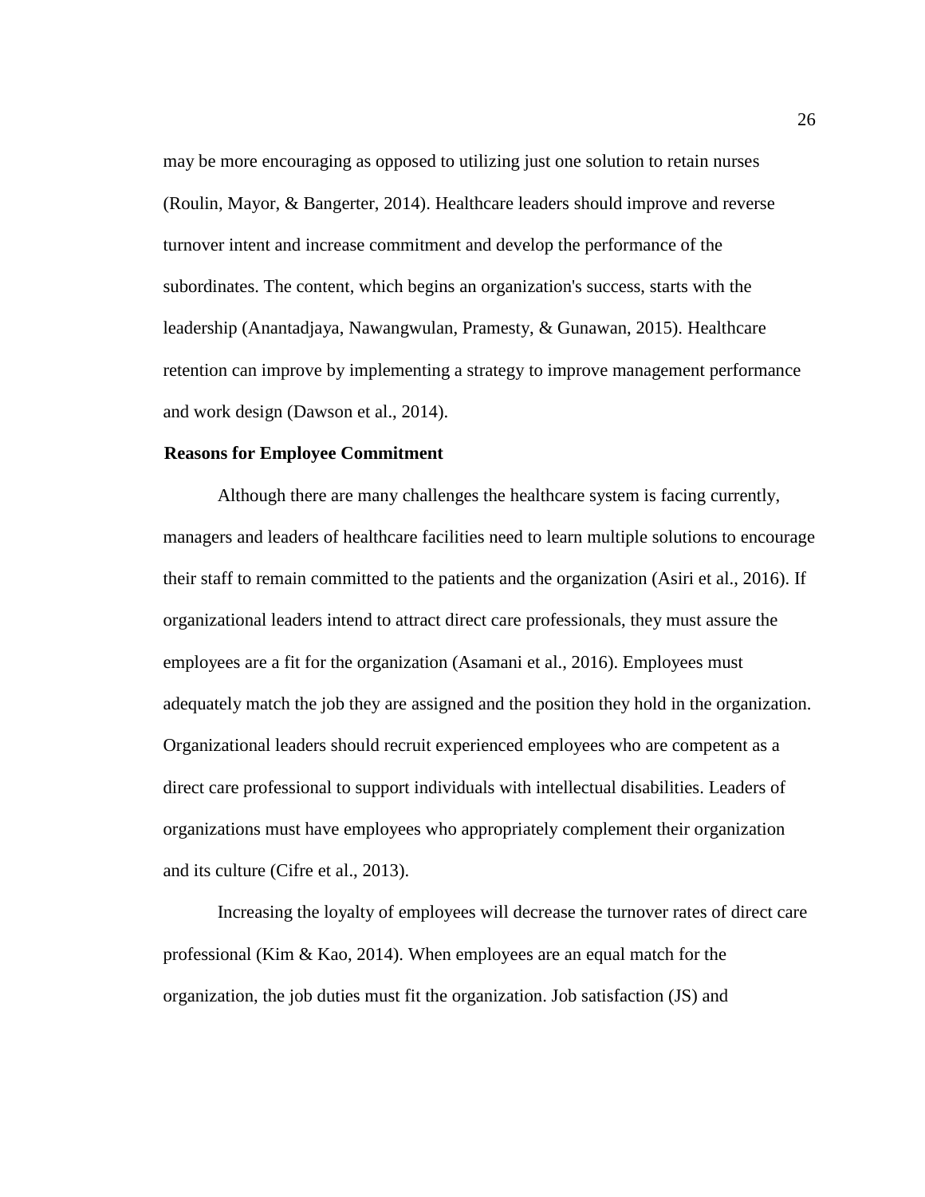may be more encouraging as opposed to utilizing just one solution to retain nurses (Roulin, Mayor, & Bangerter, 2014). Healthcare leaders should improve and reverse turnover intent and increase commitment and develop the performance of the subordinates. The content, which begins an organization's success, starts with the leadership (Anantadjaya, Nawangwulan, Pramesty, & Gunawan, 2015). Healthcare retention can improve by implementing a strategy to improve management performance and work design (Dawson et al., 2014).

**Reasons for Employee Commitment**

Although there are many challenges the healthcare system is facing currently, managers and leaders of healthcare facilities need to learn multiple solutions to encourage their staff to remain committed to the patients and the organization (Asiri et al., 2016). If organizational leaders intend to attract direct care professionals, they must assure the employees are a fit for the organization (Asamani et al., 2016). Employees must adequately match the job they are assigned and the position they hold in the organization. Organizational leaders should recruit experienced employees who are competent as a direct care professional to support individuals with intellectual disabilities. Leaders of organizations must have employees who appropriately complement their organization and its culture (Cifre et al., 2013).

Increasing the loyalty of employees will decrease the turnover rates of direct care professional (Kim & Kao, 2014). When employees are an equal match for the organization, the job duties must fit the organization. Job satisfaction (JS) and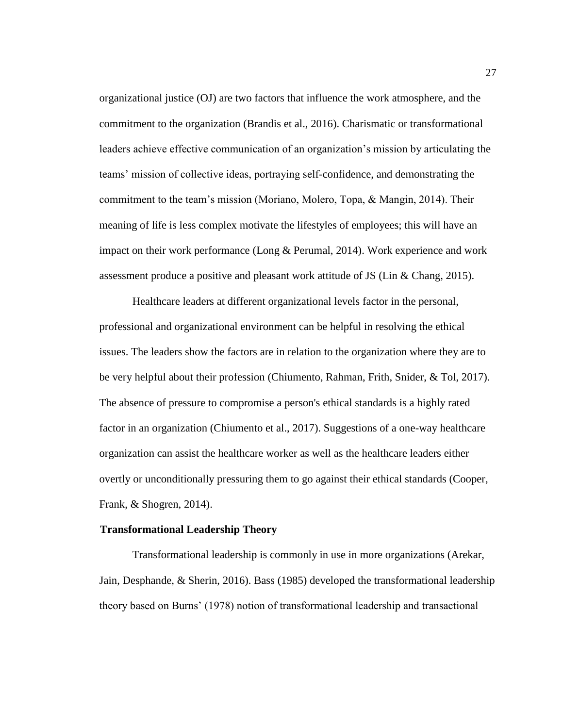organizational justice (OJ) are two factors that influence the work atmosphere, and the commitment to the organization (Brandis et al., 2016). Charismatic or transformational leaders achieve effective communication of an organization's mission by articulating the teams' mission of collective ideas, portraying self-confidence, and demonstrating the commitment to the team's mission (Moriano, Molero, Topa, & Mangin, 2014). Their meaning of life is less complex motivate the lifestyles of employees; this will have an impact on their work performance (Long & Perumal, 2014). Work experience and work assessment produce a positive and pleasant work attitude of JS (Lin & Chang, 2015).

Healthcare leaders at different organizational levels factor in the personal, professional and organizational environment can be helpful in resolving the ethical issues. The leaders show the factors are in relation to the organization where they are to be very helpful about their profession (Chiumento, Rahman, Frith, Snider, & Tol, 2017). The absence of pressure to compromise a person's ethical standards is a highly rated factor in an organization (Chiumento et al., 2017). Suggestions of a one-way healthcare organization can assist the healthcare worker as well as the healthcare leaders either overtly or unconditionally pressuring them to go against their ethical standards (Cooper, Frank, & Shogren, 2014).

### Transformational Leadership Theory

Transformational leadership is commonly in use in more organizations (Arekar, Jain, Desphande, & Sherin, 2016). Bass (1985) developed the transformational leadership theory based on Burns' (1978) notion of transformational leadership and transactional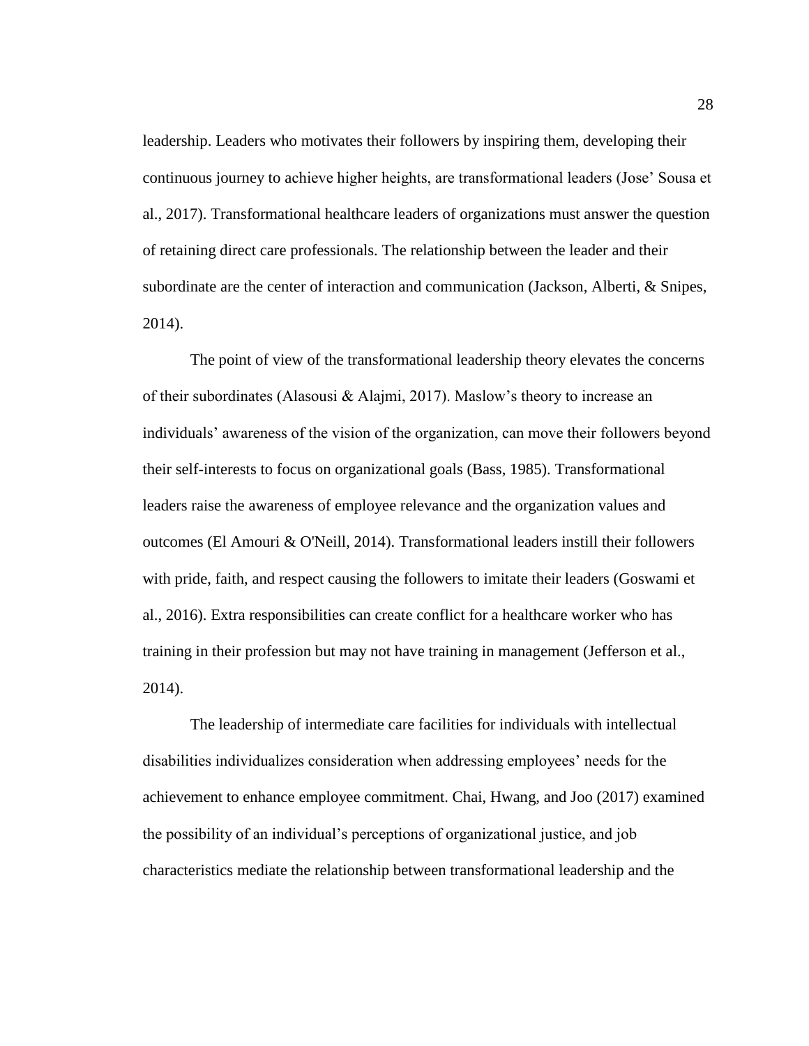leadership. Leaders who motivates their followers by inspiring them, developing their continuous journey to achieve higher heights, are transformational leaders (Jose' Sousa et al., 2017). Transformational healthcare leaders of organizations must answer the question of retaining direct care professionals. The relationship between the leader and their subordinate are the center of interaction and communication (Jackson, Alberti, & Snipes, 2014).

The point of view of the transformational leadership theory elevates the concerns of their subordinates (Alasousi & Alajmi, 2017). Maslow's theory to increase an individuals' awareness of the vision of the organization, can move their followers beyond their self-interests to focus on organizational goals (Bass, 1985). Transformational leaders raise the awareness of employee relevance and the organization values and outcomes (El Amouri & O'Neill, 2014). Transformational leaders instill their followers with pride, faith, and respect causing the followers to imitate their leaders (Goswami et al., 2016). Extra responsibilities can create conflict for a healthcare worker who has training in their profession but may not have training in management (Jefferson et al., 2014).

The leadership of intermediate care facilities for individuals with intellectual disabilities individualizes consideration when addressing employees' needs for the achievement to enhance employee commitment. Chai, Hwang, and Joo (2017) examined the possibility of an individual's perceptions of organizational justice, and job characteristics mediate the relationship between transformational leadership and the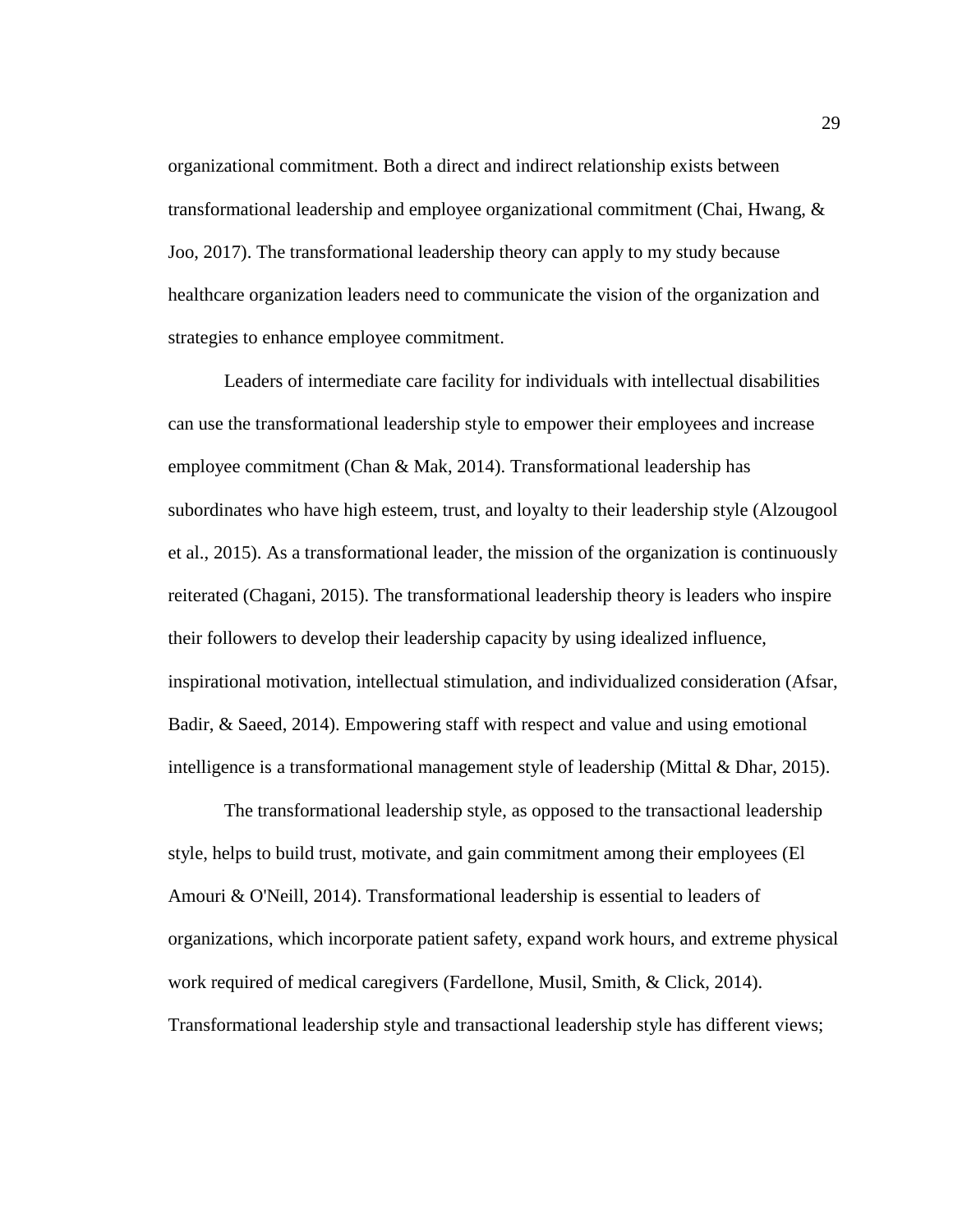organizational commitment. Both a direct and indirect relationship exists between transformational leadership and employee organizational commitment (Chai, Hwang, & Joo, 2017). The transformational leadership theory can apply to my study because healthcare organization leaders need to communicate the vision of the organization and strategies to enhance employee commitment.

Leaders of intermediate care facility for individuals with intellectual disabilities can use the transformational leadership style to empower their employees and increase employee commitment (Chan & Mak, 2014). Transformational leadership has subordinates who have high esteem, trust, and loyalty to their leadership style (Alzougool et al., 2015). As a transformational leader, the mission of the organization is continuously reiterated (Chagani, 2015). The transformational leadership theory is leaders who inspire their followers to develop their leadership capacity by using idealized influence, inspirational motivation, intellectual stimulation, and individualized consideration (Afsar, Badir, & Saeed, 2014). Empowering staff with respect and value and using emotional intelligence is a transformational management style of leadership (Mittal & Dhar, 2015).

The transformational leadership style, as opposed to the transactional leadership style, helps to build trust, motivate, and gain commitment among their employees (El Amouri & O'Neill, 2014). Transformational leadership is essential to leaders of organizations, which incorporate patient safety, expand work hours, and extreme physical work required of medical caregivers (Fardellone, Musil, Smith, & Click, 2014). Transformational leadership style and transactional leadership style has different views;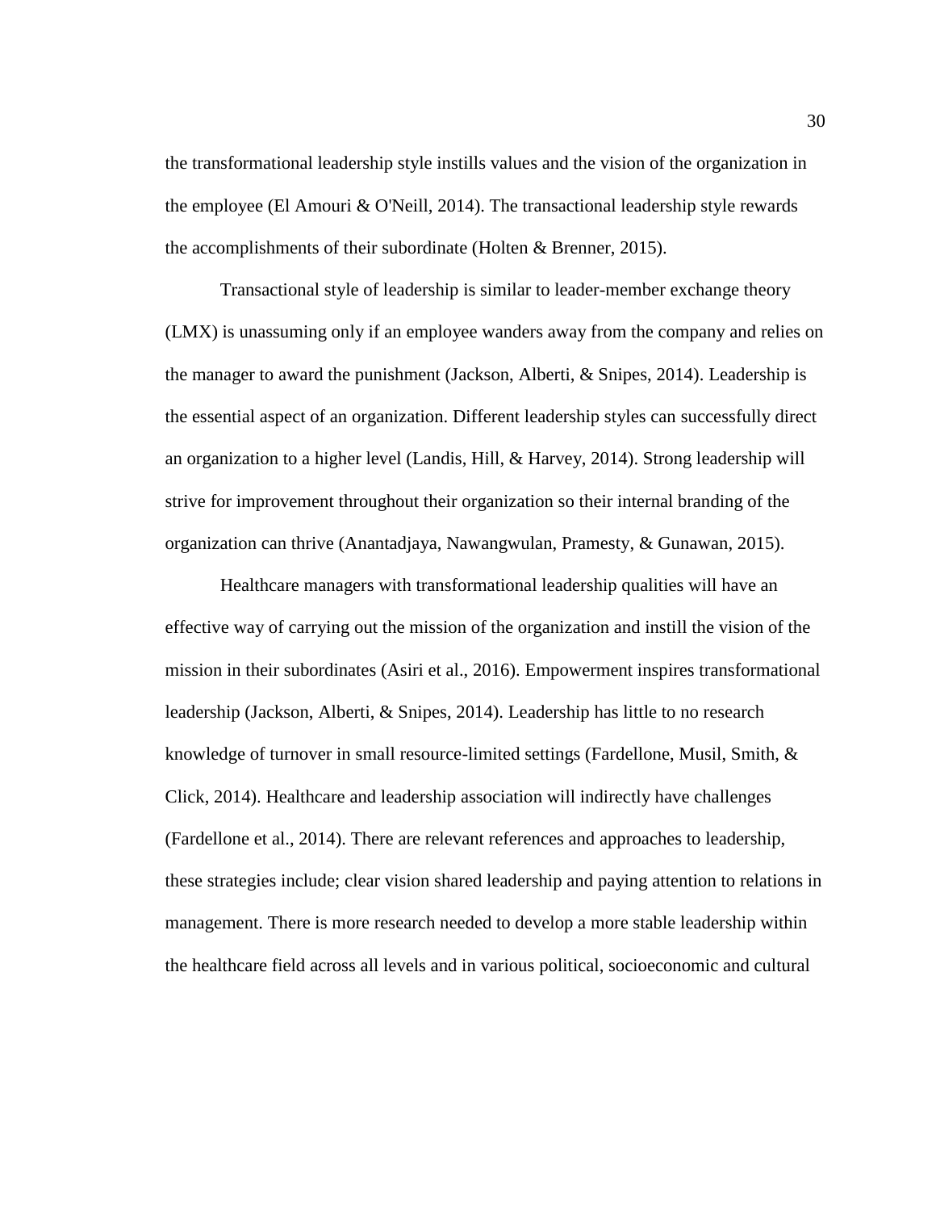the transformational leadership style instills values and the vision of the organization in the employee (El Amouri & O'Neill, 2014). The transactional leadership style rewards the accomplishments of their subordinate (Holten & Brenner, 2015).

Transactional style of leadership is similar to leader-member exchange theory (LMX) is unassuming only if an employee wanders away from the company and relies on the manager to award the punishment (Jackson, Alberti, & Snipes, 2014). Leadership is the essential aspect of an organization. Different leadership styles can successfully direct an organization to a higher level (Landis, Hill, & Harvey, 2014). Strong leadership will strive for improvement throughout their organization so their internal branding of the organization can thrive (Anantadjaya, Nawangwulan, Pramesty, & Gunawan, 2015).

Healthcare managers with transformational leadership qualities will have an effective way of carrying out the mission of the organization and instill the vision of the mission in their subordinates (Asiri et al., 2016). Empowerment inspires transformational leadership (Jackson, Alberti, & Snipes, 2014). Leadership has little to no research knowledge of turnover in small resource-limited settings (Fardellone, Musil, Smith, & Click, 2014). Healthcare and leadership association will indirectly have challenges (Fardellone et al., 2014). There are relevant references and approaches to leadership, these strategies include; clear vision shared leadership and paying attention to relations in management. There is more research needed to develop a more stable leadership within the healthcare field across all levels and in various political, socioeconomic and cultural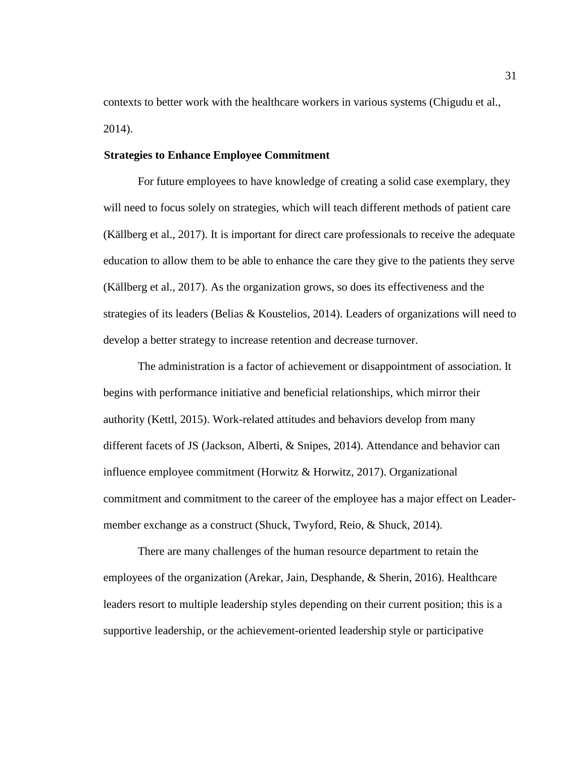contexts to better work with the healthcare workers in various systems (Chigudu et al., 2014).

### Strategies to Enhance Employee Commitment

For future employees to have knowledge of creating a solid case exemplary, they will need to focus solely on strategies, which will teach different methods of patient care (Källberg et al., 2017). It is important for direct care professionals to receive the adequate education to allow them to be able to enhance the care they give to the patients they serve (Källberg et al., 2017). As the organization grows, so does its effectiveness and the strategies of its leaders (Belias & Koustelios, 2014). Leaders of organizations will need to develop a better strategy to increase retention and decrease turnover.

The administration is a factor of achievement or disappointment of association. It begins with performance initiative and beneficial relationships, which mirror their authority (Kettl, 2015). Work-related attitudes and behaviors develop from many different facets of JS (Jackson, Alberti, & Snipes, 2014). Attendance and behavior can influence employee commitment (Horwitz & Horwitz, 2017). Organizational commitment and commitment to the career of the employee has a major effect on Leader-member exchange as a construct (Shuck, Twyford, Reio, & Shuck, 2014).

There are many challenges of the human resource department to retain the employees of the organization (Arekar, Jain, Desphande, & Sherin, 2016). Healthcare leaders resort to multiple leadership styles depending on their current position; this is a supportive leadership, or the achievement-oriented leadership style or participative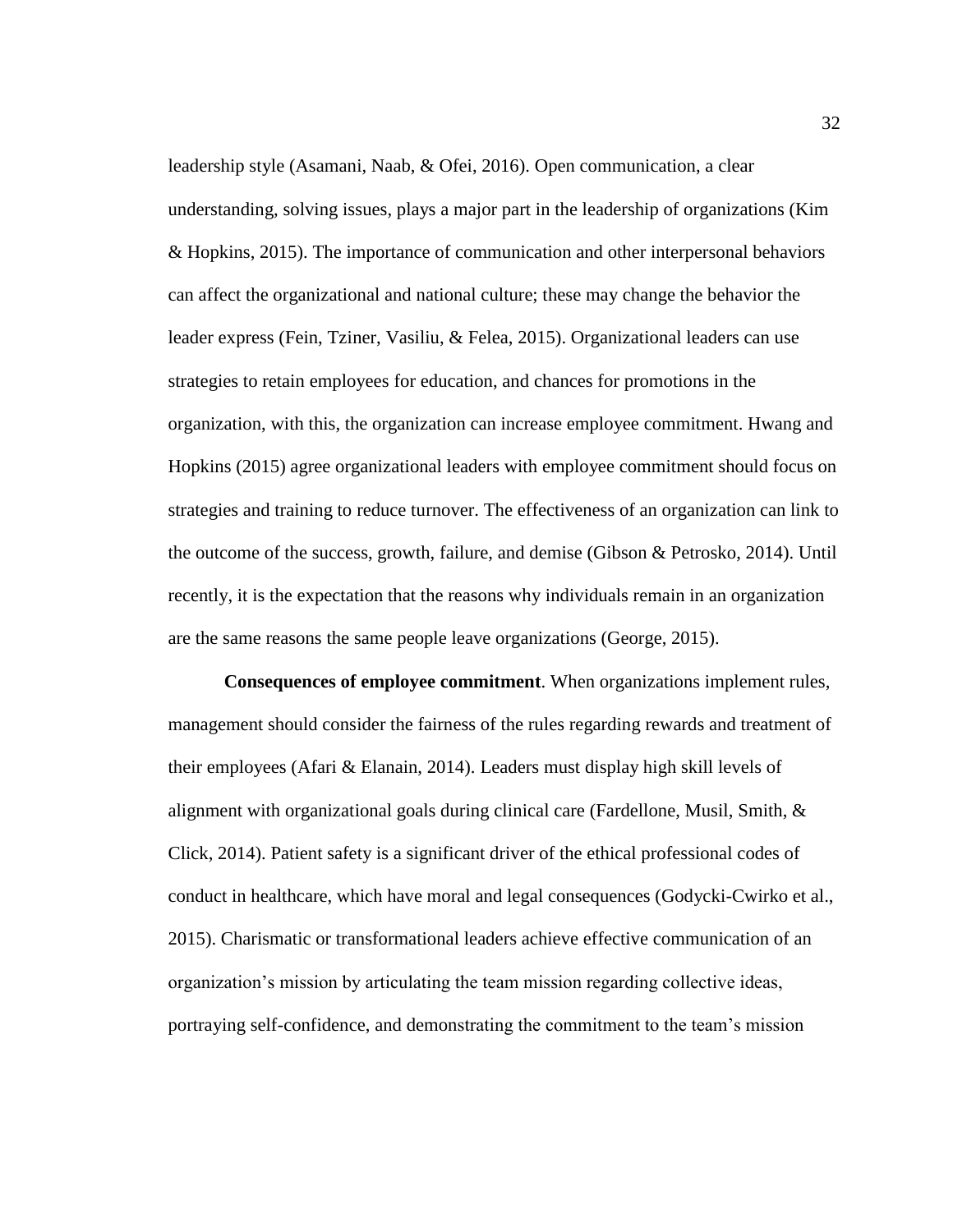leadership style (Asamani, Naab, & Ofei, 2016). Open communication, a clear understanding, solving issues, plays a major part in the leadership of organizations (Kim & Hopkins, 2015). The importance of communication and other interpersonal behaviors can affect the organizational and national culture; these may change the behavior the leader express (Fein, Tziner, Vasiliu, & Felea, 2015). Organizational leaders can use strategies to retain employees for education, and chances for promotions in the organization, with this, the organization can increase employee commitment. Hwang and Hopkins (2015) agree organizational leaders with employee commitment should focus on strategies and training to reduce turnover. The effectiveness of an organization can link to the outcome of the success, growth, failure, and demise (Gibson & Petrosko, 2014). Until recently, it is the expectation that the reasons why individuals remain in an organization are the same reasons the same people leave organizations (George, 2015).

**Consequences of employee commitment**. When organizations implement rules, management should consider the fairness of the rules regarding rewards and treatment of their employees (Afari & Elanain, 2014). Leaders must display high skill levels of alignment with organizational goals during clinical care (Fardellone, Musil, Smith, & Click, 2014). Patient safety is a significant driver of the ethical professional codes of conduct in healthcare, which have moral and legal consequences (Godycki-Cwirko et al., 2015). Charismatic or transformational leaders achieve effective communication of an organization's mission by articulating the team mission regarding collective ideas, portraying self-confidence, and demonstrating the commitment to the team's mission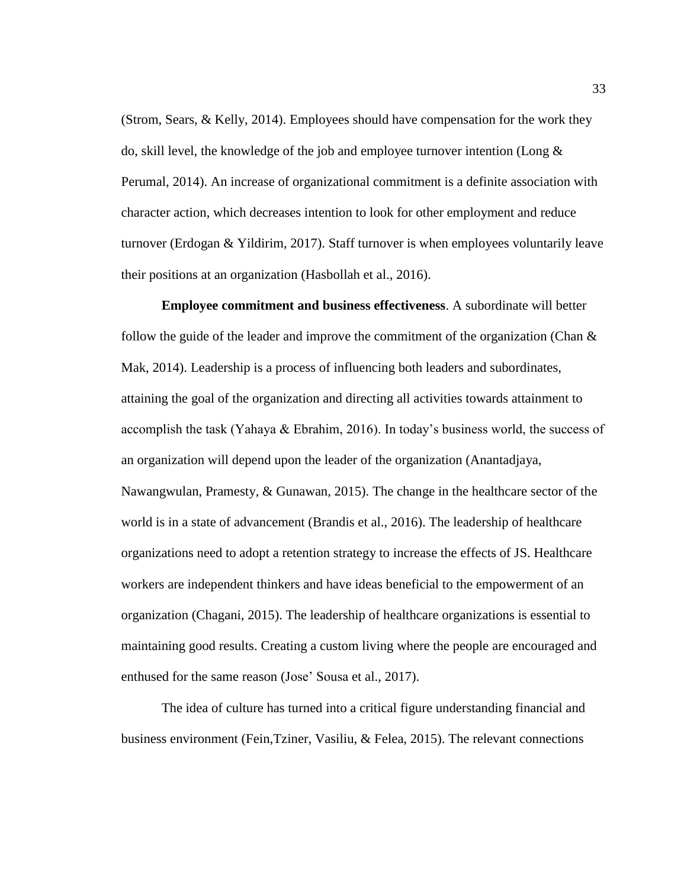(Strom, Sears, & Kelly, 2014). Employees should have compensation for the work they do, skill level, the knowledge of the job and employee turnover intention (Long & Perumal, 2014). An increase of organizational commitment is a definite association with character action, which decreases intention to look for other employment and reduce turnover (Erdogan & Yildirim, 2017). Staff turnover is when employees voluntarily leave their positions at an organization (Hasbollah et al., 2016).

**Employee commitment and business effectiveness**. A subordinate will better follow the guide of the leader and improve the commitment of the organization (Chan & Mak, 2014). Leadership is a process of influencing both leaders and subordinates, attaining the goal of the organization and directing all activities towards attainment to accomplish the task (Yahaya & Ebrahim, 2016). In today's business world, the success of an organization will depend upon the leader of the organization (Anantadjaya, Nawangwulan, Pramesty, & Gunawan, 2015). The change in the healthcare sector of the world is in a state of advancement (Brandis et al., 2016). The leadership of healthcare organizations need to adopt a retention strategy to increase the effects of JS. Healthcare workers are independent thinkers and have ideas beneficial to the empowerment of an organization (Chagani, 2015). The leadership of healthcare organizations is essential to maintaining good results. Creating a custom living where the people are encouraged and enthused for the same reason (Jose' Sousa et al., 2017).

The idea of culture has turned into a critical figure understanding financial and business environment (Fein,Tziner, Vasiliu, & Felea, 2015). The relevant connections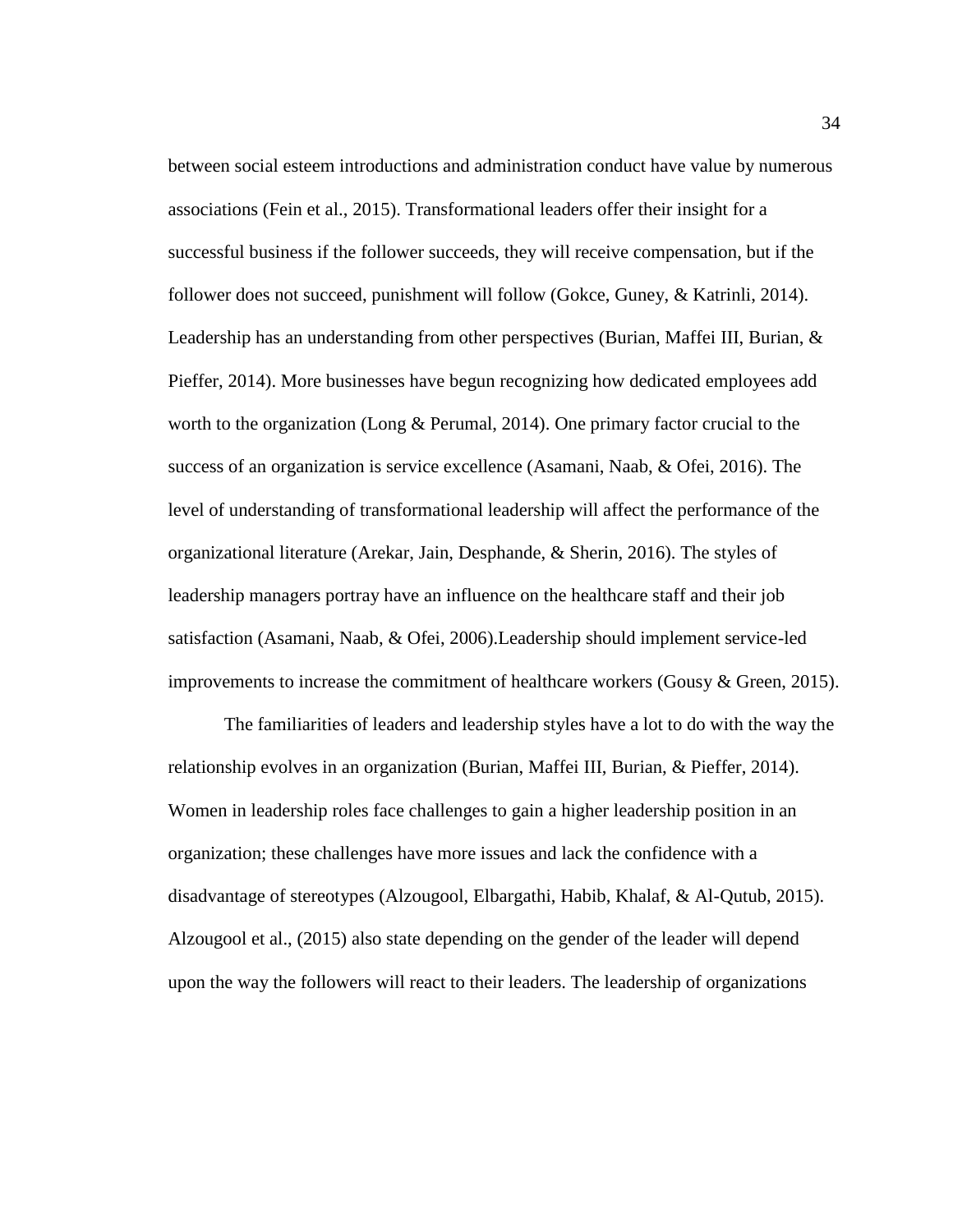between social esteem introductions and administration conduct have value by numerous associations (Fein et al., 2015). Transformational leaders offer their insight for a successful business if the follower succeeds, they will receive compensation, but if the follower does not succeed, punishment will follow (Gokce, Guney, & Katrinli, 2014). Leadership has an understanding from other perspectives (Burian, Maffei III, Burian, & Pieffer, 2014). More businesses have begun recognizing how dedicated employees add worth to the organization (Long & Perumal, 2014). One primary factor crucial to the success of an organization is service excellence (Asamani, Naab, & Ofei, 2016). The level of understanding of transformational leadership will affect the performance of the organizational literature (Arekar, Jain, Desphande, & Sherin, 2016). The styles of leadership managers portray have an influence on the healthcare staff and their job satisfaction (Asamani, Naab, & Ofei, 2006).Leadership should implement service-led improvements to increase the commitment of healthcare workers (Gousy & Green, 2015).

The familiarities of leaders and leadership styles have a lot to do with the way the relationship evolves in an organization (Burian, Maffei III, Burian, & Pieffer, 2014). Women in leadership roles face challenges to gain a higher leadership position in an organization; these challenges have more issues and lack the confidence with a disadvantage of stereotypes (Alzougool, Elbargathi, Habib, Khalaf, & Al-Qutub, 2015). Alzougool et al., (2015) also state depending on the gender of the leader will depend upon the way the followers will react to their leaders. The leadership of organizations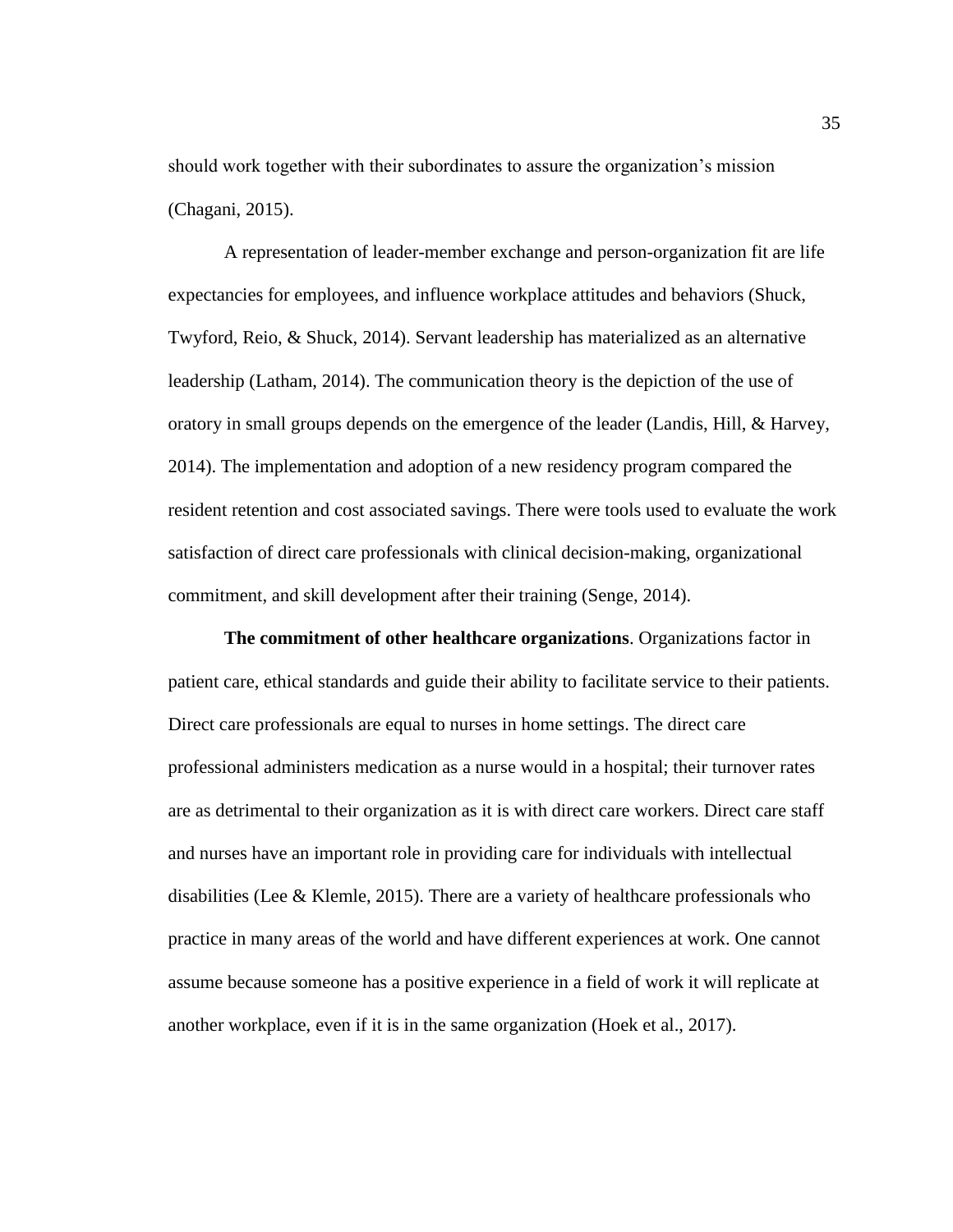should work together with their subordinates to assure the organization's mission (Chagani, 2015).

A representation of leader-member exchange and person-organization fit are life expectancies for employees, and influence workplace attitudes and behaviors (Shuck, Twyford, Reio, & Shuck, 2014). Servant leadership has materialized as an alternative leadership (Latham, 2014). The communication theory is the depiction of the use of oratory in small groups depends on the emergence of the leader (Landis, Hill, & Harvey, 2014). The implementation and adoption of a new residency program compared the resident retention and cost associated savings. There were tools used to evaluate the work satisfaction of direct care professionals with clinical decision-making, organizational commitment, and skill development after their training (Senge, 2014).

**The commitment of other healthcare organizations**. Organizations factor in patient care, ethical standards and guide their ability to facilitate service to their patients. Direct care professionals are equal to nurses in home settings. The direct care professional administers medication as a nurse would in a hospital; their turnover rates are as detrimental to their organization as it is with direct care workers. Direct care staff and nurses have an important role in providing care for individuals with intellectual disabilities (Lee & Klemle, 2015). There are a variety of healthcare professionals who practice in many areas of the world and have different experiences at work. One cannot assume because someone has a positive experience in a field of work it will replicate at another workplace, even if it is in the same organization (Hoek et al., 2017).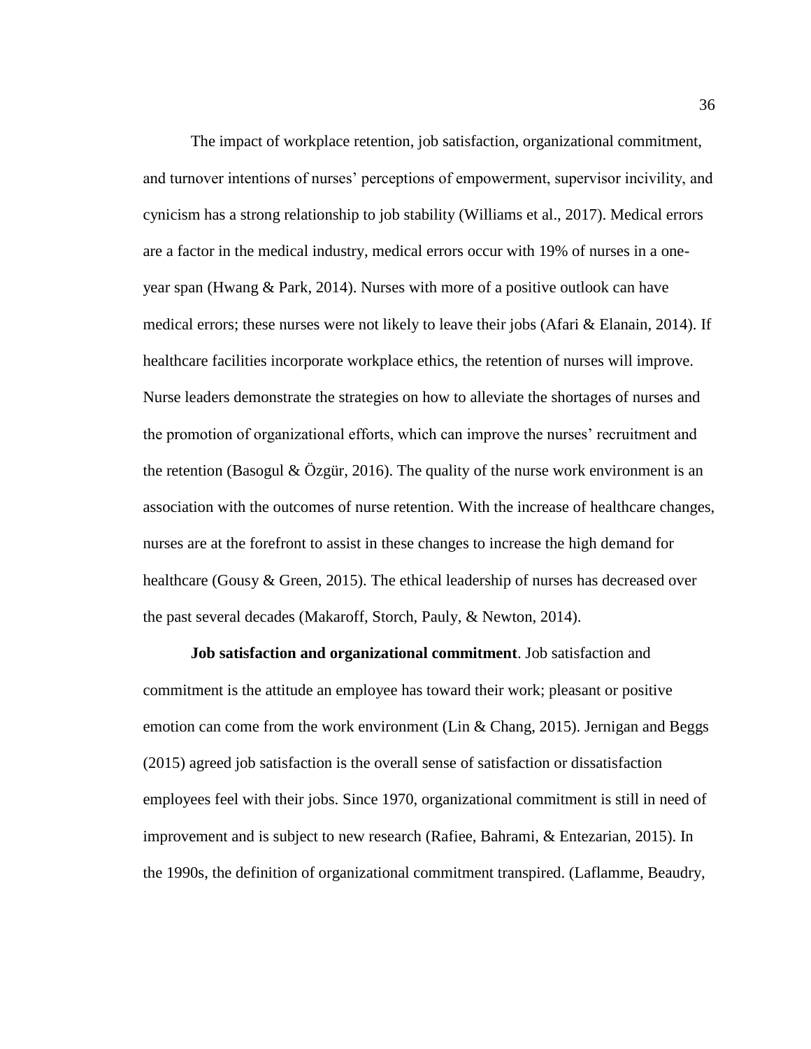The impact of workplace retention, job satisfaction, organizational commitment, and turnover intentions of nurses' perceptions of empowerment, supervisor incivility, and cynicism has a strong relationship to job stability (Williams et al., 2017). Medical errors are a factor in the medical industry, medical errors occur with 19% of nurses in a one-year span (Hwang & Park, 2014). Nurses with more of a positive outlook can have medical errors; these nurses were not likely to leave their jobs (Afari & Elanain, 2014). If healthcare facilities incorporate workplace ethics, the retention of nurses will improve. Nurse leaders demonstrate the strategies on how to alleviate the shortages of nurses and the promotion of organizational efforts, which can improve the nurses' recruitment and the retention (Basogul & Özgür, 2016). The quality of the nurse work environment is an association with the outcomes of nurse retention. With the increase of healthcare changes, nurses are at the forefront to assist in these changes to increase the high demand for healthcare (Gousy & Green, 2015). The ethical leadership of nurses has decreased over the past several decades (Makaroff, Storch, Pauly, & Newton, 2014).

**Job satisfaction and organizational commitment**. Job satisfaction and commitment is the attitude an employee has toward their work; pleasant or positive emotion can come from the work environment (Lin & Chang, 2015). Jernigan and Beggs (2015) agreed job satisfaction is the overall sense of satisfaction or dissatisfaction employees feel with their jobs. Since 1970, organizational commitment is still in need of improvement and is subject to new research (Rafiee, Bahrami, & Entezarian, 2015). In the 1990s, the definition of organizational commitment transpired. (Laflamme, Beaudry,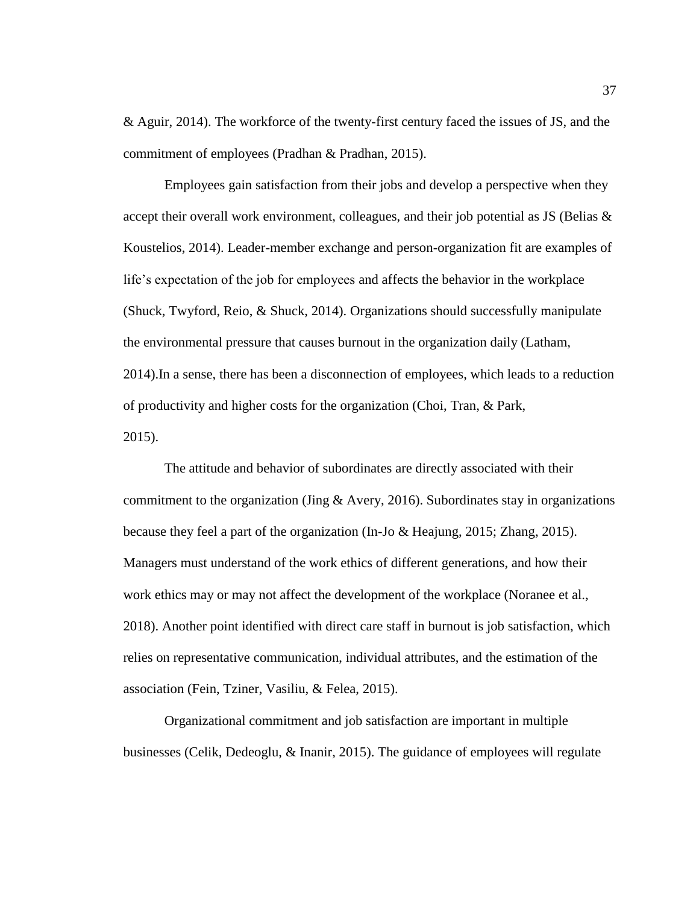& Aguir, 2014). The workforce of the twenty-first century faced the issues of JS, and the commitment of employees (Pradhan & Pradhan, 2015).

Employees gain satisfaction from their jobs and develop a perspective when they accept their overall work environment, colleagues, and their job potential as JS (Belias & Koustelios, 2014). Leader-member exchange and person-organization fit are examples of life's expectation of the job for employees and affects the behavior in the workplace (Shuck, Twyford, Reio, & Shuck, 2014). Organizations should successfully manipulate the environmental pressure that causes burnout in the organization daily (Latham, 2014).In a sense, there has been a disconnection of employees, which leads to a reduction of productivity and higher costs for the organization (Choi, Tran, & Park, 2015).

The attitude and behavior of subordinates are directly associated with their commitment to the organization (Jing & Avery, 2016). Subordinates stay in organizations because they feel a part of the organization (In-Jo & Heajung, 2015; Zhang, 2015). Managers must understand of the work ethics of different generations, and how their work ethics may or may not affect the development of the workplace (Noranee et al., 2018). Another point identified with direct care staff in burnout is job satisfaction, which relies on representative communication, individual attributes, and the estimation of the association (Fein, Tziner, Vasiliu, & Felea, 2015).

Organizational commitment and job satisfaction are important in multiple businesses (Celik, Dedeoglu, & Inanir, 2015). The guidance of employees will regulate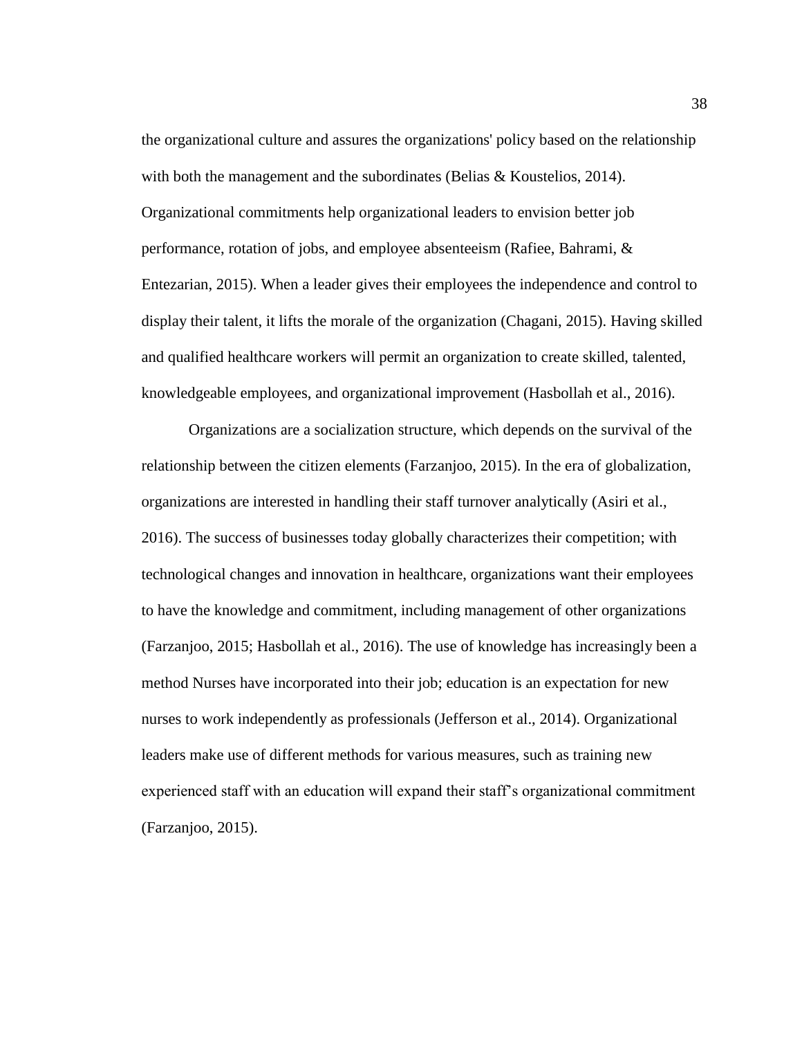the organizational culture and assures the organizations' policy based on the relationship with both the management and the subordinates (Belias & Koustelios, 2014). Organizational commitments help organizational leaders to envision better job performance, rotation of jobs, and employee absenteeism (Rafiee, Bahrami, & Entezarian, 2015). When a leader gives their employees the independence and control to display their talent, it lifts the morale of the organization (Chagani, 2015). Having skilled and qualified healthcare workers will permit an organization to create skilled, talented, knowledgeable employees, and organizational improvement (Hasbollah et al., 2016).

Organizations are a socialization structure, which depends on the survival of the relationship between the citizen elements (Farzanjoo, 2015). In the era of globalization, organizations are interested in handling their staff turnover analytically (Asiri et al., 2016). The success of businesses today globally characterizes their competition; with technological changes and innovation in healthcare, organizations want their employees to have the knowledge and commitment, including management of other organizations (Farzanjoo, 2015; Hasbollah et al., 2016). The use of knowledge has increasingly been a method Nurses have incorporated into their job; education is an expectation for new nurses to work independently as professionals (Jefferson et al., 2014). Organizational leaders make use of different methods for various measures, such as training new experienced staff with an education will expand their staff's organizational commitment (Farzanjoo, 2015).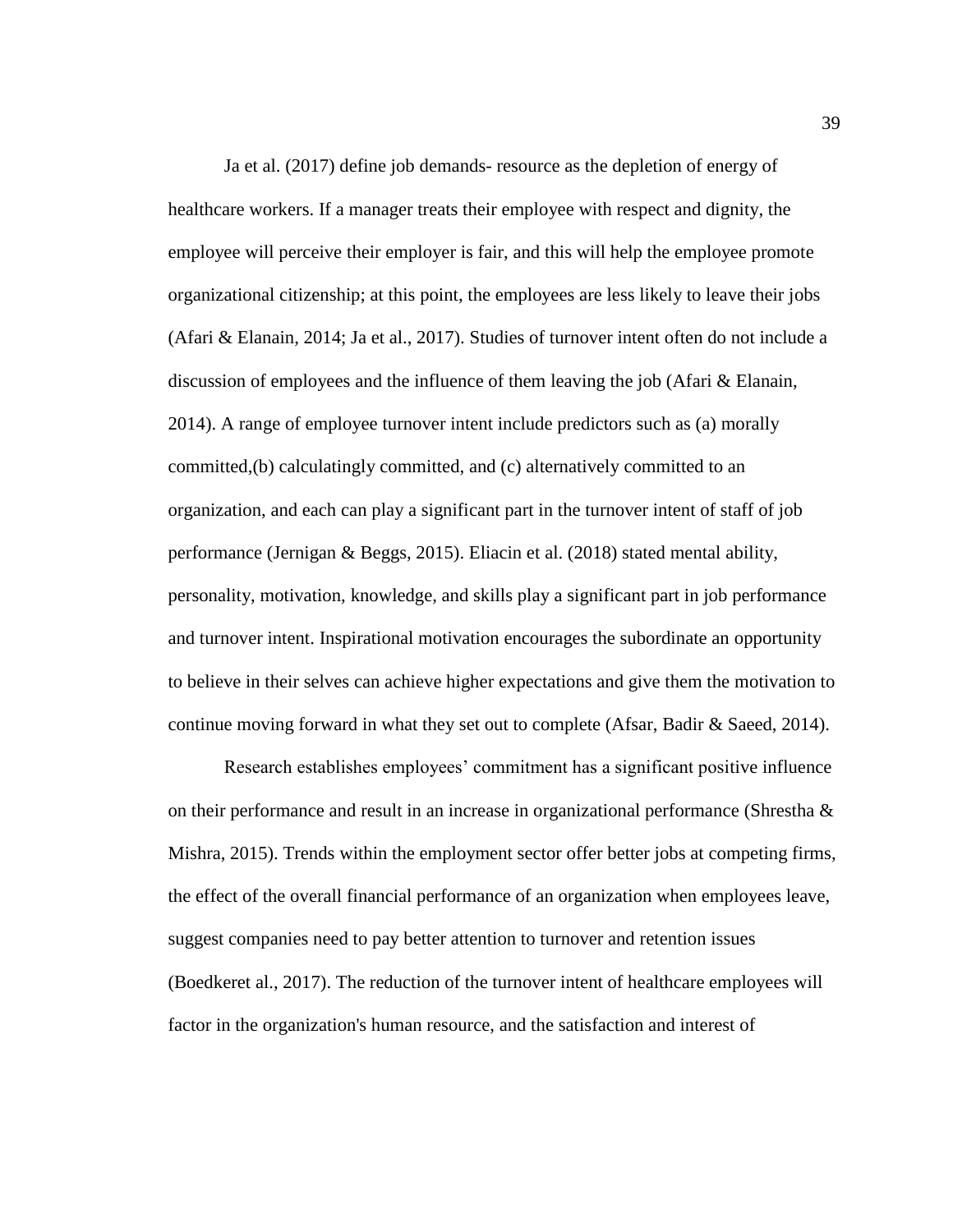Ja et al. (2017) define job demands- resource as the depletion of energy of healthcare workers. If a manager treats their employee with respect and dignity, the employee will perceive their employer is fair, and this will help the employee promote organizational citizenship; at this point, the employees are less likely to leave their jobs (Afari & Elanain, 2014; Ja et al., 2017). Studies of turnover intent often do not include a discussion of employees and the influence of them leaving the job (Afari & Elanain, 2014). A range of employee turnover intent include predictors such as (a) morally committed,(b) calculatingly committed, and (c) alternatively committed to an organization, and each can play a significant part in the turnover intent of staff of job performance (Jernigan & Beggs, 2015). Eliacin et al. (2018) stated mental ability, personality, motivation, knowledge, and skills play a significant part in job performance and turnover intent. Inspirational motivation encourages the subordinate an opportunity to believe in their selves can achieve higher expectations and give them the motivation to continue moving forward in what they set out to complete (Afsar, Badir & Saeed, 2014).

Research establishes employees' commitment has a significant positive influence on their performance and result in an increase in organizational performance (Shrestha & Mishra, 2015). Trends within the employment sector offer better jobs at competing firms, the effect of the overall financial performance of an organization when employees leave, suggest companies need to pay better attention to turnover and retention issues (Boedkeret al., 2017). The reduction of the turnover intent of healthcare employees will factor in the organization's human resource, and the satisfaction and interest of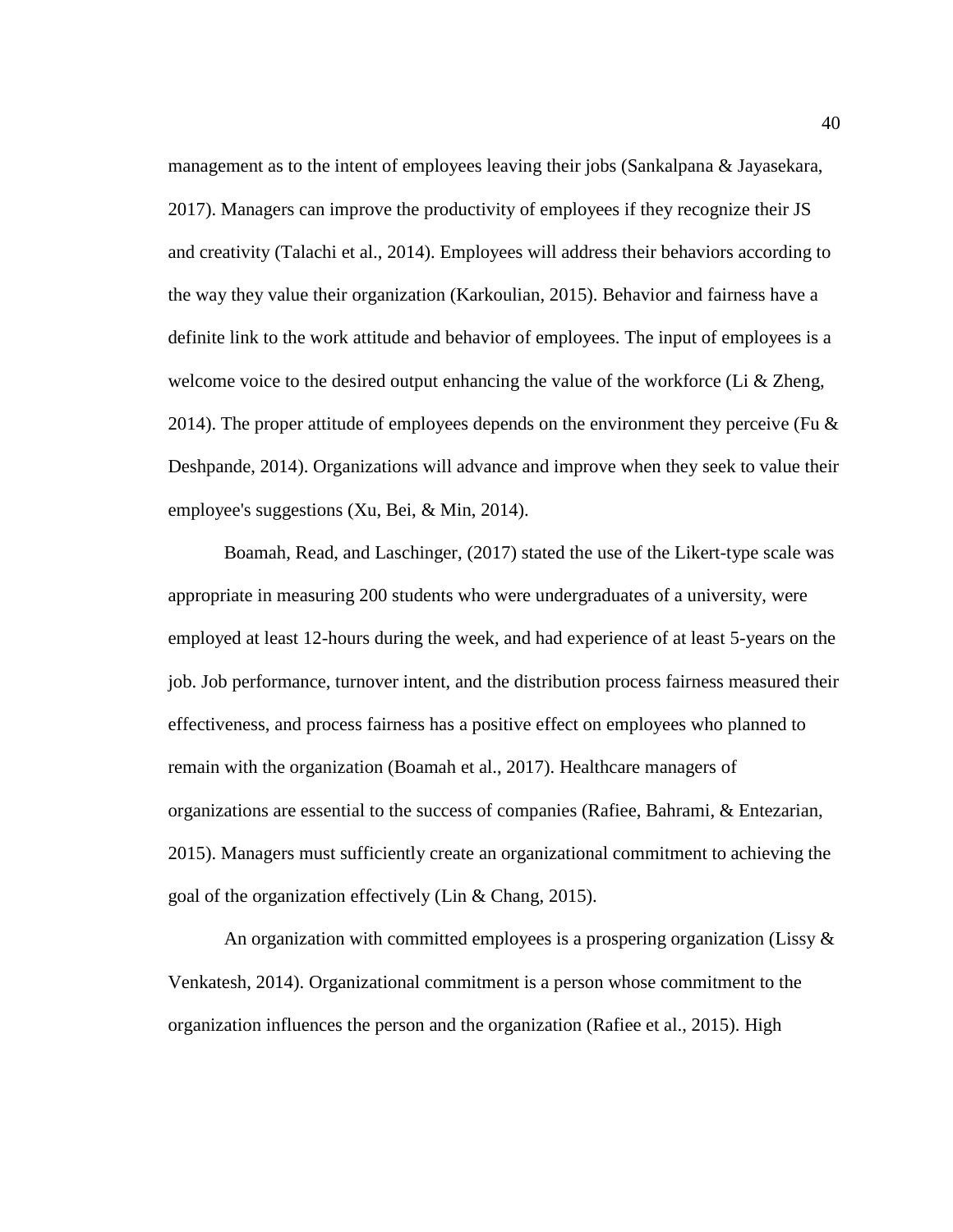management as to the intent of employees leaving their jobs (Sankalpana & Jayasekara, 2017). Managers can improve the productivity of employees if they recognize their JS and creativity (Talachi et al., 2014). Employees will address their behaviors according to the way they value their organization (Karkoulian, 2015). Behavior and fairness have a definite link to the work attitude and behavior of employees. The input of employees is a welcome voice to the desired output enhancing the value of the workforce (Li & Zheng, 2014). The proper attitude of employees depends on the environment they perceive (Fu & Deshpande, 2014). Organizations will advance and improve when they seek to value their employee's suggestions (Xu, Bei, & Min, 2014).

Boamah, Read, and Laschinger, (2017) stated the use of the Likert-type scale was appropriate in measuring 200 students who were undergraduates of a university, were employed at least 12-hours during the week, and had experience of at least 5-years on the job. Job performance, turnover intent, and the distribution process fairness measured their effectiveness, and process fairness has a positive effect on employees who planned to remain with the organization (Boamah et al., 2017). Healthcare managers of organizations are essential to the success of companies (Rafiee, Bahrami, & Entezarian, 2015). Managers must sufficiently create an organizational commitment to achieving the goal of the organization effectively (Lin & Chang, 2015).

An organization with committed employees is a prospering organization (Lissy & Venkatesh, 2014). Organizational commitment is a person whose commitment to the organization influences the person and the organization (Rafiee et al., 2015). High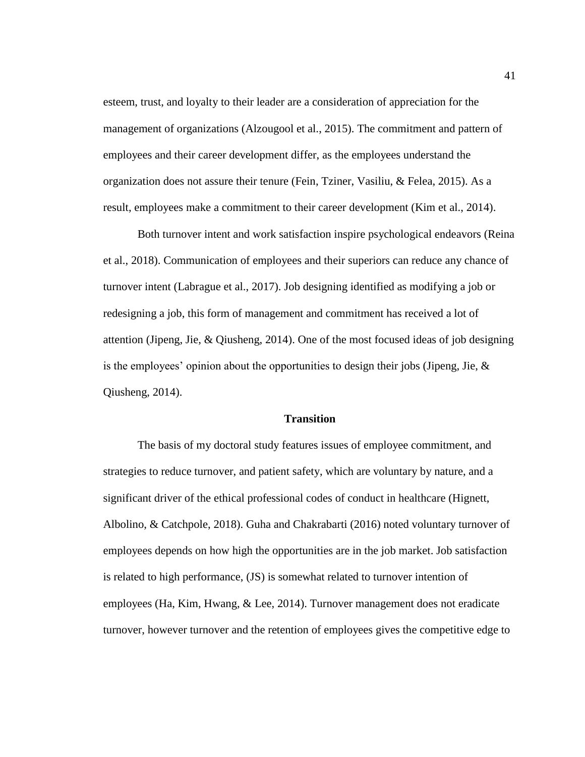esteem, trust, and loyalty to their leader are a consideration of appreciation for the management of organizations (Alzougool et al., 2015). The commitment and pattern of employees and their career development differ, as the employees understand the organization does not assure their tenure (Fein, Tziner, Vasiliu, & Felea, 2015). As a result, employees make a commitment to their career development (Kim et al., 2014).

Both turnover intent and work satisfaction inspire psychological endeavors (Reina et al., 2018). Communication of employees and their superiors can reduce any chance of turnover intent (Labrague et al., 2017). Job designing identified as modifying a job or redesigning a job, this form of management and commitment has received a lot of attention (Jipeng, Jie, & Qiusheng, 2014). One of the most focused ideas of job designing is the employees' opinion about the opportunities to design their jobs (Jipeng, Jie, & Qiusheng, 2014).

## Transition

The basis of my doctoral study features issues of employee commitment, and strategies to reduce turnover, and patient safety, which are voluntary by nature, and a significant driver of the ethical professional codes of conduct in healthcare (Hignett, Albolino, & Catchpole, 2018). Guha and Chakrabarti (2016) noted voluntary turnover of employees depends on how high the opportunities are in the job market. Job satisfaction is related to high performance, (JS) is somewhat related to turnover intention of employees (Ha, Kim, Hwang, & Lee, 2014). Turnover management does not eradicate turnover, however turnover and the retention of employees gives the competitive edge to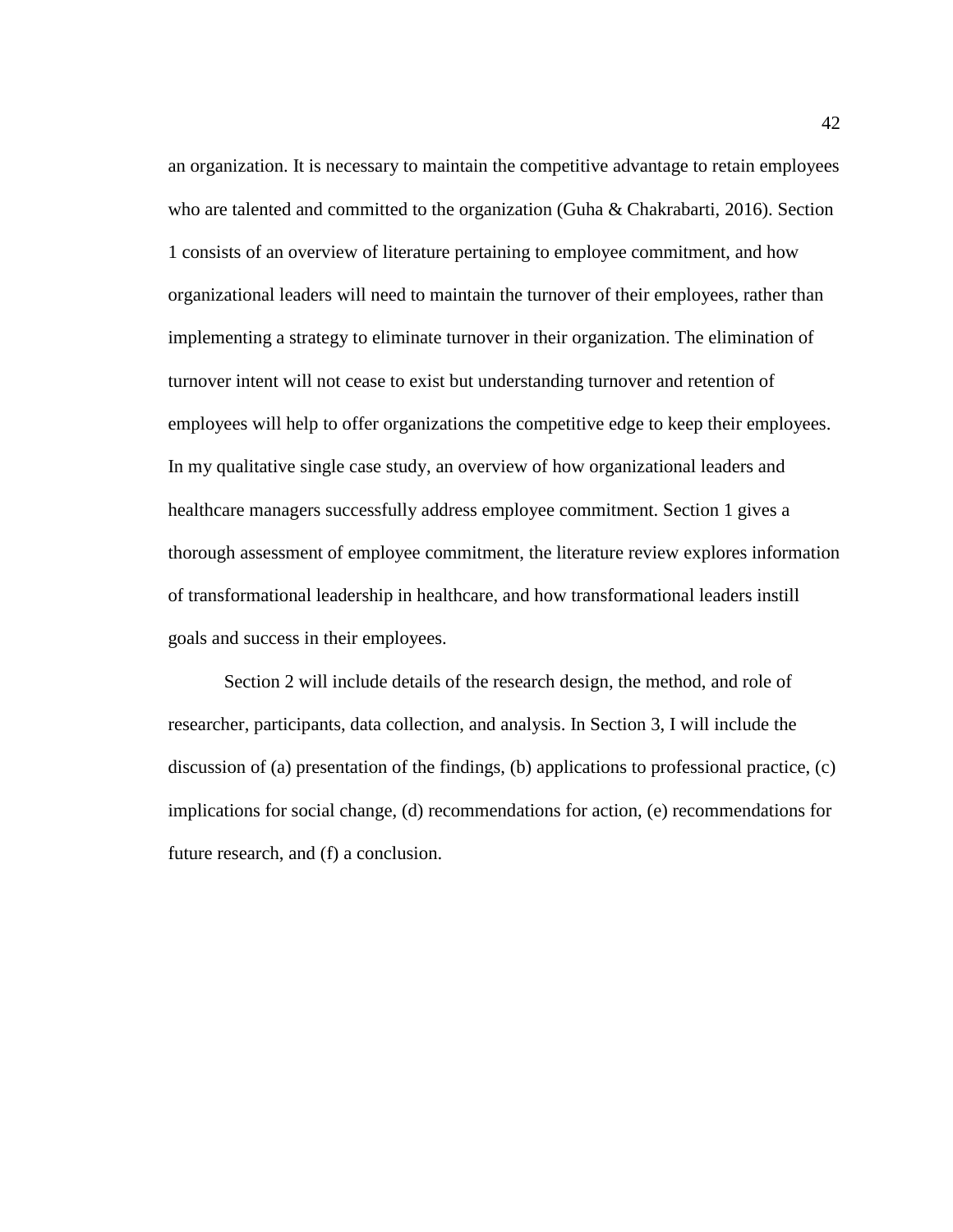an organization. It is necessary to maintain the competitive advantage to retain employees who are talented and committed to the organization (Guha & Chakrabarti, 2016). Section 1 consists of an overview of literature pertaining to employee commitment, and how organizational leaders will need to maintain the turnover of their employees, rather than implementing a strategy to eliminate turnover in their organization. The elimination of turnover intent will not cease to exist but understanding turnover and retention of employees will help to offer organizations the competitive edge to keep their employees. In my qualitative single case study, an overview of how organizational leaders and healthcare managers successfully address employee commitment. Section 1 gives a thorough assessment of employee commitment, the literature review explores information of transformational leadership in healthcare, and how transformational leaders instill goals and success in their employees.

Section 2 will include details of the research design, the method, and role of researcher, participants, data collection, and analysis. In Section 3, I will include the discussion of (a) presentation of the findings, (b) applications to professional practice, (c) implications for social change, (d) recommendations for action, (e) recommendations for future research, and (f) a conclusion.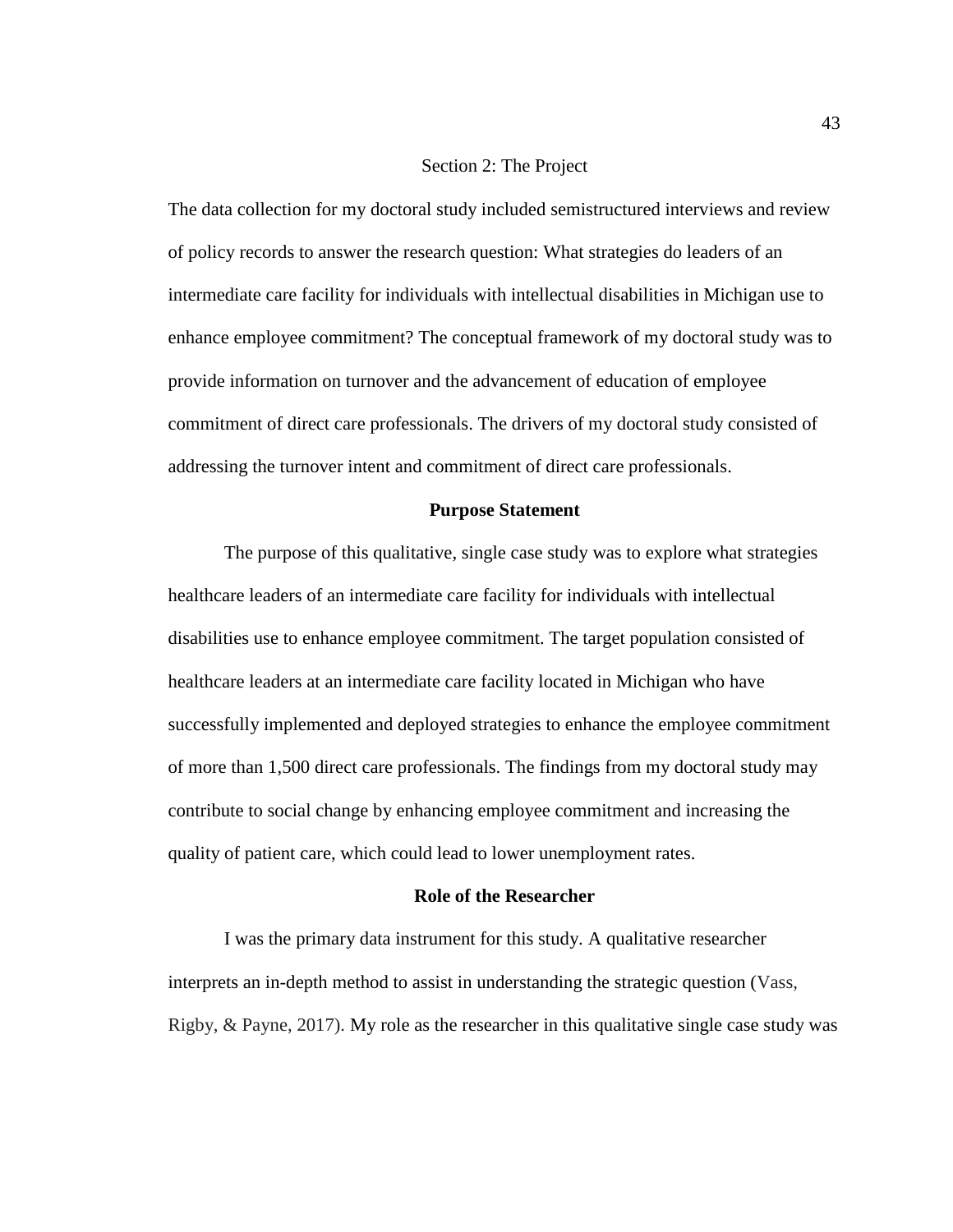## Section 2: The Project

The data collection for my doctoral study included semistructured interviews and review of policy records to answer the research question: What strategies do leaders of an intermediate care facility for individuals with intellectual disabilities in Michigan use to enhance employee commitment? The conceptual framework of my doctoral study was to provide information on turnover and the advancement of education of employee commitment of direct care professionals. The drivers of my doctoral study consisted of addressing the turnover intent and commitment of direct care professionals.

### Purpose Statement

The purpose of this qualitative, single case study was to explore what strategies healthcare leaders of an intermediate care facility for individuals with intellectual disabilities use to enhance employee commitment. The target population consisted of healthcare leaders at an intermediate care facility located in Michigan who have successfully implemented and deployed strategies to enhance the employee commitment of more than 1,500 direct care professionals. The findings from my doctoral study may contribute to social change by enhancing employee commitment and increasing the quality of patient care, which could lead to lower unemployment rates.

### Role of the Researcher

I was the primary data instrument for this study. A qualitative researcher interprets an in-depth method to assist in understanding the strategic question (Vass, Rigby, & Payne, 2017). My role as the researcher in this qualitative single case study was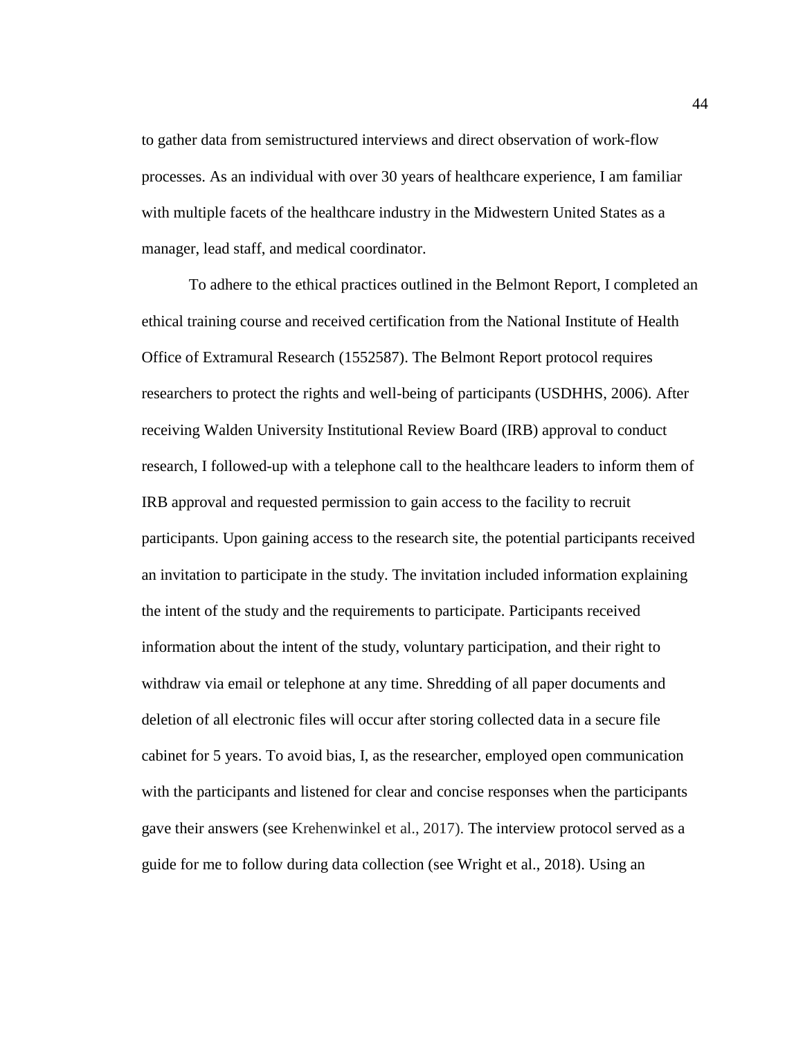to gather data from semistructured interviews and direct observation of work-flow processes. As an individual with over 30 years of healthcare experience, I am familiar with multiple facets of the healthcare industry in the Midwestern United States as a manager, lead staff, and medical coordinator.

To adhere to the ethical practices outlined in the Belmont Report, I completed an ethical training course and received certification from the National Institute of Health Office of Extramural Research (1552587). The Belmont Report protocol requires researchers to protect the rights and well-being of participants (USDHHS, 2006). After receiving Walden University Institutional Review Board (IRB) approval to conduct research, I followed-up with a telephone call to the healthcare leaders to inform them of IRB approval and requested permission to gain access to the facility to recruit participants. Upon gaining access to the research site, the potential participants received an invitation to participate in the study. The invitation included information explaining the intent of the study and the requirements to participate. Participants received information about the intent of the study, voluntary participation, and their right to withdraw via email or telephone at any time. Shredding of all paper documents and deletion of all electronic files will occur after storing collected data in a secure file cabinet for 5 years. To avoid bias, I, as the researcher, employed open communication with the participants and listened for clear and concise responses when the participants gave their answers (see Krehenwinkel et al., 2017). The interview protocol served as a guide for me to follow during data collection (see Wright et al., 2018). Using an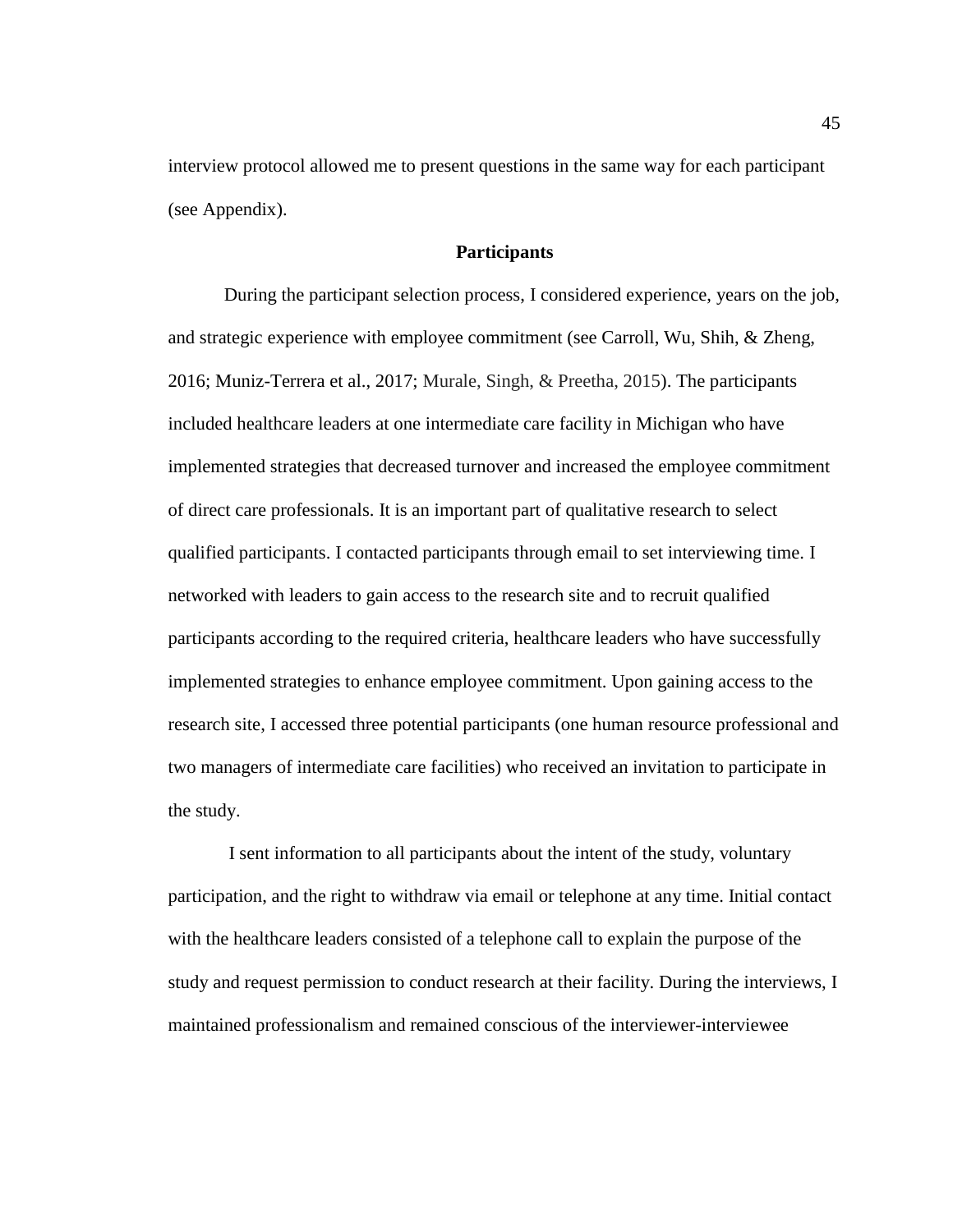interview protocol allowed me to present questions in the same way for each participant (see Appendix).

## Participants

During the participant selection process, I considered experience, years on the job, and strategic experience with employee commitment (see Carroll, Wu, Shih, & Zheng, 2016; Muniz-Terrera et al., 2017; Murale, Singh, & Preetha, 2015). The participants included healthcare leaders at one intermediate care facility in Michigan who have implemented strategies that decreased turnover and increased the employee commitment of direct care professionals. It is an important part of qualitative research to select qualified participants. I contacted participants through email to set interviewing time. I networked with leaders to gain access to the research site and to recruit qualified participants according to the required criteria, healthcare leaders who have successfully implemented strategies to enhance employee commitment. Upon gaining access to the research site, I accessed three potential participants (one human resource professional and two managers of intermediate care facilities) who received an invitation to participate in the study.

I sent information to all participants about the intent of the study, voluntary participation, and the right to withdraw via email or telephone at any time. Initial contact with the healthcare leaders consisted of a telephone call to explain the purpose of the study and request permission to conduct research at their facility. During the interviews, I maintained professionalism and remained conscious of the interviewer-interviewee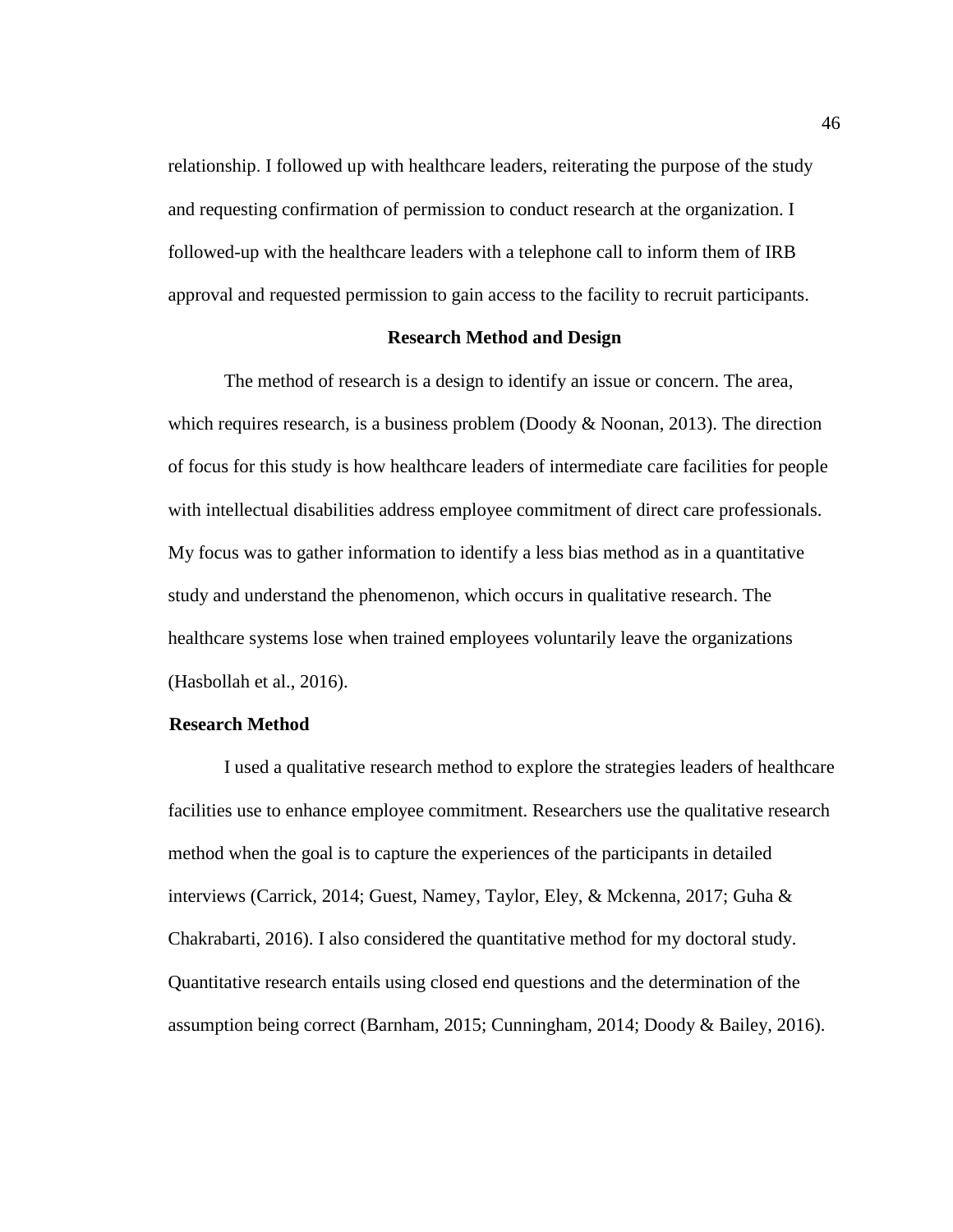relationship. I followed up with healthcare leaders, reiterating the purpose of the study and requesting confirmation of permission to conduct research at the organization. I followed-up with the healthcare leaders with a telephone call to inform them of IRB approval and requested permission to gain access to the facility to recruit participants.

## Research Method and Design

The method of research is a design to identify an issue or concern. The area, which requires research, is a business problem (Doody & Noonan, 2013). The direction of focus for this study is how healthcare leaders of intermediate care facilities for people with intellectual disabilities address employee commitment of direct care professionals. My focus was to gather information to identify a less bias method as in a quantitative study and understand the phenomenon, which occurs in qualitative research. The healthcare systems lose when trained employees voluntarily leave the organizations (Hasbollah et al., 2016).

### Research Method

I used a qualitative research method to explore the strategies leaders of healthcare facilities use to enhance employee commitment. Researchers use the qualitative research method when the goal is to capture the experiences of the participants in detailed interviews (Carrick, 2014; Guest, Namey, Taylor, Eley, & Mckenna, 2017; Guha & Chakrabarti, 2016). I also considered the quantitative method for my doctoral study. Quantitative research entails using closed end questions and the determination of the assumption being correct (Barnham, 2015; Cunningham, 2014; Doody & Bailey, 2016).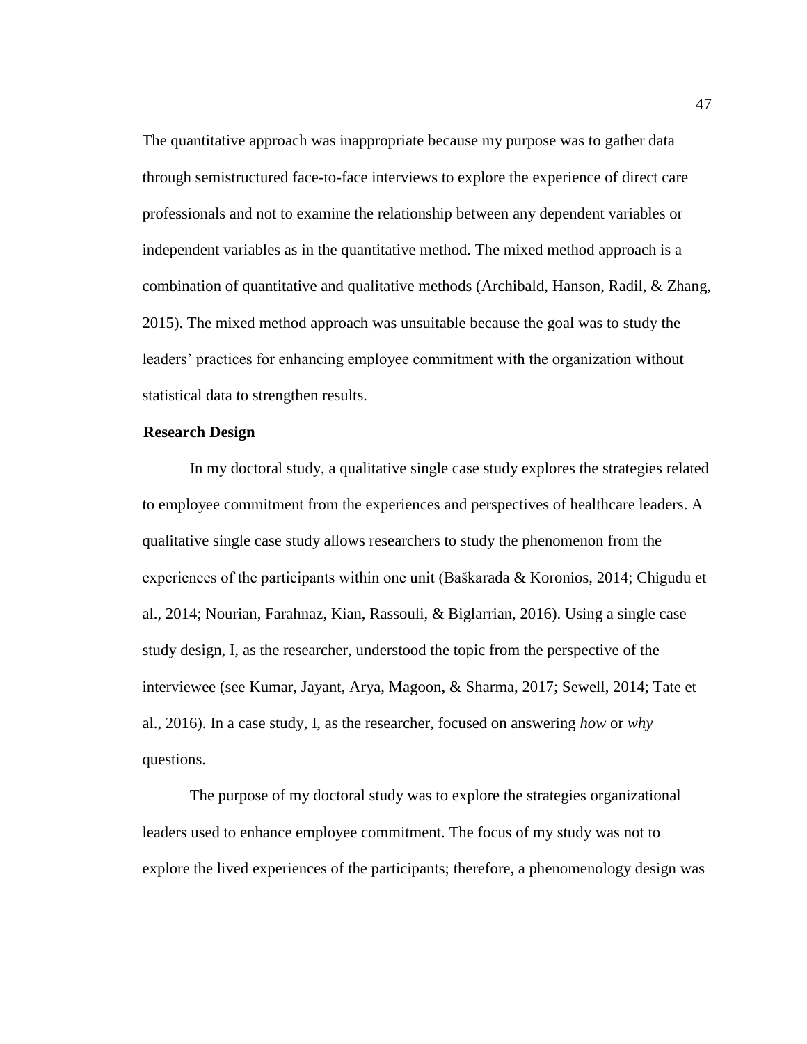The quantitative approach was inappropriate because my purpose was to gather data through semistructured face-to-face interviews to explore the experience of direct care professionals and not to examine the relationship between any dependent variables or independent variables as in the quantitative method. The mixed method approach is a combination of quantitative and qualitative methods (Archibald, Hanson, Radil, & Zhang, 2015). The mixed method approach was unsuitable because the goal was to study the leaders' practices for enhancing employee commitment with the organization without statistical data to strengthen results.

**Research Design**

In my doctoral study, a qualitative single case study explores the strategies related to employee commitment from the experiences and perspectives of healthcare leaders. A qualitative single case study allows researchers to study the phenomenon from the experiences of the participants within one unit (Baškarada & Koronios, 2014; Chigudu et al., 2014; Nourian, Farahnaz, Kian, Rassouli, & Biglarrian, 2016). Using a single case study design, I, as the researcher, understood the topic from the perspective of the interviewee (see Kumar, Jayant, Arya, Magoon, & Sharma, 2017; Sewell, 2014; Tate et al., 2016). In a case study, I, as the researcher, focused on answering *how* or *why* questions.

The purpose of my doctoral study was to explore the strategies organizational leaders used to enhance employee commitment. The focus of my study was not to explore the lived experiences of the participants; therefore, a phenomenology design was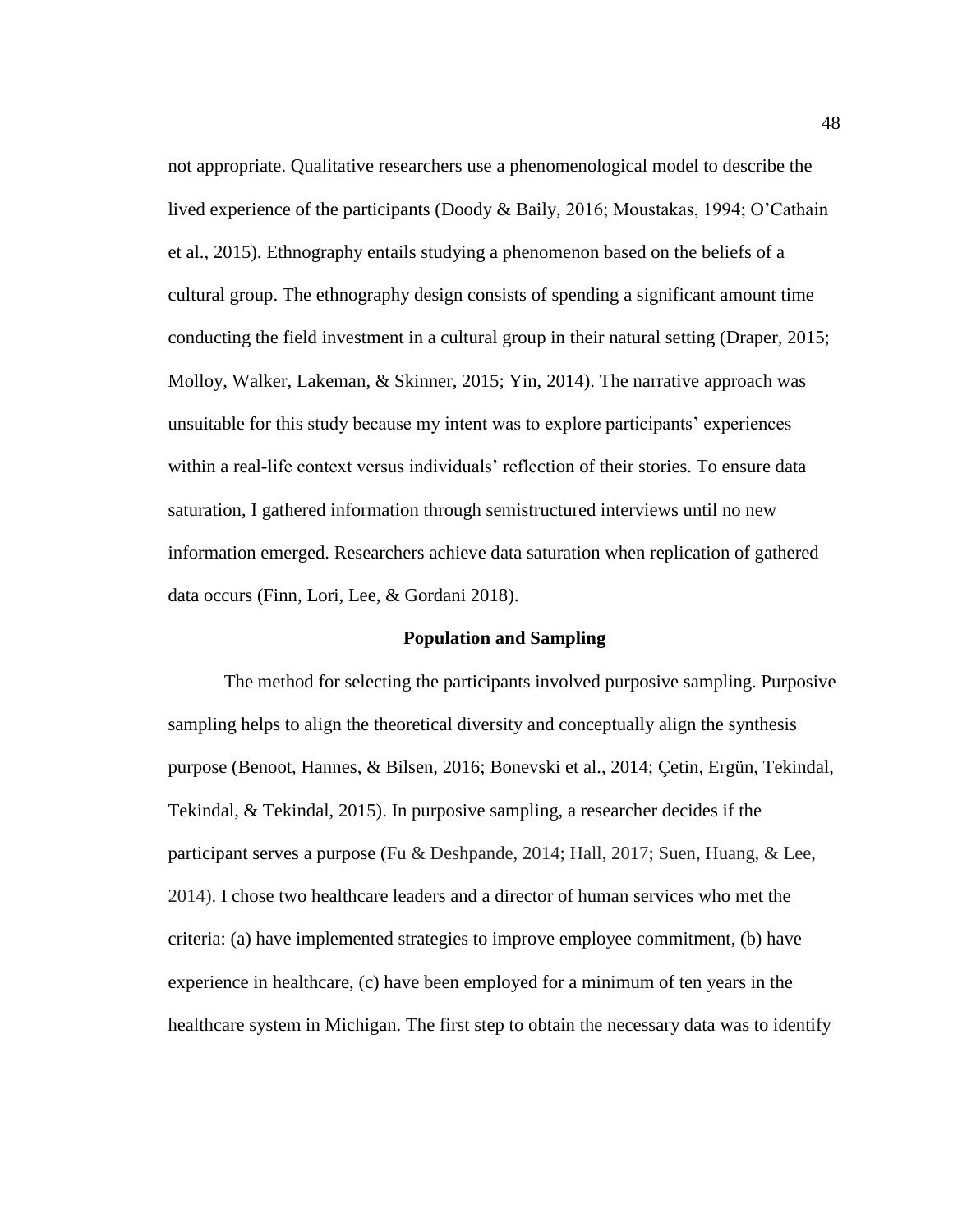not appropriate. Qualitative researchers use a phenomenological model to describe the lived experience of the participants (Doody & Baily, 2016; Moustakas, 1994; O'Cathain et al., 2015). Ethnography entails studying a phenomenon based on the beliefs of a cultural group. The ethnography design consists of spending a significant amount time conducting the field investment in a cultural group in their natural setting (Draper, 2015; Molloy, Walker, Lakeman, & Skinner, 2015; Yin, 2014). The narrative approach was unsuitable for this study because my intent was to explore participants' experiences within a real-life context versus individuals' reflection of their stories. To ensure data saturation, I gathered information through semistructured interviews until no new information emerged. Researchers achieve data saturation when replication of gathered data occurs (Finn, Lori, Lee, & Gordani 2018).

## Population and Sampling

The method for selecting the participants involved purposive sampling. Purposive sampling helps to align the theoretical diversity and conceptually align the synthesis purpose (Benoot, Hannes, & Bilsen, 2016; Bonevski et al., 2014; Çetin, Ergün, Tekindal, Tekindal, & Tekindal, 2015). In purposive sampling, a researcher decides if the participant serves a purpose (Fu & Deshpande, 2014; Hall, 2017; Suen, Huang, & Lee, 2014). I chose two healthcare leaders and a director of human services who met the criteria: (a) have implemented strategies to improve employee commitment, (b) have experience in healthcare, (c) have been employed for a minimum of ten years in the healthcare system in Michigan. The first step to obtain the necessary data was to identify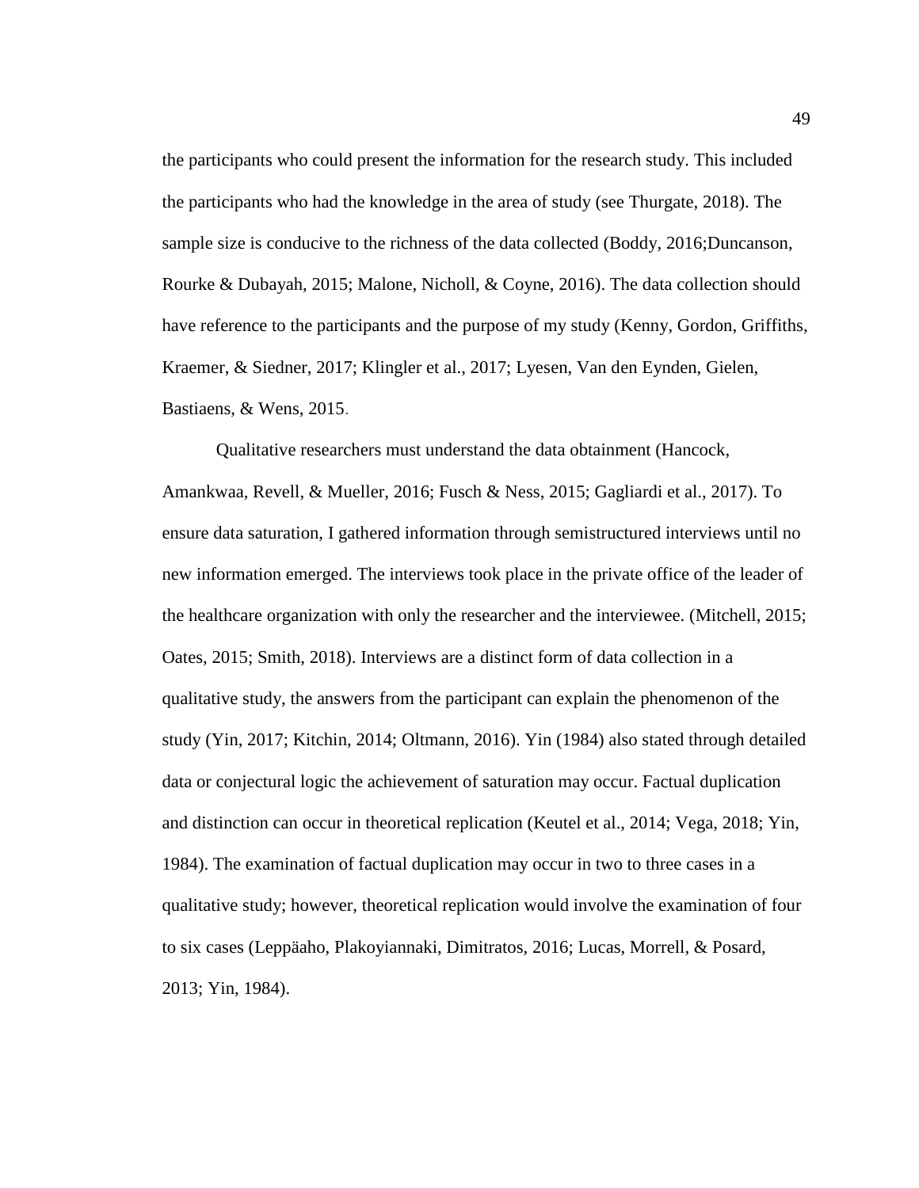the participants who could present the information for the research study. This included the participants who had the knowledge in the area of study (see Thurgate, 2018). The sample size is conducive to the richness of the data collected (Boddy, 2016;Duncanson, Rourke & Dubayah, 2015; Malone, Nicholl, & Coyne, 2016). The data collection should have reference to the participants and the purpose of my study (Kenny, Gordon, Griffiths, Kraemer, & Siedner, 2017; Klingler et al., 2017; Lyesen, Van den Eynden, Gielen, Bastiaens, & Wens, 2015.

Qualitative researchers must understand the data obtainment (Hancock, Amankwaa, Revell, & Mueller, 2016; Fusch & Ness, 2015; Gagliardi et al., 2017). To ensure data saturation, I gathered information through semistructured interviews until no new information emerged. The interviews took place in the private office of the leader of the healthcare organization with only the researcher and the interviewee. (Mitchell, 2015; Oates, 2015; Smith, 2018). Interviews are a distinct form of data collection in a qualitative study, the answers from the participant can explain the phenomenon of the study (Yin, 2017; Kitchin, 2014; Oltmann, 2016). Yin (1984) also stated through detailed data or conjectural logic the achievement of saturation may occur. Factual duplication and distinction can occur in theoretical replication (Keutel et al., 2014; Vega, 2018; Yin, 1984). The examination of factual duplication may occur in two to three cases in a qualitative study; however, theoretical replication would involve the examination of four to six cases (Leppäaho, Plakoyiannaki, Dimitratos, 2016; Lucas, Morrell, & Posard, 2013; Yin, 1984).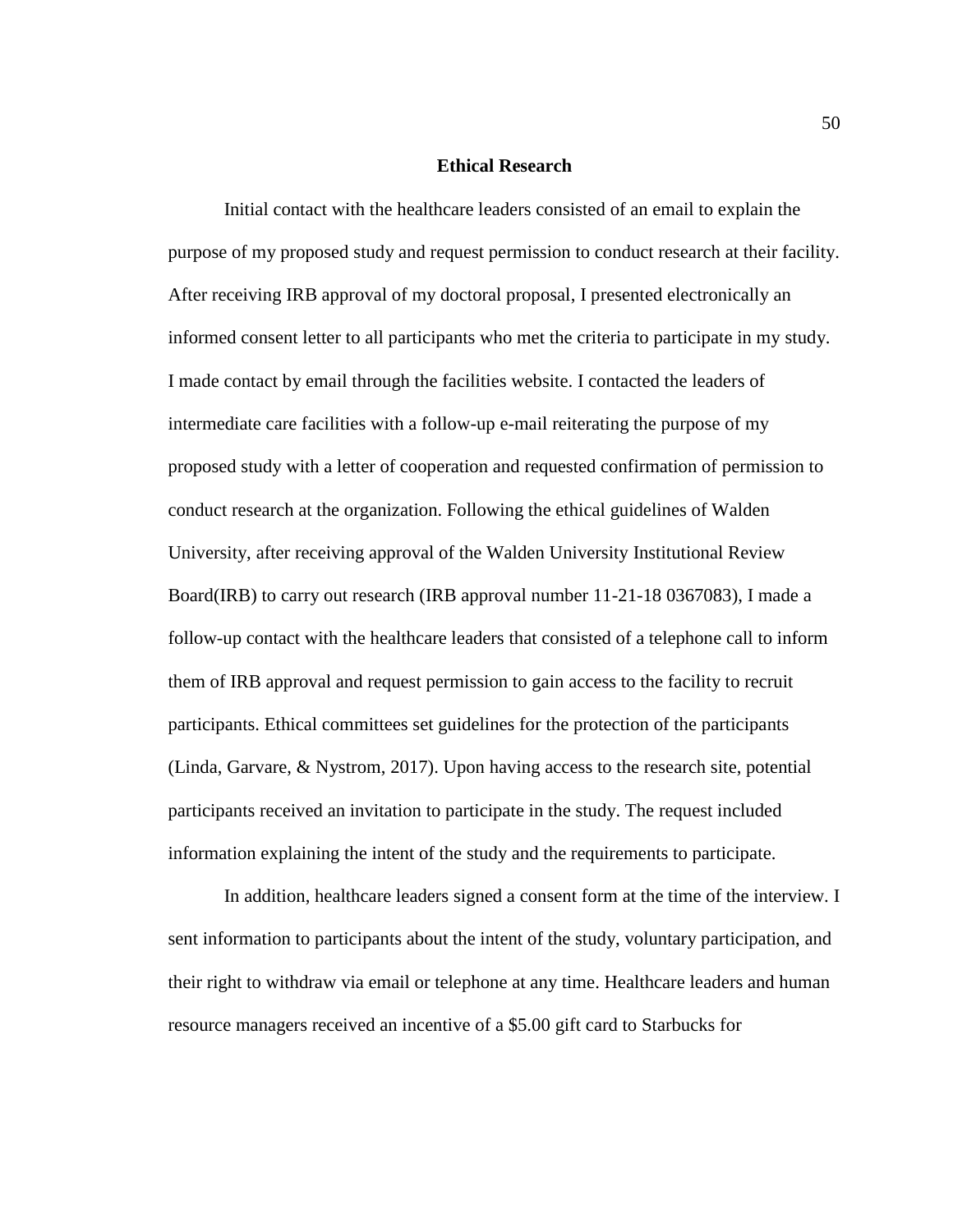## Ethical Research

Initial contact with the healthcare leaders consisted of an email to explain the purpose of my proposed study and request permission to conduct research at their facility. After receiving IRB approval of my doctoral proposal, I presented electronically an informed consent letter to all participants who met the criteria to participate in my study. I made contact by email through the facilities website. I contacted the leaders of intermediate care facilities with a follow-up e-mail reiterating the purpose of my proposed study with a letter of cooperation and requested confirmation of permission to conduct research at the organization. Following the ethical guidelines of Walden University, after receiving approval of the Walden University Institutional Review Board(IRB) to carry out research (IRB approval number 11-21-18 0367083), I made a follow-up contact with the healthcare leaders that consisted of a telephone call to inform them of IRB approval and request permission to gain access to the facility to recruit participants. Ethical committees set guidelines for the protection of the participants (Linda, Garvare, & Nystrom, 2017). Upon having access to the research site, potential participants received an invitation to participate in the study. The request included information explaining the intent of the study and the requirements to participate.

In addition, healthcare leaders signed a consent form at the time of the interview. I sent information to participants about the intent of the study, voluntary participation, and their right to withdraw via email or telephone at any time. Healthcare leaders and human resource managers received an incentive of a $5.00 gift card to Starbucks for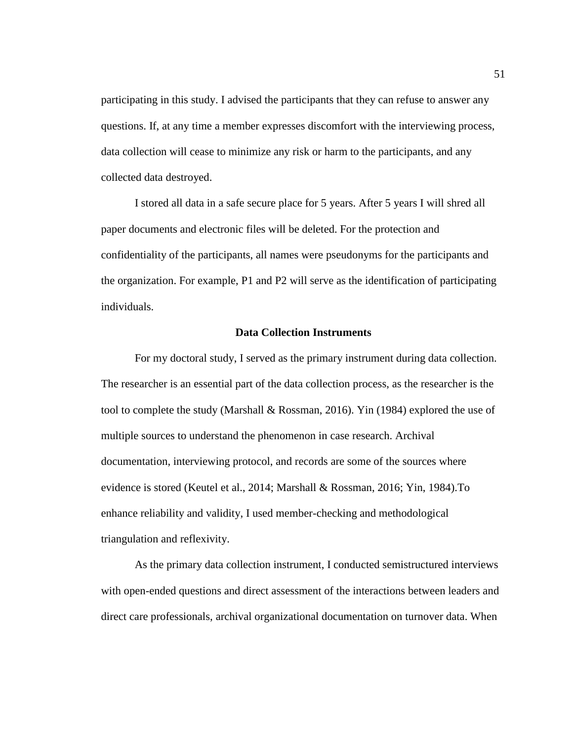participating in this study. I advised the participants that they can refuse to answer any questions. If, at any time a member expresses discomfort with the interviewing process, data collection will cease to minimize any risk or harm to the participants, and any collected data destroyed.

I stored all data in a safe secure place for 5 years. After 5 years I will shred all paper documents and electronic files will be deleted. For the protection and confidentiality of the participants, all names were pseudonyms for the participants and the organization. For example, P1 and P2 will serve as the identification of participating individuals.

## Data Collection Instruments

For my doctoral study, I served as the primary instrument during data collection. The researcher is an essential part of the data collection process, as the researcher is the tool to complete the study (Marshall & Rossman, 2016). Yin (1984) explored the use of multiple sources to understand the phenomenon in case research. Archival documentation, interviewing protocol, and records are some of the sources where evidence is stored (Keutel et al., 2014; Marshall & Rossman, 2016; Yin, 1984).To enhance reliability and validity, I used member-checking and methodological triangulation and reflexivity.

As the primary data collection instrument, I conducted semistructured interviews with open-ended questions and direct assessment of the interactions between leaders and direct care professionals, archival organizational documentation on turnover data. When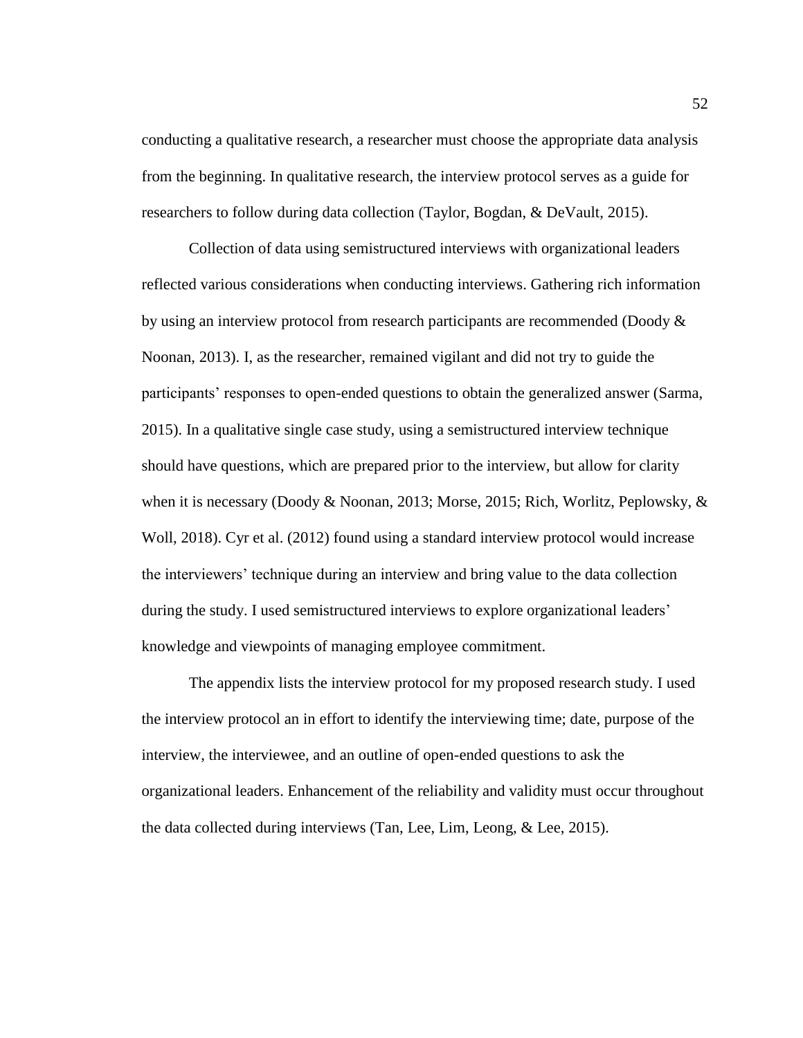conducting a qualitative research, a researcher must choose the appropriate data analysis from the beginning. In qualitative research, the interview protocol serves as a guide for researchers to follow during data collection (Taylor, Bogdan, & DeVault, 2015).

Collection of data using semistructured interviews with organizational leaders reflected various considerations when conducting interviews. Gathering rich information by using an interview protocol from research participants are recommended (Doody & Noonan, 2013). I, as the researcher, remained vigilant and did not try to guide the participants' responses to open-ended questions to obtain the generalized answer (Sarma, 2015). In a qualitative single case study, using a semistructured interview technique should have questions, which are prepared prior to the interview, but allow for clarity when it is necessary (Doody & Noonan, 2013; Morse, 2015; Rich, Worlitz, Peplowsky, & Woll, 2018). Cyr et al. (2012) found using a standard interview protocol would increase the interviewers' technique during an interview and bring value to the data collection during the study. I used semistructured interviews to explore organizational leaders' knowledge and viewpoints of managing employee commitment.

The appendix lists the interview protocol for my proposed research study. I used the interview protocol an in effort to identify the interviewing time; date, purpose of the interview, the interviewee, and an outline of open-ended questions to ask the organizational leaders. Enhancement of the reliability and validity must occur throughout the data collected during interviews (Tan, Lee, Lim, Leong, & Lee, 2015).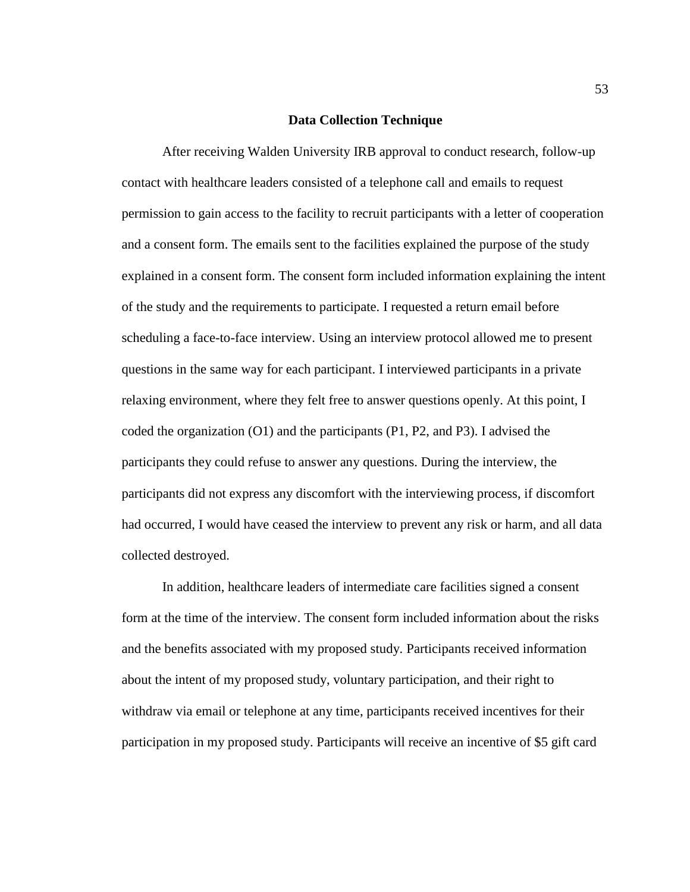## Data Collection Technique

After receiving Walden University IRB approval to conduct research, follow-up contact with healthcare leaders consisted of a telephone call and emails to request permission to gain access to the facility to recruit participants with a letter of cooperation and a consent form. The emails sent to the facilities explained the purpose of the study explained in a consent form. The consent form included information explaining the intent of the study and the requirements to participate. I requested a return email before scheduling a face-to-face interview. Using an interview protocol allowed me to present questions in the same way for each participant. I interviewed participants in a private relaxing environment, where they felt free to answer questions openly. At this point, I coded the organization (O1) and the participants (P1, P2, and P3). I advised the participants they could refuse to answer any questions. During the interview, the participants did not express any discomfort with the interviewing process, if discomfort had occurred, I would have ceased the interview to prevent any risk or harm, and all data collected destroyed.

In addition, healthcare leaders of intermediate care facilities signed a consent form at the time of the interview. The consent form included information about the risks and the benefits associated with my proposed study. Participants received information about the intent of my proposed study, voluntary participation, and their right to withdraw via email or telephone at any time, participants received incentives for their participation in my proposed study. Participants will receive an incentive of $5 gift card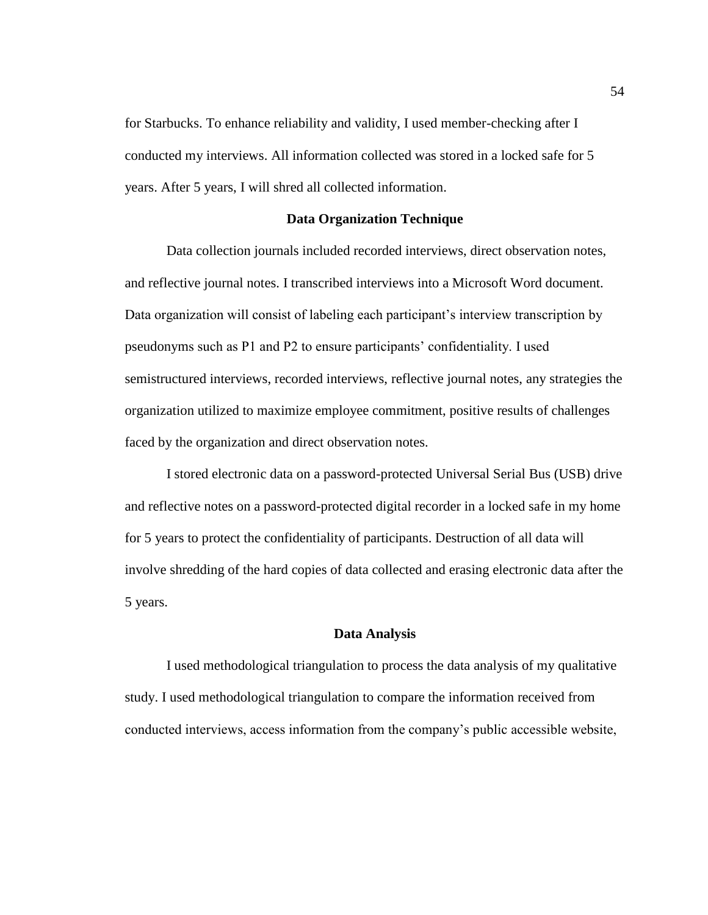for Starbucks. To enhance reliability and validity, I used member-checking after I conducted my interviews. All information collected was stored in a locked safe for 5 years. After 5 years, I will shred all collected information.

### Data Organization Technique

Data collection journals included recorded interviews, direct observation notes, and reflective journal notes. I transcribed interviews into a Microsoft Word document. Data organization will consist of labeling each participant's interview transcription by pseudonyms such as P1 and P2 to ensure participants' confidentiality. I used semistructured interviews, recorded interviews, reflective journal notes, any strategies the organization utilized to maximize employee commitment, positive results of challenges faced by the organization and direct observation notes.

I stored electronic data on a password-protected Universal Serial Bus (USB) drive and reflective notes on a password-protected digital recorder in a locked safe in my home for 5 years to protect the confidentiality of participants. Destruction of all data will involve shredding of the hard copies of data collected and erasing electronic data after the 5 years.

### Data Analysis

I used methodological triangulation to process the data analysis of my qualitative study. I used methodological triangulation to compare the information received from conducted interviews, access information from the company's public accessible website,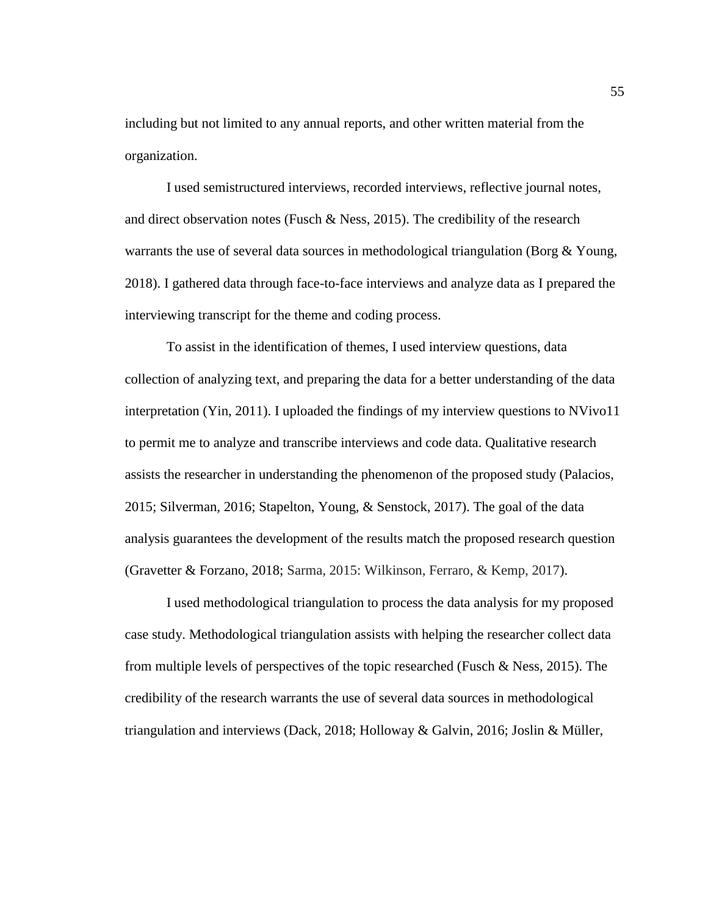including but not limited to any annual reports, and other written material from the organization.

I used semistructured interviews, recorded interviews, reflective journal notes, and direct observation notes (Fusch & Ness, 2015). The credibility of the research warrants the use of several data sources in methodological triangulation (Borg & Young, 2018). I gathered data through face-to-face interviews and analyze data as I prepared the interviewing transcript for the theme and coding process.

To assist in the identification of themes, I used interview questions, data collection of analyzing text, and preparing the data for a better understanding of the data interpretation (Yin, 2011). I uploaded the findings of my interview questions to NVivo11 to permit me to analyze and transcribe interviews and code data. Qualitative research assists the researcher in understanding the phenomenon of the proposed study (Palacios, 2015; Silverman, 2016; Stapelton, Young, & Senstock, 2017). The goal of the data analysis guarantees the development of the results match the proposed research question (Gravetter & Forzano, 2018; Sarma, 2015: Wilkinson, Ferraro, & Kemp, 2017).

I used methodological triangulation to process the data analysis for my proposed case study. Methodological triangulation assists with helping the researcher collect data from multiple levels of perspectives of the topic researched (Fusch & Ness, 2015). The credibility of the research warrants the use of several data sources in methodological triangulation and interviews (Dack, 2018; Holloway & Galvin, 2016; Joslin & Müller,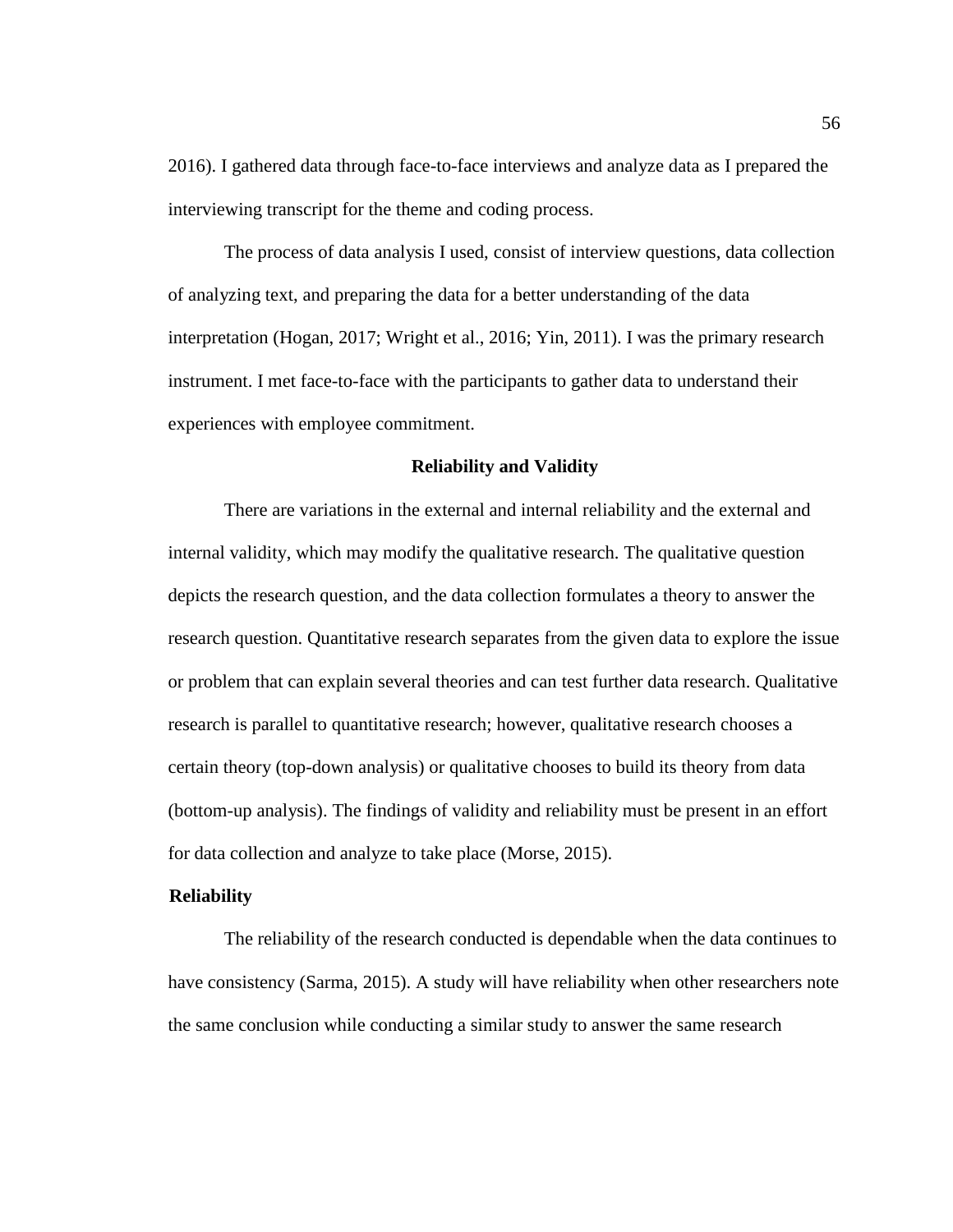2016). I gathered data through face-to-face interviews and analyze data as I prepared the interviewing transcript for the theme and coding process.

The process of data analysis I used, consist of interview questions, data collection of analyzing text, and preparing the data for a better understanding of the data interpretation (Hogan, 2017; Wright et al., 2016; Yin, 2011). I was the primary research instrument. I met face-to-face with the participants to gather data to understand their experiences with employee commitment.

## Reliability and Validity

There are variations in the external and internal reliability and the external and internal validity, which may modify the qualitative research. The qualitative question depicts the research question, and the data collection formulates a theory to answer the research question. Quantitative research separates from the given data to explore the issue or problem that can explain several theories and can test further data research. Qualitative research is parallel to quantitative research; however, qualitative research chooses a certain theory (top-down analysis) or qualitative chooses to build its theory from data (bottom-up analysis). The findings of validity and reliability must be present in an effort for data collection and analyze to take place (Morse, 2015).

### Reliability

The reliability of the research conducted is dependable when the data continues to have consistency (Sarma, 2015). A study will have reliability when other researchers note the same conclusion while conducting a similar study to answer the same research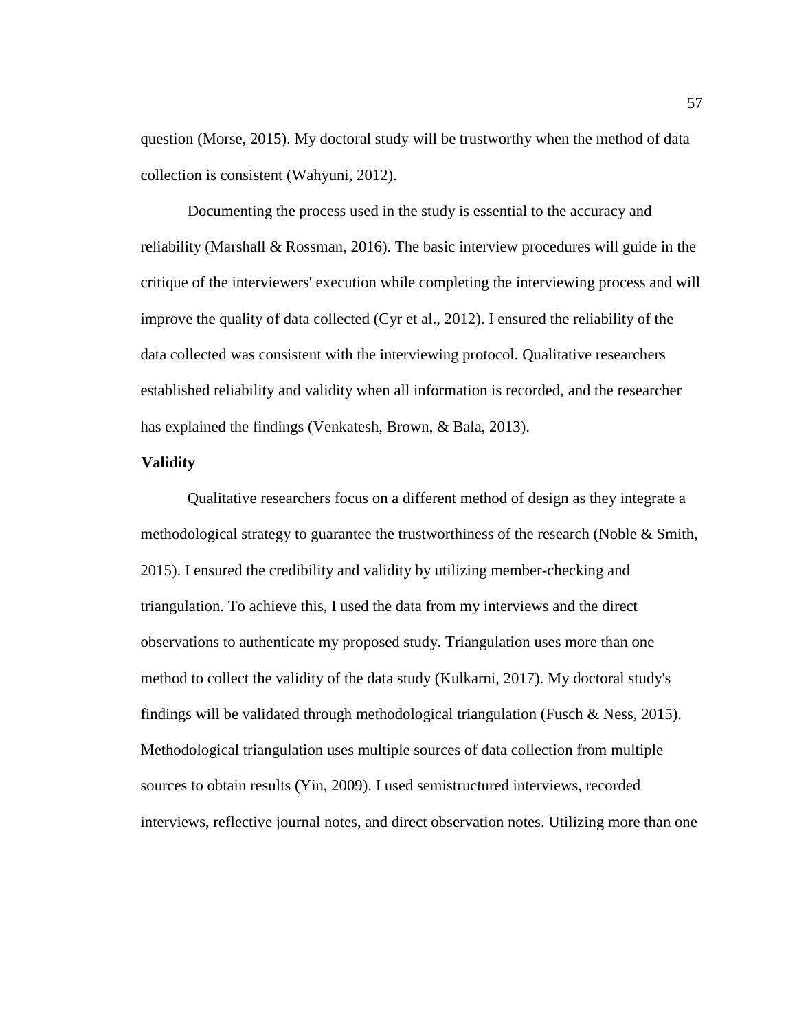question (Morse, 2015). My doctoral study will be trustworthy when the method of data collection is consistent (Wahyuni, 2012).

Documenting the process used in the study is essential to the accuracy and reliability (Marshall & Rossman, 2016). The basic interview procedures will guide in the critique of the interviewers' execution while completing the interviewing process and will improve the quality of data collected (Cyr et al., 2012). I ensured the reliability of the data collected was consistent with the interviewing protocol. Qualitative researchers established reliability and validity when all information is recorded, and the researcher has explained the findings (Venkatesh, Brown, & Bala, 2013).

### Validity

Qualitative researchers focus on a different method of design as they integrate a methodological strategy to guarantee the trustworthiness of the research (Noble & Smith, 2015). I ensured the credibility and validity by utilizing member-checking and triangulation. To achieve this, I used the data from my interviews and the direct observations to authenticate my proposed study. Triangulation uses more than one method to collect the validity of the data study (Kulkarni, 2017). My doctoral study's findings will be validated through methodological triangulation (Fusch & Ness, 2015). Methodological triangulation uses multiple sources of data collection from multiple sources to obtain results (Yin, 2009). I used semistructured interviews, recorded interviews, reflective journal notes, and direct observation notes. Utilizing more than one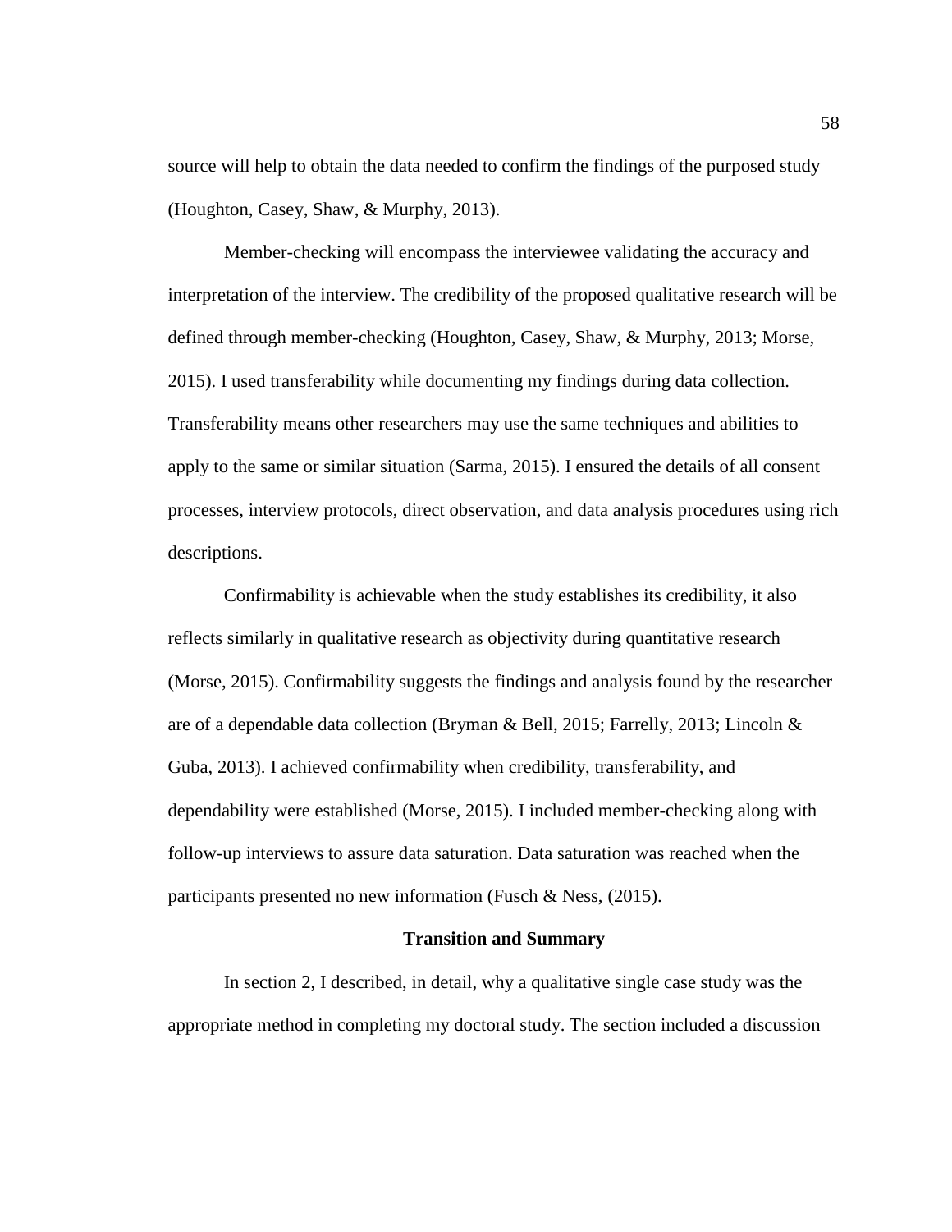source will help to obtain the data needed to confirm the findings of the purposed study (Houghton, Casey, Shaw, & Murphy, 2013).

Member-checking will encompass the interviewee validating the accuracy and interpretation of the interview. The credibility of the proposed qualitative research will be defined through member-checking (Houghton, Casey, Shaw, & Murphy, 2013; Morse, 2015). I used transferability while documenting my findings during data collection. Transferability means other researchers may use the same techniques and abilities to apply to the same or similar situation (Sarma, 2015). I ensured the details of all consent processes, interview protocols, direct observation, and data analysis procedures using rich descriptions.

Confirmability is achievable when the study establishes its credibility, it also reflects similarly in qualitative research as objectivity during quantitative research (Morse, 2015). Confirmability suggests the findings and analysis found by the researcher are of a dependable data collection (Bryman & Bell, 2015; Farrelly, 2013; Lincoln & Guba, 2013). I achieved confirmability when credibility, transferability, and dependability were established (Morse, 2015). I included member-checking along with follow-up interviews to assure data saturation. Data saturation was reached when the participants presented no new information (Fusch & Ness, (2015).

## Transition and Summary

In section 2, I described, in detail, why a qualitative single case study was the appropriate method in completing my doctoral study. The section included a discussion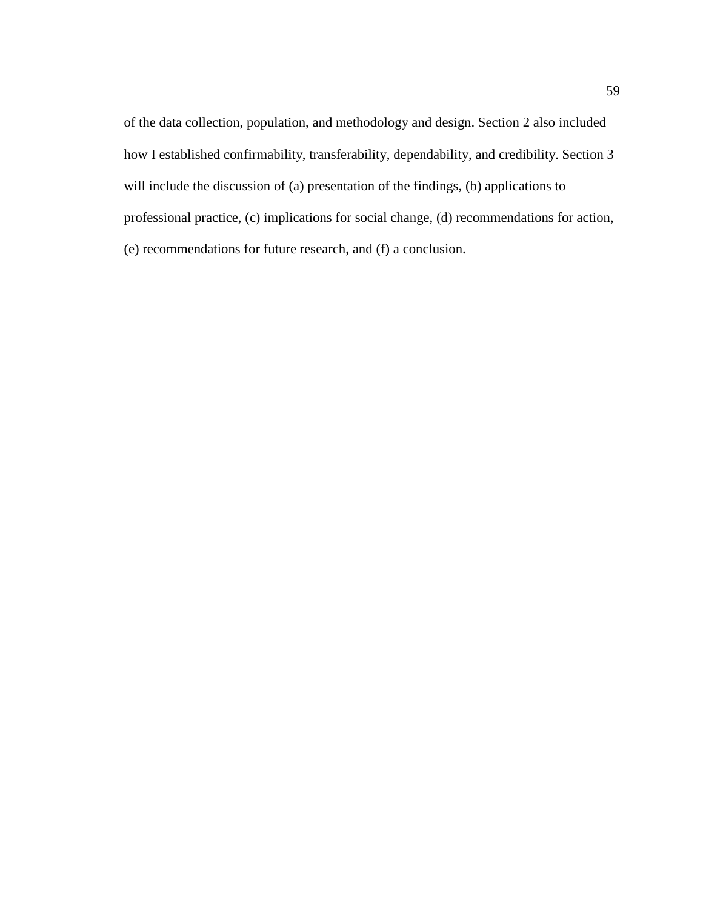of the data collection, population, and methodology and design. Section 2 also included how I established confirmability, transferability, dependability, and credibility. Section 3 will include the discussion of (a) presentation of the findings, (b) applications to professional practice, (c) implications for social change, (d) recommendations for action, (e) recommendations for future research, and (f) a conclusion.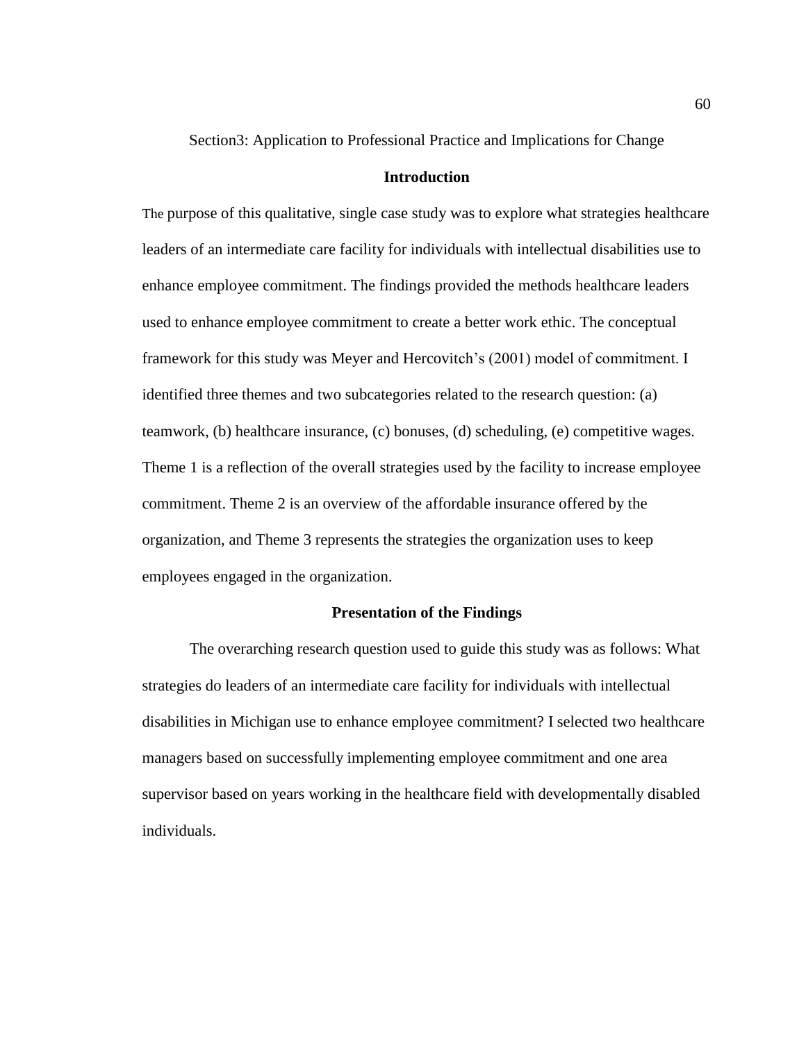## Section3: Application to Professional Practice and Implications for Change

### Introduction

The purpose of this qualitative, single case study was to explore what strategies healthcare leaders of an intermediate care facility for individuals with intellectual disabilities use to enhance employee commitment. The findings provided the methods healthcare leaders used to enhance employee commitment to create a better work ethic. The conceptual framework for this study was Meyer and Hercovitch's (2001) model of commitment. I identified three themes and two subcategories related to the research question: (a) teamwork, (b) healthcare insurance, (c) bonuses, (d) scheduling, (e) competitive wages. Theme 1 is a reflection of the overall strategies used by the facility to increase employee commitment. Theme 2 is an overview of the affordable insurance offered by the organization, and Theme 3 represents the strategies the organization uses to keep employees engaged in the organization.

### Presentation of the Findings

The overarching research question used to guide this study was as follows: What strategies do leaders of an intermediate care facility for individuals with intellectual disabilities in Michigan use to enhance employee commitment? I selected two healthcare managers based on successfully implementing employee commitment and one area supervisor based on years working in the healthcare field with developmentally disabled individuals.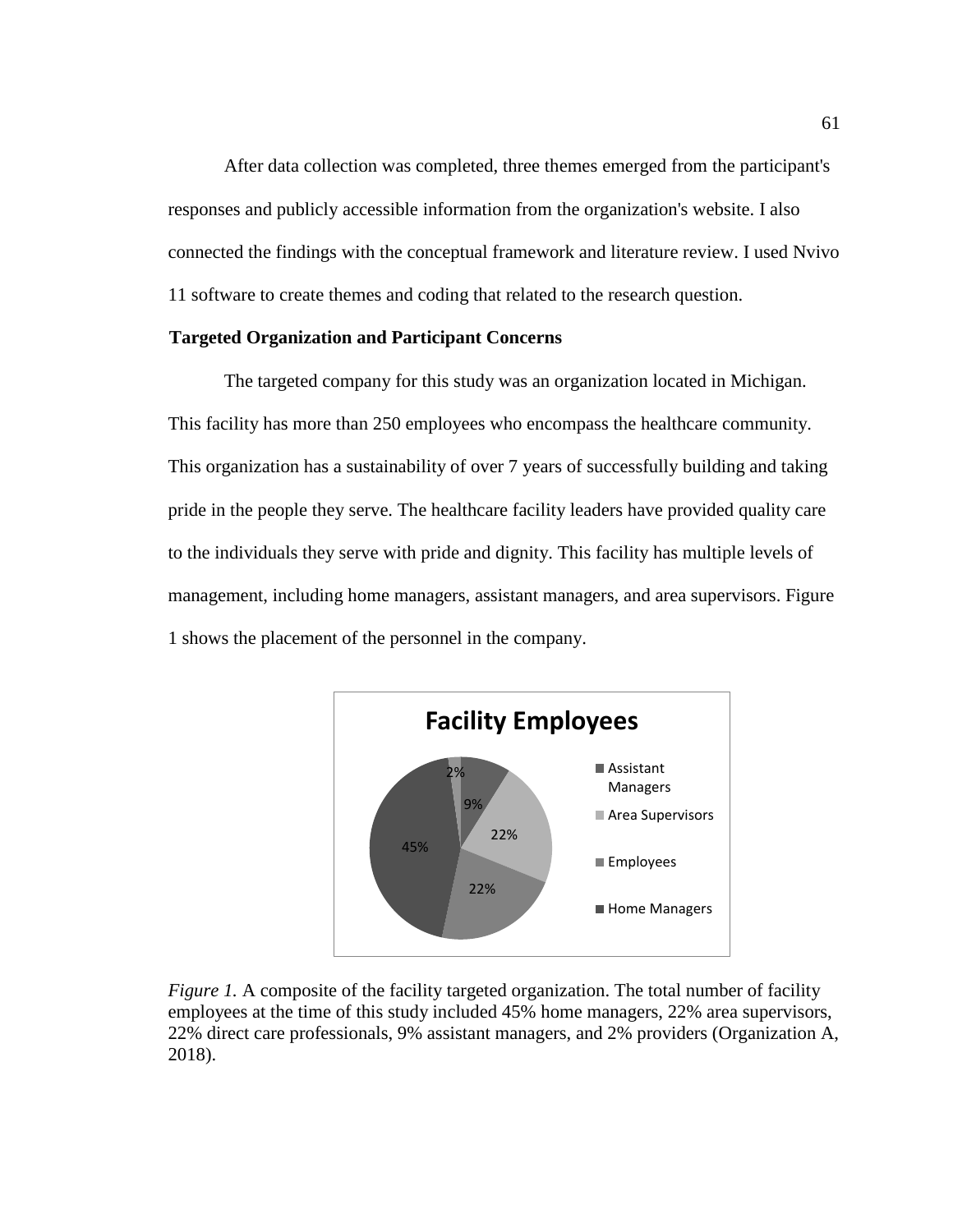After data collection was completed, three themes emerged from the participant's responses and publicly accessible information from the organization's website. I also connected the findings with the conceptual framework and literature review. I used Nvivo 11 software to create themes and coding that related to the research question.

### Targeted Organization and Participant Concerns

The targeted company for this study was an organization located in Michigan. This facility has more than 250 employees who encompass the healthcare community. This organization has a sustainability of over 7 years of successfully building and taking pride in the people they serve. The healthcare facility leaders have provided quality care to the individuals they serve with pride and dignity. This facility has multiple levels of management, including home managers, assistant managers, and area supervisors. Figure 1 shows the placement of the personnel in the company.

**Facility Employees**

| Category | Percentage |
|---|---|
| Assistant Managers | 9% |
| Area Supervisors | 22% |
| Employees | 22% |
| Home Managers | 45% |
| (unlabeled) | 2% |

*Figure 1.* A composite of the facility targeted organization. The total number of facility employees at the time of this study included 45% home managers, 22% area supervisors, 22% direct care professionals, 9% assistant managers, and 2% providers (Organization A, 2018).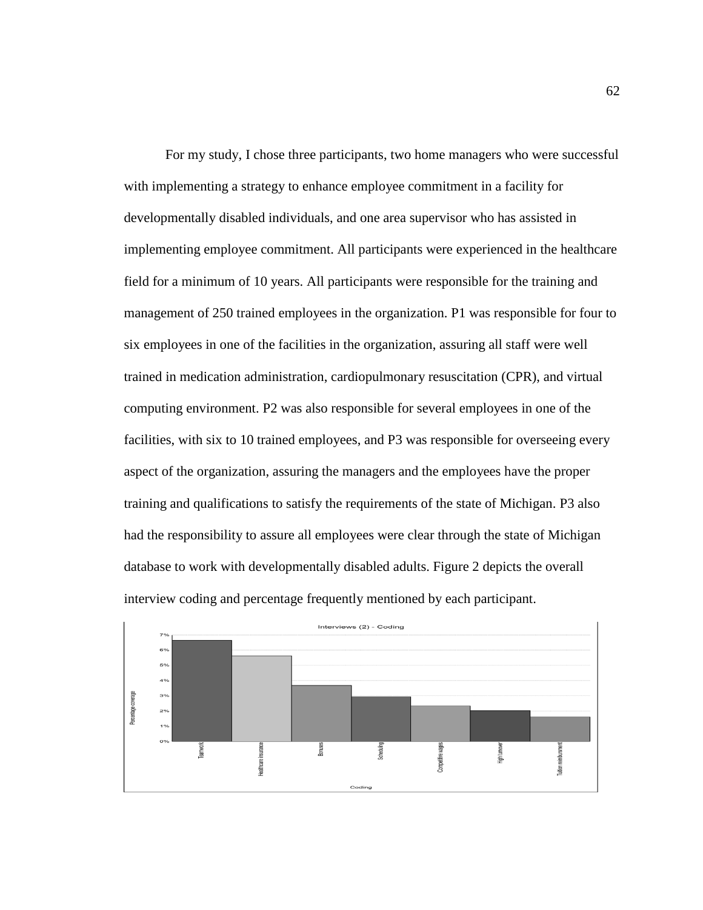For my study, I chose three participants, two home managers who were successful with implementing a strategy to enhance employee commitment in a facility for developmentally disabled individuals, and one area supervisor who has assisted in implementing employee commitment. All participants were experienced in the healthcare field for a minimum of 10 years. All participants were responsible for the training and management of 250 trained employees in the organization. P1 was responsible for four to six employees in one of the facilities in the organization, assuring all staff were well trained in medication administration, cardiopulmonary resuscitation (CPR), and virtual computing environment. P2 was also responsible for several employees in one of the facilities, with six to 10 trained employees, and P3 was responsible for overseeing every aspect of the organization, assuring the managers and the employees have the proper training and qualifications to satisfy the requirements of the state of Michigan. P3 also had the responsibility to assure all employees were clear through the state of Michigan database to work with developmentally disabled adults. Figure 2 depicts the overall interview coding and percentage frequently mentioned by each participant.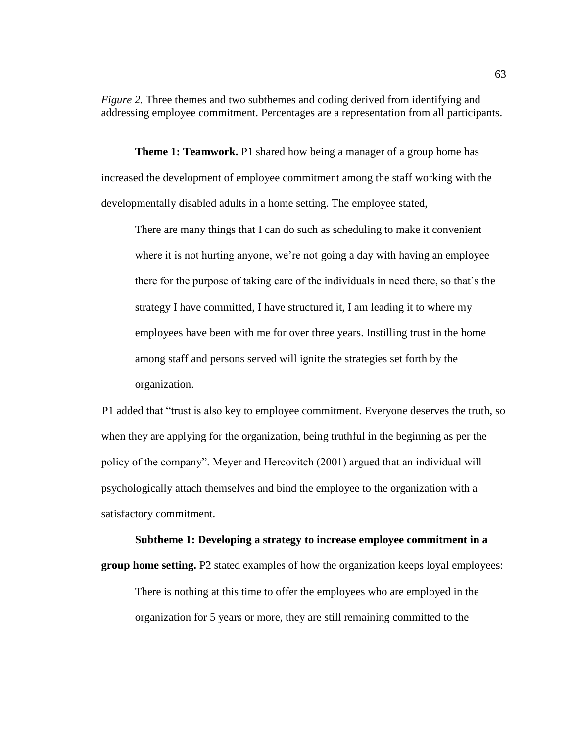*Figure 2.* Three themes and two subthemes and coding derived from identifying and addressing employee commitment. Percentages are a representation from all participants.

**Theme 1: Teamwork.** P1 shared how being a manager of a group home has increased the development of employee commitment among the staff working with the developmentally disabled adults in a home setting. The employee stated,

> There are many things that I can do such as scheduling to make it convenient where it is not hurting anyone, we're not going a day with having an employee there for the purpose of taking care of the individuals in need there, so that's the strategy I have committed, I have structured it, I am leading it to where my employees have been with me for over three years. Instilling trust in the home among staff and persons served will ignite the strategies set forth by the organization.

P1 added that "trust is also key to employee commitment. Everyone deserves the truth, so when they are applying for the organization, being truthful in the beginning as per the policy of the company". Meyer and Hercovitch (2001) argued that an individual will psychologically attach themselves and bind the employee to the organization with a satisfactory commitment.

**Subtheme 1: Developing a strategy to increase employee commitment in a group home setting.** P2 stated examples of how the organization keeps loyal employees:

> There is nothing at this time to offer the employees who are employed in the organization for 5 years or more, they are still remaining committed to the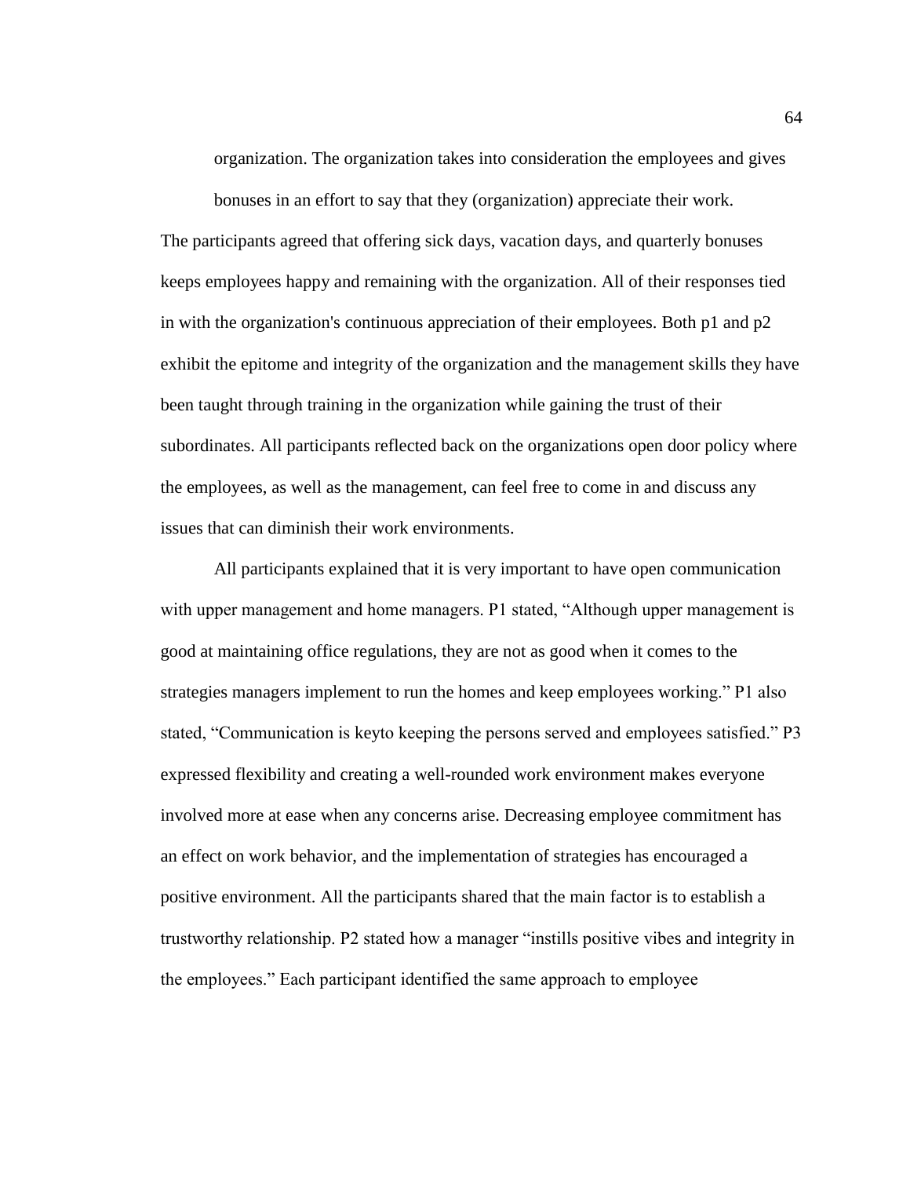> organization. The organization takes into consideration the employees and gives bonuses in an effort to say that they (organization) appreciate their work.

The participants agreed that offering sick days, vacation days, and quarterly bonuses keeps employees happy and remaining with the organization. All of their responses tied in with the organization's continuous appreciation of their employees. Both p1 and p2 exhibit the epitome and integrity of the organization and the management skills they have been taught through training in the organization while gaining the trust of their subordinates. All participants reflected back on the organizations open door policy where the employees, as well as the management, can feel free to come in and discuss any issues that can diminish their work environments.

All participants explained that it is very important to have open communication with upper management and home managers. P1 stated, "Although upper management is good at maintaining office regulations, they are not as good when it comes to the strategies managers implement to run the homes and keep employees working." P1 also stated, "Communication is keyto keeping the persons served and employees satisfied." P3 expressed flexibility and creating a well-rounded work environment makes everyone involved more at ease when any concerns arise. Decreasing employee commitment has an effect on work behavior, and the implementation of strategies has encouraged a positive environment. All the participants shared that the main factor is to establish a trustworthy relationship. P2 stated how a manager "instills positive vibes and integrity in the employees." Each participant identified the same approach to employee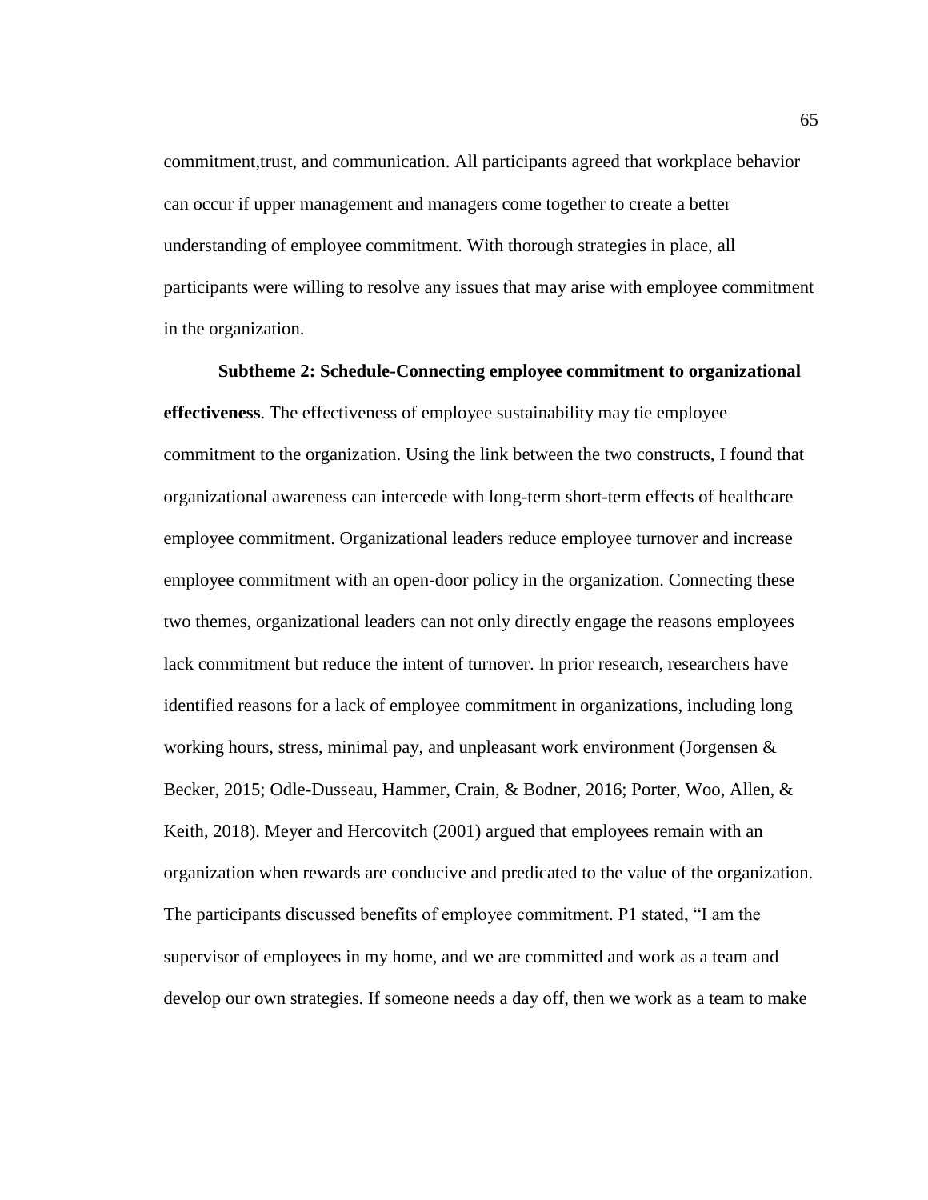commitment,trust, and communication. All participants agreed that workplace behavior can occur if upper management and managers come together to create a better understanding of employee commitment. With thorough strategies in place, all participants were willing to resolve any issues that may arise with employee commitment in the organization.

**Subtheme 2: Schedule-Connecting employee commitment to organizational effectiveness**. The effectiveness of employee sustainability may tie employee commitment to the organization. Using the link between the two constructs, I found that organizational awareness can intercede with long-term short-term effects of healthcare employee commitment. Organizational leaders reduce employee turnover and increase employee commitment with an open-door policy in the organization. Connecting these two themes, organizational leaders can not only directly engage the reasons employees lack commitment but reduce the intent of turnover. In prior research, researchers have identified reasons for a lack of employee commitment in organizations, including long working hours, stress, minimal pay, and unpleasant work environment (Jorgensen & Becker, 2015; Odle-Dusseau, Hammer, Crain, & Bodner, 2016; Porter, Woo, Allen, & Keith, 2018). Meyer and Hercovitch (2001) argued that employees remain with an organization when rewards are conducive and predicated to the value of the organization. The participants discussed benefits of employee commitment. P1 stated, "I am the supervisor of employees in my home, and we are committed and work as a team and develop our own strategies. If someone needs a day off, then we work as a team to make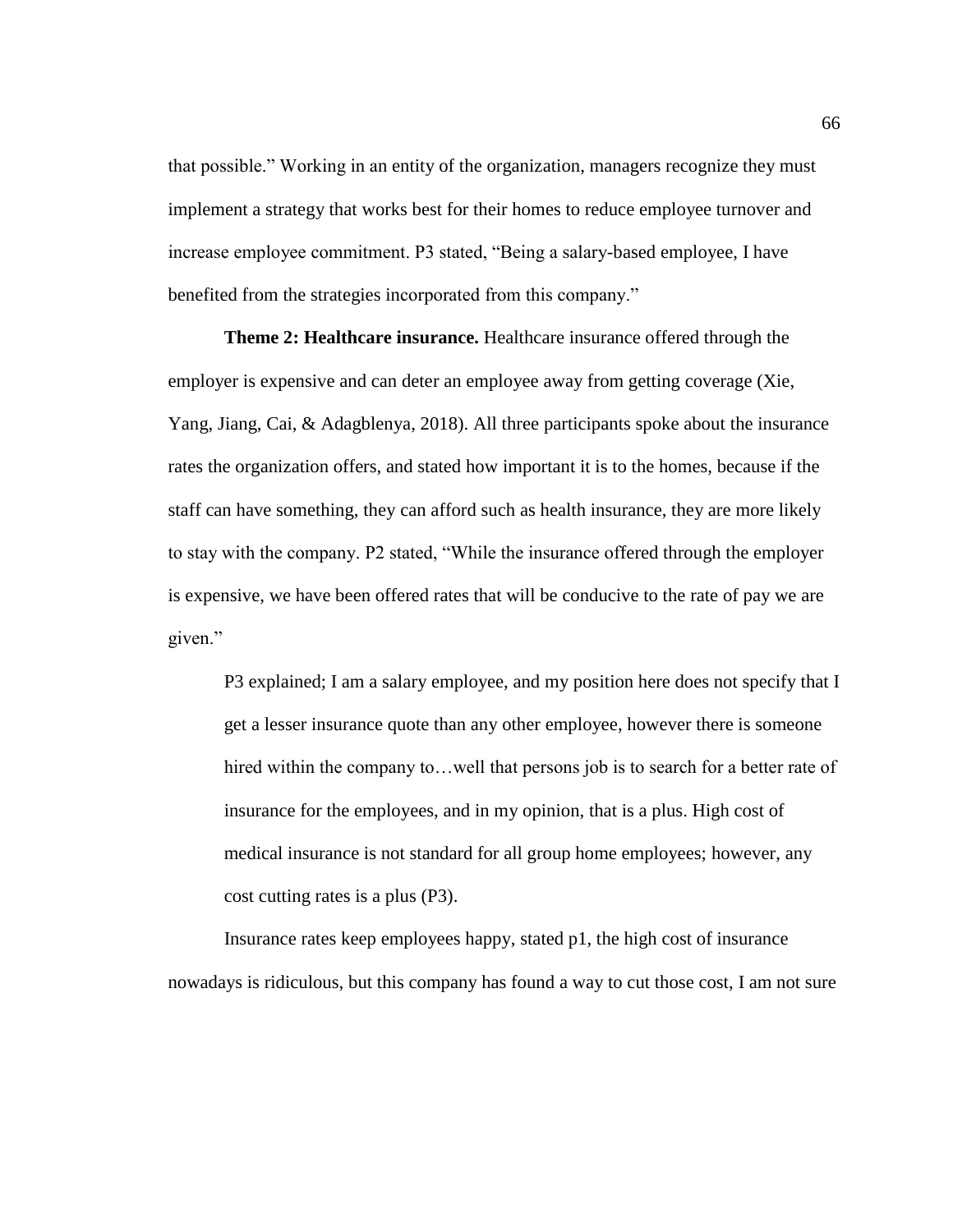that possible." Working in an entity of the organization, managers recognize they must implement a strategy that works best for their homes to reduce employee turnover and increase employee commitment. P3 stated, "Being a salary-based employee, I have benefited from the strategies incorporated from this company."

**Theme 2: Healthcare insurance.** Healthcare insurance offered through the employer is expensive and can deter an employee away from getting coverage (Xie, Yang, Jiang, Cai, & Adagblenya, 2018). All three participants spoke about the insurance rates the organization offers, and stated how important it is to the homes, because if the staff can have something, they can afford such as health insurance, they are more likely to stay with the company. P2 stated, "While the insurance offered through the employer is expensive, we have been offered rates that will be conducive to the rate of pay we are given."

> P3 explained; I am a salary employee, and my position here does not specify that I get a lesser insurance quote than any other employee, however there is someone hired within the company to…well that persons job is to search for a better rate of insurance for the employees, and in my opinion, that is a plus. High cost of medical insurance is not standard for all group home employees; however, any cost cutting rates is a plus (P3).

Insurance rates keep employees happy, stated p1, the high cost of insurance nowadays is ridiculous, but this company has found a way to cut those cost, I am not sure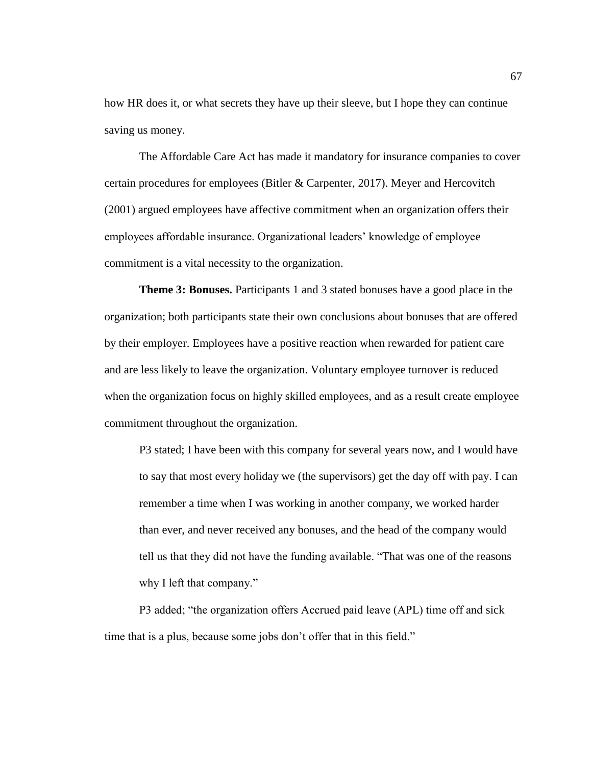how HR does it, or what secrets they have up their sleeve, but I hope they can continue saving us money.

The Affordable Care Act has made it mandatory for insurance companies to cover certain procedures for employees (Bitler & Carpenter, 2017). Meyer and Hercovitch (2001) argued employees have affective commitment when an organization offers their employees affordable insurance. Organizational leaders' knowledge of employee commitment is a vital necessity to the organization.

**Theme 3: Bonuses.** Participants 1 and 3 stated bonuses have a good place in the organization; both participants state their own conclusions about bonuses that are offered by their employer. Employees have a positive reaction when rewarded for patient care and are less likely to leave the organization. Voluntary employee turnover is reduced when the organization focus on highly skilled employees, and as a result create employee commitment throughout the organization.

> P3 stated; I have been with this company for several years now, and I would have to say that most every holiday we (the supervisors) get the day off with pay. I can remember a time when I was working in another company, we worked harder than ever, and never received any bonuses, and the head of the company would tell us that they did not have the funding available. "That was one of the reasons why I left that company."

P3 added; "the organization offers Accrued paid leave (APL) time off and sick time that is a plus, because some jobs don't offer that in this field."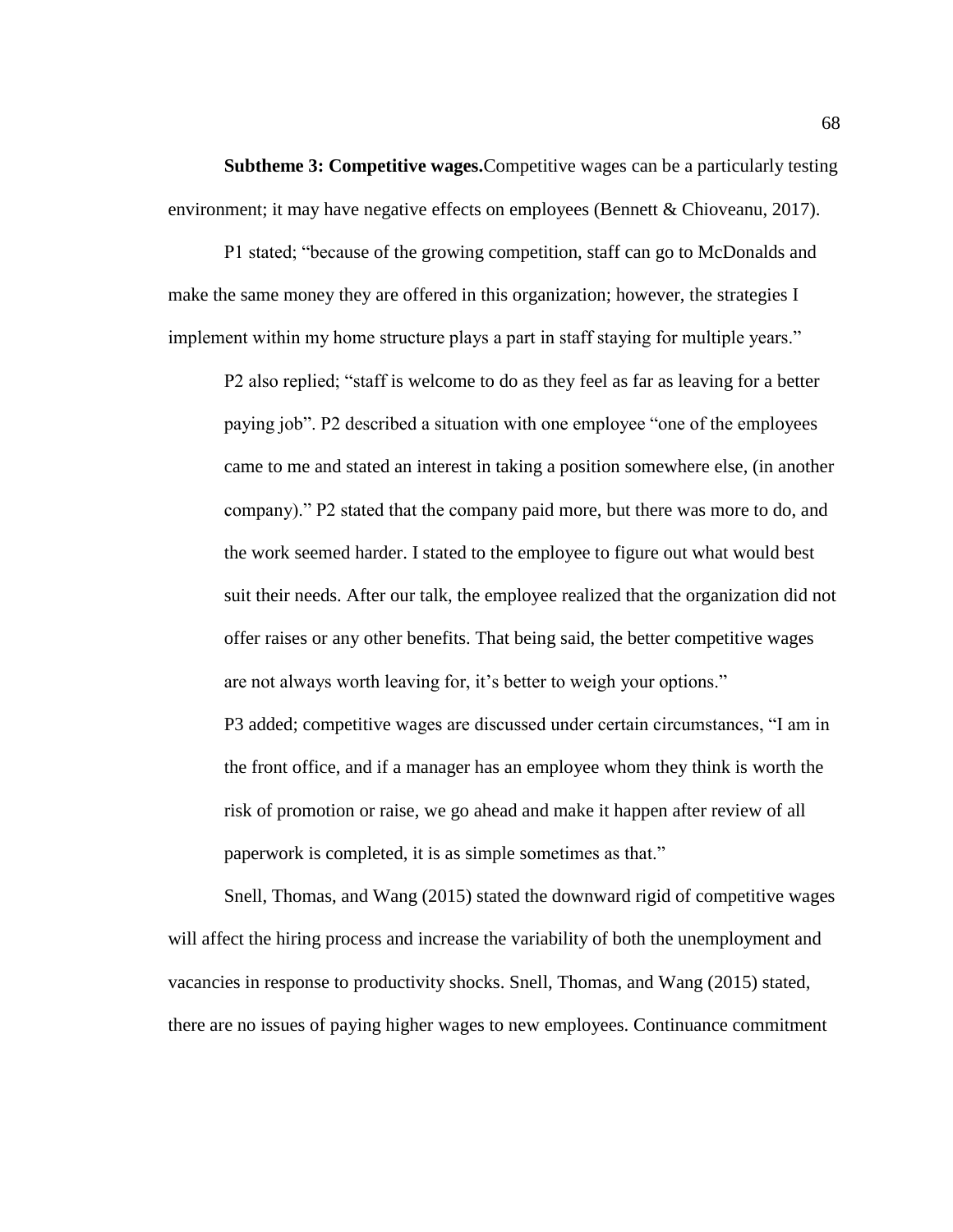**Subtheme 3: Competitive wages.**Competitive wages can be a particularly testing environment; it may have negative effects on employees (Bennett & Chioveanu, 2017).

P1 stated; "because of the growing competition, staff can go to McDonalds and make the same money they are offered in this organization; however, the strategies I implement within my home structure plays a part in staff staying for multiple years."

> P2 also replied; "staff is welcome to do as they feel as far as leaving for a better paying job". P2 described a situation with one employee "one of the employees came to me and stated an interest in taking a position somewhere else, (in another company)." P2 stated that the company paid more, but there was more to do, and the work seemed harder. I stated to the employee to figure out what would best suit their needs. After our talk, the employee realized that the organization did not offer raises or any other benefits. That being said, the better competitive wages are not always worth leaving for, it's better to weigh your options."
>
> P3 added; competitive wages are discussed under certain circumstances, "I am in the front office, and if a manager has an employee whom they think is worth the risk of promotion or raise, we go ahead and make it happen after review of all paperwork is completed, it is as simple sometimes as that."

Snell, Thomas, and Wang (2015) stated the downward rigid of competitive wages will affect the hiring process and increase the variability of both the unemployment and vacancies in response to productivity shocks. Snell, Thomas, and Wang (2015) stated, there are no issues of paying higher wages to new employees. Continuance commitment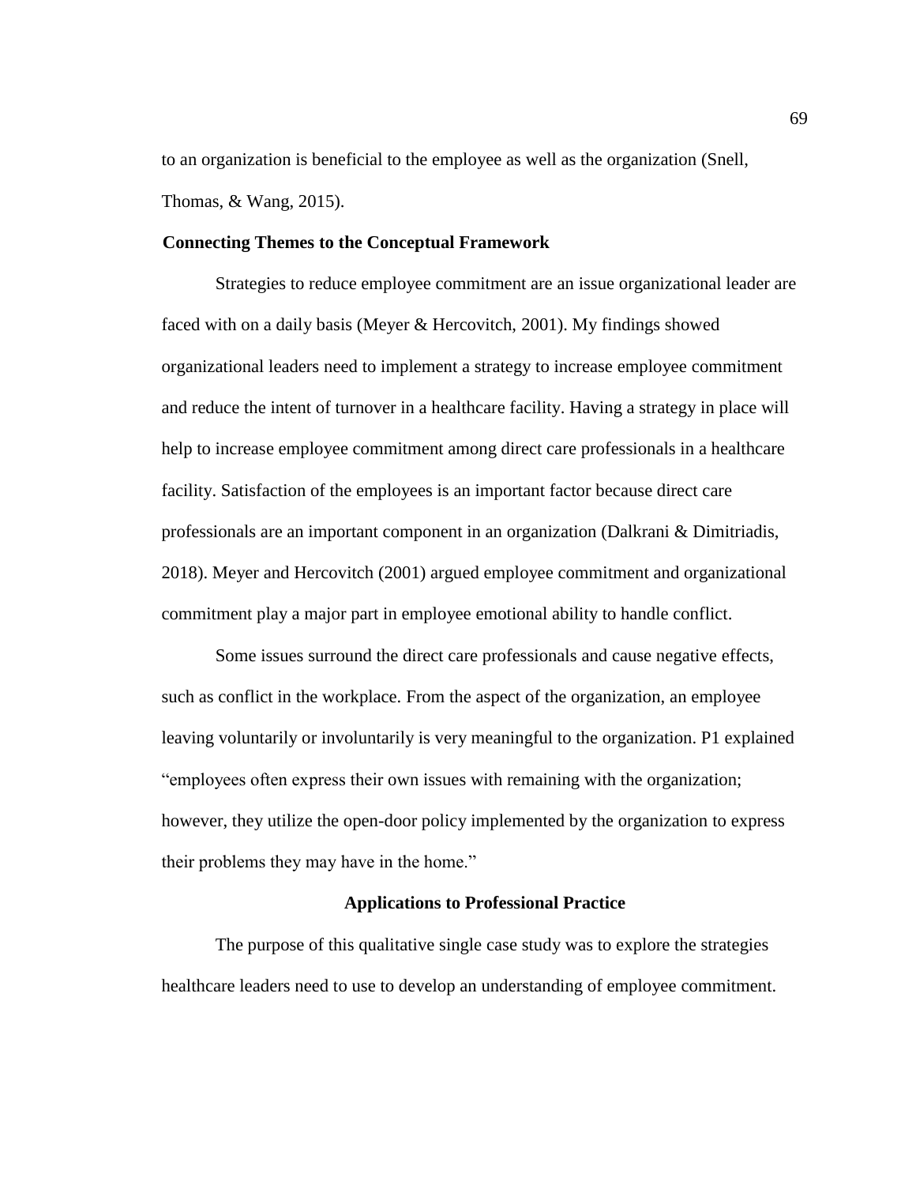to an organization is beneficial to the employee as well as the organization (Snell, Thomas, & Wang, 2015).

### Connecting Themes to the Conceptual Framework

Strategies to reduce employee commitment are an issue organizational leader are faced with on a daily basis (Meyer & Hercovitch, 2001). My findings showed organizational leaders need to implement a strategy to increase employee commitment and reduce the intent of turnover in a healthcare facility. Having a strategy in place will help to increase employee commitment among direct care professionals in a healthcare facility. Satisfaction of the employees is an important factor because direct care professionals are an important component in an organization (Dalkrani & Dimitriadis, 2018). Meyer and Hercovitch (2001) argued employee commitment and organizational commitment play a major part in employee emotional ability to handle conflict.

Some issues surround the direct care professionals and cause negative effects, such as conflict in the workplace. From the aspect of the organization, an employee leaving voluntarily or involuntarily is very meaningful to the organization. P1 explained "employees often express their own issues with remaining with the organization; however, they utilize the open-door policy implemented by the organization to express their problems they may have in the home."

## Applications to Professional Practice

The purpose of this qualitative single case study was to explore the strategies healthcare leaders need to use to develop an understanding of employee commitment.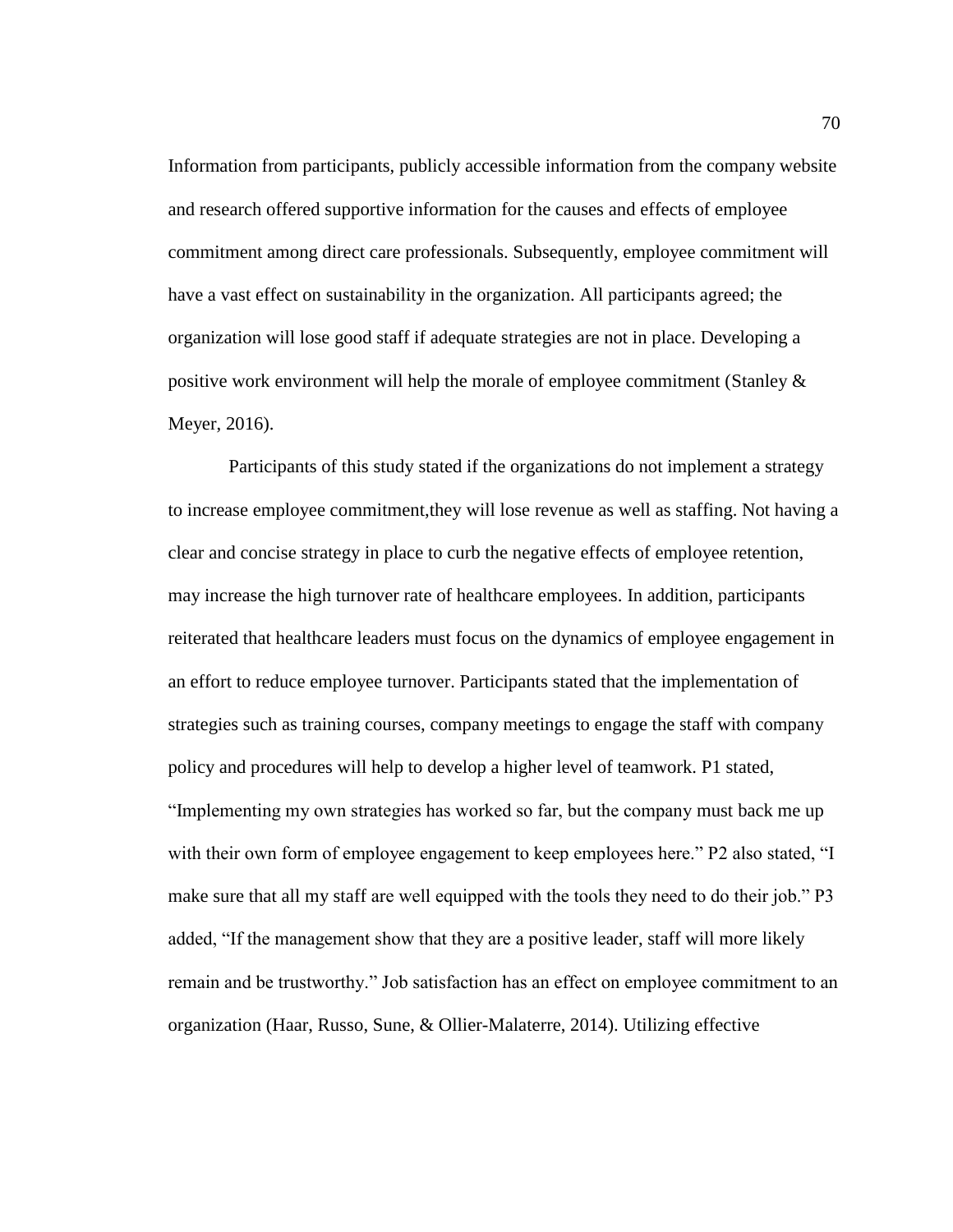Information from participants, publicly accessible information from the company website and research offered supportive information for the causes and effects of employee commitment among direct care professionals. Subsequently, employee commitment will have a vast effect on sustainability in the organization. All participants agreed; the organization will lose good staff if adequate strategies are not in place. Developing a positive work environment will help the morale of employee commitment (Stanley & Meyer, 2016).

Participants of this study stated if the organizations do not implement a strategy to increase employee commitment,they will lose revenue as well as staffing. Not having a clear and concise strategy in place to curb the negative effects of employee retention, may increase the high turnover rate of healthcare employees. In addition, participants reiterated that healthcare leaders must focus on the dynamics of employee engagement in an effort to reduce employee turnover. Participants stated that the implementation of strategies such as training courses, company meetings to engage the staff with company policy and procedures will help to develop a higher level of teamwork. P1 stated, "Implementing my own strategies has worked so far, but the company must back me up with their own form of employee engagement to keep employees here." P2 also stated, "I make sure that all my staff are well equipped with the tools they need to do their job." P3 added, "If the management show that they are a positive leader, staff will more likely remain and be trustworthy." Job satisfaction has an effect on employee commitment to an organization (Haar, Russo, Sune, & Ollier-Malaterre, 2014). Utilizing effective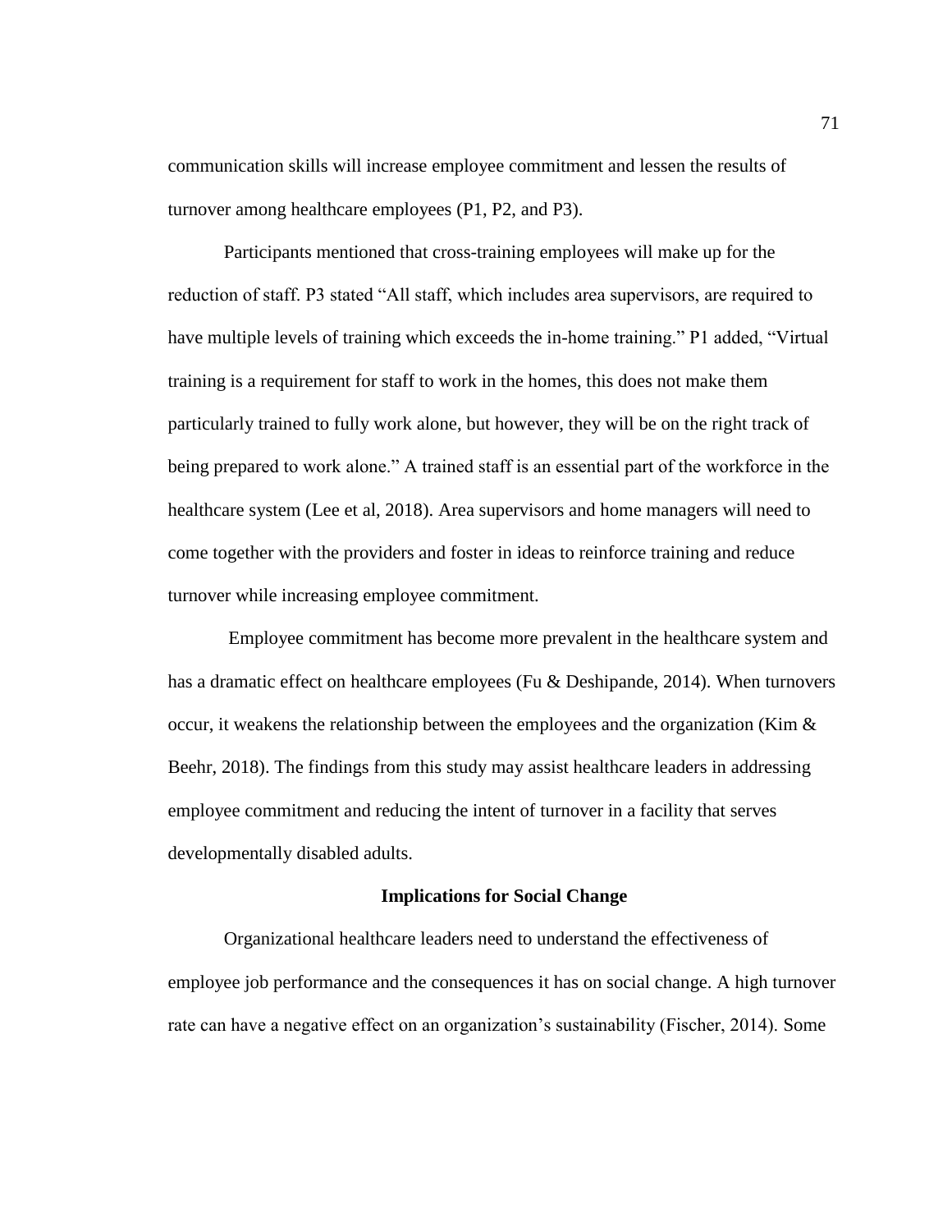communication skills will increase employee commitment and lessen the results of turnover among healthcare employees (P1, P2, and P3).

Participants mentioned that cross-training employees will make up for the reduction of staff. P3 stated "All staff, which includes area supervisors, are required to have multiple levels of training which exceeds the in-home training." P1 added, "Virtual training is a requirement for staff to work in the homes, this does not make them particularly trained to fully work alone, but however, they will be on the right track of being prepared to work alone." A trained staff is an essential part of the workforce in the healthcare system (Lee et al, 2018). Area supervisors and home managers will need to come together with the providers and foster in ideas to reinforce training and reduce turnover while increasing employee commitment.

Employee commitment has become more prevalent in the healthcare system and has a dramatic effect on healthcare employees (Fu & Deshipande, 2014). When turnovers occur, it weakens the relationship between the employees and the organization (Kim & Beehr, 2018). The findings from this study may assist healthcare leaders in addressing employee commitment and reducing the intent of turnover in a facility that serves developmentally disabled adults.

## Implications for Social Change

Organizational healthcare leaders need to understand the effectiveness of employee job performance and the consequences it has on social change. A high turnover rate can have a negative effect on an organization's sustainability (Fischer, 2014). Some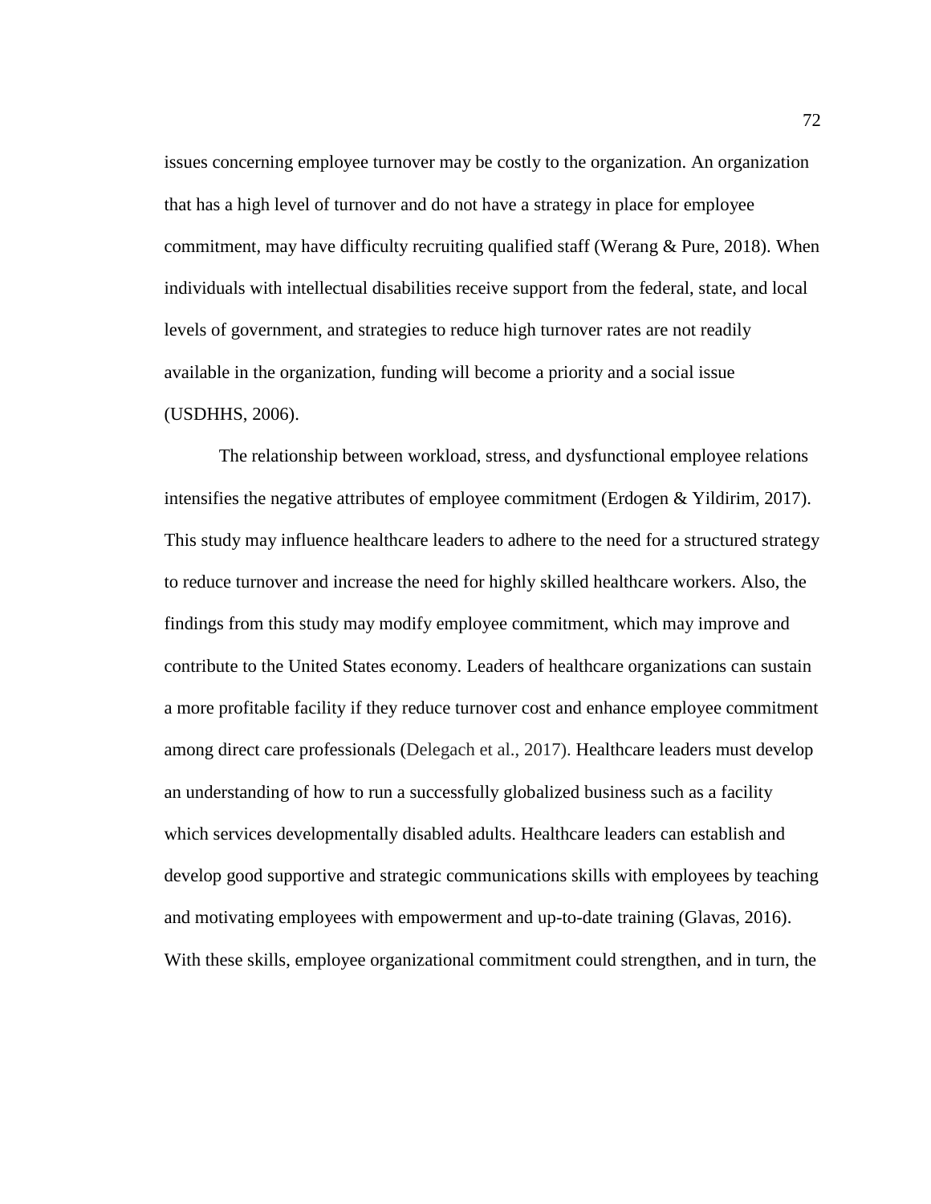issues concerning employee turnover may be costly to the organization. An organization that has a high level of turnover and do not have a strategy in place for employee commitment, may have difficulty recruiting qualified staff (Werang & Pure, 2018). When individuals with intellectual disabilities receive support from the federal, state, and local levels of government, and strategies to reduce high turnover rates are not readily available in the organization, funding will become a priority and a social issue (USDHHS, 2006).

The relationship between workload, stress, and dysfunctional employee relations intensifies the negative attributes of employee commitment (Erdogen & Yildirim, 2017). This study may influence healthcare leaders to adhere to the need for a structured strategy to reduce turnover and increase the need for highly skilled healthcare workers. Also, the findings from this study may modify employee commitment, which may improve and contribute to the United States economy. Leaders of healthcare organizations can sustain a more profitable facility if they reduce turnover cost and enhance employee commitment among direct care professionals (Delegach et al., 2017). Healthcare leaders must develop an understanding of how to run a successfully globalized business such as a facility which services developmentally disabled adults. Healthcare leaders can establish and develop good supportive and strategic communications skills with employees by teaching and motivating employees with empowerment and up-to-date training (Glavas, 2016). With these skills, employee organizational commitment could strengthen, and in turn, the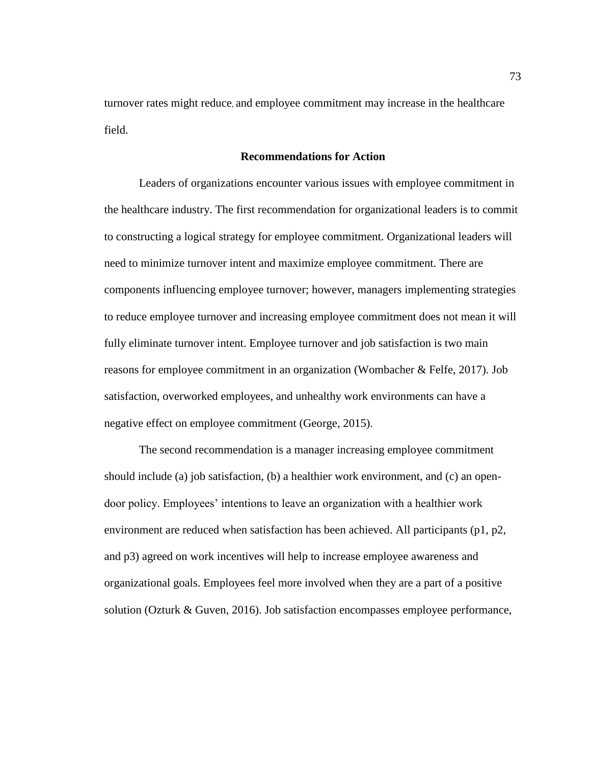turnover rates might reduce, and employee commitment may increase in the healthcare field.

## Recommendations for Action

Leaders of organizations encounter various issues with employee commitment in the healthcare industry. The first recommendation for organizational leaders is to commit to constructing a logical strategy for employee commitment. Organizational leaders will need to minimize turnover intent and maximize employee commitment. There are components influencing employee turnover; however, managers implementing strategies to reduce employee turnover and increasing employee commitment does not mean it will fully eliminate turnover intent. Employee turnover and job satisfaction is two main reasons for employee commitment in an organization (Wombacher & Felfe, 2017). Job satisfaction, overworked employees, and unhealthy work environments can have a negative effect on employee commitment (George, 2015).

The second recommendation is a manager increasing employee commitment should include (a) job satisfaction, (b) a healthier work environment, and (c) an open-door policy. Employees' intentions to leave an organization with a healthier work environment are reduced when satisfaction has been achieved. All participants (p1, p2, and p3) agreed on work incentives will help to increase employee awareness and organizational goals. Employees feel more involved when they are a part of a positive solution (Ozturk & Guven, 2016). Job satisfaction encompasses employee performance,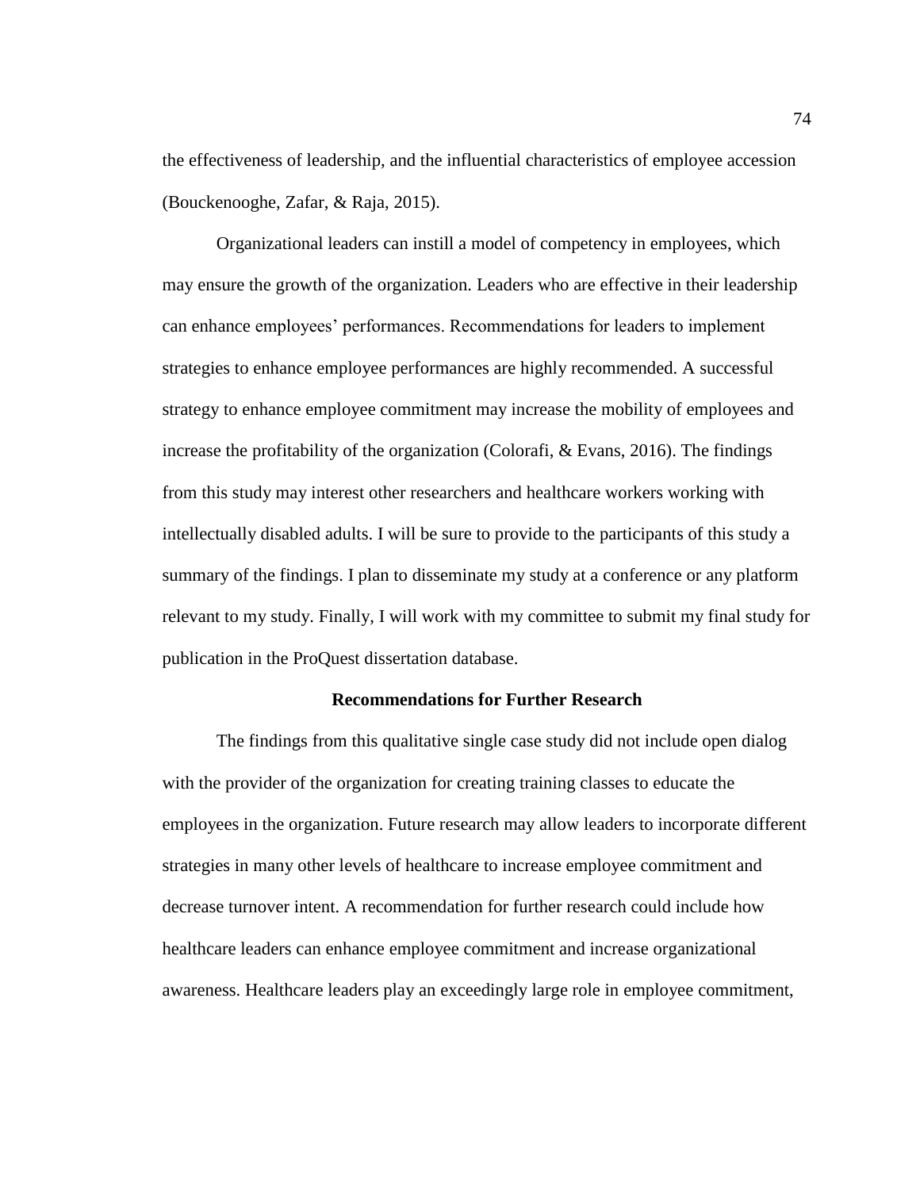the effectiveness of leadership, and the influential characteristics of employee accession (Bouckenooghe, Zafar, & Raja, 2015).

Organizational leaders can instill a model of competency in employees, which may ensure the growth of the organization. Leaders who are effective in their leadership can enhance employees' performances. Recommendations for leaders to implement strategies to enhance employee performances are highly recommended. A successful strategy to enhance employee commitment may increase the mobility of employees and increase the profitability of the organization (Colorafi, & Evans, 2016). The findings from this study may interest other researchers and healthcare workers working with intellectually disabled adults. I will be sure to provide to the participants of this study a summary of the findings. I plan to disseminate my study at a conference or any platform relevant to my study. Finally, I will work with my committee to submit my final study for publication in the ProQuest dissertation database.

## Recommendations for Further Research

The findings from this qualitative single case study did not include open dialog with the provider of the organization for creating training classes to educate the employees in the organization. Future research may allow leaders to incorporate different strategies in many other levels of healthcare to increase employee commitment and decrease turnover intent. A recommendation for further research could include how healthcare leaders can enhance employee commitment and increase organizational awareness. Healthcare leaders play an exceedingly large role in employee commitment,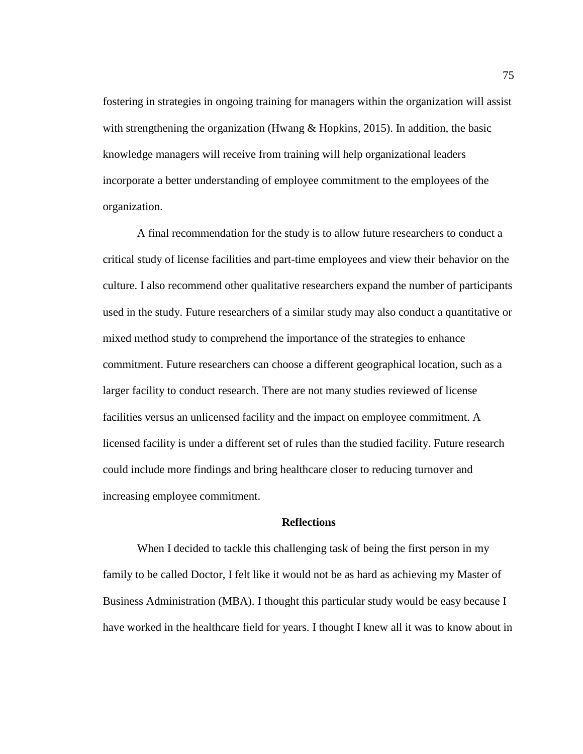fostering in strategies in ongoing training for managers within the organization will assist with strengthening the organization (Hwang & Hopkins, 2015). In addition, the basic knowledge managers will receive from training will help organizational leaders incorporate a better understanding of employee commitment to the employees of the organization.

A final recommendation for the study is to allow future researchers to conduct a critical study of license facilities and part-time employees and view their behavior on the culture. I also recommend other qualitative researchers expand the number of participants used in the study. Future researchers of a similar study may also conduct a quantitative or mixed method study to comprehend the importance of the strategies to enhance commitment. Future researchers can choose a different geographical location, such as a larger facility to conduct research. There are not many studies reviewed of license facilities versus an unlicensed facility and the impact on employee commitment. A licensed facility is under a different set of rules than the studied facility. Future research could include more findings and bring healthcare closer to reducing turnover and increasing employee commitment.

## Reflections

When I decided to tackle this challenging task of being the first person in my family to be called Doctor, I felt like it would not be as hard as achieving my Master of Business Administration (MBA). I thought this particular study would be easy because I have worked in the healthcare field for years. I thought I knew all it was to know about in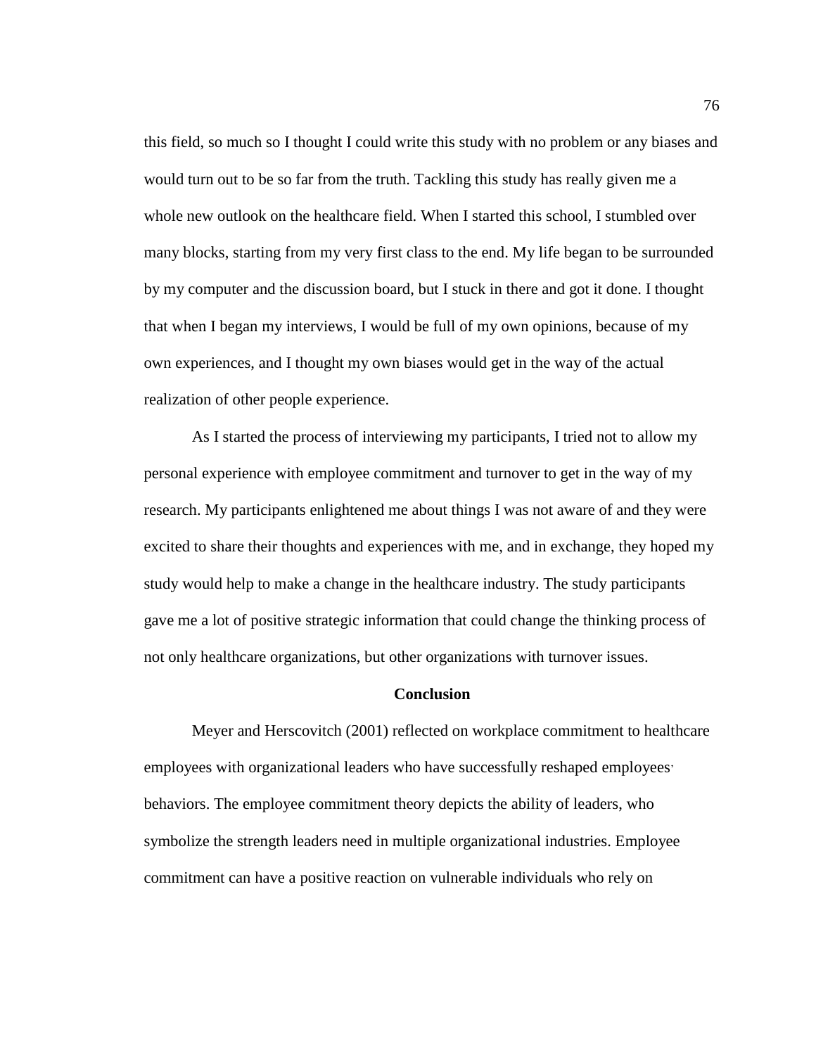this field, so much so I thought I could write this study with no problem or any biases and would turn out to be so far from the truth. Tackling this study has really given me a whole new outlook on the healthcare field. When I started this school, I stumbled over many blocks, starting from my very first class to the end. My life began to be surrounded by my computer and the discussion board, but I stuck in there and got it done. I thought that when I began my interviews, I would be full of my own opinions, because of my own experiences, and I thought my own biases would get in the way of the actual realization of other people experience.

As I started the process of interviewing my participants, I tried not to allow my personal experience with employee commitment and turnover to get in the way of my research. My participants enlightened me about things I was not aware of and they were excited to share their thoughts and experiences with me, and in exchange, they hoped my study would help to make a change in the healthcare industry. The study participants gave me a lot of positive strategic information that could change the thinking process of not only healthcare organizations, but other organizations with turnover issues.

## Conclusion

Meyer and Herscovitch (2001) reflected on workplace commitment to healthcare employees with organizational leaders who have successfully reshaped employees' behaviors. The employee commitment theory depicts the ability of leaders, who symbolize the strength leaders need in multiple organizational industries. Employee commitment can have a positive reaction on vulnerable individuals who rely on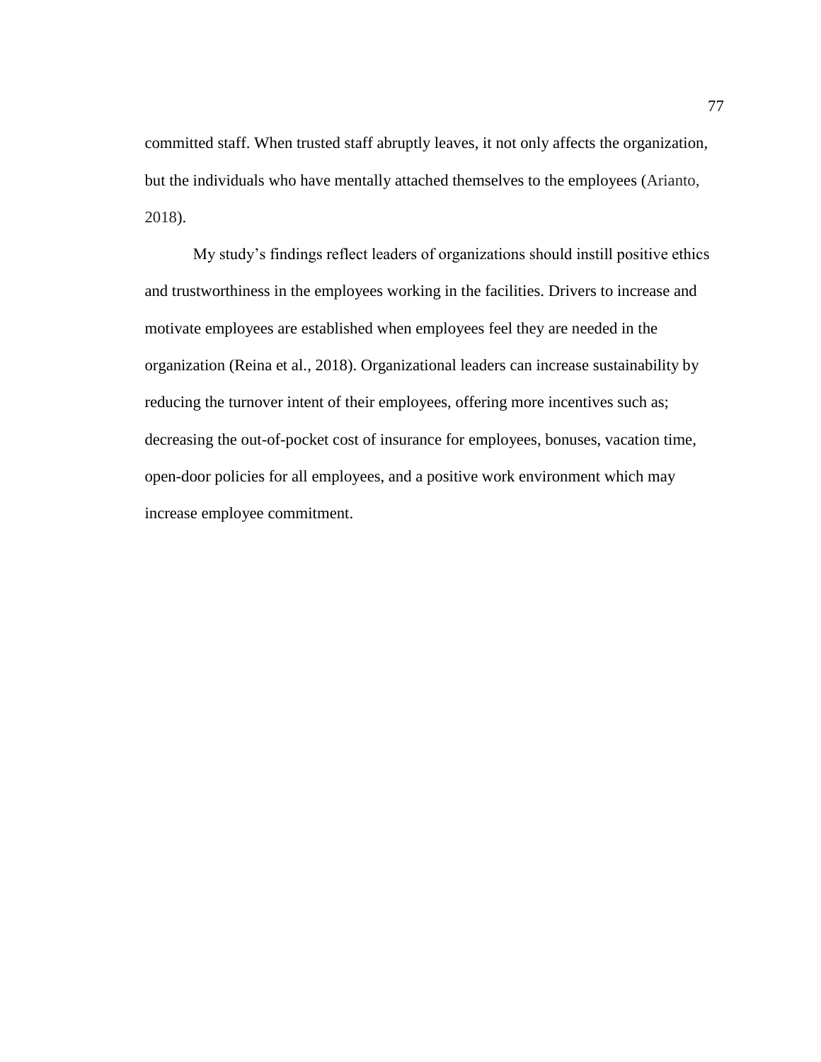committed staff. When trusted staff abruptly leaves, it not only affects the organization, but the individuals who have mentally attached themselves to the employees (Arianto, 2018).

My study's findings reflect leaders of organizations should instill positive ethics and trustworthiness in the employees working in the facilities. Drivers to increase and motivate employees are established when employees feel they are needed in the organization (Reina et al., 2018). Organizational leaders can increase sustainability by reducing the turnover intent of their employees, offering more incentives such as; decreasing the out-of-pocket cost of insurance for employees, bonuses, vacation time, open-door policies for all employees, and a positive work environment which may increase employee commitment.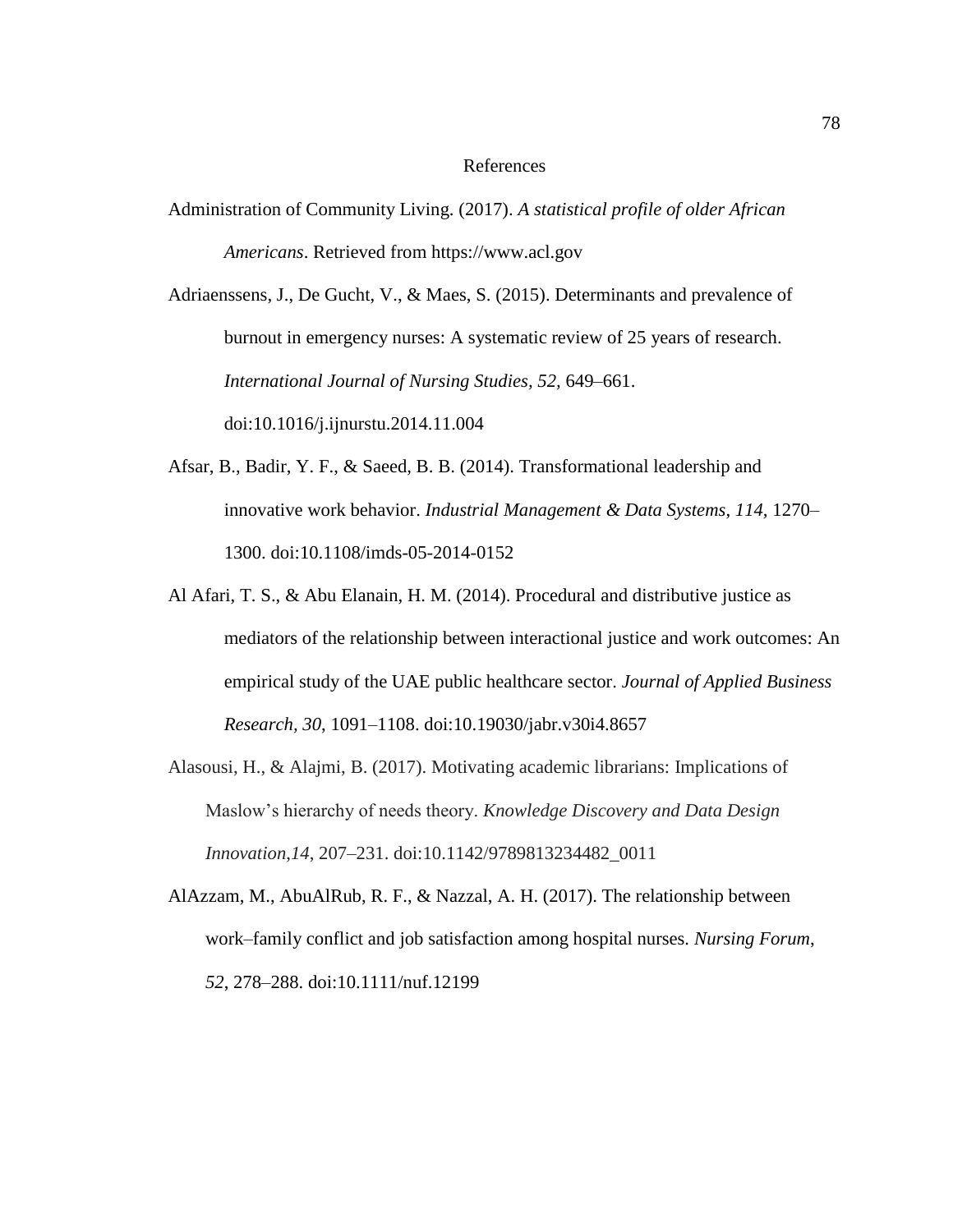# References

Administration of Community Living. (2017). *A statistical profile of older African Americans*. Retrieved from https://www.acl.gov

Adriaenssens, J., De Gucht, V., & Maes, S. (2015). Determinants and prevalence of burnout in emergency nurses: A systematic review of 25 years of research. *International Journal of Nursing Studies, 52,* 649–661. doi:10.1016/j.ijnurstu.2014.11.004

Afsar, B., Badir, Y. F., & Saeed, B. B. (2014). Transformational leadership and innovative work behavior. *Industrial Management & Data Systems*, *114*, 1270–1300. doi:10.1108/imds-05-2014-0152

Al Afari, T. S., & Abu Elanain, H. M. (2014). Procedural and distributive justice as mediators of the relationship between interactional justice and work outcomes: An empirical study of the UAE public healthcare sector. *Journal of Applied Business Research*, *30*, 1091–1108. doi:10.19030/jabr.v30i4.8657

Alasousi, H., & Alajmi, B. (2017). Motivating academic librarians: Implications of Maslow's hierarchy of needs theory. *Knowledge Discovery and Data Design Innovation*,*14*, 207–231. doi:10.1142/9789813234482_0011

AlAzzam, M., AbuAlRub, R. F., & Nazzal, A. H. (2017). The relationship between work–family conflict and job satisfaction among hospital nurses. *Nursing Forum*, *52*, 278–288. doi:10.1111/nuf.12199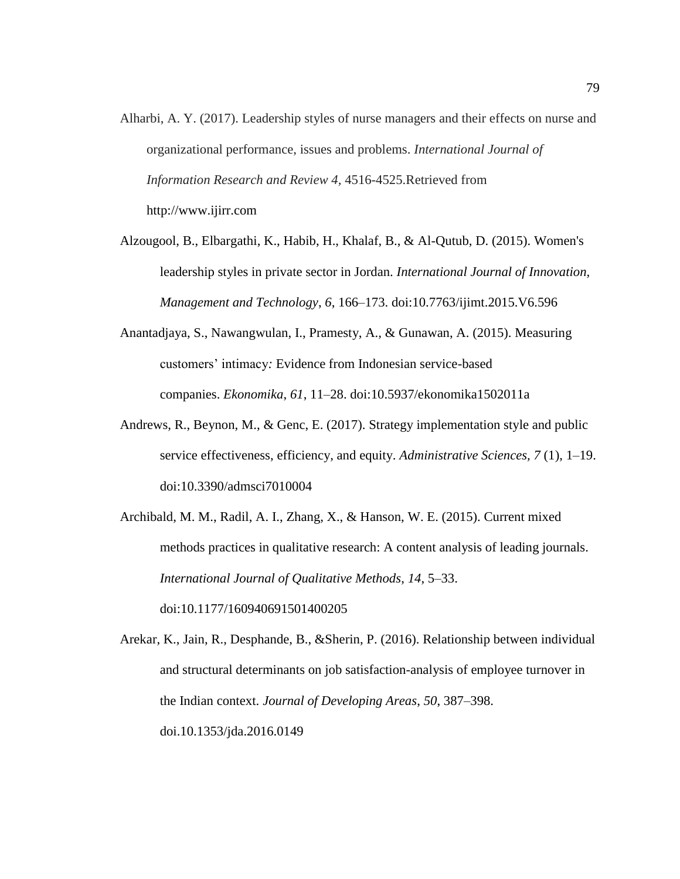Alharbi, A. Y. (2017). Leadership styles of nurse managers and their effects on nurse and organizational performance, issues and problems. *International Journal of Information Research and Review 4,* 4516-4525.Retrieved from http://www.ijirr.com

Alzougool, B., Elbargathi, K., Habib, H., Khalaf, B., & Al-Qutub, D. (2015). Women's leadership styles in private sector in Jordan. *International Journal of Innovation, Management and Technology*, *6*, 166–173. doi:10.7763/ijimt.2015.V6.596

Anantadjaya, S., Nawangwulan, I., Pramesty, A., & Gunawan, A. (2015). Measuring customers' intimacy*:* Evidence from Indonesian service-based companies. *Ekonomika*, *61*, 11–28. doi:10.5937/ekonomika1502011a

Andrews, R., Beynon, M., & Genc, E. (2017). Strategy implementation style and public service effectiveness, efficiency, and equity. *Administrative Sciences, 7* (1), 1–19. doi:10.3390/admsci7010004

Archibald, M. M., Radil, A. I., Zhang, X., & Hanson, W. E. (2015). Current mixed methods practices in qualitative research: A content analysis of leading journals. *International Journal of Qualitative Methods*, *14*, 5–33. doi:10.1177/160940691501400205

Arekar, K., Jain, R., Desphande, B., &Sherin, P. (2016). Relationship between individual and structural determinants on job satisfaction-analysis of employee turnover in the Indian context. *Journal of Developing Areas*, *50*, 387–398. doi.10.1353/jda.2016.0149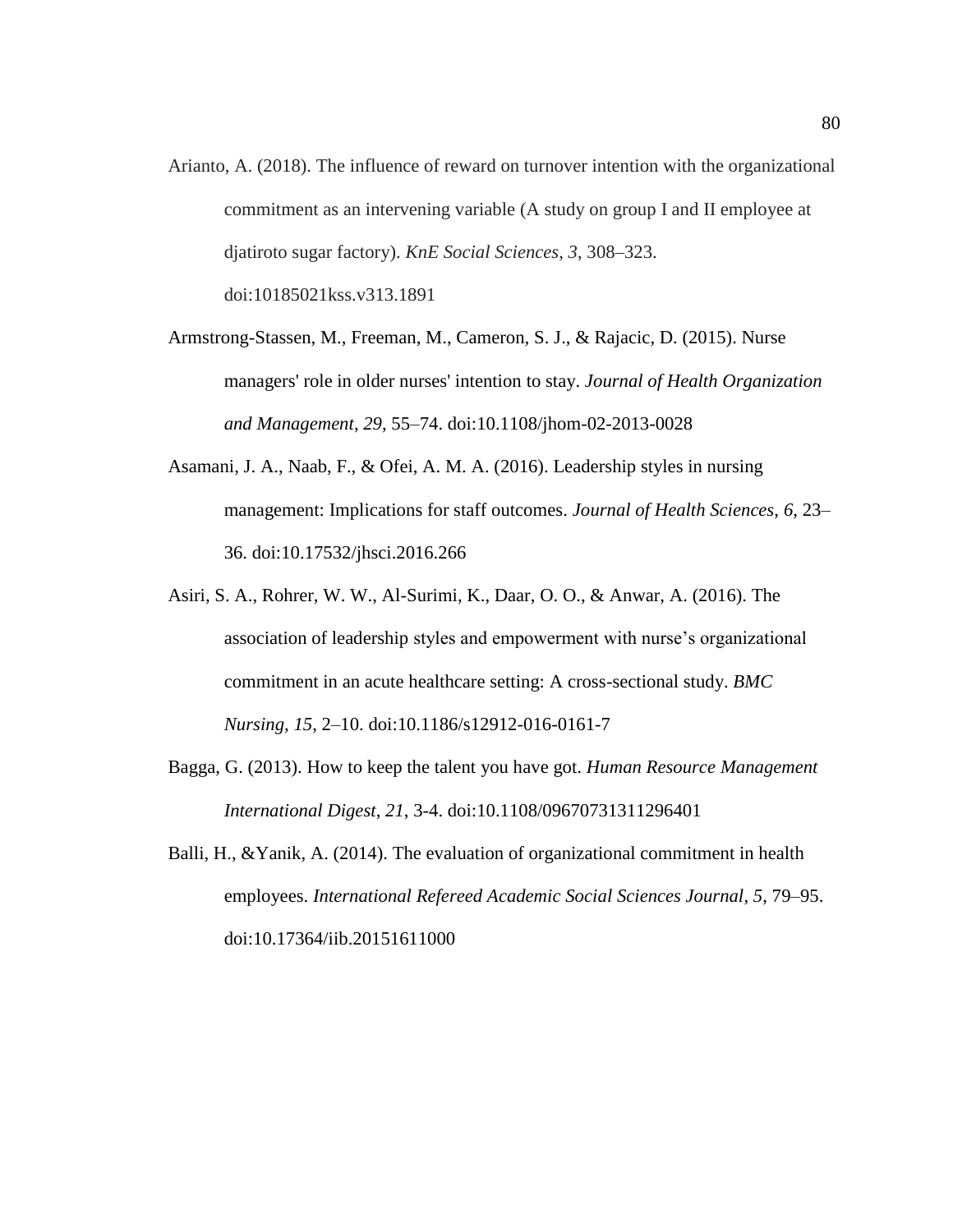Arianto, A. (2018). The influence of reward on turnover intention with the organizational commitment as an intervening variable (A study on group I and II employee at djatiroto sugar factory). *KnE Social Sciences*, *3*, 308–323. doi:10185021kss.v313.1891

Armstrong-Stassen, M., Freeman, M., Cameron, S. J., & Rajacic, D. (2015). Nurse managers' role in older nurses' intention to stay. *Journal of Health Organization and Management*, *29*, 55–74. doi:10.1108/jhom-02-2013-0028

Asamani, J. A., Naab, F., & Ofei, A. M. A. (2016). Leadership styles in nursing management: Implications for staff outcomes. *Journal of Health Sciences*, *6*, 23–36. doi:10.17532/jhsci.2016.266

Asiri, S. A., Rohrer, W. W., Al-Surimi, K., Daar, O. O., & Anwar, A. (2016). The association of leadership styles and empowerment with nurse's organizational commitment in an acute healthcare setting: A cross-sectional study. *BMC Nursing*, *15*, 2–10. doi:10.1186/s12912-016-0161-7

Bagga, G. (2013). How to keep the talent you have got. *Human Resource Management International Digest*, *21*, 3-4. doi:10.1108/09670731311296401

Balli, H., &Yanik, A. (2014). The evaluation of organizational commitment in health employees. *International Refereed Academic Social Sciences Journal*, *5*, 79–95. doi:10.17364/iib.20151611000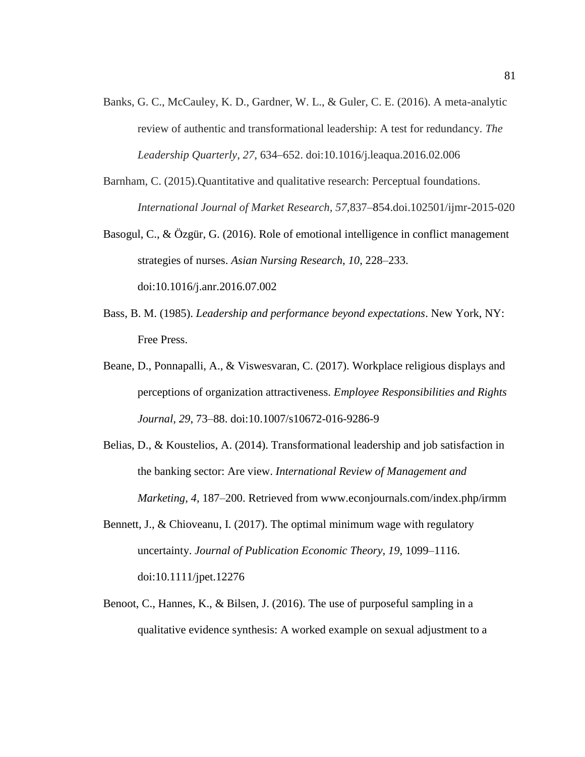Banks, G. C., McCauley, K. D., Gardner, W. L., & Guler, C. E. (2016). A meta-analytic review of authentic and transformational leadership: A test for redundancy. *The Leadership Quarterly*, *27*, 634–652. doi:10.1016/j.leaqua.2016.02.006

Barnham, C. (2015).Quantitative and qualitative research: Perceptual foundations. *International Journal of Market Research*, *57*,837–854.doi.102501/ijmr-2015-020

Basogul, C., & Özgür, G. (2016). Role of emotional intelligence in conflict management strategies of nurses. *Asian Nursing Research*, *10*, 228–233. doi:10.1016/j.anr.2016.07.002

Bass, B. M. (1985). *Leadership and performance beyond expectations*. New York, NY: Free Press.

Beane, D., Ponnapalli, A., & Viswesvaran, C. (2017). Workplace religious displays and perceptions of organization attractiveness. *Employee Responsibilities and Rights Journal*, *29*, 73–88. doi:10.1007/s10672-016-9286-9

Belias, D., & Koustelios, A. (2014). Transformational leadership and job satisfaction in the banking sector: Are view. *International Review of Management and Marketing*, *4*, 187–200. Retrieved from www.econjournals.com/index.php/irmm

Bennett, J., & Chioveanu, I. (2017). The optimal minimum wage with regulatory uncertainty. *Journal of Publication Economic Theory, 19,* 1099–1116. doi:10.1111/jpet.12276

Benoot, C., Hannes, K., & Bilsen, J. (2016). The use of purposeful sampling in a qualitative evidence synthesis: A worked example on sexual adjustment to a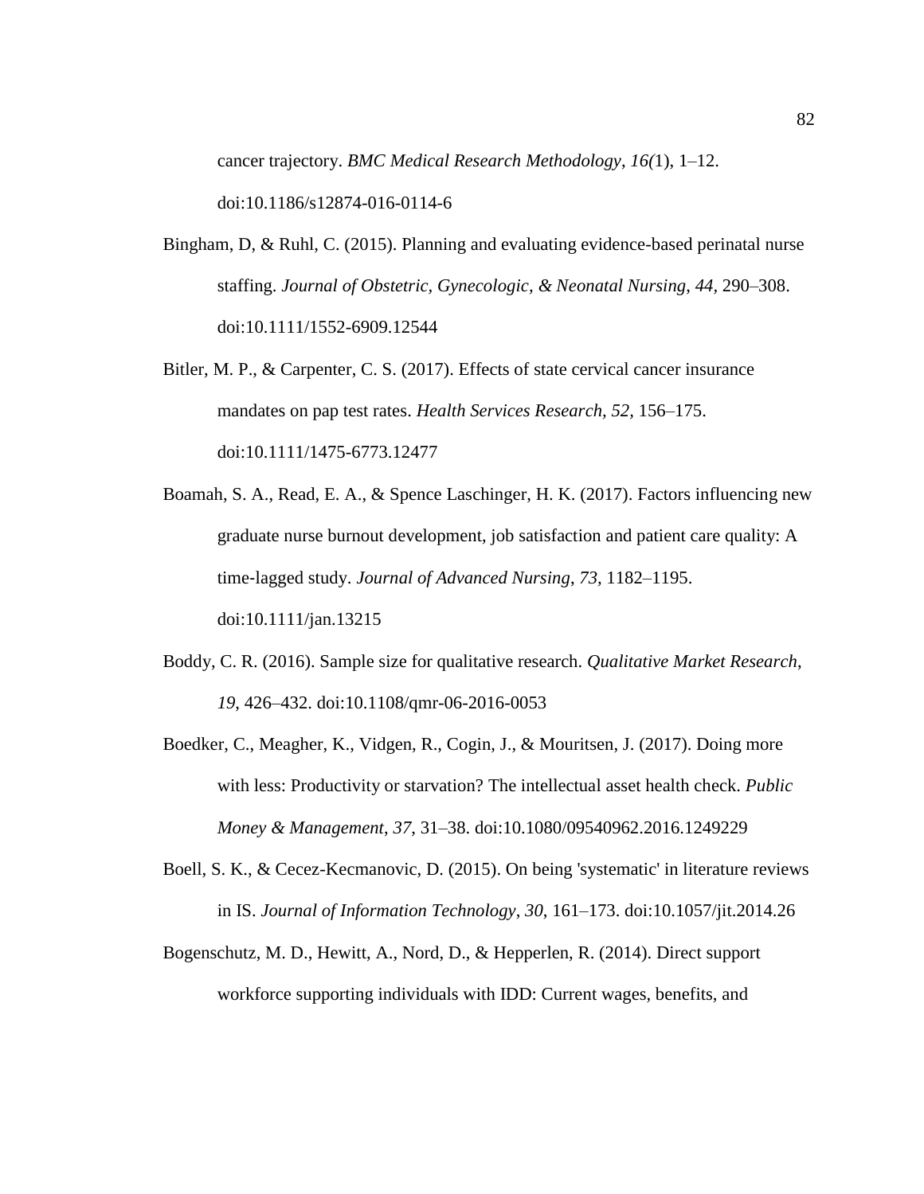cancer trajectory. *BMC Medical Research Methodology*, *16(*1), 1–12. doi:10.1186/s12874-016-0114-6

Bingham, D, & Ruhl, C. (2015). Planning and evaluating evidence-based perinatal nurse staffing. *Journal of Obstetric, Gynecologic, & Neonatal Nursing*, *44*, 290–308. doi:10.1111/1552-6909.12544

Bitler, M. P., & Carpenter, C. S. (2017). Effects of state cervical cancer insurance mandates on pap test rates. *Health Services Research, 52,* 156–175. doi:10.1111/1475-6773.12477

Boamah, S. A., Read, E. A., & Spence Laschinger, H. K. (2017). Factors influencing new graduate nurse burnout development, job satisfaction and patient care quality: A time-lagged study. *Journal of Advanced Nursing*, *73,* 1182–1195. doi:10.1111/jan.13215

Boddy, C. R. (2016). Sample size for qualitative research. *Qualitative Market Research*, *19*, 426–432. doi:10.1108/qmr-06-2016-0053

Boedker, C., Meagher, K., Vidgen, R., Cogin, J., & Mouritsen, J. (2017). Doing more with less: Productivity or starvation? The intellectual asset health check. *Public Money & Management*, *37*, 31–38. doi:10.1080/09540962.2016.1249229

Boell, S. K., & Cecez-Kecmanovic, D. (2015). On being 'systematic' in literature reviews in IS. *Journal of Information Technology*, *30*, 161–173. doi:10.1057/jit.2014.26

Bogenschutz, M. D., Hewitt, A., Nord, D., & Hepperlen, R. (2014). Direct support workforce supporting individuals with IDD: Current wages, benefits, and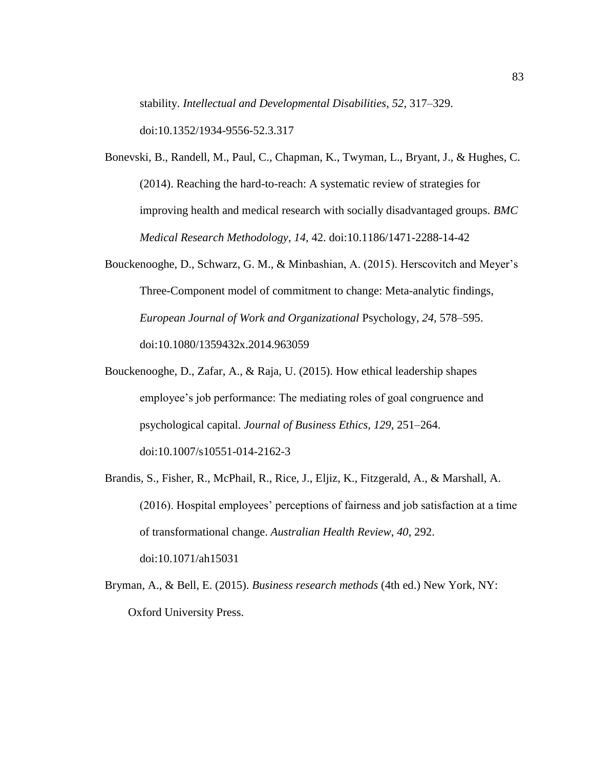stability. *Intellectual and Developmental Disabilities*, *52*, 317–329. doi:10.1352/1934-9556-52.3.317

Bonevski, B., Randell, M., Paul, C., Chapman, K., Twyman, L., Bryant, J., & Hughes, C. (2014). Reaching the hard-to-reach: A systematic review of strategies for improving health and medical research with socially disadvantaged groups. *BMC Medical Research Methodology*, *14,* 42. doi:10.1186/1471-2288-14-42

Bouckenooghe, D., Schwarz, G. M., & Minbashian, A. (2015). Herscovitch and Meyer's Three-Component model of commitment to change: Meta-analytic findings, *European Journal of Work and Organizational* Psychology, *24,* 578–595. doi:10.1080/1359432x.2014.963059

Bouckenooghe, D., Zafar, A., & Raja, U. (2015). How ethical leadership shapes employee's job performance: The mediating roles of goal congruence and psychological capital. *Journal of Business Ethics*, *129,* 251–264. doi:10.1007/s10551-014-2162-3

Brandis, S., Fisher, R., McPhail, R., Rice, J., Eljiz, K., Fitzgerald, A., & Marshall, A. (2016). Hospital employees' perceptions of fairness and job satisfaction at a time of transformational change. *Australian Health Review*, *40*, 292. doi:10.1071/ah15031

Bryman, A., & Bell, E. (2015). *Business research methods* (4th ed.) New York, NY: Oxford University Press.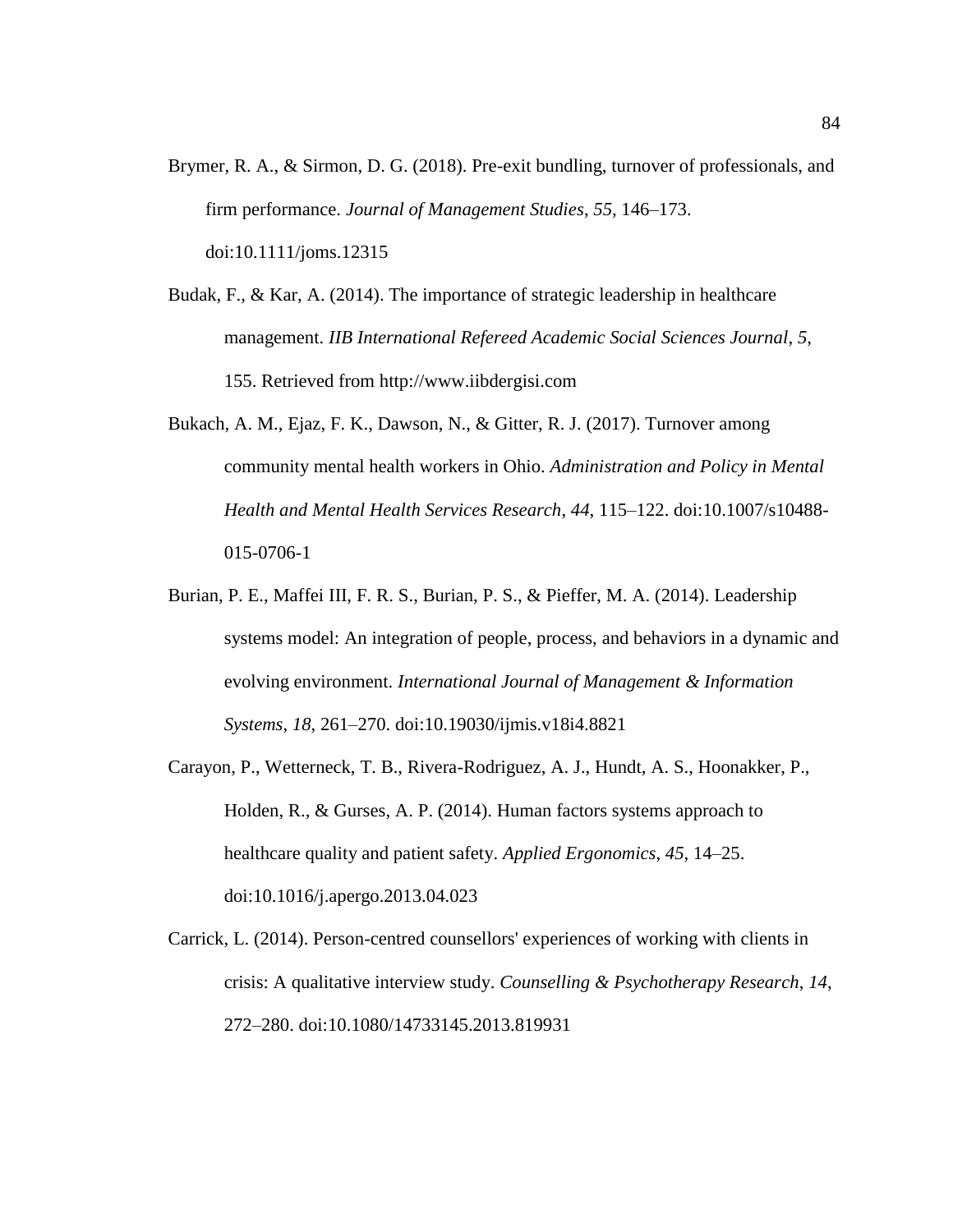Brymer, R. A., & Sirmon, D. G. (2018). Pre-exit bundling, turnover of professionals, and firm performance. *Journal of Management Studies*, *55*, 146–173. doi:10.1111/joms.12315

Budak, F., & Kar, A. (2014). The importance of strategic leadership in healthcare management. *IIB International Refereed Academic Social Sciences Journal*, *5*, 155. Retrieved from http://www.iibdergisi.com

Bukach, A. M., Ejaz, F. K., Dawson, N., & Gitter, R. J. (2017). Turnover among community mental health workers in Ohio. *Administration and Policy in Mental Health and Mental Health Services Research*, *44*, 115–122. doi:10.1007/s10488-015-0706-1

Burian, P. E., Maffei III, F. R. S., Burian, P. S., & Pieffer, M. A. (2014). Leadership systems model: An integration of people, process, and behaviors in a dynamic and evolving environment. *International Journal of Management & Information Systems*, *18*, 261–270. doi:10.19030/ijmis.v18i4.8821

Carayon, P., Wetterneck, T. B., Rivera-Rodriguez, A. J., Hundt, A. S., Hoonakker, P., Holden, R., & Gurses, A. P. (2014). Human factors systems approach to healthcare quality and patient safety. *Applied Ergonomics*, *45*, 14–25. doi:10.1016/j.apergo.2013.04.023

Carrick, L. (2014). Person-centred counsellors' experiences of working with clients in crisis: A qualitative interview study. *Counselling & Psychotherapy Research*, *14*, 272–280. doi:10.1080/14733145.2013.819931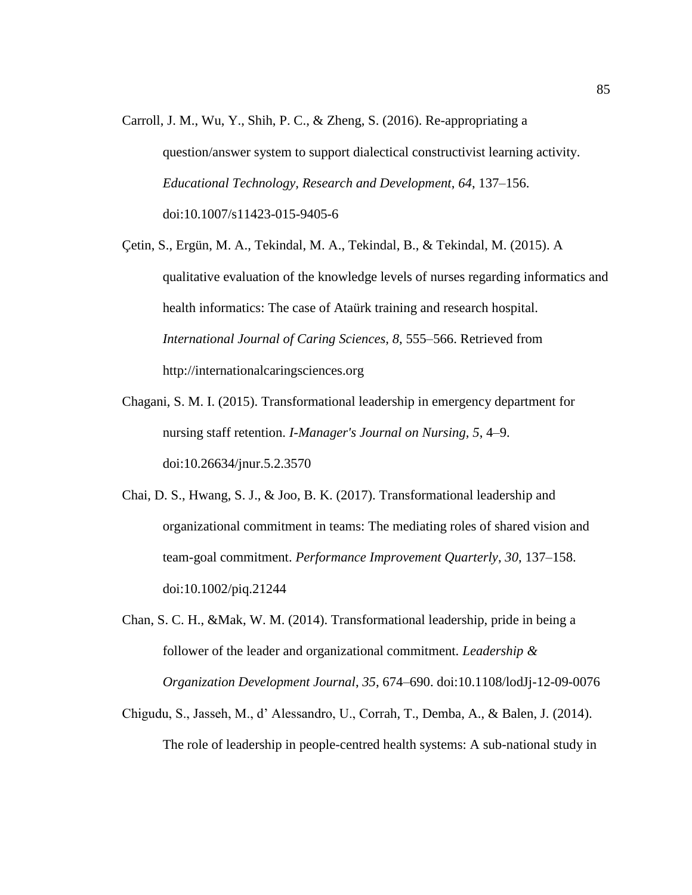Carroll, J. M., Wu, Y., Shih, P. C., & Zheng, S. (2016). Re-appropriating a question/answer system to support dialectical constructivist learning activity. *Educational Technology, Research and Development*, *64*, 137–156. doi:10.1007/s11423-015-9405-6

Çetin, S., Ergün, M. A., Tekindal, M. A., Tekindal, B., & Tekindal, M. (2015). A qualitative evaluation of the knowledge levels of nurses regarding informatics and health informatics: The case of Ataürk training and research hospital. *International Journal of Caring Sciences*, *8*, 555–566. Retrieved from http://internationalcaringsciences.org

Chagani, S. M. I. (2015). Transformational leadership in emergency department for nursing staff retention. *I-Manager's Journal on Nursing*, *5*, 4–9. doi:10.26634/jnur.5.2.3570

Chai, D. S., Hwang, S. J., & Joo, B. K. (2017). Transformational leadership and organizational commitment in teams: The mediating roles of shared vision and team-goal commitment. *Performance Improvement Quarterly*, *30*, 137–158. doi:10.1002/piq.21244

Chan, S. C. H., &Mak, W. M. (2014). Transformational leadership, pride in being a follower of the leader and organizational commitment. *Leadership & Organization Development Journal*, *35*, 674–690. doi:10.1108/lodJj-12-09-0076

Chigudu, S., Jasseh, M., d' Alessandro, U., Corrah, T., Demba, A., & Balen, J. (2014). The role of leadership in people-centred health systems: A sub-national study in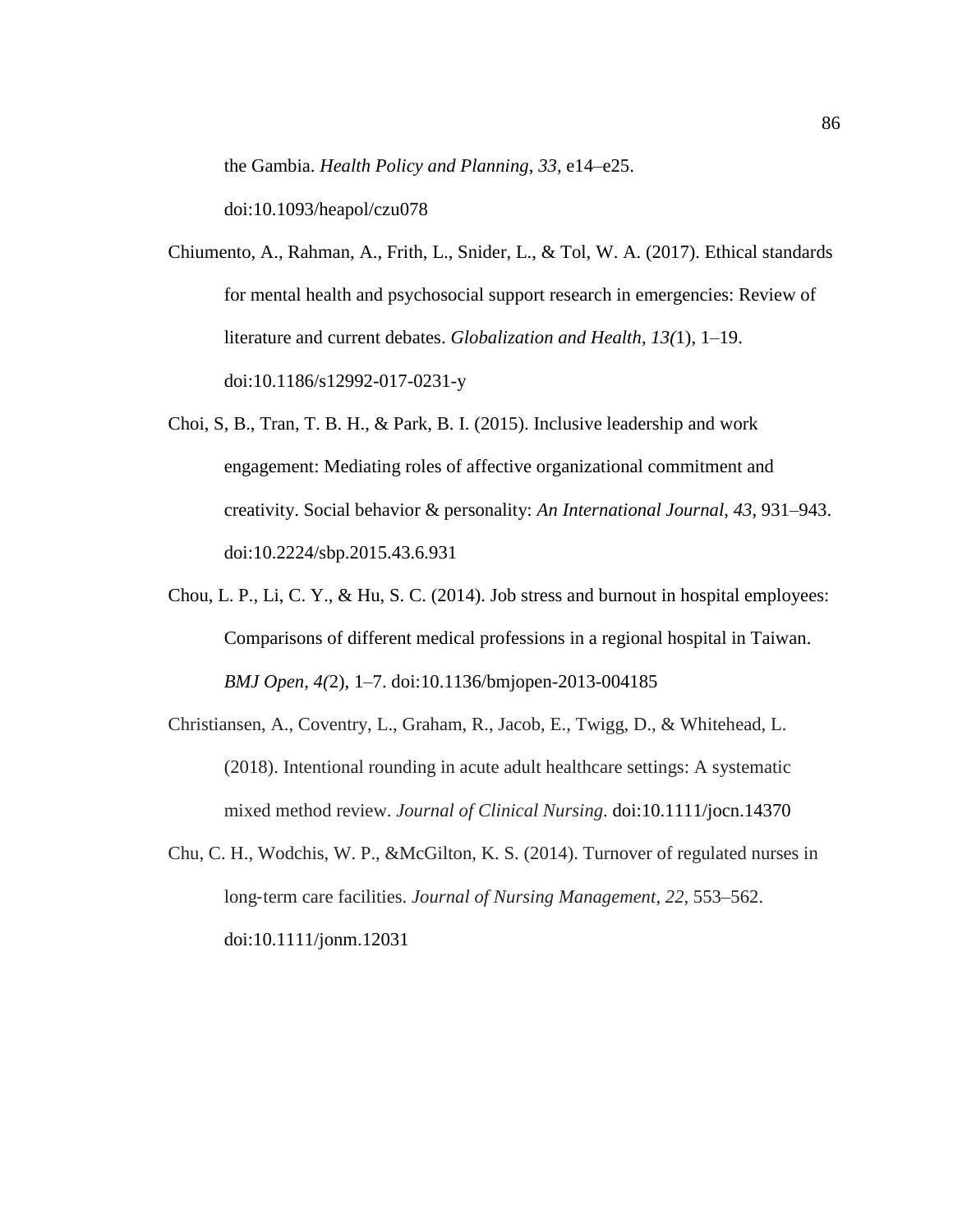the Gambia. *Health Policy and Planning*, *33*, e14–e25. doi:10.1093/heapol/czu078

Chiumento, A., Rahman, A., Frith, L., Snider, L., & Tol, W. A. (2017). Ethical standards for mental health and psychosocial support research in emergencies: Review of literature and current debates. *Globalization and Health*, *13(*1), 1–19. doi:10.1186/s12992-017-0231-y

Choi, S, B., Tran, T. B. H., & Park, B. I. (2015). Inclusive leadership and work engagement: Mediating roles of affective organizational commitment and creativity. Social behavior & personality: *An International Journal*, *43*, 931–943. doi:10.2224/sbp.2015.43.6.931

Chou, L. P., Li, C. Y., & Hu, S. C. (2014). Job stress and burnout in hospital employees: Comparisons of different medical professions in a regional hospital in Taiwan. *BMJ Open*, *4(*2), 1–7. doi:10.1136/bmjopen-2013-004185

Christiansen, A., Coventry, L., Graham, R., Jacob, E., Twigg, D., & Whitehead, L. (2018). Intentional rounding in acute adult healthcare settings: A systematic mixed method review. *Journal of Clinical Nursing*. doi:10.1111/jocn.14370

Chu, C. H., Wodchis, W. P., &McGilton, K. S. (2014). Turnover of regulated nurses in long-term care facilities. *Journal of Nursing Management*, *22*, 553–562. doi:10.1111/jonm.12031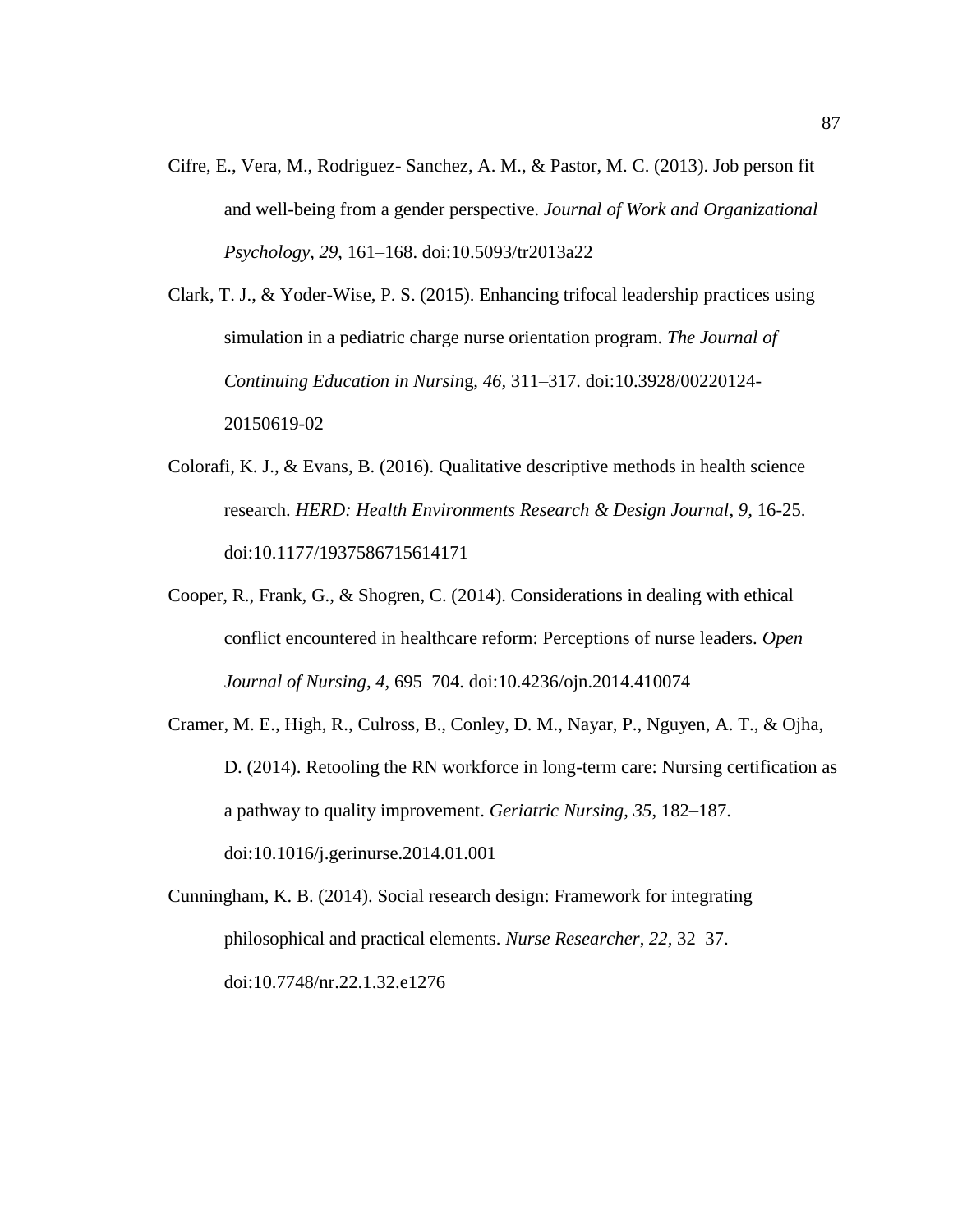Cifre, E., Vera, M., Rodriguez- Sanchez, A. M., & Pastor, M. C. (2013). Job person fit and well-being from a gender perspective. *Journal of Work and Organizational Psychology*, *29*, 161–168. doi:10.5093/tr2013a22

Clark, T. J., & Yoder-Wise, P. S. (2015). Enhancing trifocal leadership practices using simulation in a pediatric charge nurse orientation program. *The Journal of Continuing Education in Nursin*g, *46*, 311–317. doi:10.3928/00220124-20150619-02

Colorafi, K. J., & Evans, B. (2016). Qualitative descriptive methods in health science research. *HERD: Health Environments Research & Design Journal*, *9*, 16-25. doi:10.1177/1937586715614171

Cooper, R., Frank, G., & Shogren, C. (2014). Considerations in dealing with ethical conflict encountered in healthcare reform: Perceptions of nurse leaders. *Open Journal of Nursing, 4,* 695–704. doi:10.4236/ojn.2014.410074

Cramer, M. E., High, R., Culross, B., Conley, D. M., Nayar, P., Nguyen, A. T., & Ojha, D. (2014). Retooling the RN workforce in long-term care: Nursing certification as a pathway to quality improvement. *Geriatric Nursing*, *35*, 182–187. doi:10.1016/j.gerinurse.2014.01.001

Cunningham, K. B. (2014). Social research design: Framework for integrating philosophical and practical elements. *Nurse Researcher*, *22,* 32–37. doi:10.7748/nr.22.1.32.e1276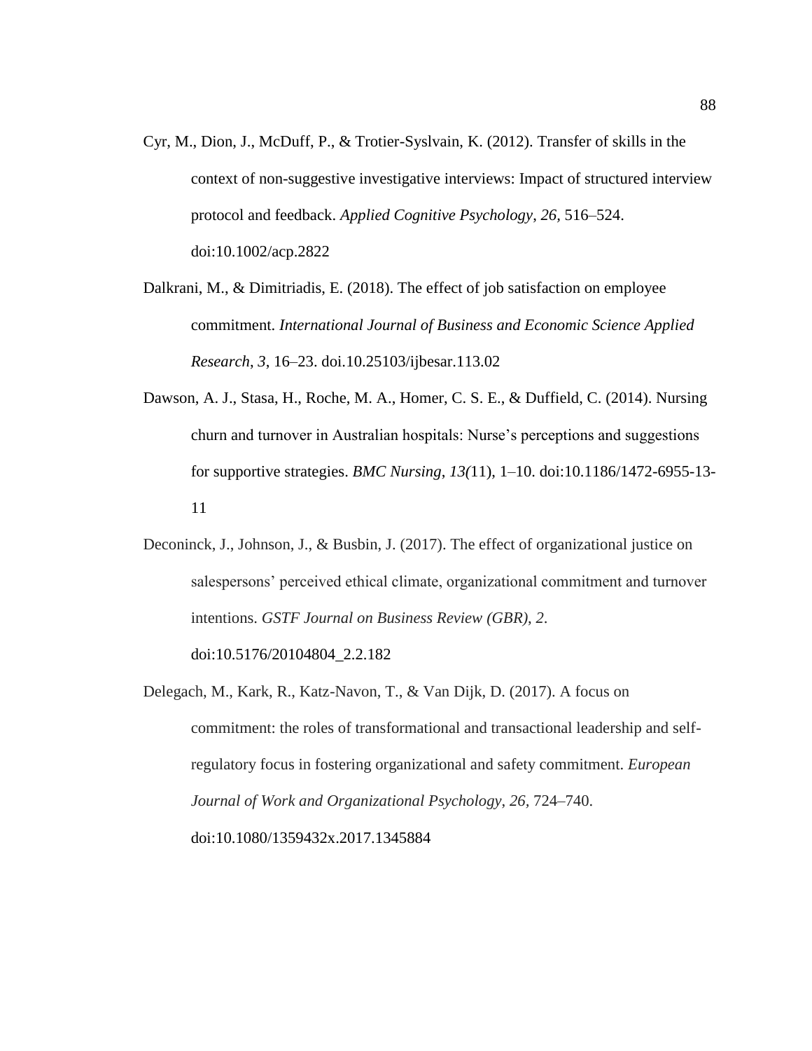Cyr, M., Dion, J., McDuff, P., & Trotier-Syslvain, K. (2012). Transfer of skills in the context of non-suggestive investigative interviews: Impact of structured interview protocol and feedback. *Applied Cognitive Psychology*, *26,* 516–524. doi:10.1002/acp.2822

Dalkrani, M., & Dimitriadis, E. (2018). The effect of job satisfaction on employee commitment. *International Journal of Business and Economic Science Applied Research*, *3*, 16–23. doi.10.25103/ijbesar.113.02

Dawson, A. J., Stasa, H., Roche, M. A., Homer, C. S. E., & Duffield, C. (2014). Nursing churn and turnover in Australian hospitals: Nurse's perceptions and suggestions for supportive strategies. *BMC Nursing*, *13(*11), 1–10. doi:10.1186/1472-6955-13-11

Deconinck, J., Johnson, J., & Busbin, J. (2017). The effect of organizational justice on salespersons' perceived ethical climate, organizational commitment and turnover intentions. *GSTF Journal on Business Review (GBR), 2*. doi:10.5176/20104804_2.2.182

Delegach, M., Kark, R., Katz-Navon, T., & Van Dijk, D. (2017). A focus on commitment: the roles of transformational and transactional leadership and self-regulatory focus in fostering organizational and safety commitment. *European Journal of Work and Organizational Psychology*, *26,* 724–740. doi:10.1080/1359432x.2017.1345884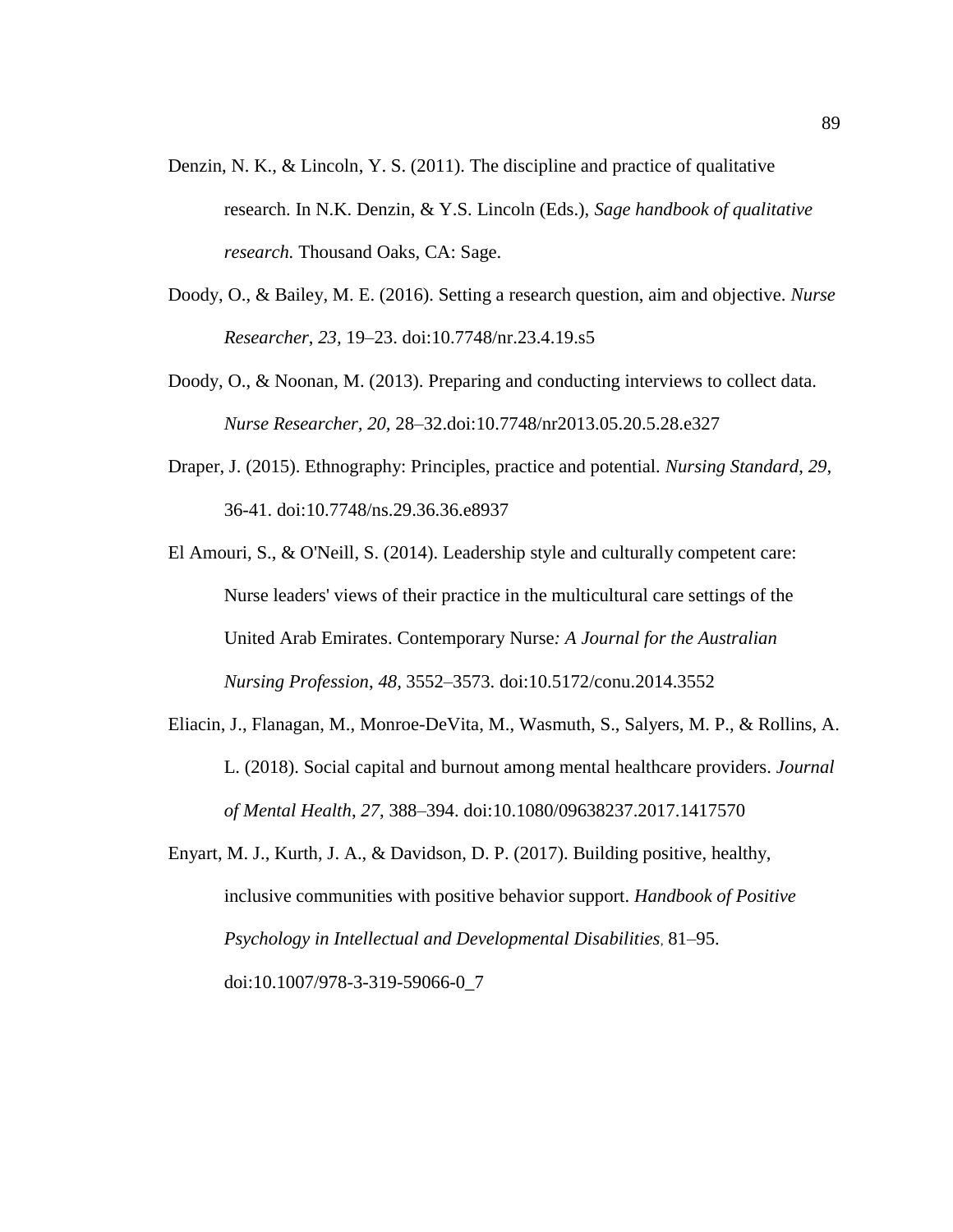Denzin, N. K., & Lincoln, Y. S. (2011). The discipline and practice of qualitative research. In N.K. Denzin, & Y.S. Lincoln (Eds.), *Sage handbook of qualitative research.* Thousand Oaks, CA: Sage.

Doody, O., & Bailey, M. E. (2016). Setting a research question, aim and objective. *Nurse Researcher*, *23,* 19–23. doi:10.7748/nr.23.4.19.s5

Doody, O., & Noonan, M. (2013). Preparing and conducting interviews to collect data. *Nurse Researcher, 20,* 28–32.doi:10.7748/nr2013.05.20.5.28.e327

Draper, J. (2015). Ethnography: Principles, practice and potential. *Nursing Standard, 29*, 36-41. doi:10.7748/ns.29.36.36.e8937

El Amouri, S., & O'Neill, S. (2014). Leadership style and culturally competent care: Nurse leaders' views of their practice in the multicultural care settings of the United Arab Emirates. Contemporary Nurse*: A Journal for the Australian Nursing Profession*, *48,* 3552–3573. doi:10.5172/conu.2014.3552

Eliacin, J., Flanagan, M., Monroe-DeVita, M., Wasmuth, S., Salyers, M. P., & Rollins, A. L. (2018). Social capital and burnout among mental healthcare providers. *Journal of Mental Health, 27*, 388–394. doi:10.1080/09638237.2017.1417570

Enyart, M. J., Kurth, J. A., & Davidson, D. P. (2017). Building positive, healthy, inclusive communities with positive behavior support. *Handbook of Positive Psychology in Intellectual and Developmental Disabilities,* 81–95. doi:10.1007/978-3-319-59066-0_7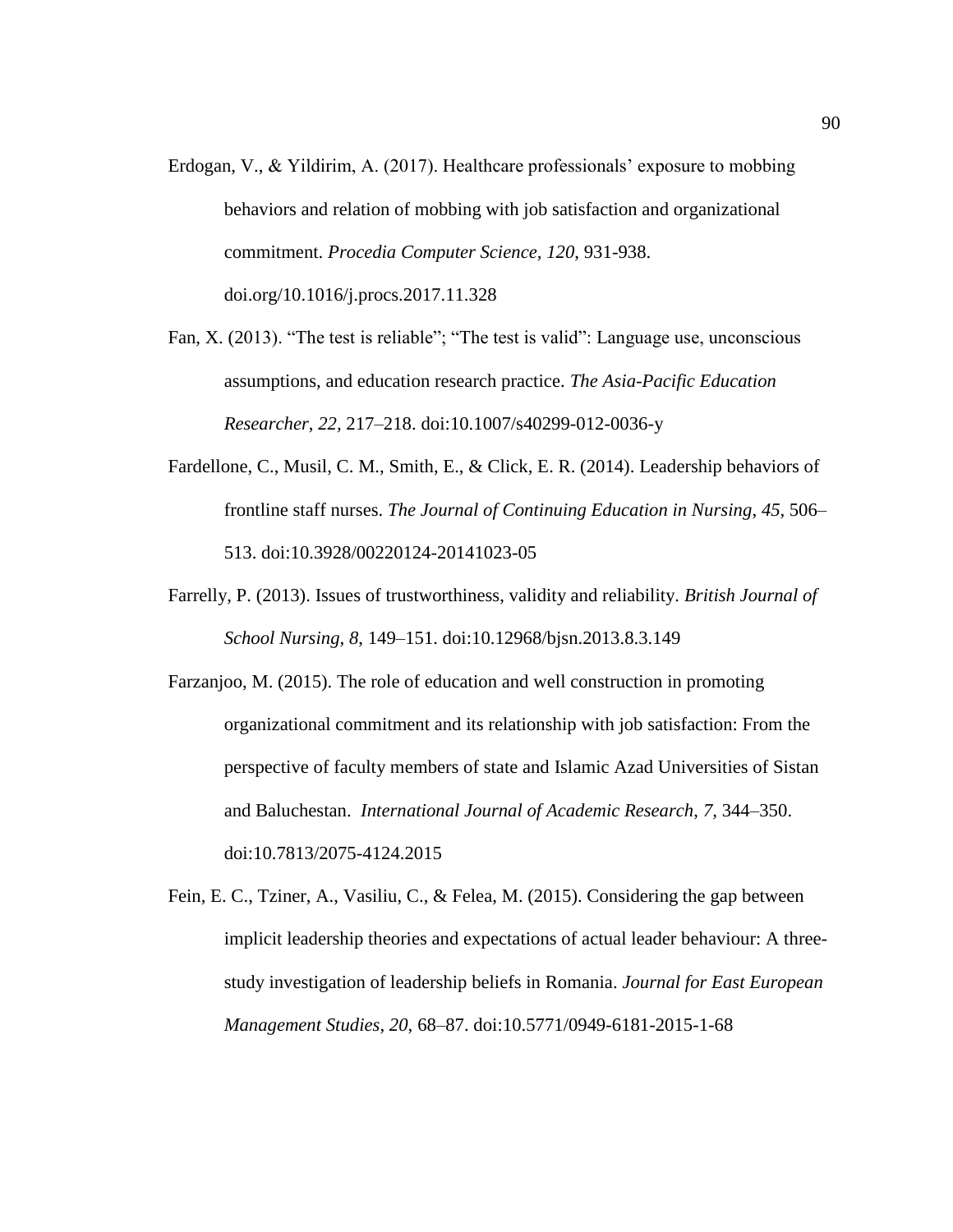Erdogan, V., & Yildirim, A. (2017). Healthcare professionals' exposure to mobbing behaviors and relation of mobbing with job satisfaction and organizational commitment. *Procedia Computer Science, 120*, 931-938. doi.org/10.1016/j.procs.2017.11.328

Fan, X. (2013). "The test is reliable"; "The test is valid": Language use, unconscious assumptions, and education research practice. *The Asia-Pacific Education Researcher*, *22*, 217–218. doi:10.1007/s40299-012-0036-y

Fardellone, C., Musil, C. M., Smith, E., & Click, E. R. (2014). Leadership behaviors of frontline staff nurses. *The Journal of Continuing Education in Nursing*, *45*, 506–513. doi:10.3928/00220124-20141023-05

Farrelly, P. (2013). Issues of trustworthiness, validity and reliability. *British Journal of School Nursing*, *8*, 149–151. doi:10.12968/bjsn.2013.8.3.149

Farzanjoo, M. (2015). The role of education and well construction in promoting organizational commitment and its relationship with job satisfaction: From the perspective of faculty members of state and Islamic Azad Universities of Sistan and Baluchestan. *International Journal of Academic Research*, *7*, 344–350. doi:10.7813/2075-4124.2015

Fein, E. C., Tziner, A., Vasiliu, C., & Felea, M. (2015). Considering the gap between implicit leadership theories and expectations of actual leader behaviour: A three-study investigation of leadership beliefs in Romania. *Journal for East European Management Studies*, *20*, 68–87. doi:10.5771/0949-6181-2015-1-68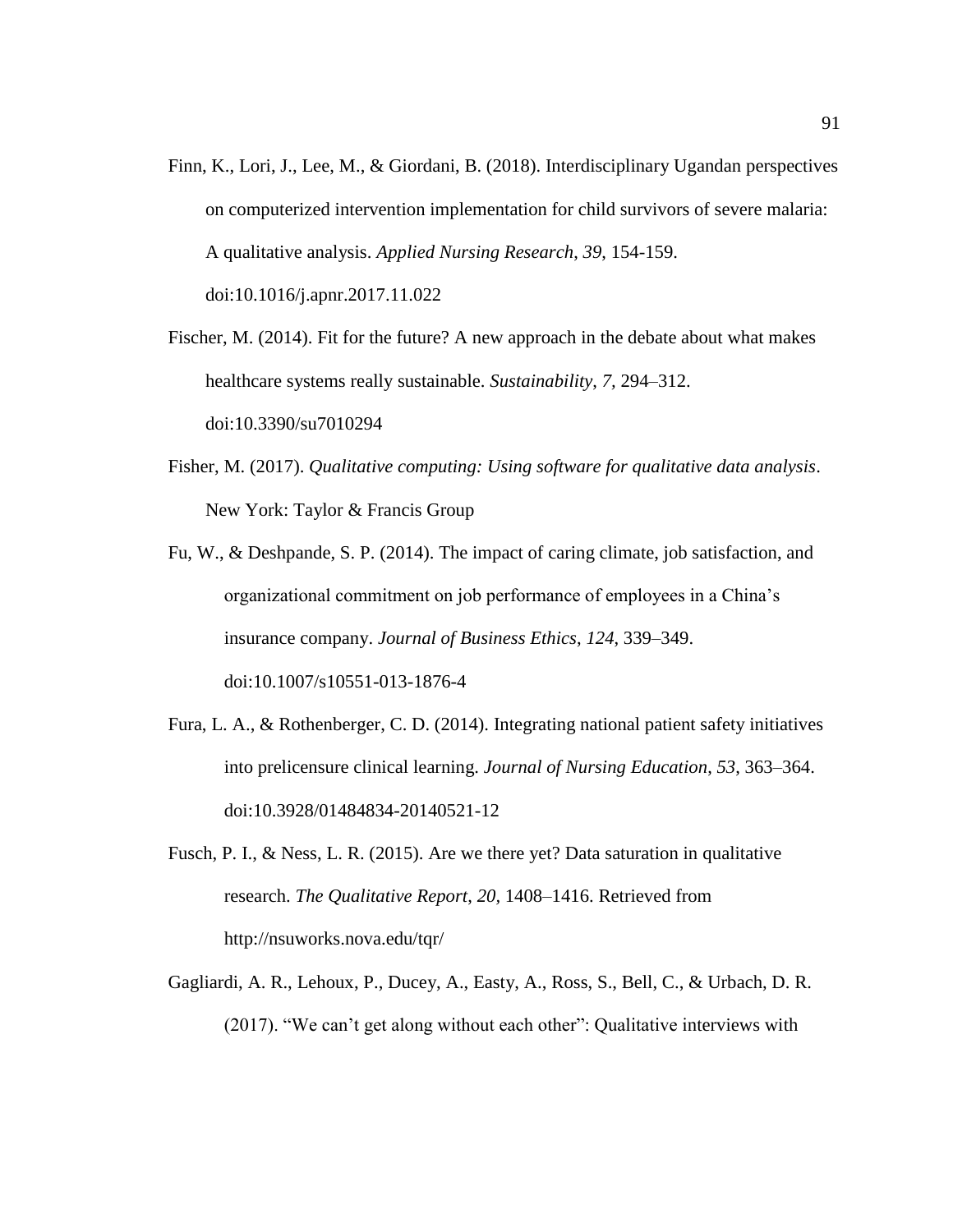Finn, K., Lori, J., Lee, M., & Giordani, B. (2018). Interdisciplinary Ugandan perspectives on computerized intervention implementation for child survivors of severe malaria: A qualitative analysis. *Applied Nursing Research*, *39*, 154-159. doi:10.1016/j.apnr.2017.11.022

Fischer, M. (2014). Fit for the future? A new approach in the debate about what makes healthcare systems really sustainable. *Sustainability*, *7*, 294–312. doi:10.3390/su7010294

Fisher, M. (2017). *Qualitative computing: Using software for qualitative data analysis*. New York: Taylor & Francis Group

Fu, W., & Deshpande, S. P. (2014). The impact of caring climate, job satisfaction, and organizational commitment on job performance of employees in a China's insurance company. *Journal of Business Ethics*, *124,* 339–349. doi:10.1007/s10551-013-1876-4

Fura, L. A., & Rothenberger, C. D. (2014). Integrating national patient safety initiatives into prelicensure clinical learning. *Journal of Nursing Education*, *53*, 363–364. doi:10.3928/01484834-20140521-12

Fusch, P. I., & Ness, L. R. (2015). Are we there yet? Data saturation in qualitative research. *The Qualitative Report*, *20,* 1408–1416. Retrieved from http://nsuworks.nova.edu/tqr/

Gagliardi, A. R., Lehoux, P., Ducey, A., Easty, A., Ross, S., Bell, C., & Urbach, D. R. (2017). "We can't get along without each other": Qualitative interviews with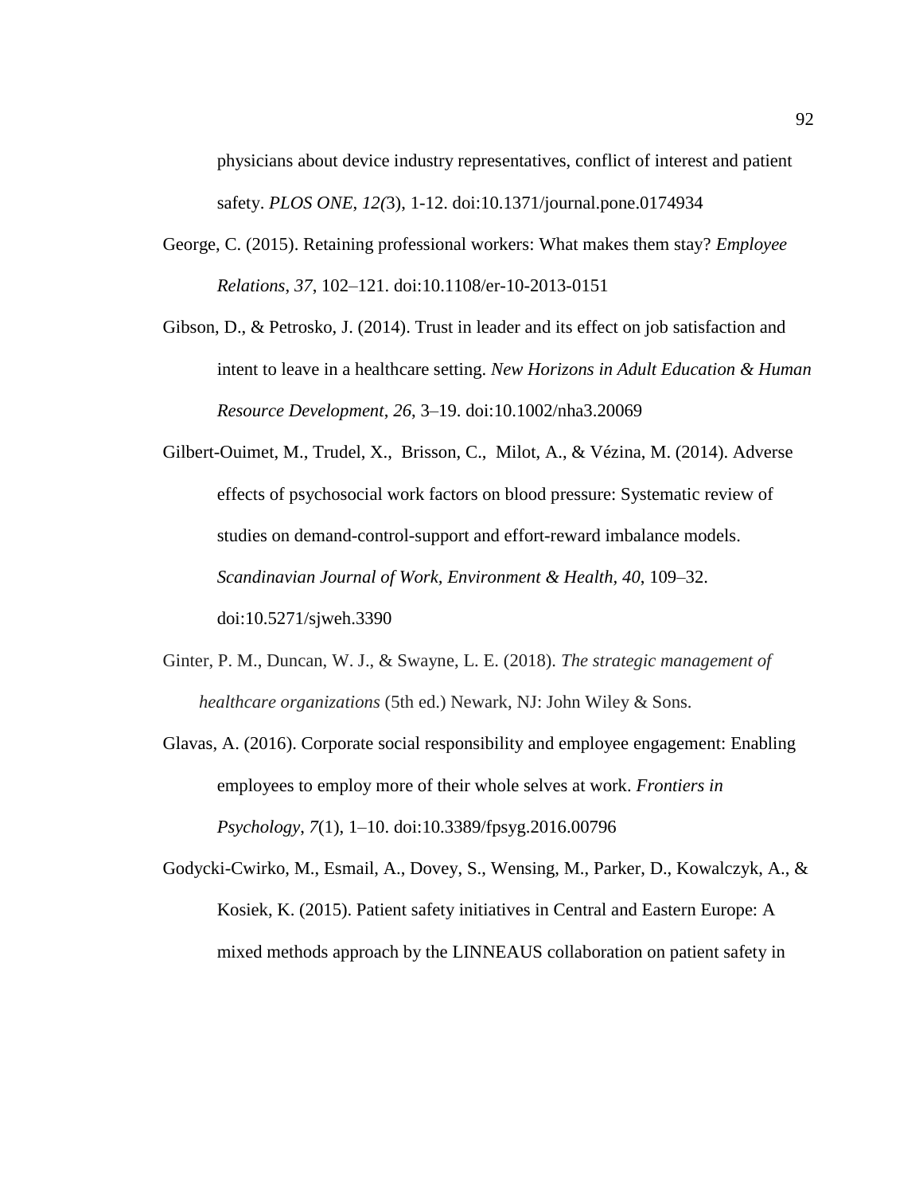physicians about device industry representatives, conflict of interest and patient safety. *PLOS ONE*, *12(*3), 1-12. doi:10.1371/journal.pone.0174934

George, C. (2015). Retaining professional workers: What makes them stay? *Employee Relations*, *37*, 102–121. doi:10.1108/er-10-2013-0151

Gibson, D., & Petrosko, J. (2014). Trust in leader and its effect on job satisfaction and intent to leave in a healthcare setting. *New Horizons in Adult Education & Human Resource Development*, *26*, 3–19. doi:10.1002/nha3.20069

Gilbert-Ouimet, M., Trudel, X., Brisson, C., Milot, A., & Vézina, M. (2014). Adverse effects of psychosocial work factors on blood pressure: Systematic review of studies on demand-control-support and effort-reward imbalance models. *Scandinavian Journal of Work, Environment & Health*, *40*, 109–32. doi:10.5271/sjweh.3390

Ginter, P. M., Duncan, W. J., & Swayne, L. E. (2018). *The strategic management of healthcare organizations* (5th ed.) Newark, NJ: John Wiley & Sons.

Glavas, A. (2016). Corporate social responsibility and employee engagement: Enabling employees to employ more of their whole selves at work. *Frontiers in Psychology*, *7*(1), 1–10. doi:10.3389/fpsyg.2016.00796

Godycki-Cwirko, M., Esmail, A., Dovey, S., Wensing, M., Parker, D., Kowalczyk, A., & Kosiek, K. (2015). Patient safety initiatives in Central and Eastern Europe: A mixed methods approach by the LINNEAUS collaboration on patient safety in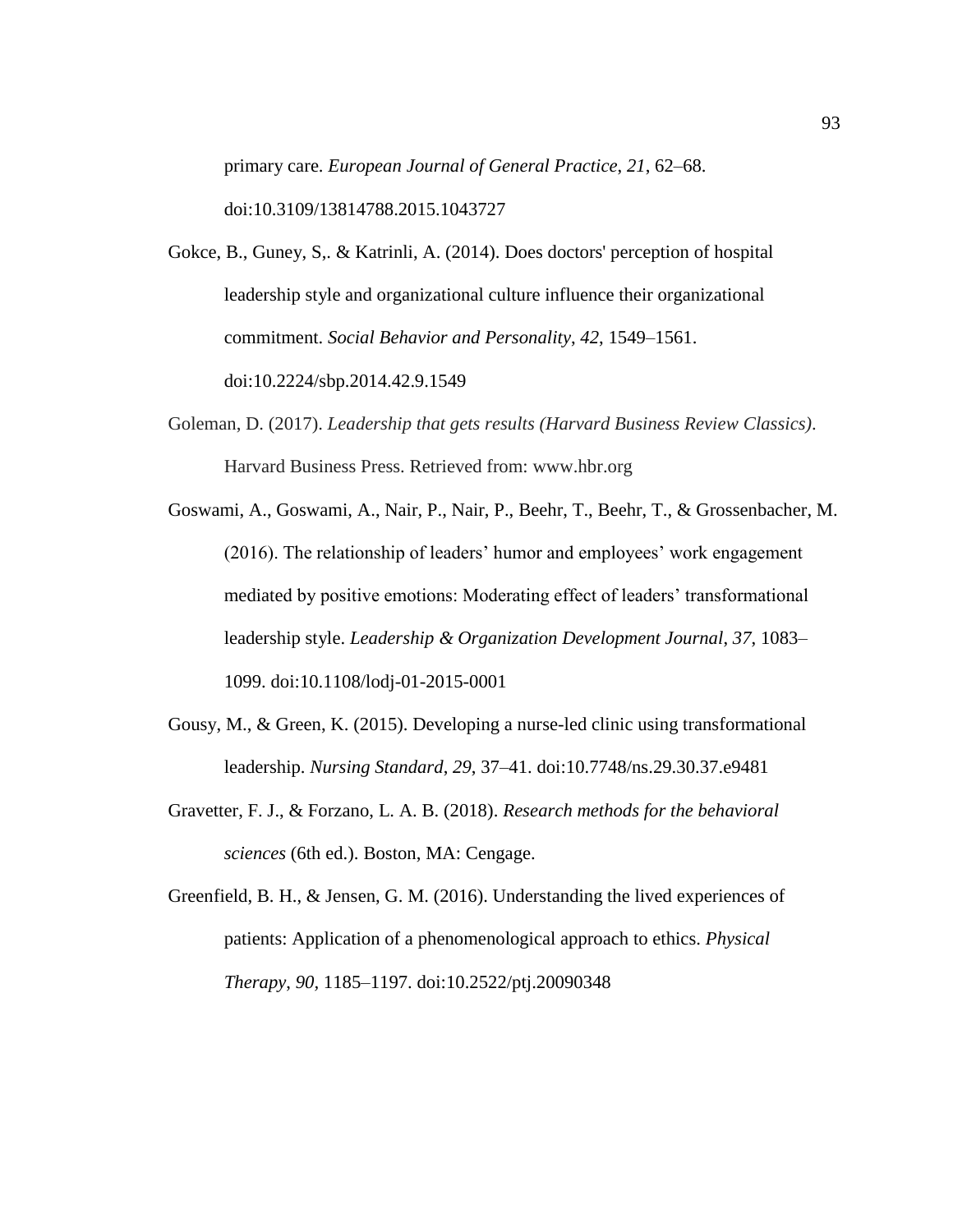primary care. *European Journal of General Practice*, *21*, 62–68. doi:10.3109/13814788.2015.1043727

Gokce, B., Guney, S,. & Katrinli, A. (2014). Does doctors' perception of hospital leadership style and organizational culture influence their organizational commitment. *Social Behavior and Personality*, *42*, 1549–1561. doi:10.2224/sbp.2014.42.9.1549

Goleman, D. (2017). *Leadership that gets results (Harvard Business Review Classics)*. Harvard Business Press. Retrieved from: www.hbr.org

Goswami, A., Goswami, A., Nair, P., Nair, P., Beehr, T., Beehr, T., & Grossenbacher, M. (2016). The relationship of leaders' humor and employees' work engagement mediated by positive emotions: Moderating effect of leaders' transformational leadership style. *Leadership & Organization Development Journal*, *37*, 1083–1099. doi:10.1108/lodj-01-2015-0001

Gousy, M., & Green, K. (2015). Developing a nurse-led clinic using transformational leadership. *Nursing Standard*, *29*, 37–41. doi:10.7748/ns.29.30.37.e9481

Gravetter, F. J., & Forzano, L. A. B. (2018). *Research methods for the behavioral sciences* (6th ed.). Boston, MA: Cengage.

Greenfield, B. H., & Jensen, G. M. (2016). Understanding the lived experiences of patients: Application of a phenomenological approach to ethics. *Physical Therapy*, *90*, 1185–1197. doi:10.2522/ptj.20090348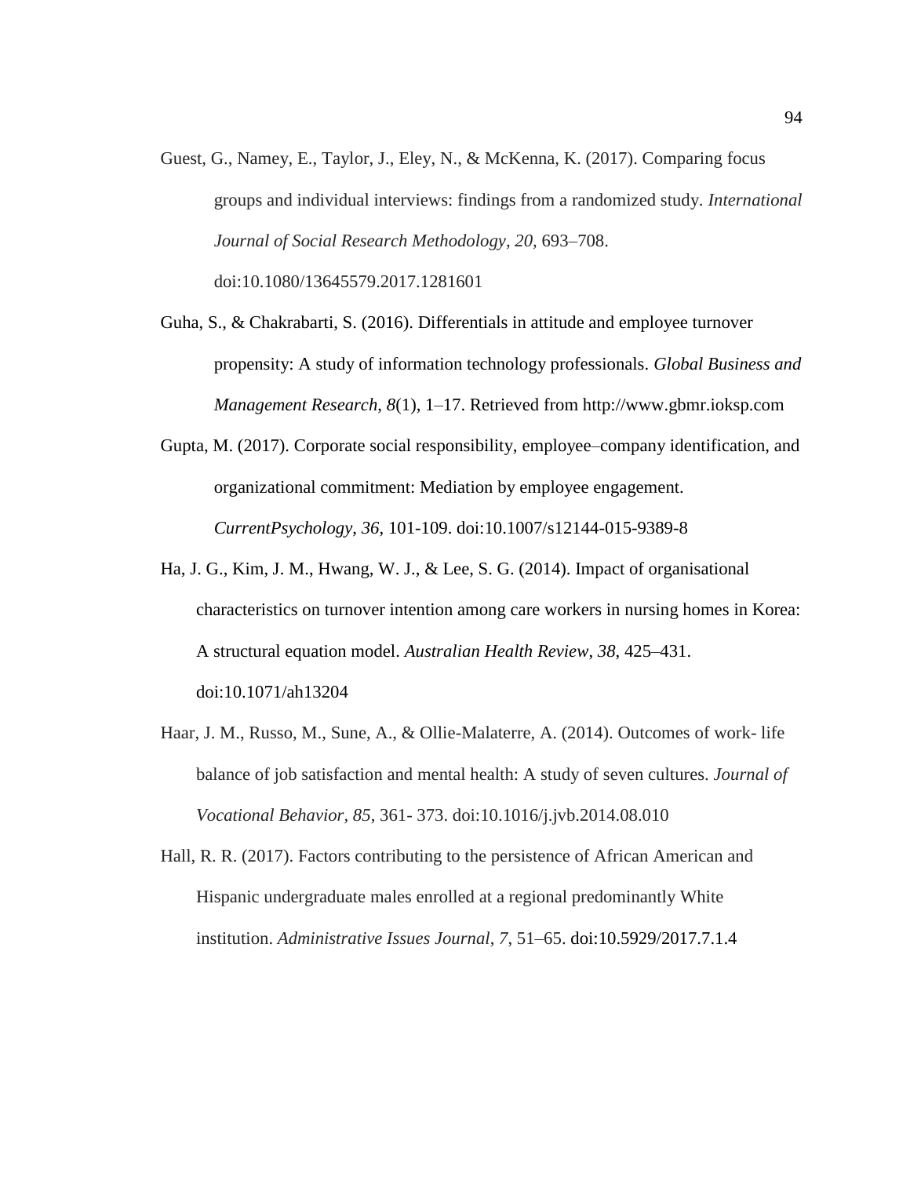Guest, G., Namey, E., Taylor, J., Eley, N., & McKenna, K. (2017). Comparing focus groups and individual interviews: findings from a randomized study. *International Journal of Social Research Methodology*, *20,* 693–708. doi:10.1080/13645579.2017.1281601

Guha, S., & Chakrabarti, S. (2016). Differentials in attitude and employee turnover propensity: A study of information technology professionals. *Global Business and Management Research*, *8*(1), 1–17. Retrieved from http://www.gbmr.ioksp.com

Gupta, M. (2017). Corporate social responsibility, employee–company identification, and organizational commitment: Mediation by employee engagement. *CurrentPsychology*, *36*, 101-109. doi:10.1007/s12144-015-9389-8

Ha, J. G., Kim, J. M., Hwang, W. J., & Lee, S. G. (2014). Impact of organisational characteristics on turnover intention among care workers in nursing homes in Korea: A structural equation model. *Australian Health Review*, *38*, 425–431. doi:10.1071/ah13204

Haar, J. M., Russo, M., Sune, A., & Ollie-Malaterre, A. (2014). Outcomes of work- life balance of job satisfaction and mental health: A study of seven cultures. *Journal of Vocational Behavior, 85*, 361- 373. doi:10.1016/j.jvb.2014.08.010

Hall, R. R. (2017). Factors contributing to the persistence of African American and Hispanic undergraduate males enrolled at a regional predominantly White institution. *Administrative Issues Journal*, *7,* 51–65. doi:10.5929/2017.7.1.4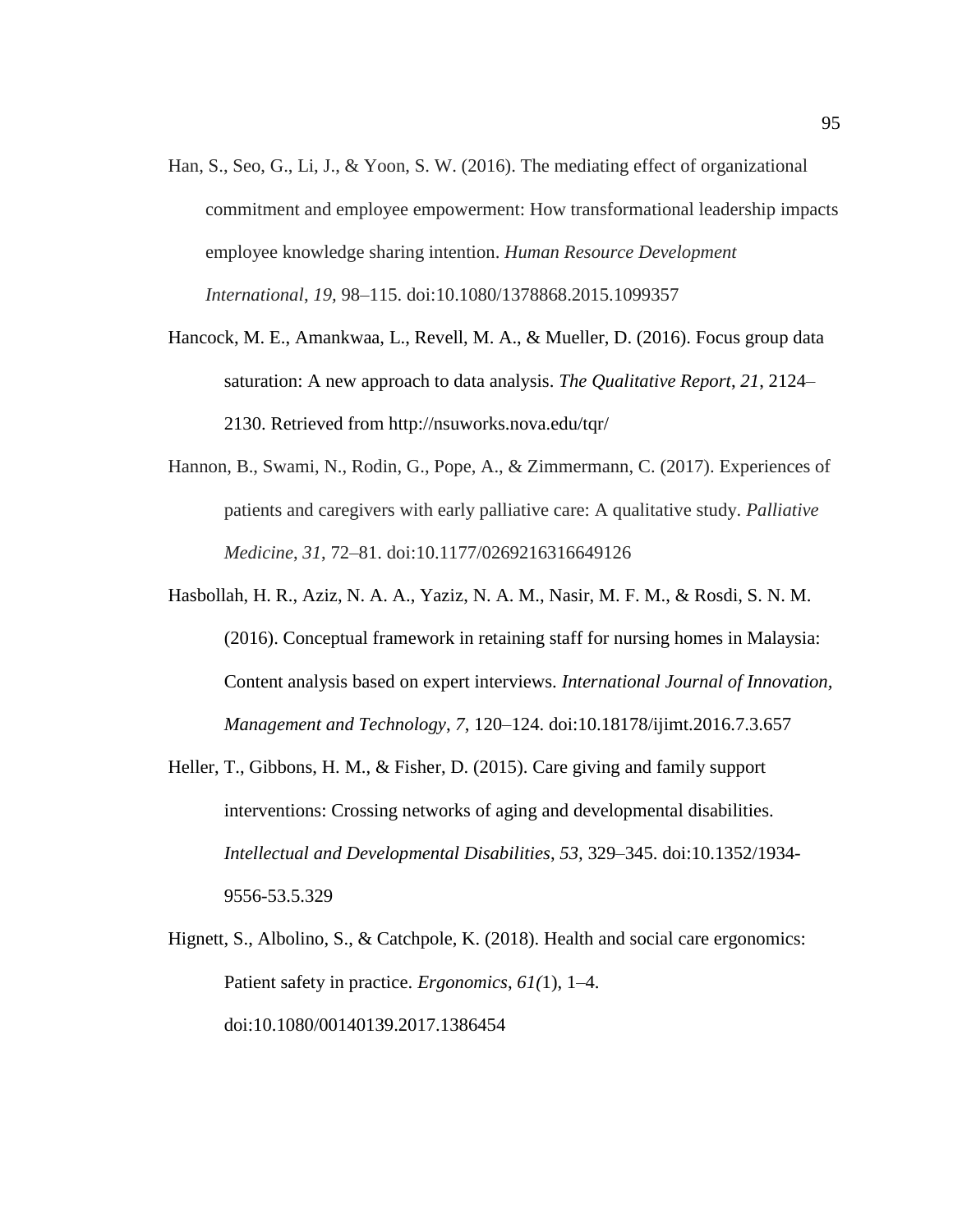Han, S., Seo, G., Li, J., & Yoon, S. W. (2016). The mediating effect of organizational commitment and employee empowerment: How transformational leadership impacts employee knowledge sharing intention. *Human Resource Development International*, *19*, 98–115. doi:10.1080/1378868.2015.1099357

Hancock, M. E., Amankwaa, L., Revell, M. A., & Mueller, D. (2016). Focus group data saturation: A new approach to data analysis. *The Qualitative Report*, *21*, 2124–2130. Retrieved from http://nsuworks.nova.edu/tqr/

Hannon, B., Swami, N., Rodin, G., Pope, A., & Zimmermann, C. (2017). Experiences of patients and caregivers with early palliative care: A qualitative study. *Palliative Medicine*, *31*, 72–81. doi:10.1177/0269216316649126

Hasbollah, H. R., Aziz, N. A. A., Yaziz, N. A. M., Nasir, M. F. M., & Rosdi, S. N. M. (2016). Conceptual framework in retaining staff for nursing homes in Malaysia: Content analysis based on expert interviews. *International Journal of Innovation, Management and Technology*, *7*, 120–124. doi:10.18178/ijimt.2016.7.3.657

Heller, T., Gibbons, H. M., & Fisher, D. (2015). Care giving and family support interventions: Crossing networks of aging and developmental disabilities. *Intellectual and Developmental Disabilities*, *53,* 329–345. doi:10.1352/1934-9556-53.5.329

Hignett, S., Albolino, S., & Catchpole, K. (2018). Health and social care ergonomics: Patient safety in practice. *Ergonomics*, *61(*1), 1–4. doi:10.1080/00140139.2017.1386454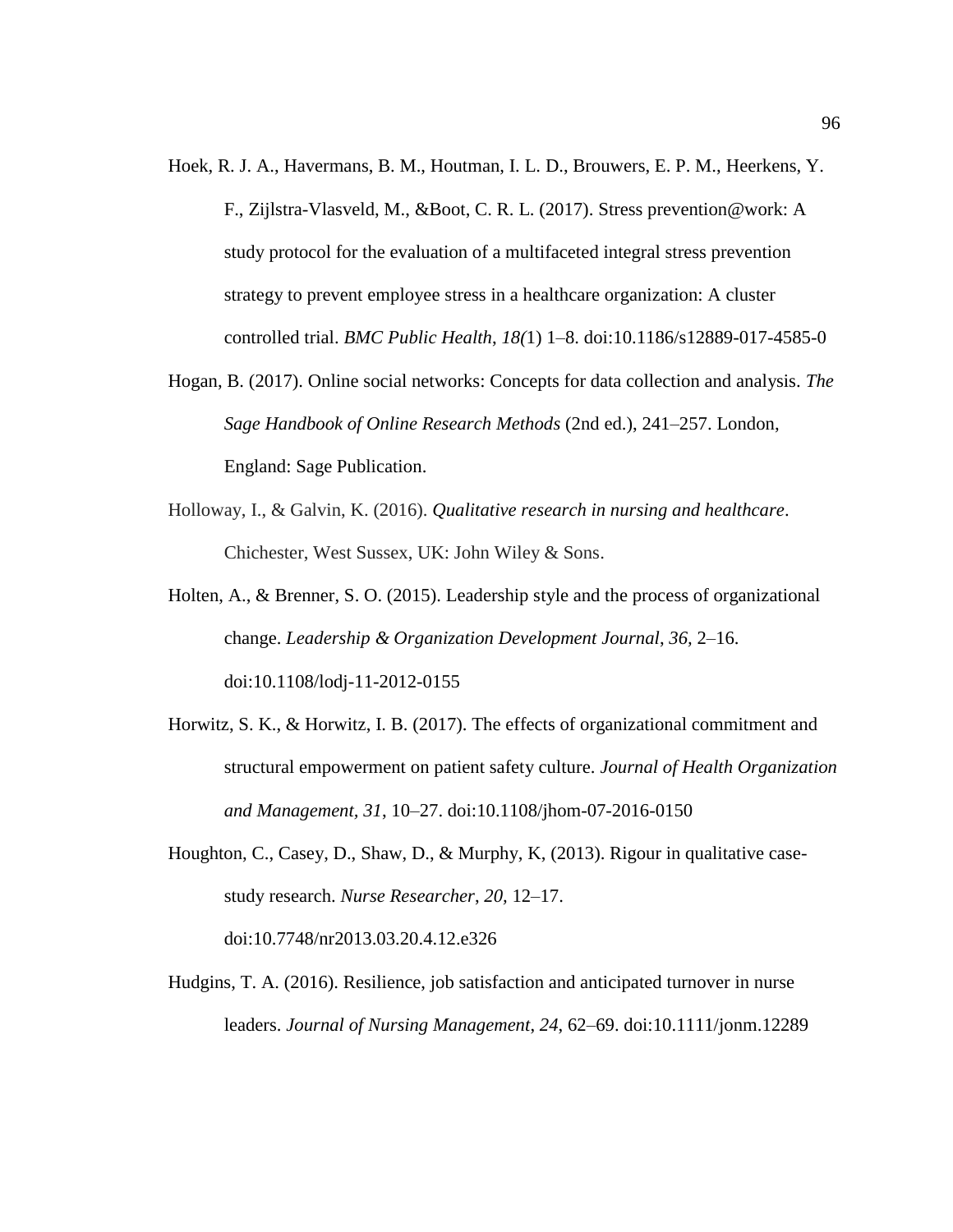Hoek, R. J. A., Havermans, B. M., Houtman, I. L. D., Brouwers, E. P. M., Heerkens, Y. F., Zijlstra-Vlasveld, M., &Boot, C. R. L. (2017). Stress prevention@work: A study protocol for the evaluation of a multifaceted integral stress prevention strategy to prevent employee stress in a healthcare organization: A cluster controlled trial. *BMC Public Health*, *18(*1) 1–8. doi:10.1186/s12889-017-4585-0

Hogan, B. (2017). Online social networks: Concepts for data collection and analysis. *The Sage Handbook of Online Research Methods* (2nd ed.), 241–257. London, England: Sage Publication.

Holloway, I., & Galvin, K. (2016). *Qualitative research in nursing and healthcare*. Chichester, West Sussex, UK: John Wiley & Sons.

Holten, A., & Brenner, S. O. (2015). Leadership style and the process of organizational change. *Leadership & Organization Development Journal, 36*, 2–16. doi:10.1108/lodj-11-2012-0155

Horwitz, S. K., & Horwitz, I. B. (2017). The effects of organizational commitment and structural empowerment on patient safety culture. *Journal of Health Organization and Management, 31*, 10–27. doi:10.1108/jhom-07-2016-0150

Houghton, C., Casey, D., Shaw, D., & Murphy, K, (2013). Rigour in qualitative case-study research. *Nurse Researcher*, *20,* 12–17. doi:10.7748/nr2013.03.20.4.12.e326

Hudgins, T. A. (2016). Resilience, job satisfaction and anticipated turnover in nurse leaders. *Journal of Nursing Management*, *24*, 62–69. doi:10.1111/jonm.12289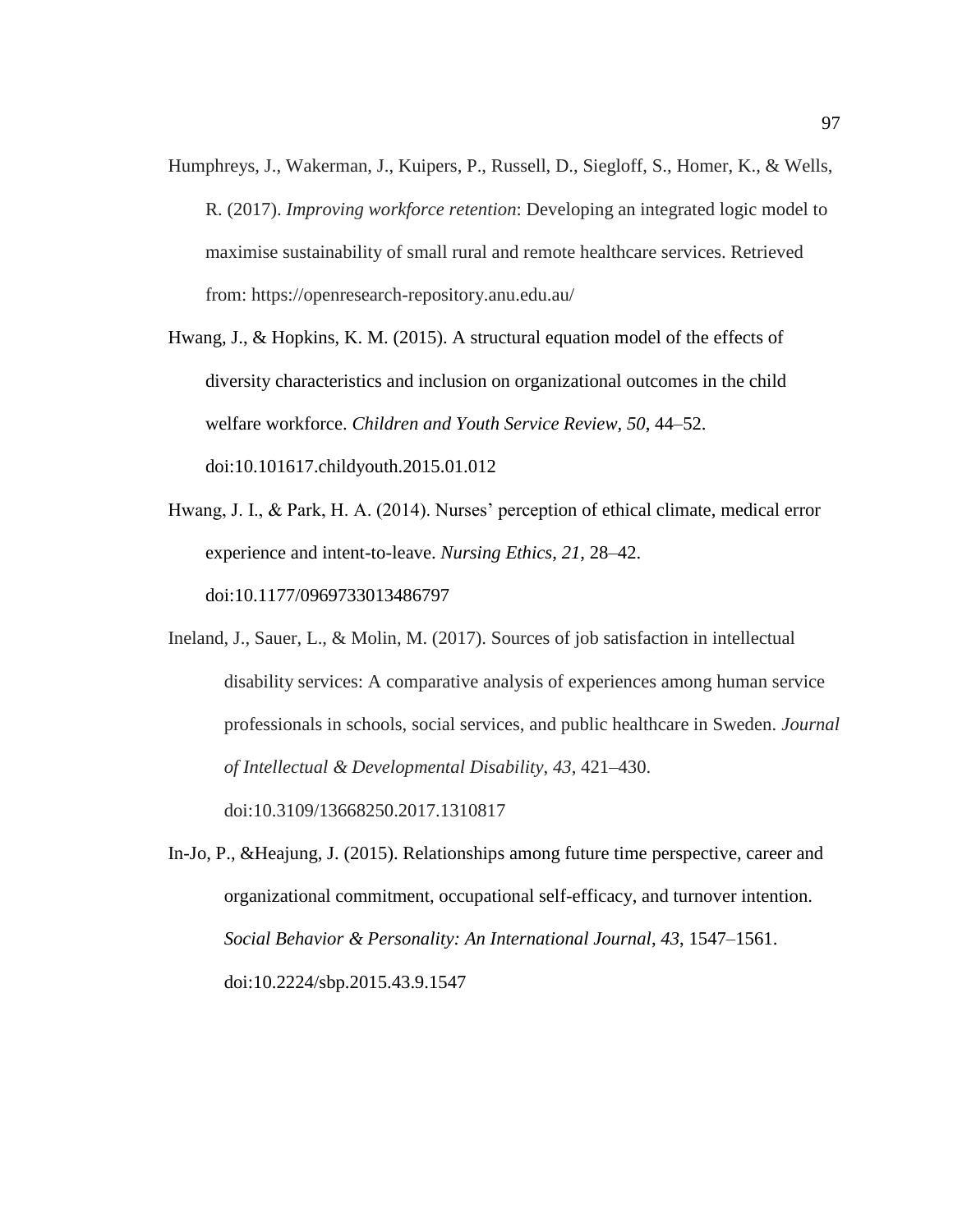Humphreys, J., Wakerman, J., Kuipers, P., Russell, D., Siegloff, S., Homer, K., & Wells, R. (2017). *Improving workforce retention*: Developing an integrated logic model to maximise sustainability of small rural and remote healthcare services. Retrieved from: https://openresearch-repository.anu.edu.au/

Hwang, J., & Hopkins, K. M. (2015). A structural equation model of the effects of diversity characteristics and inclusion on organizational outcomes in the child welfare workforce. *Children and Youth Service Review*, *50*, 44–52. doi:10.101617.childyouth.2015.01.012

Hwang, J. I., & Park, H. A. (2014). Nurses' perception of ethical climate, medical error experience and intent-to-leave. *Nursing Ethics*, *21*, 28–42. doi:10.1177/0969733013486797

Ineland, J., Sauer, L., & Molin, M. (2017). Sources of job satisfaction in intellectual disability services: A comparative analysis of experiences among human service professionals in schools, social services, and public healthcare in Sweden. *Journal of Intellectual & Developmental Disability*, *43*, 421–430. doi:10.3109/13668250.2017.1310817

In-Jo, P., &Heajung, J. (2015). Relationships among future time perspective, career and organizational commitment, occupational self-efficacy, and turnover intention. *Social Behavior & Personality: An International Journal*, *43*, 1547–1561. doi:10.2224/sbp.2015.43.9.1547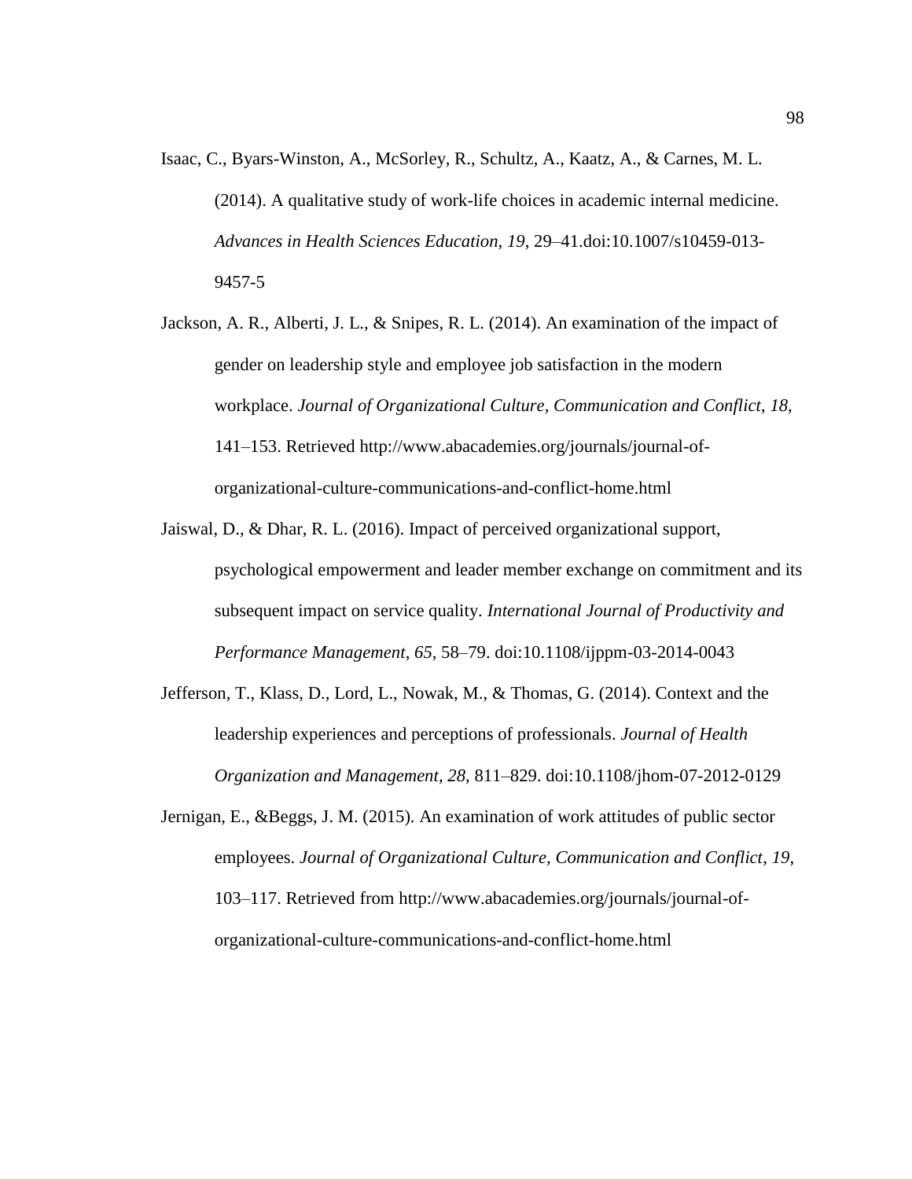Isaac, C., Byars-Winston, A., McSorley, R., Schultz, A., Kaatz, A., & Carnes, M. L. (2014). A qualitative study of work-life choices in academic internal medicine. *Advances in Health Sciences Education*, *19*, 29–41.doi:10.1007/s10459-013-9457-5

Jackson, A. R., Alberti, J. L., & Snipes, R. L. (2014). An examination of the impact of gender on leadership style and employee job satisfaction in the modern workplace. *Journal of Organizational Culture, Communication and Conflict*, *18*, 141–153. Retrieved http://www.abacademies.org/journals/journal-of-organizational-culture-communications-and-conflict-home.html

Jaiswal, D., & Dhar, R. L. (2016). Impact of perceived organizational support, psychological empowerment and leader member exchange on commitment and its subsequent impact on service quality. *International Journal of Productivity and Performance Management, 65*, 58–79. doi:10.1108/ijppm-03-2014-0043

Jefferson, T., Klass, D., Lord, L., Nowak, M., & Thomas, G. (2014). Context and the leadership experiences and perceptions of professionals. *Journal of Health Organization and Management*, *28*, 811–829. doi:10.1108/jhom-07-2012-0129

Jernigan, E., &Beggs, J. M. (2015). An examination of work attitudes of public sector employees. *Journal of Organizational Culture, Communication and Conflict*, *19*, 103–117. Retrieved from http://www.abacademies.org/journals/journal-of-organizational-culture-communications-and-conflict-home.html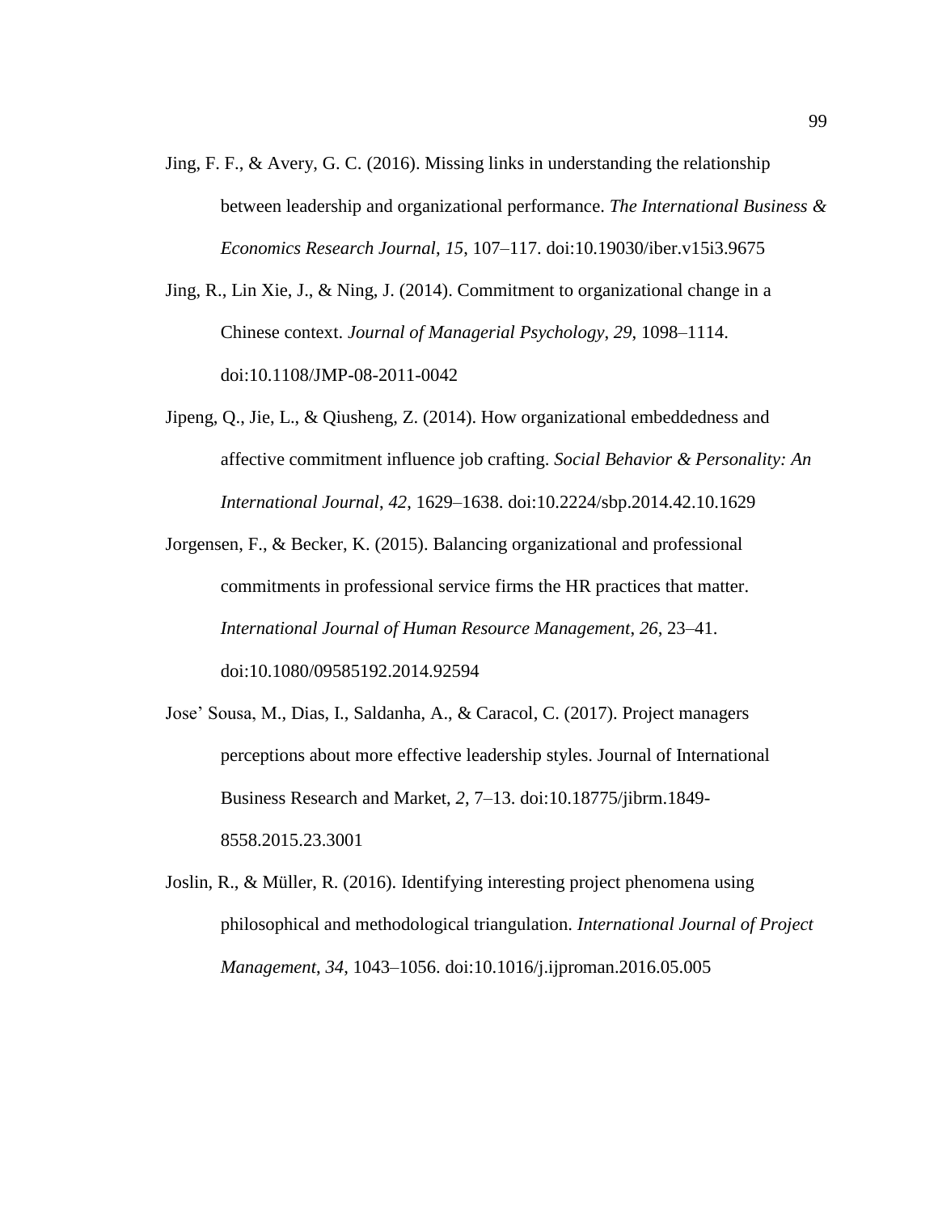Jing, F. F., & Avery, G. C. (2016). Missing links in understanding the relationship between leadership and organizational performance. *The International Business & Economics Research Journal*, *15*, 107–117. doi:10.19030/iber.v15i3.9675

Jing, R., Lin Xie, J., & Ning, J. (2014). Commitment to organizational change in a Chinese context. *Journal of Managerial Psychology*, *29*, 1098–1114. doi:10.1108/JMP-08-2011-0042

Jipeng, Q., Jie, L., & Qiusheng, Z. (2014). How organizational embeddedness and affective commitment influence job crafting. *Social Behavior & Personality: An International Journal*, *42*, 1629–1638. doi:10.2224/sbp.2014.42.10.1629

Jorgensen, F., & Becker, K. (2015). Balancing organizational and professional commitments in professional service firms the HR practices that matter. *International Journal of Human Resource Management*, *26*, 23–41. doi:10.1080/09585192.2014.92594

Jose' Sousa, M., Dias, I., Saldanha, A., & Caracol, C. (2017). Project managers perceptions about more effective leadership styles. Journal of International Business Research and Market, *2*, 7–13. doi:10.18775/jibrm.1849-8558.2015.23.3001

Joslin, R., & Müller, R. (2016). Identifying interesting project phenomena using philosophical and methodological triangulation. *International Journal of Project Management*, *34*, 1043–1056. doi:10.1016/j.ijproman.2016.05.005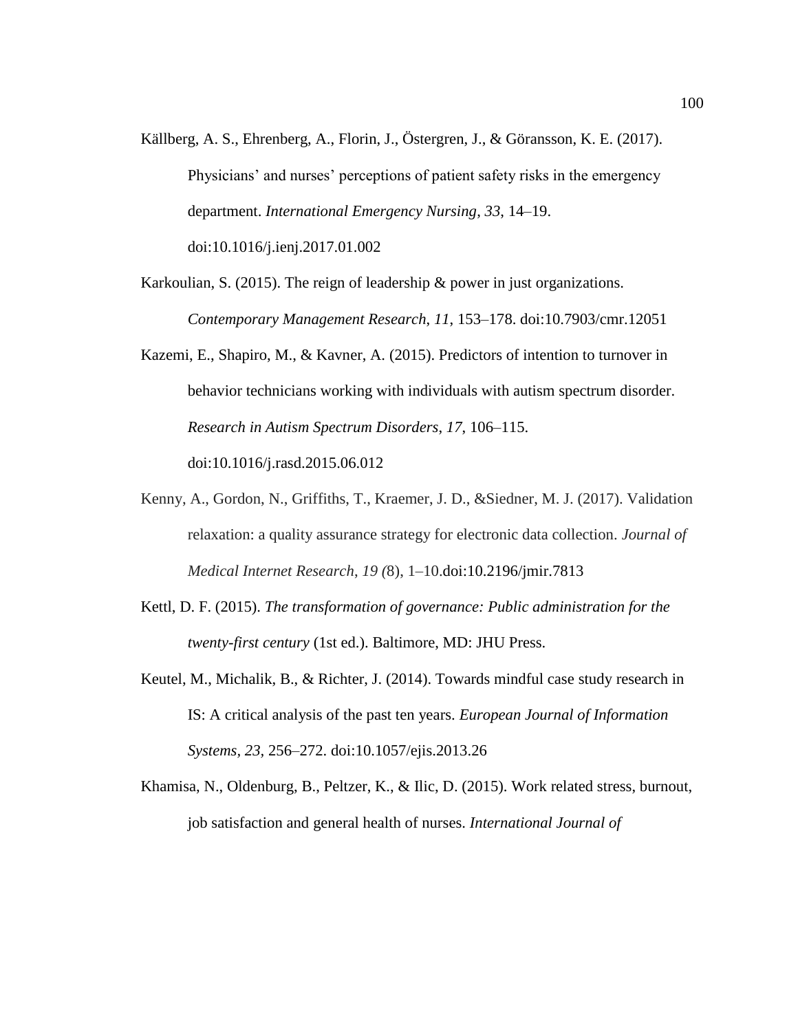Källberg, A. S., Ehrenberg, A., Florin, J., Östergren, J., & Göransson, K. E. (2017). Physicians' and nurses' perceptions of patient safety risks in the emergency department. *International Emergency Nursing*, *33*, 14–19. doi:10.1016/j.ienj.2017.01.002

Karkoulian, S. (2015). The reign of leadership & power in just organizations. *Contemporary Management Research*, *11*, 153–178. doi:10.7903/cmr.12051

Kazemi, E., Shapiro, M., & Kavner, A. (2015). Predictors of intention to turnover in behavior technicians working with individuals with autism spectrum disorder. *Research in Autism Spectrum Disorders*, *17*, 106–115. doi:10.1016/j.rasd.2015.06.012

Kenny, A., Gordon, N., Griffiths, T., Kraemer, J. D., &Siedner, M. J. (2017). Validation relaxation: a quality assurance strategy for electronic data collection. *Journal of Medical Internet Research*, *19 (*8), 1–10.doi:10.2196/jmir.7813

Kettl, D. F. (2015). *The transformation of governance: Public administration for the twenty-first century* (1st ed.). Baltimore, MD: JHU Press.

Keutel, M., Michalik, B., & Richter, J. (2014). Towards mindful case study research in IS: A critical analysis of the past ten years. *European Journal of Information Systems, 23,* 256–272. doi:10.1057/ejis.2013.26

Khamisa, N., Oldenburg, B., Peltzer, K., & Ilic, D. (2015). Work related stress, burnout, job satisfaction and general health of nurses. *International Journal of*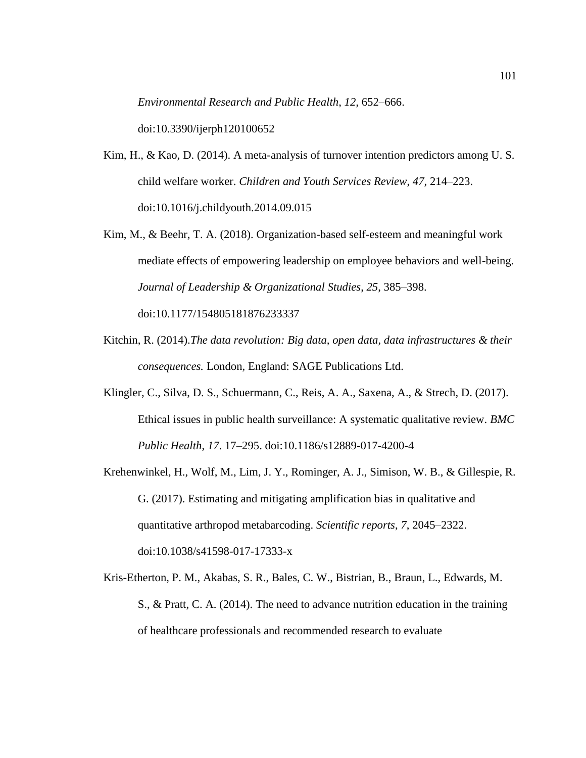*Environmental Research and Public Health*, *12*, 652–666. doi:10.3390/ijerph120100652

Kim, H., & Kao, D. (2014). A meta-analysis of turnover intention predictors among U. S. child welfare worker. *Children and Youth Services Review*, *47*, 214–223. doi:10.1016/j.childyouth.2014.09.015

Kim, M., & Beehr, T. A. (2018). Organization-based self-esteem and meaningful work mediate effects of empowering leadership on employee behaviors and well-being. *Journal of Leadership & Organizational Studies*, *25*, 385–398. doi:10.1177/154805181876233337

Kitchin, R. (2014).*The data revolution: Big data, open data, data infrastructures & their consequences.* London, England: SAGE Publications Ltd.

Klingler, C., Silva, D. S., Schuermann, C., Reis, A. A., Saxena, A., & Strech, D. (2017). Ethical issues in public health surveillance: A systematic qualitative review. *BMC Public Health*, *17*. 17–295. doi:10.1186/s12889-017-4200-4

Krehenwinkel, H., Wolf, M., Lim, J. Y., Rominger, A. J., Simison, W. B., & Gillespie, R. G. (2017). Estimating and mitigating amplification bias in qualitative and quantitative arthropod metabarcoding. *Scientific reports*, *7*, 2045–2322. doi:10.1038/s41598-017-17333-x

Kris-Etherton, P. M., Akabas, S. R., Bales, C. W., Bistrian, B., Braun, L., Edwards, M. S., & Pratt, C. A. (2014). The need to advance nutrition education in the training of healthcare professionals and recommended research to evaluate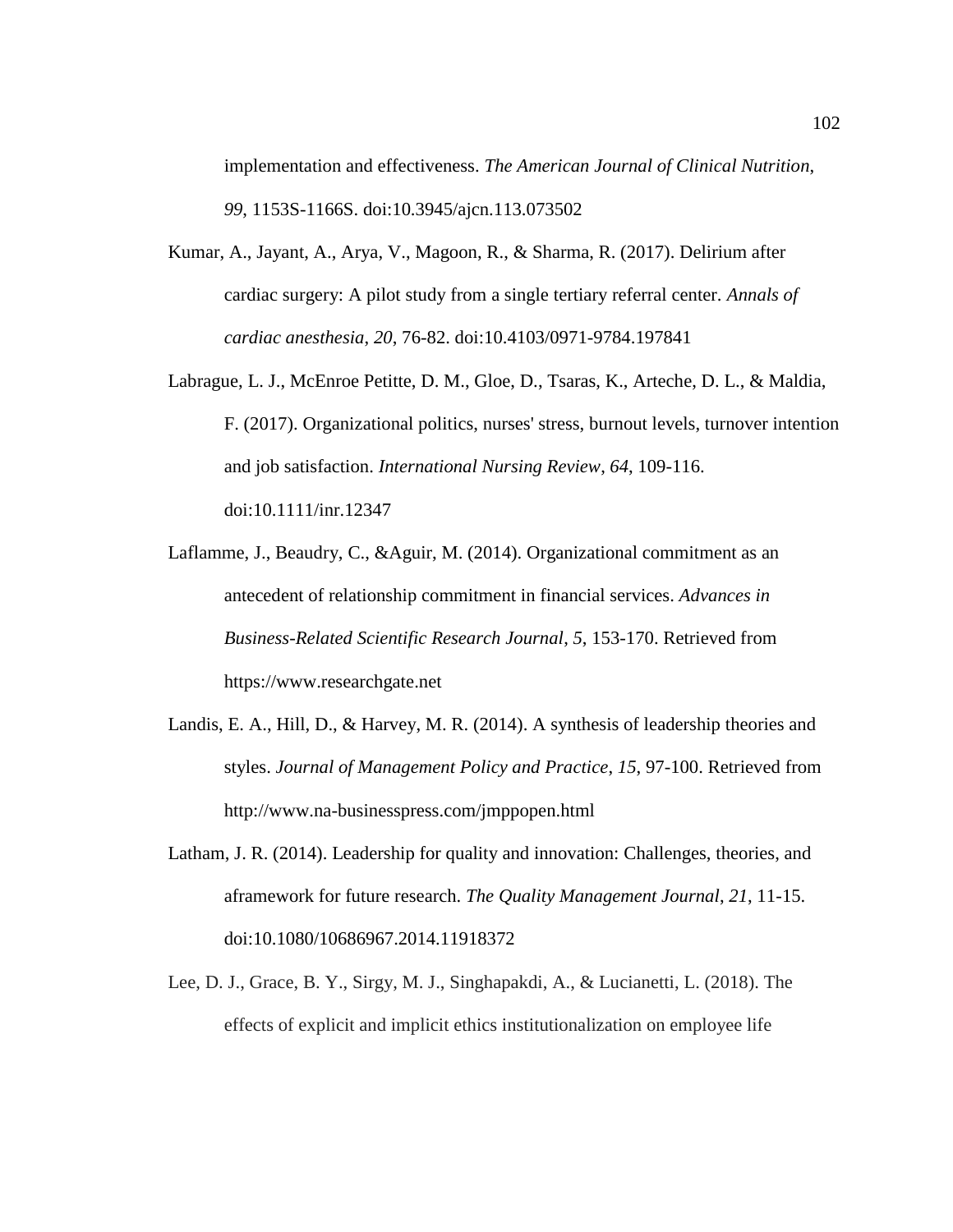implementation and effectiveness. *The American Journal of Clinical Nutrition*, *99*, 1153S-1166S. doi:10.3945/ajcn.113.073502

Kumar, A., Jayant, A., Arya, V., Magoon, R., & Sharma, R. (2017). Delirium after cardiac surgery: A pilot study from a single tertiary referral center. *Annals of cardiac anesthesia*, *20*, 76-82. doi:10.4103/0971-9784.197841

Labrague, L. J., McEnroe Petitte, D. M., Gloe, D., Tsaras, K., Arteche, D. L., & Maldia, F. (2017). Organizational politics, nurses' stress, burnout levels, turnover intention and job satisfaction. *International Nursing Review*, *64*, 109-116. doi:10.1111/inr.12347

Laflamme, J., Beaudry, C., &Aguir, M. (2014). Organizational commitment as an antecedent of relationship commitment in financial services. *Advances in Business-Related Scientific Research Journal*, *5*, 153-170. Retrieved from https://www.researchgate.net

Landis, E. A., Hill, D., & Harvey, M. R. (2014). A synthesis of leadership theories and styles. *Journal of Management Policy and Practice*, *15*, 97-100. Retrieved from http://www.na-businesspress.com/jmppopen.html

Latham, J. R. (2014). Leadership for quality and innovation: Challenges, theories, and aframework for future research. *The Quality Management Journal*, *21*, 11-15. doi:10.1080/10686967.2014.11918372

Lee, D. J., Grace, B. Y., Sirgy, M. J., Singhapakdi, A., & Lucianetti, L. (2018). The effects of explicit and implicit ethics institutionalization on employee life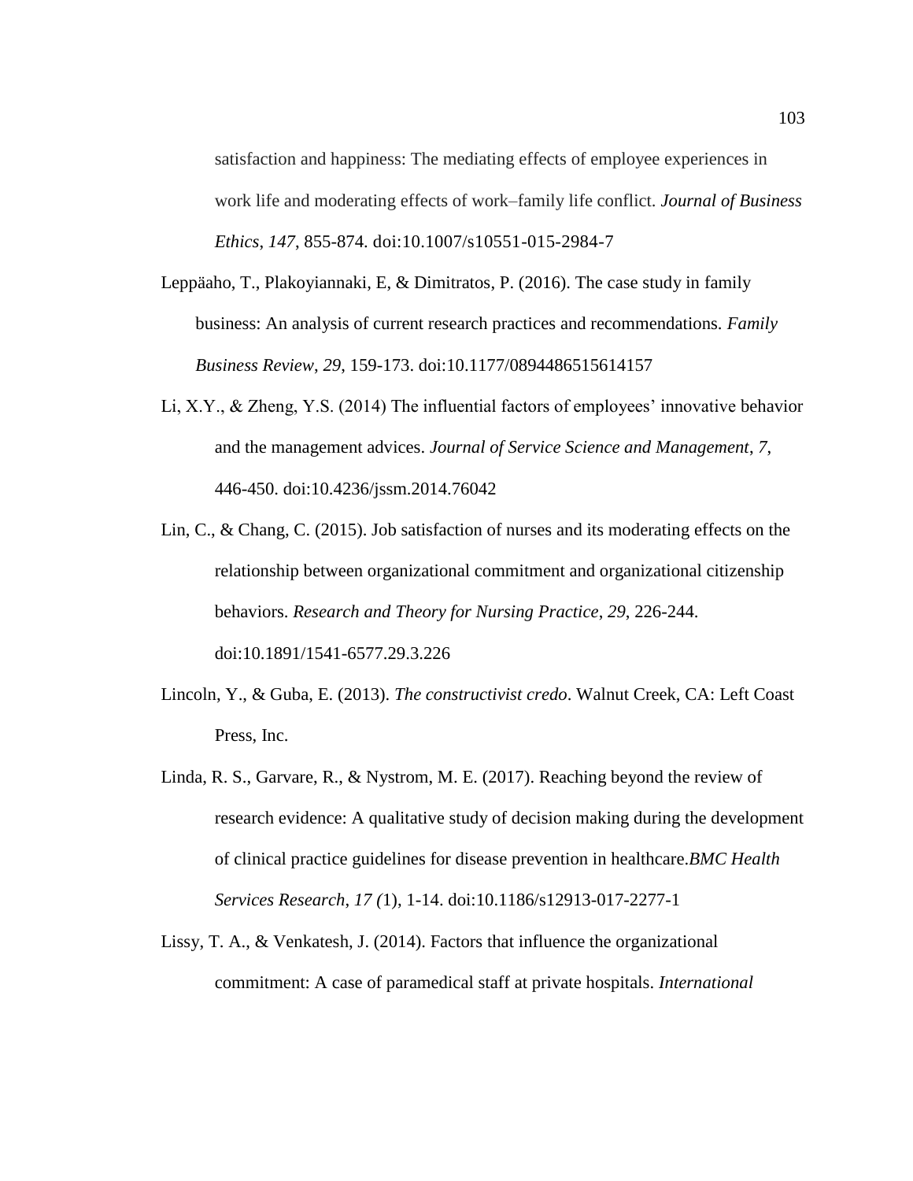satisfaction and happiness: The mediating effects of employee experiences in work life and moderating effects of work–family life conflict. *Journal of Business Ethics*, *147*, 855-874. doi:10.1007/s10551-015-2984-7

Leppäaho, T., Plakoyiannaki, E, & Dimitratos, P. (2016). The case study in family business: An analysis of current research practices and recommendations. *Family Business Review*, *29*, 159-173. doi:10.1177/0894486515614157

Li, X.Y., & Zheng, Y.S. (2014) The influential factors of employees' innovative behavior and the management advices. *Journal of Service Science and Management*, *7*, 446-450. doi:10.4236/jssm.2014.76042

Lin, C., & Chang, C. (2015). Job satisfaction of nurses and its moderating effects on the relationship between organizational commitment and organizational citizenship behaviors. *Research and Theory for Nursing Practice*, *29*, 226-244. doi:10.1891/1541-6577.29.3.226

Lincoln, Y., & Guba, E. (2013). *The constructivist credo*. Walnut Creek, CA: Left Coast Press, Inc.

Linda, R. S., Garvare, R., & Nystrom, M. E. (2017). Reaching beyond the review of research evidence: A qualitative study of decision making during the development of clinical practice guidelines for disease prevention in healthcare.*BMC Health Services Research*, *17 (*1), 1-14. doi:10.1186/s12913-017-2277-1

Lissy, T. A., & Venkatesh, J. (2014). Factors that influence the organizational commitment: A case of paramedical staff at private hospitals. *International*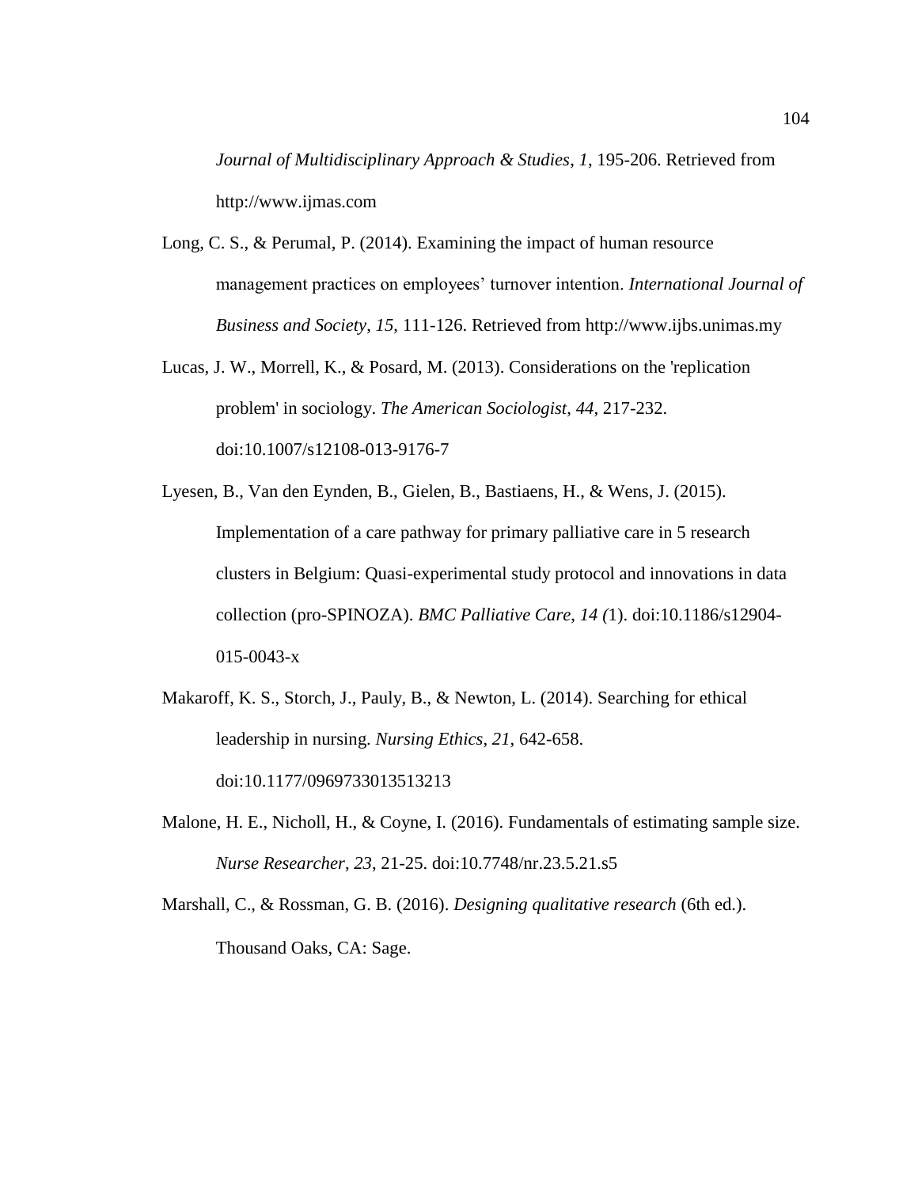*Journal of Multidisciplinary Approach & Studies*, *1*, 195-206. Retrieved from http://www.ijmas.com

Long, C. S., & Perumal, P. (2014). Examining the impact of human resource management practices on employees' turnover intention. *International Journal of Business and Society*, *15*, 111-126. Retrieved from http://www.ijbs.unimas.my

Lucas, J. W., Morrell, K., & Posard, M. (2013). Considerations on the 'replication problem' in sociology. *The American Sociologist*, *44*, 217-232. doi:10.1007/s12108-013-9176-7

Lyesen, B., Van den Eynden, B., Gielen, B., Bastiaens, H., & Wens, J. (2015). Implementation of a care pathway for primary palliative care in 5 research clusters in Belgium: Quasi-experimental study protocol and innovations in data collection (pro-SPINOZA). *BMC Palliative Care, 14 (*1). doi:10.1186/s12904-015-0043-x

Makaroff, K. S., Storch, J., Pauly, B., & Newton, L. (2014). Searching for ethical leadership in nursing. *Nursing Ethics*, *21*, 642-658. doi:10.1177/0969733013513213

Malone, H. E., Nicholl, H., & Coyne, I. (2016). Fundamentals of estimating sample size. *Nurse Researcher*, *23*, 21-25. doi:10.7748/nr.23.5.21.s5

Marshall, C., & Rossman, G. B. (2016). *Designing qualitative research* (6th ed.). Thousand Oaks, CA: Sage.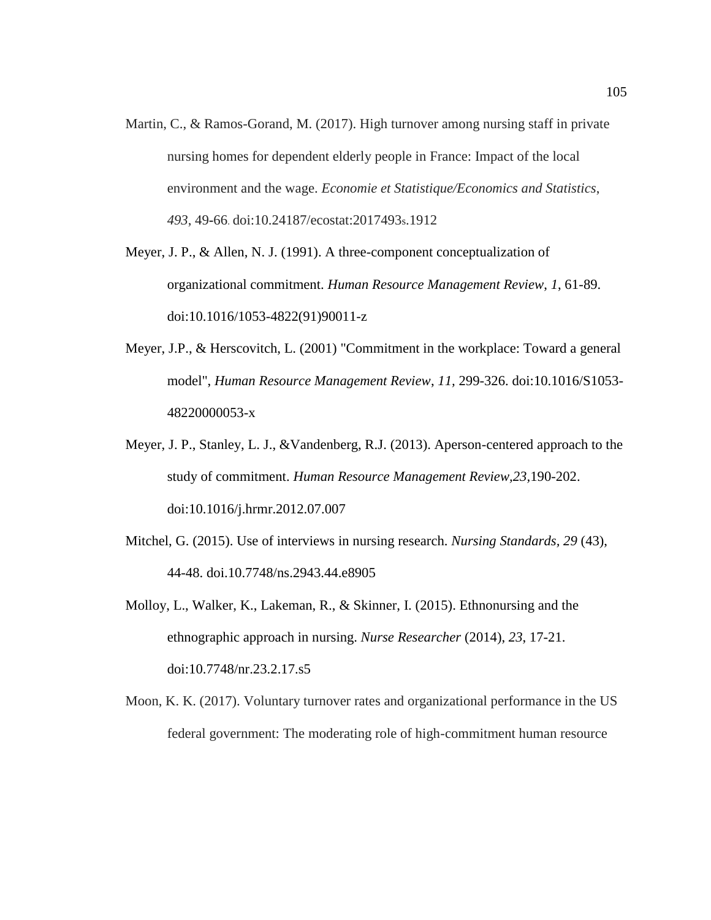Martin, C., & Ramos-Gorand, M. (2017). High turnover among nursing staff in private nursing homes for dependent elderly people in France: Impact of the local environment and the wage. *Economie et Statistique/Economics and Statistics*, *493*, 49-66. doi:10.24187/ecostat:2017493s.1912

Meyer, J. P., & Allen, N. J. (1991). A three-component conceptualization of organizational commitment. *Human Resource Management Review*, *1*, 61-89. doi:10.1016/1053-4822(91)90011-z

Meyer, J.P., & Herscovitch, L. (2001) "Commitment in the workplace: Toward a general model", *Human Resource Management Review*, *11*, 299-326. doi:10.1016/S1053-48220000053-x

Meyer, J. P., Stanley, L. J., &Vandenberg, R.J. (2013). Aperson-centered approach to the study of commitment. *Human Resource Management Review,23,*190-202. doi:10.1016/j.hrmr.2012.07.007

Mitchel, G. (2015). Use of interviews in nursing research. *Nursing Standards, 29* (43), 44-48. doi.10.7748/ns.2943.44.e8905

Molloy, L., Walker, K., Lakeman, R., & Skinner, I. (2015). Ethnonursing and the ethnographic approach in nursing. *Nurse Researcher* (2014), *23*, 17-21. doi:10.7748/nr.23.2.17.s5

Moon, K. K. (2017). Voluntary turnover rates and organizational performance in the US federal government: The moderating role of high-commitment human resource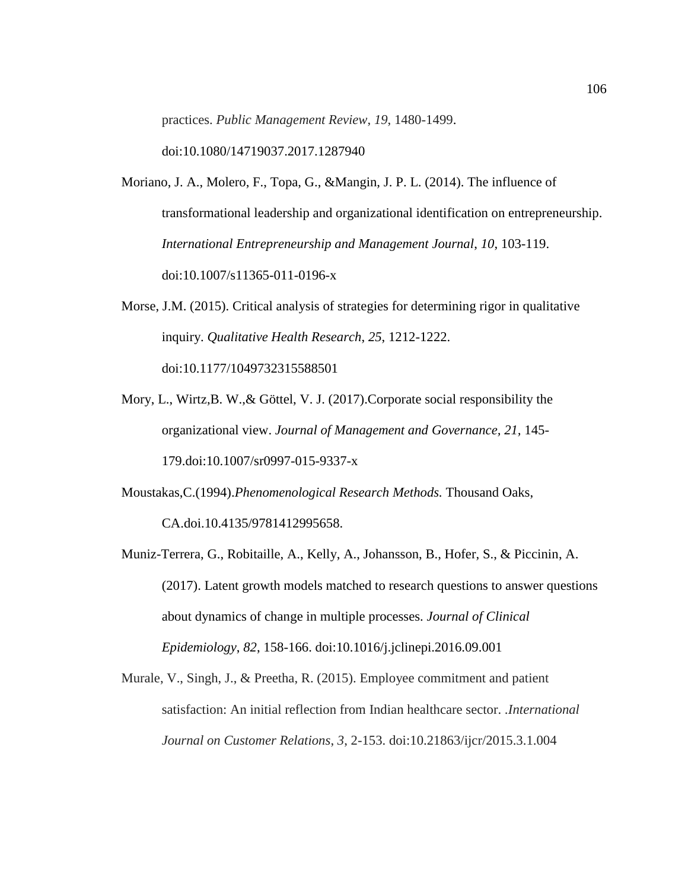practices. *Public Management Review*, *19*, 1480-1499. doi:10.1080/14719037.2017.1287940

Moriano, J. A., Molero, F., Topa, G., &Mangin, J. P. L. (2014). The influence of transformational leadership and organizational identification on entrepreneurship. *International Entrepreneurship and Management Journal*, *10*, 103-119. doi:10.1007/s11365-011-0196-x

Morse, J.M. (2015). Critical analysis of strategies for determining rigor in qualitative inquiry. *Qualitative Health Research*, *25*, 1212-1222. doi:10.1177/1049732315588501

Mory, L., Wirtz,B. W.,& Göttel, V. J. (2017).Corporate social responsibility the organizational view. *Journal of Management and Governance, 21*, 145-179.doi:10.1007/sr0997-015-9337-x

Moustakas,C.(1994).*Phenomenological Research Methods.* Thousand Oaks, CA.doi.10.4135/9781412995658.

Muniz-Terrera, G., Robitaille, A., Kelly, A., Johansson, B., Hofer, S., & Piccinin, A. (2017). Latent growth models matched to research questions to answer questions about dynamics of change in multiple processes. *Journal of Clinical Epidemiology*, *82*, 158-166. doi:10.1016/j.jclinepi.2016.09.001

Murale, V., Singh, J., & Preetha, R. (2015). Employee commitment and patient satisfaction: An initial reflection from Indian healthcare sector. .*International Journal on Customer Relations*, *3*, 2-153. doi:10.21863/ijcr/2015.3.1.004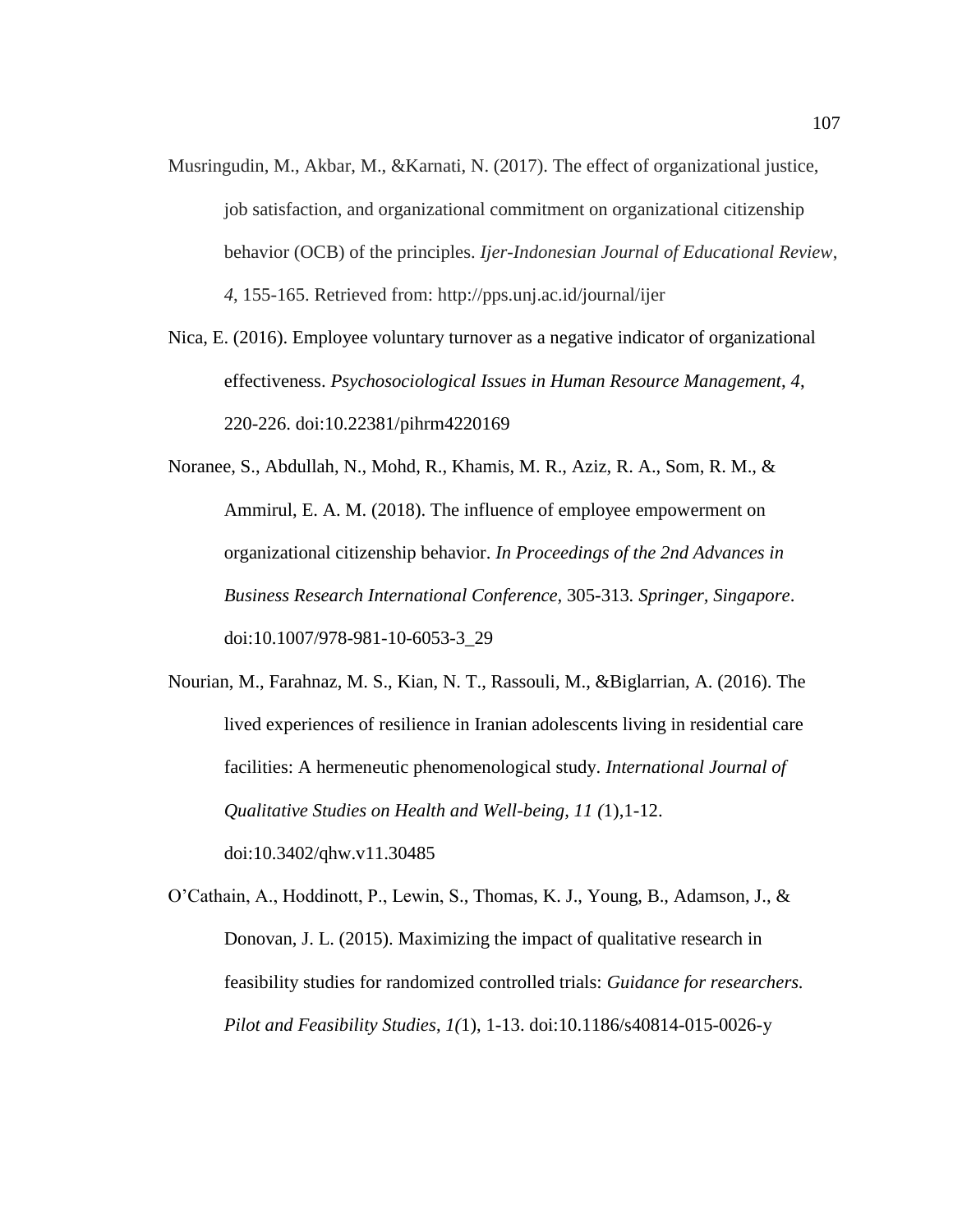Musringudin, M., Akbar, M., &Karnati, N. (2017). The effect of organizational justice, job satisfaction, and organizational commitment on organizational citizenship behavior (OCB) of the principles. *Ijer-Indonesian Journal of Educational Review*, *4*, 155-165. Retrieved from: http://pps.unj.ac.id/journal/ijer

Nica, E. (2016). Employee voluntary turnover as a negative indicator of organizational effectiveness. *Psychosociological Issues in Human Resource Management*, *4*, 220-226. doi:10.22381/pihrm4220169

Noranee, S., Abdullah, N., Mohd, R., Khamis, M. R., Aziz, R. A., Som, R. M., & Ammirul, E. A. M. (2018). The influence of employee empowerment on organizational citizenship behavior. *In Proceedings of the 2nd Advances in Business Research International Conference,* 305-313*. Springer, Singapore*. doi:10.1007/978-981-10-6053-3_29

Nourian, M., Farahnaz, M. S., Kian, N. T., Rassouli, M., &Biglarrian, A. (2016). The lived experiences of resilience in Iranian adolescents living in residential care facilities: A hermeneutic phenomenological study. *International Journal of Qualitative Studies on Health and Well-being, 11 (*1),1-12. doi:10.3402/qhw.v11.30485

O'Cathain, A., Hoddinott, P., Lewin, S., Thomas, K. J., Young, B., Adamson, J., & Donovan, J. L. (2015). Maximizing the impact of qualitative research in feasibility studies for randomized controlled trials: *Guidance for researchers. Pilot and Feasibility Studies*, *1(*1), 1-13. doi:10.1186/s40814-015-0026-y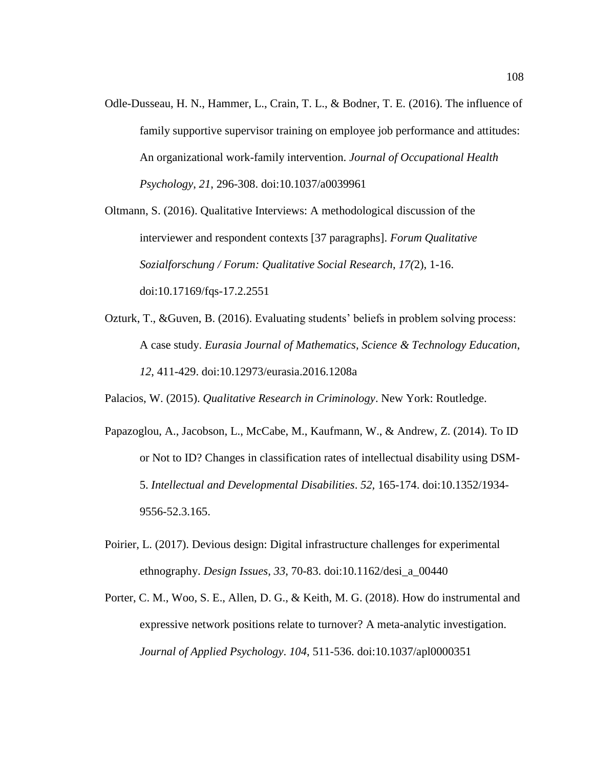Odle-Dusseau, H. N., Hammer, L., Crain, T. L., & Bodner, T. E. (2016). The influence of family supportive supervisor training on employee job performance and attitudes: An organizational work-family intervention. *Journal of Occupational Health Psychology*, *21*, 296-308. doi:10.1037/a0039961

Oltmann, S. (2016). Qualitative Interviews: A methodological discussion of the interviewer and respondent contexts [37 paragraphs]. *Forum Qualitative Sozialforschung / Forum: Qualitative Social Research*, *17(*2), 1-16. doi:10.17169/fqs-17.2.2551

Ozturk, T., &Guven, B. (2016). Evaluating students' beliefs in problem solving process: A case study. *Eurasia Journal of Mathematics, Science & Technology Education*, *12*, 411-429. doi:10.12973/eurasia.2016.1208a

Palacios, W. (2015). *Qualitative Research in Criminology*. New York: Routledge.

Papazoglou, A., Jacobson, L., McCabe, M., Kaufmann, W., & Andrew, Z. (2014). To ID or Not to ID? Changes in classification rates of intellectual disability using DSM-5. *Intellectual and Developmental Disabilities*. *52*, 165-174. doi:10.1352/1934-9556-52.3.165.

Poirier, L. (2017). Devious design: Digital infrastructure challenges for experimental ethnography. *Design Issues*, *33*, 70-83. doi:10.1162/desi_a_00440

Porter, C. M., Woo, S. E., Allen, D. G., & Keith, M. G. (2018). How do instrumental and expressive network positions relate to turnover? A meta-analytic investigation. *Journal of Applied Psychology*. *104*, 511-536. doi:10.1037/apl0000351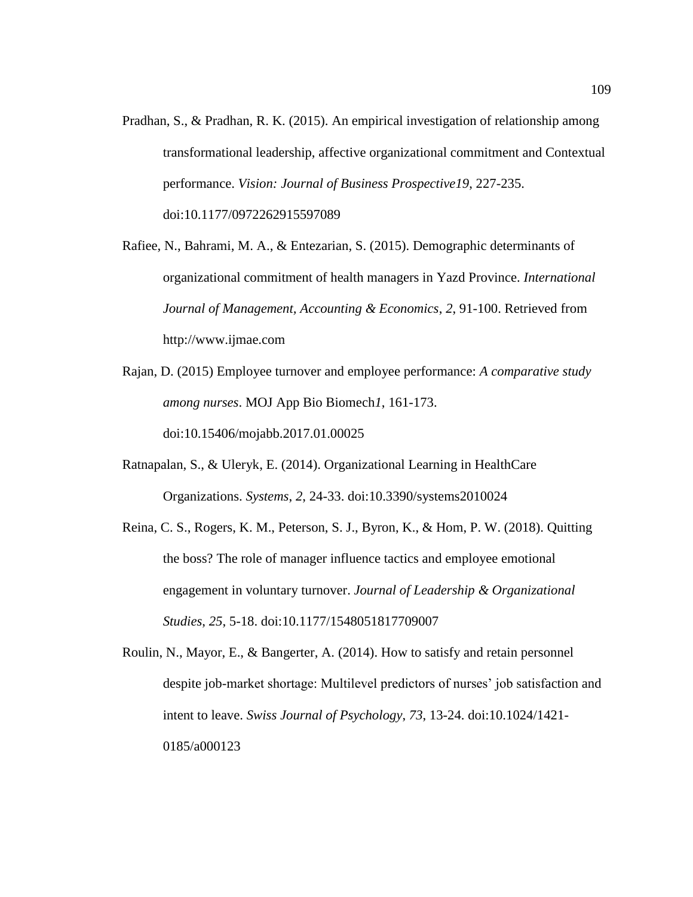Pradhan, S., & Pradhan, R. K. (2015). An empirical investigation of relationship among transformational leadership, affective organizational commitment and Contextual performance. *Vision: Journal of Business Prospective19*, 227-235. doi:10.1177/0972262915597089

Rafiee, N., Bahrami, M. A., & Entezarian, S. (2015). Demographic determinants of organizational commitment of health managers in Yazd Province. *International Journal of Management, Accounting & Economics*, *2*, 91-100. Retrieved from http://www.ijmae.com

Rajan, D. (2015) Employee turnover and employee performance: *A comparative study among nurses*. MOJ App Bio Biomech*1*, 161-173. doi:10.15406/mojabb.2017.01.00025

Ratnapalan, S., & Uleryk, E. (2014). Organizational Learning in HealthCare Organizations. *Systems*, *2*, 24-33. doi:10.3390/systems2010024

Reina, C. S., Rogers, K. M., Peterson, S. J., Byron, K., & Hom, P. W. (2018). Quitting the boss? The role of manager influence tactics and employee emotional engagement in voluntary turnover. *Journal of Leadership & Organizational Studies*, *25*, 5-18. doi:10.1177/1548051817709007

Roulin, N., Mayor, E., & Bangerter, A. (2014). How to satisfy and retain personnel despite job-market shortage: Multilevel predictors of nurses' job satisfaction and intent to leave. *Swiss Journal of Psychology*, *73*, 13-24. doi:10.1024/1421-0185/a000123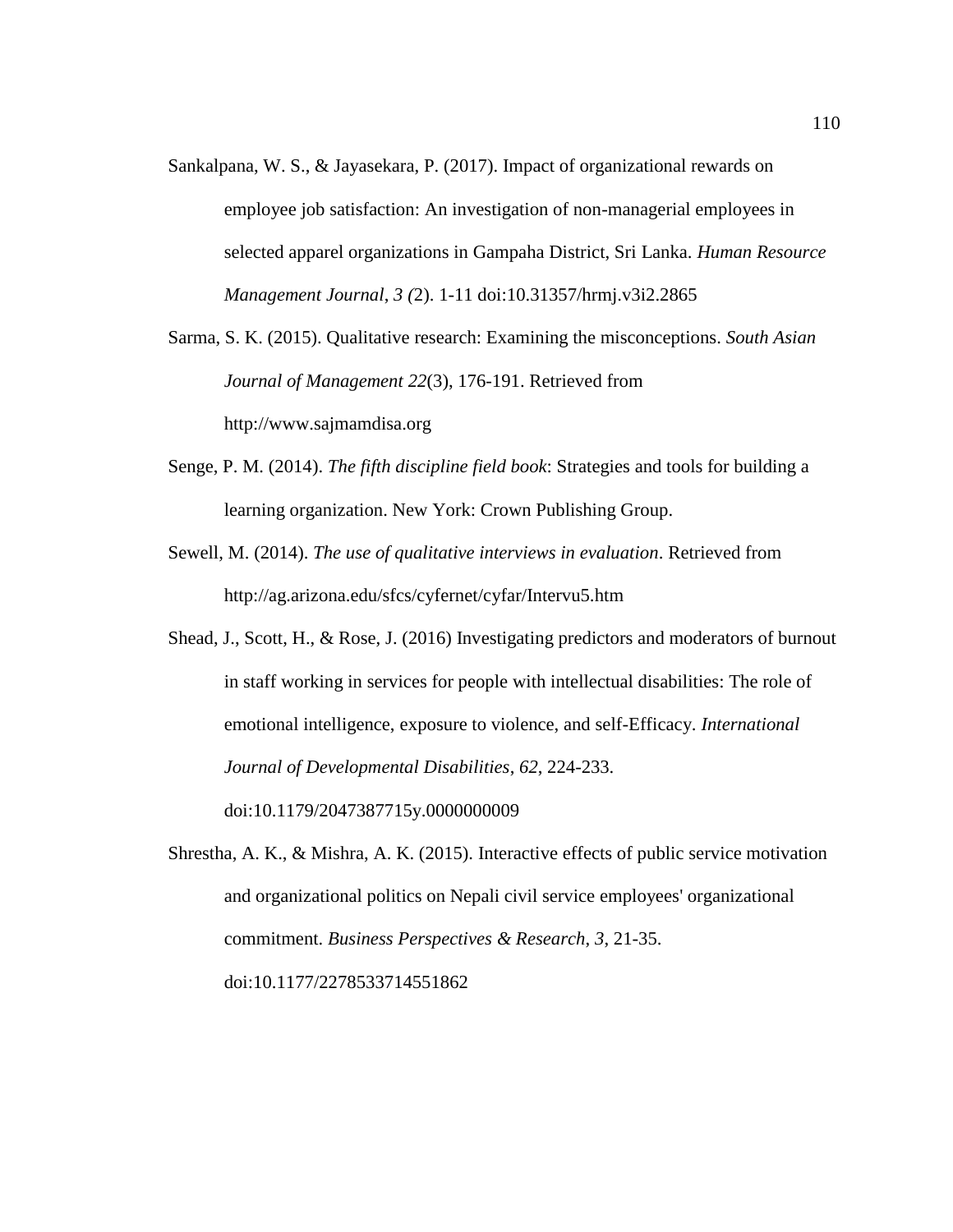Sankalpana, W. S., & Jayasekara, P. (2017). Impact of organizational rewards on employee job satisfaction: An investigation of non-managerial employees in selected apparel organizations in Gampaha District, Sri Lanka. *Human Resource Management Journal*, *3 (*2). 1-11 doi:10.31357/hrmj.v3i2.2865

Sarma, S. K. (2015). Qualitative research: Examining the misconceptions. *South Asian Journal of Management 22*(3), 176-191. Retrieved from http://www.sajmamdisa.org

Senge, P. M. (2014). *The fifth discipline field book*: Strategies and tools for building a learning organization. New York: Crown Publishing Group.

Sewell, M. (2014). *The use of qualitative interviews in evaluation*. Retrieved from http://ag.arizona.edu/sfcs/cyfernet/cyfar/Intervu5.htm

Shead, J., Scott, H., & Rose, J. (2016) Investigating predictors and moderators of burnout in staff working in services for people with intellectual disabilities: The role of emotional intelligence, exposure to violence, and self-Efficacy. *International Journal of Developmental Disabilities*, *62*, 224-233. doi:10.1179/2047387715y.0000000009

Shrestha, A. K., & Mishra, A. K. (2015). Interactive effects of public service motivation and organizational politics on Nepali civil service employees' organizational commitment. *Business Perspectives & Research*, *3*, 21-35. doi:10.1177/2278533714551862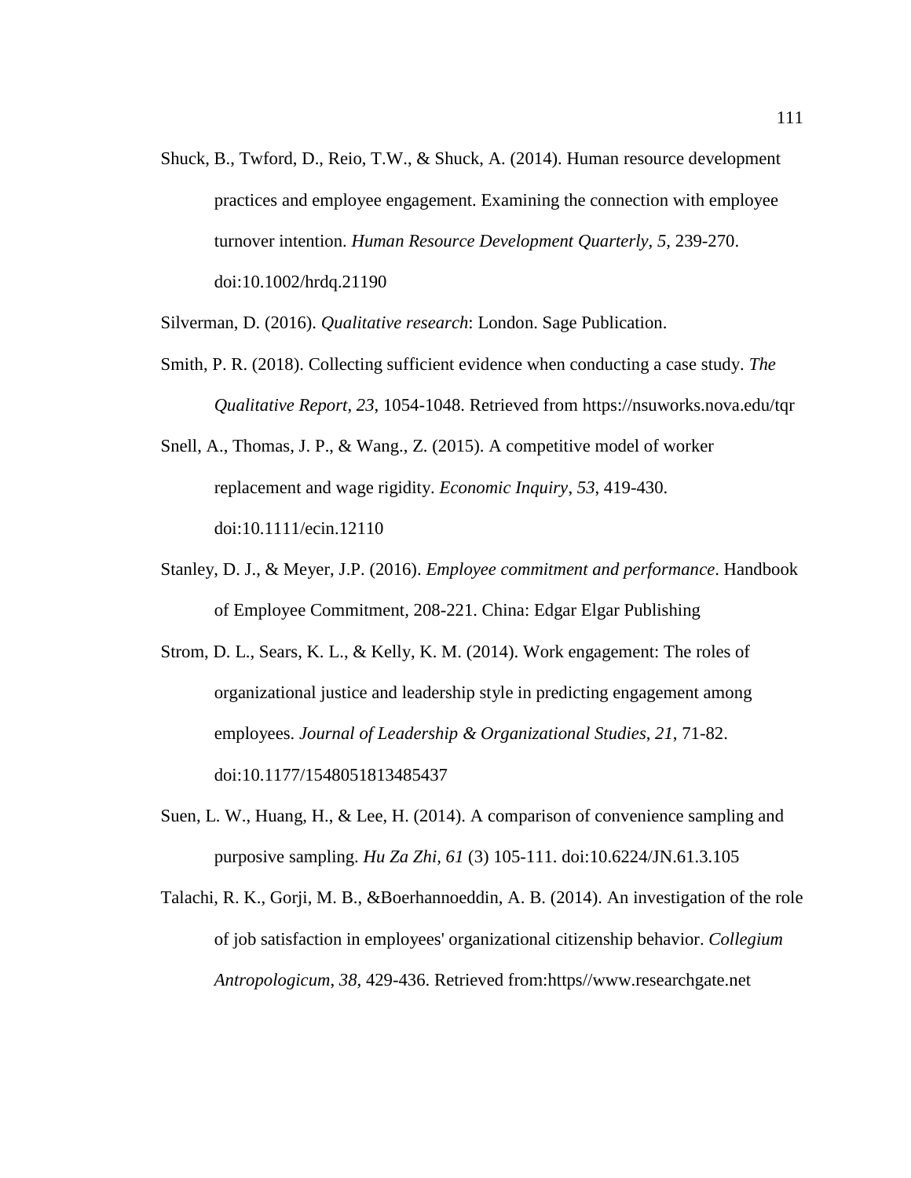Shuck, B., Twford, D., Reio, T.W., & Shuck, A. (2014). Human resource development practices and employee engagement. Examining the connection with employee turnover intention. *Human Resource Development Quarterly, 5,* 239-270. doi:10.1002/hrdq.21190

Silverman, D. (2016). *Qualitative research*: London. Sage Publication.

Smith, P. R. (2018). Collecting sufficient evidence when conducting a case study. *The Qualitative Report*, *23*, 1054-1048. Retrieved from https://nsuworks.nova.edu/tqr

Snell, A., Thomas, J. P., & Wang., Z. (2015). A competitive model of worker replacement and wage rigidity. *Economic Inquiry*, *53*, 419-430. doi:10.1111/ecin.12110

Stanley, D. J., & Meyer, J.P. (2016). *Employee commitment and performance*. Handbook of Employee Commitment, 208-221. China: Edgar Elgar Publishing

Strom, D. L., Sears, K. L., & Kelly, K. M. (2014). Work engagement: The roles of organizational justice and leadership style in predicting engagement among employees. *Journal of Leadership & Organizational Studies*, *21*, 71-82. doi:10.1177/1548051813485437

Suen, L. W., Huang, H., & Lee, H. (2014). A comparison of convenience sampling and purposive sampling. *Hu Za Zhi, 61* (3) 105-111. doi:10.6224/JN.61.3.105

Talachi, R. K., Gorji, M. B., &Boerhannoeddin, A. B. (2014). An investigation of the role of job satisfaction in employees' organizational citizenship behavior. *Collegium Antropologicum*, *38*, 429-436. Retrieved from:https//www.researchgate.net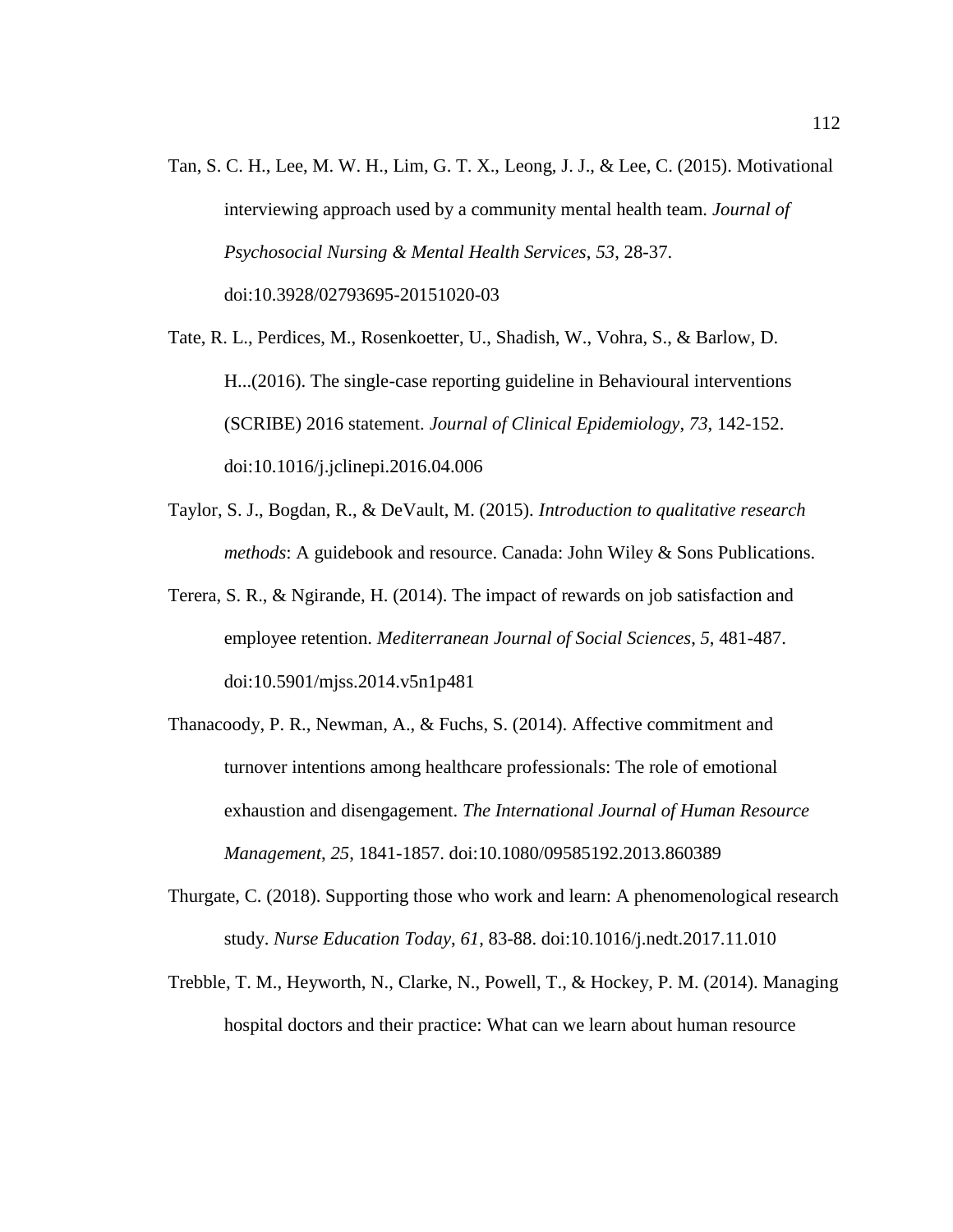Tan, S. C. H., Lee, M. W. H., Lim, G. T. X., Leong, J. J., & Lee, C. (2015). Motivational interviewing approach used by a community mental health team. *Journal of Psychosocial Nursing & Mental Health Services*, *53*, 28-37. doi:10.3928/02793695-20151020-03

Tate, R. L., Perdices, M., Rosenkoetter, U., Shadish, W., Vohra, S., & Barlow, D. H...(2016). The single-case reporting guideline in Behavioural interventions (SCRIBE) 2016 statement. *Journal of Clinical Epidemiology*, *73*, 142-152. doi:10.1016/j.jclinepi.2016.04.006

Taylor, S. J., Bogdan, R., & DeVault, M. (2015). *Introduction to qualitative research methods*: A guidebook and resource. Canada: John Wiley & Sons Publications.

Terera, S. R., & Ngirande, H. (2014). The impact of rewards on job satisfaction and employee retention. *Mediterranean Journal of Social Sciences*, *5*, 481-487. doi:10.5901/mjss.2014.v5n1p481

Thanacoody, P. R., Newman, A., & Fuchs, S. (2014). Affective commitment and turnover intentions among healthcare professionals: The role of emotional exhaustion and disengagement. *The International Journal of Human Resource Management*, *25*, 1841-1857. doi:10.1080/09585192.2013.860389

Thurgate, C. (2018). Supporting those who work and learn: A phenomenological research study. *Nurse Education Today*, *61*, 83-88. doi:10.1016/j.nedt.2017.11.010

Trebble, T. M., Heyworth, N., Clarke, N., Powell, T., & Hockey, P. M. (2014). Managing hospital doctors and their practice: What can we learn about human resource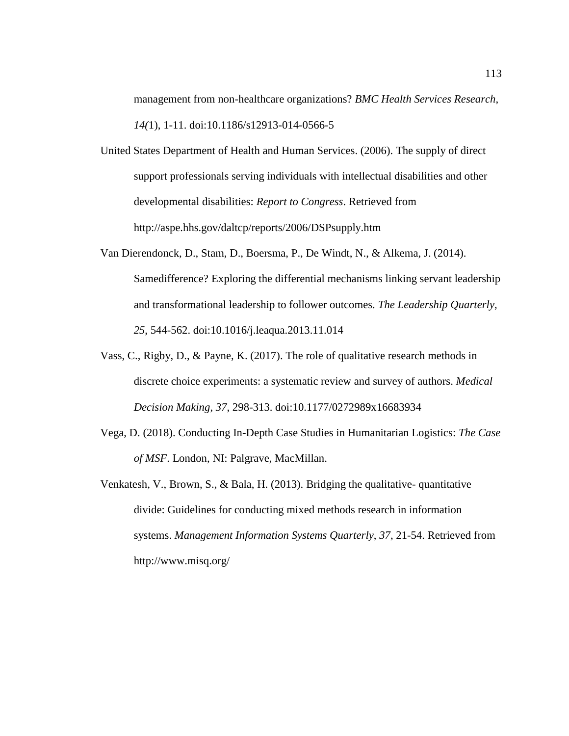management from non-healthcare organizations? *BMC Health Services Research*, *14(*1), 1-11. doi:10.1186/s12913-014-0566-5

United States Department of Health and Human Services. (2006). The supply of direct support professionals serving individuals with intellectual disabilities and other developmental disabilities: *Report to Congress*. Retrieved from http://aspe.hhs.gov/daltcp/reports/2006/DSPsupply.htm

Van Dierendonck, D., Stam, D., Boersma, P., De Windt, N., & Alkema, J. (2014). Samedifference? Exploring the differential mechanisms linking servant leadership and transformational leadership to follower outcomes. *The Leadership Quarterly*, *25*, 544-562. doi:10.1016/j.leaqua.2013.11.014

Vass, C., Rigby, D., & Payne, K. (2017). The role of qualitative research methods in discrete choice experiments: a systematic review and survey of authors. *Medical Decision Making*, *37*, 298-313. doi:10.1177/0272989x16683934

Vega, D. (2018). Conducting In-Depth Case Studies in Humanitarian Logistics: *The Case of MSF*. London, NI: Palgrave, MacMillan.

Venkatesh, V., Brown, S., & Bala, H. (2013). Bridging the qualitative- quantitative divide: Guidelines for conducting mixed methods research in information systems. *Management Information Systems Quarterly*, *37*, 21-54. Retrieved from http://www.misq.org/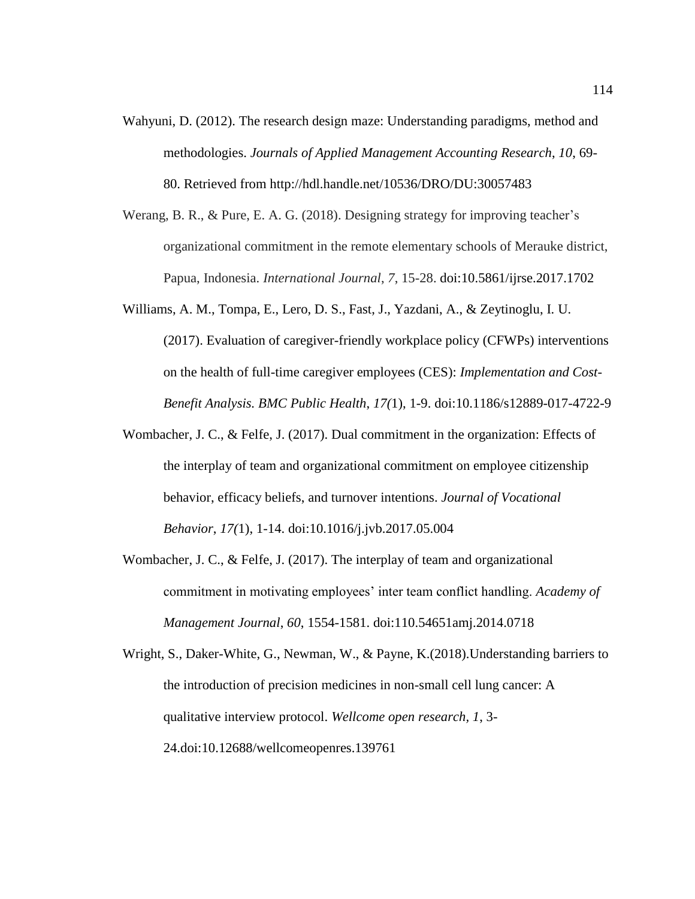Wahyuni, D. (2012). The research design maze: Understanding paradigms, method and methodologies. *Journals of Applied Management Accounting Research*, *10*, 69-80. Retrieved from http://hdl.handle.net/10536/DRO/DU:30057483

Werang, B. R., & Pure, E. A. G. (2018). Designing strategy for improving teacher's organizational commitment in the remote elementary schools of Merauke district, Papua, Indonesia. *International Journal*, *7*, 15-28. doi:10.5861/ijrse.2017.1702

Williams, A. M., Tompa, E., Lero, D. S., Fast, J., Yazdani, A., & Zeytinoglu, I. U. (2017). Evaluation of caregiver-friendly workplace policy (CFWPs) interventions on the health of full-time caregiver employees (CES): *Implementation and Cost-Benefit Analysis. BMC Public Health*, *17(*1), 1-9. doi:10.1186/s12889-017-4722-9

Wombacher, J. C., & Felfe, J. (2017). Dual commitment in the organization: Effects of the interplay of team and organizational commitment on employee citizenship behavior, efficacy beliefs, and turnover intentions. *Journal of Vocational Behavior*, *17(*1), 1-14. doi:10.1016/j.jvb.2017.05.004

Wombacher, J. C., & Felfe, J. (2017). The interplay of team and organizational commitment in motivating employees' inter team conflict handling. *Academy of Management Journal*, *60*, 1554-1581. doi:110.54651amj.2014.0718

Wright, S., Daker-White, G., Newman, W., & Payne, K.(2018).Understanding barriers to the introduction of precision medicines in non-small cell lung cancer: A qualitative interview protocol. *Wellcome open research*, *1*, 3-24.doi:10.12688/wellcomeopenres.139761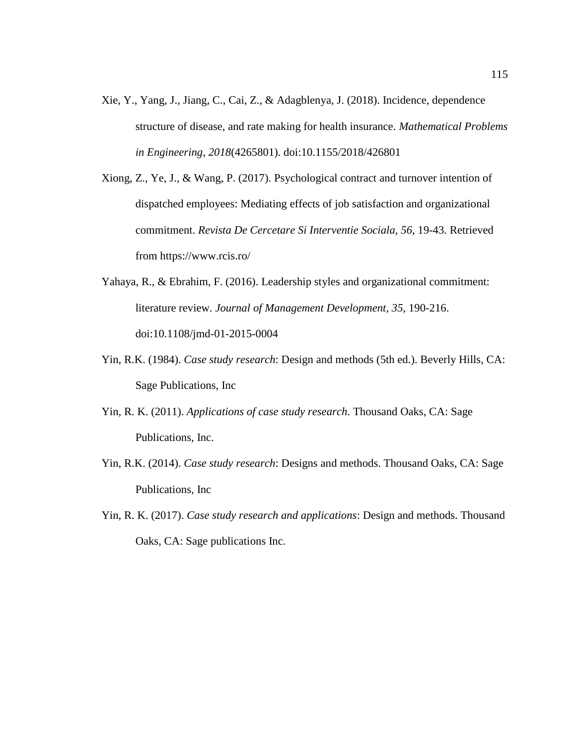Xie, Y., Yang, J., Jiang, C., Cai, Z., & Adagblenya, J. (2018). Incidence, dependence structure of disease, and rate making for health insurance. *Mathematical Problems in Engineering*, *2018*(4265801). doi:10.1155/2018/426801

Xiong, Z., Ye, J., & Wang, P. (2017). Psychological contract and turnover intention of dispatched employees: Mediating effects of job satisfaction and organizational commitment. *Revista De Cercetare Si Interventie Sociala, 56*, 19-43. Retrieved from https://www.rcis.ro/

Yahaya, R., & Ebrahim, F. (2016). Leadership styles and organizational commitment: literature review. *Journal of Management Development*, *35*, 190-216. doi:10.1108/jmd-01-2015-0004

Yin, R.K. (1984). *Case study research*: Design and methods (5th ed.). Beverly Hills, CA: Sage Publications, Inc

Yin, R. K. (2011). *Applications of case study research*. Thousand Oaks, CA: Sage Publications, Inc.

Yin, R.K. (2014). *Case study research*: Designs and methods. Thousand Oaks, CA: Sage Publications, Inc

Yin, R. K. (2017). *Case study research and applications*: Design and methods. Thousand Oaks, CA: Sage publications Inc.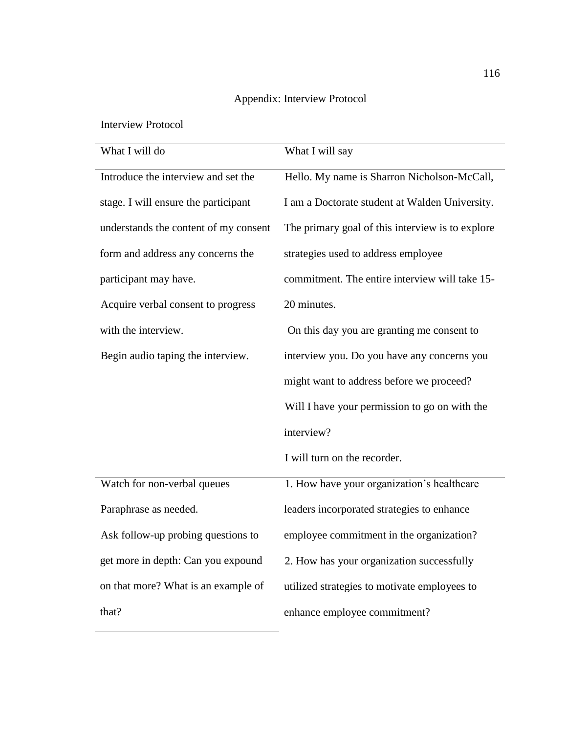# Appendix: Interview Protocol

| Interview Protocol | |
|---|---|
| What I will do | What I will say |
| Introduce the interview and set the stage. I will ensure the participant understands the content of my consent form and address any concerns the participant may have. Acquire verbal consent to progress with the interview. Begin audio taping the interview. | Hello. My name is Sharron Nicholson-McCall, I am a Doctorate student at Walden University. The primary goal of this interview is to explore strategies used to address employee commitment. The entire interview will take 15-20 minutes. On this day you are granting me consent to interview you. Do you have any concerns you might want to address before we proceed? Will I have your permission to go on with the interview? I will turn on the recorder. |
| Watch for non-verbal queues Paraphrase as needed. Ask follow-up probing questions to get more in depth: Can you expound on that more? What is an example of that? | 1. How have your organization's healthcare leaders incorporated strategies to enhance employee commitment in the organization? 2. How has your organization successfully utilized strategies to motivate employees to enhance employee commitment? |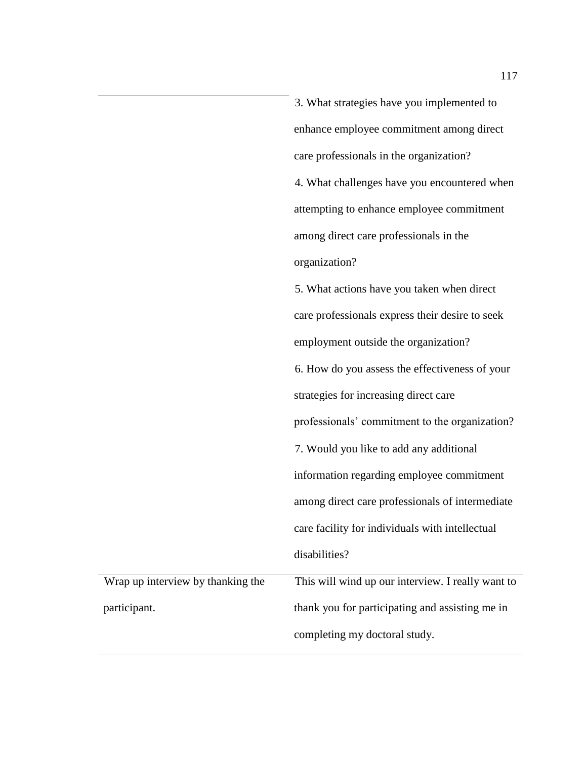| | |
|---|---|
| | 3. What strategies have you implemented to enhance employee commitment among direct care professionals in the organization?<br>4. What challenges have you encountered when attempting to enhance employee commitment among direct care professionals in the organization?<br>5. What actions have you taken when direct care professionals express their desire to seek employment outside the organization?<br>6. How do you assess the effectiveness of your strategies for increasing direct care professionals' commitment to the organization?<br>7. Would you like to add any additional information regarding employee commitment among direct care professionals of intermediate care facility for individuals with intellectual disabilities? |
| Wrap up interview by thanking the participant. | This will wind up our interview. I really want to thank you for participating and assisting me in completing my doctoral study. |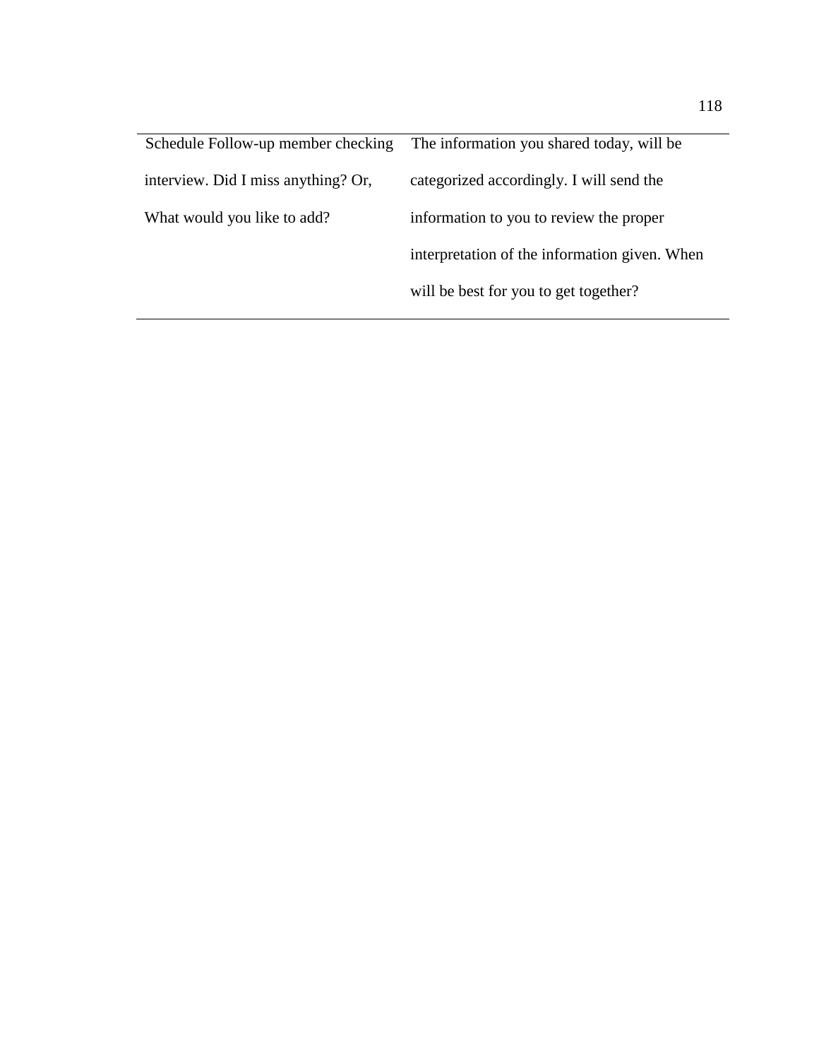| | |
|---|---|
| Schedule Follow-up member checking interview. Did I miss anything? Or, What would you like to add? | The information you shared today, will be categorized accordingly. I will send the information to you to review the proper interpretation of the information given. When will be best for you to get together? |